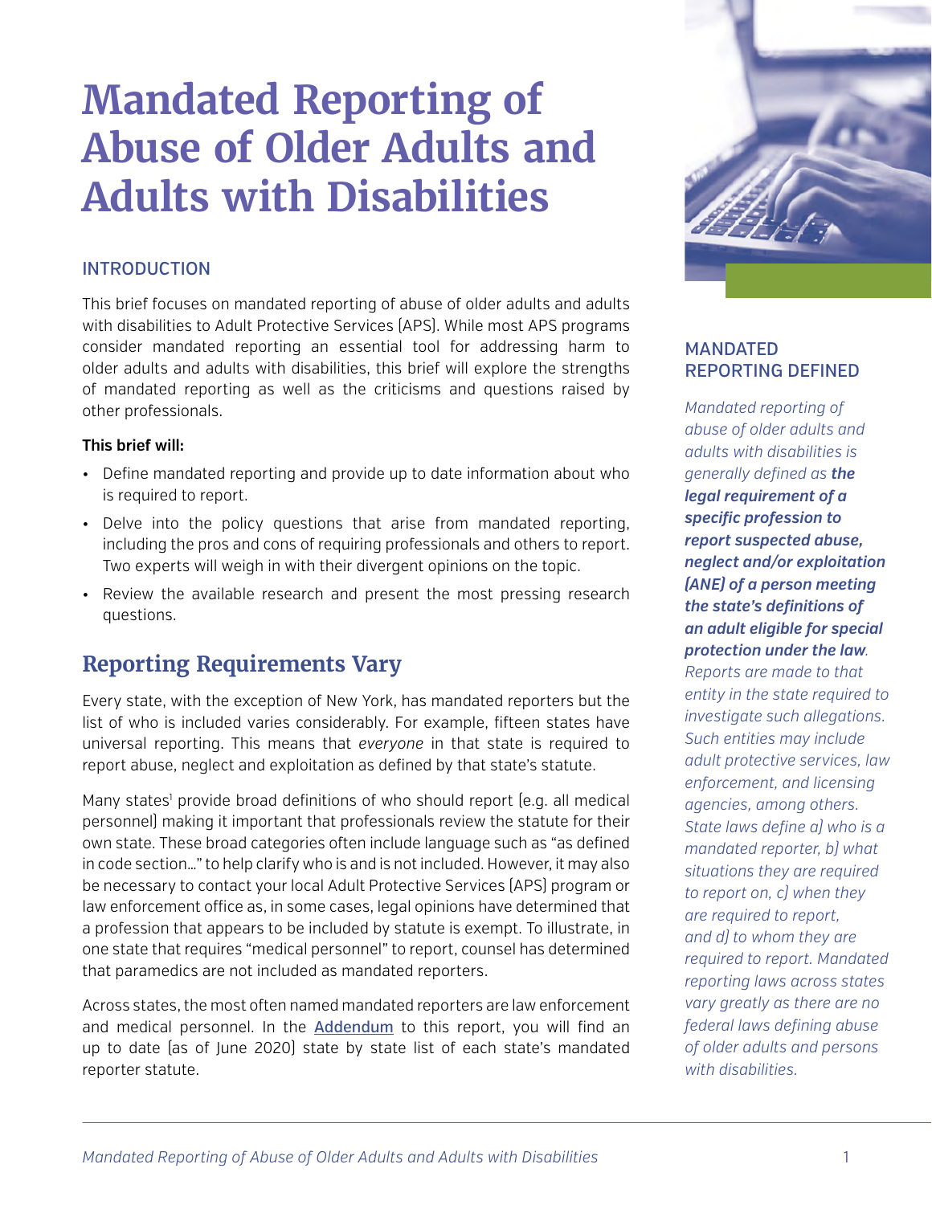# Mandated Reporting of Abuse of Older Adults and Adults with Disabilities

## INTRODUCTION

This brief focuses on mandated reporting of abuse of older adults and adults with disabilities to Adult Protective Services (APS). While most APS programs consider mandated reporting an essential tool for addressing harm to older adults and adults with disabilities, this brief will explore the strengths of mandated reporting as well as the criticisms and questions raised by other professionals.

**This brief will:**

- Define mandated reporting and provide up to date information about who is required to report.
- Delve into the policy questions that arise from mandated reporting, including the pros and cons of requiring professionals and others to report. Two experts will weigh in with their divergent opinions on the topic.
- Review the available research and present the most pressing research questions.

## Reporting Requirements Vary

Every state, with the exception of New York, has mandated reporters but the list of who is included varies considerably. For example, fifteen states have universal reporting. This means that *everyone* in that state is required to report abuse, neglect and exploitation as defined by that state's statute.

Many states[1] provide broad definitions of who should report (e.g. all medical personnel) making it important that professionals review the statute for their own state. These broad categories often include language such as "as defined in code section…" to help clarify who is and is not included. However, it may also be necessary to contact your local Adult Protective Services (APS) program or law enforcement office as, in some cases, legal opinions have determined that a profession that appears to be included by statute is exempt. To illustrate, in one state that requires "medical personnel" to report, counsel has determined that paramedics are not included as mandated reporters.

Across states, the most often named mandated reporters are law enforcement and medical personnel. In the Addendum to this report, you will find an up to date (as of June 2020) state by state list of each state's mandated reporter statute.

### MANDATED REPORTING DEFINED

*Mandated reporting of abuse of older adults and adults with disabilities is generally defined as* ***the legal requirement of a specific profession to report suspected abuse, neglect and/or exploitation (ANE) of a person meeting the state's definitions of an adult eligible for special protection under the law****. Reports are made to that entity in the state required to investigate such allegations. Such entities may include adult protective services, law enforcement, and licensing agencies, among others. State laws define a) who is a mandated reporter, b) what situations they are required to report on, c) when they are required to report, and d) to whom they are required to report. Mandated reporting laws across states vary greatly as there are no federal laws defining abuse of older adults and persons with disabilities.*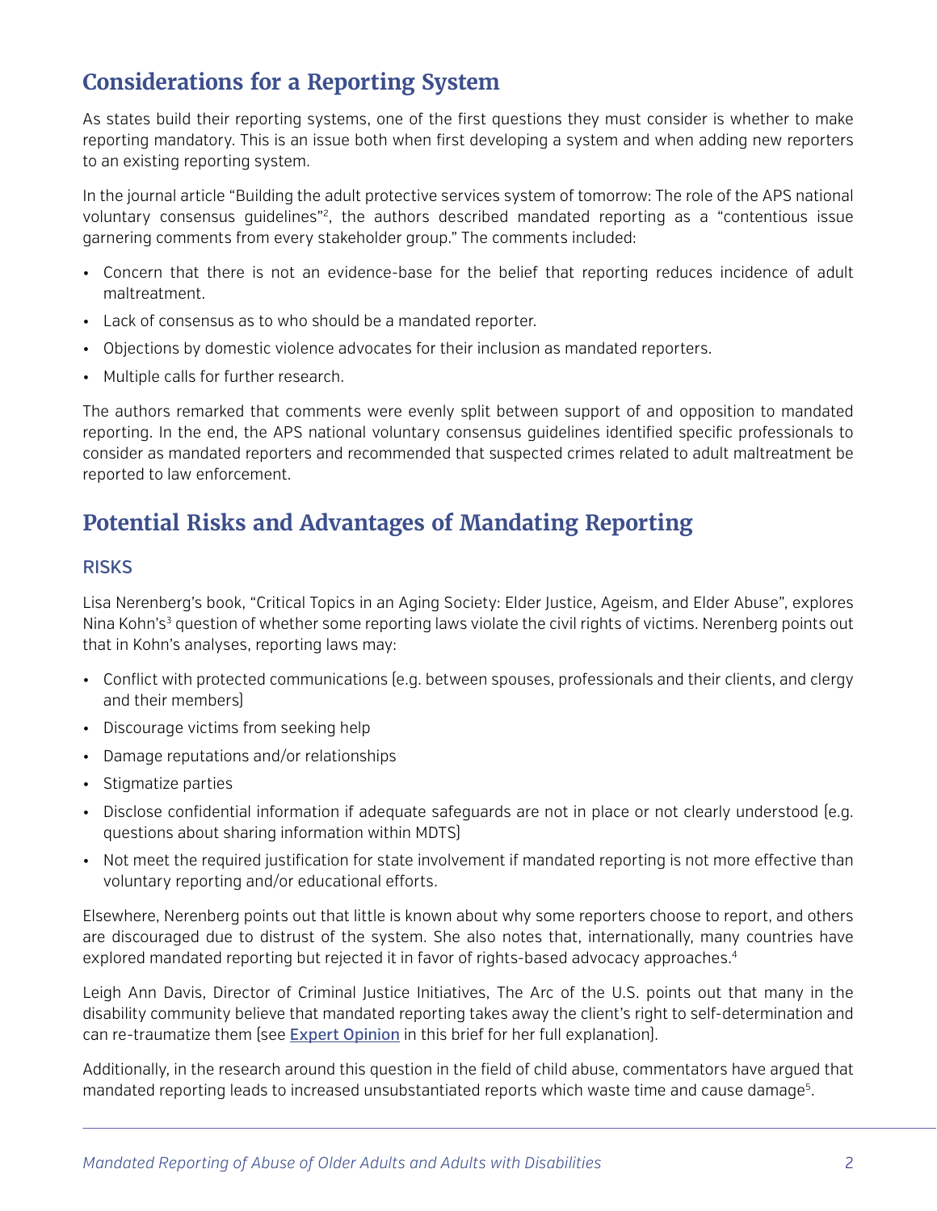## Considerations for a Reporting System

As states build their reporting systems, one of the first questions they must consider is whether to make reporting mandatory. This is an issue both when first developing a system and when adding new reporters to an existing reporting system.

In the journal article "Building the adult protective services system of tomorrow: The role of the APS national voluntary consensus guidelines"[2], the authors described mandated reporting as a "contentious issue garnering comments from every stakeholder group." The comments included:

- Concern that there is not an evidence-base for the belief that reporting reduces incidence of adult maltreatment.
- Lack of consensus as to who should be a mandated reporter.
- Objections by domestic violence advocates for their inclusion as mandated reporters.
- Multiple calls for further research.

The authors remarked that comments were evenly split between support of and opposition to mandated reporting. In the end, the APS national voluntary consensus guidelines identified specific professionals to consider as mandated reporters and recommended that suspected crimes related to adult maltreatment be reported to law enforcement.

## Potential Risks and Advantages of Mandating Reporting

### RISKS

Lisa Nerenberg's book, "Critical Topics in an Aging Society: Elder Justice, Ageism, and Elder Abuse", explores Nina Kohn's[3] question of whether some reporting laws violate the civil rights of victims. Nerenberg points out that in Kohn's analyses, reporting laws may:

- Conflict with protected communications (e.g. between spouses, professionals and their clients, and clergy and their members)
- Discourage victims from seeking help
- Damage reputations and/or relationships
- Stigmatize parties
- Disclose confidential information if adequate safeguards are not in place or not clearly understood (e.g. questions about sharing information within MDTS)
- Not meet the required justification for state involvement if mandated reporting is not more effective than voluntary reporting and/or educational efforts.

Elsewhere, Nerenberg points out that little is known about why some reporters choose to report, and others are discouraged due to distrust of the system. She also notes that, internationally, many countries have explored mandated reporting but rejected it in favor of rights-based advocacy approaches.[4]

Leigh Ann Davis, Director of Criminal Justice Initiatives, The Arc of the U.S. points out that many in the disability community believe that mandated reporting takes away the client's right to self-determination and can re-traumatize them (see **Expert Opinion** in this brief for her full explanation).

Additionally, in the research around this question in the field of child abuse, commentators have argued that mandated reporting leads to increased unsubstantiated reports which waste time and cause damage[5].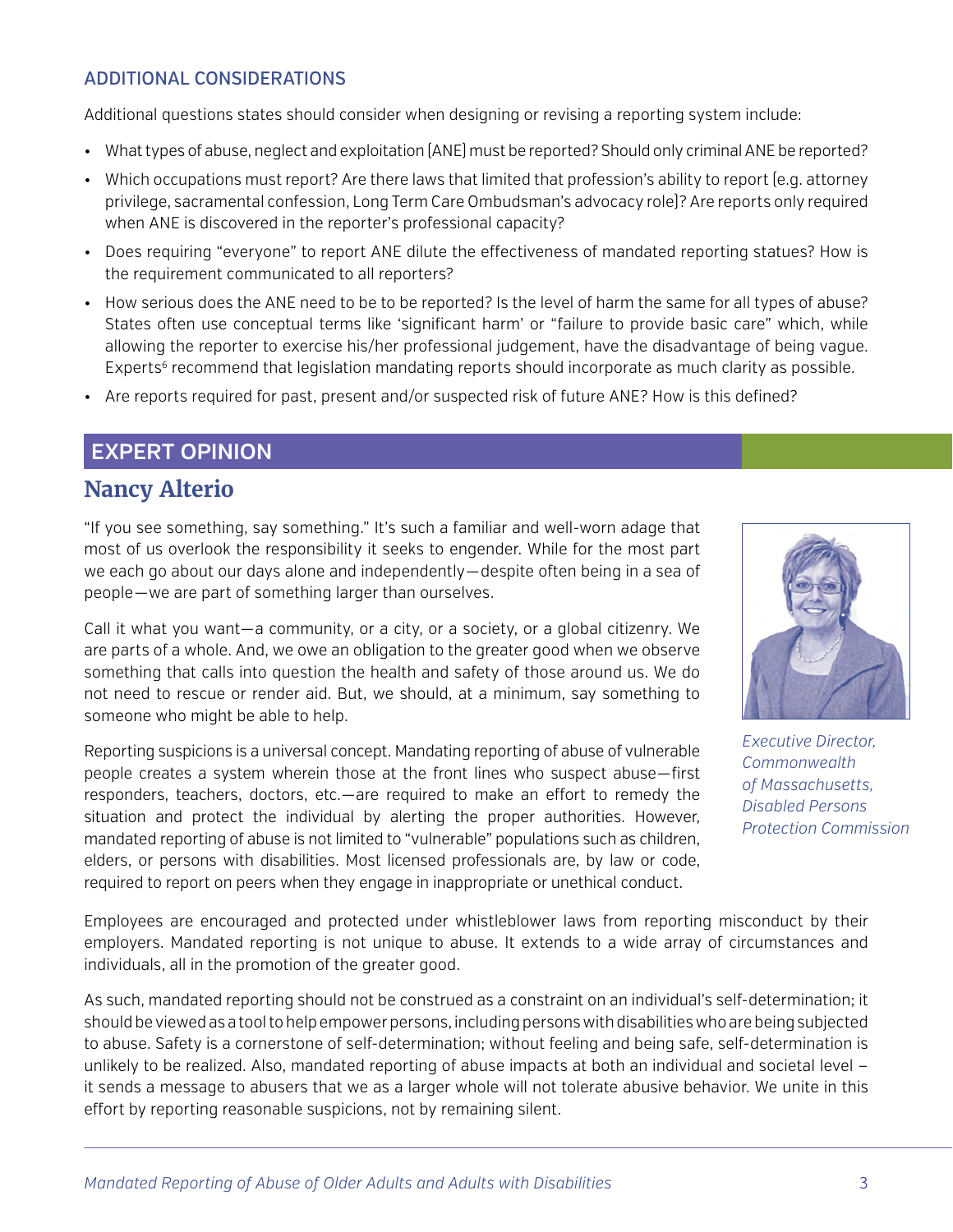### ADDITIONAL CONSIDERATIONS

Additional questions states should consider when designing or revising a reporting system include:

- What types of abuse, neglect and exploitation (ANE) must be reported? Should only criminal ANE be reported?
- Which occupations must report? Are there laws that limited that profession's ability to report (e.g. attorney privilege, sacramental confession, Long Term Care Ombudsman's advocacy role)? Are reports only required when ANE is discovered in the reporter's professional capacity?
- Does requiring "everyone" to report ANE dilute the effectiveness of mandated reporting statues? How is the requirement communicated to all reporters?
- How serious does the ANE need to be to be reported? Is the level of harm the same for all types of abuse? States often use conceptual terms like 'significant harm' or "failure to provide basic care" which, while allowing the reporter to exercise his/her professional judgement, have the disadvantage of being vague. Experts[6] recommend that legislation mandating reports should incorporate as much clarity as possible.
- Are reports required for past, present and/or suspected risk of future ANE? How is this defined?

## EXPERT OPINION

### Nancy Alterio

*Executive Director, Commonwealth of Massachusetts, Disabled Persons Protection Commission*

"If you see something, say something." It's such a familiar and well-worn adage that most of us overlook the responsibility it seeks to engender. While for the most part we each go about our days alone and independently—despite often being in a sea of people—we are part of something larger than ourselves.

Call it what you want—a community, or a city, or a society, or a global citizenry. We are parts of a whole. And, we owe an obligation to the greater good when we observe something that calls into question the health and safety of those around us. We do not need to rescue or render aid. But, we should, at a minimum, say something to someone who might be able to help.

Reporting suspicions is a universal concept. Mandating reporting of abuse of vulnerable people creates a system wherein those at the front lines who suspect abuse—first responders, teachers, doctors, etc.—are required to make an effort to remedy the situation and protect the individual by alerting the proper authorities. However, mandated reporting of abuse is not limited to "vulnerable" populations such as children, elders, or persons with disabilities. Most licensed professionals are, by law or code, required to report on peers when they engage in inappropriate or unethical conduct.

Employees are encouraged and protected under whistleblower laws from reporting misconduct by their employers. Mandated reporting is not unique to abuse. It extends to a wide array of circumstances and individuals, all in the promotion of the greater good.

As such, mandated reporting should not be construed as a constraint on an individual's self-determination; it should be viewed as a tool to help empower persons, including persons with disabilities who are being subjected to abuse. Safety is a cornerstone of self-determination; without feeling and being safe, self-determination is unlikely to be realized. Also, mandated reporting of abuse impacts at both an individual and societal level – it sends a message to abusers that we as a larger whole will not tolerate abusive behavior. We unite in this effort by reporting reasonable suspicions, not by remaining silent.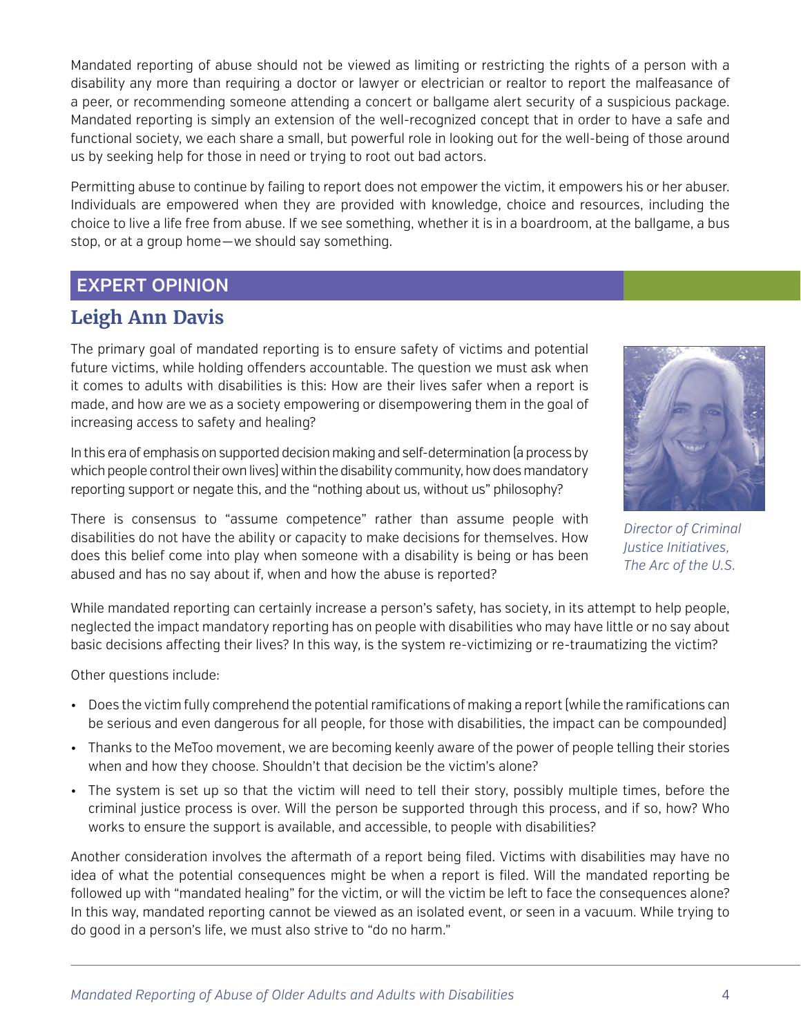Mandated reporting of abuse should not be viewed as limiting or restricting the rights of a person with a disability any more than requiring a doctor or lawyer or electrician or realtor to report the malfeasance of a peer, or recommending someone attending a concert or ballgame alert security of a suspicious package. Mandated reporting is simply an extension of the well-recognized concept that in order to have a safe and functional society, we each share a small, but powerful role in looking out for the well-being of those around us by seeking help for those in need or trying to root out bad actors.

Permitting abuse to continue by failing to report does not empower the victim, it empowers his or her abuser. Individuals are empowered when they are provided with knowledge, choice and resources, including the choice to live a life free from abuse. If we see something, whether it is in a boardroom, at the ballgame, a bus stop, or at a group home—we should say something.

## EXPERT OPINION

### Leigh Ann Davis

*Director of Criminal Justice Initiatives, The Arc of the U.S.*

The primary goal of mandated reporting is to ensure safety of victims and potential future victims, while holding offenders accountable. The question we must ask when it comes to adults with disabilities is this: How are their lives safer when a report is made, and how are we as a society empowering or disempowering them in the goal of increasing access to safety and healing?

In this era of emphasis on supported decision making and self-determination (a process by which people control their own lives) within the disability community, how does mandatory reporting support or negate this, and the "nothing about us, without us" philosophy?

There is consensus to "assume competence" rather than assume people with disabilities do not have the ability or capacity to make decisions for themselves. How does this belief come into play when someone with a disability is being or has been abused and has no say about if, when and how the abuse is reported?

While mandated reporting can certainly increase a person's safety, has society, in its attempt to help people, neglected the impact mandatory reporting has on people with disabilities who may have little or no say about basic decisions affecting their lives? In this way, is the system re-victimizing or re-traumatizing the victim?

Other questions include:

- Does the victim fully comprehend the potential ramifications of making a report (while the ramifications can be serious and even dangerous for all people, for those with disabilities, the impact can be compounded)
- Thanks to the MeToo movement, we are becoming keenly aware of the power of people telling their stories when and how they choose. Shouldn't that decision be the victim's alone?
- The system is set up so that the victim will need to tell their story, possibly multiple times, before the criminal justice process is over. Will the person be supported through this process, and if so, how? Who works to ensure the support is available, and accessible, to people with disabilities?

Another consideration involves the aftermath of a report being filed. Victims with disabilities may have no idea of what the potential consequences might be when a report is filed. Will the mandated reporting be followed up with "mandated healing" for the victim, or will the victim be left to face the consequences alone? In this way, mandated reporting cannot be viewed as an isolated event, or seen in a vacuum. While trying to do good in a person's life, we must also strive to "do no harm."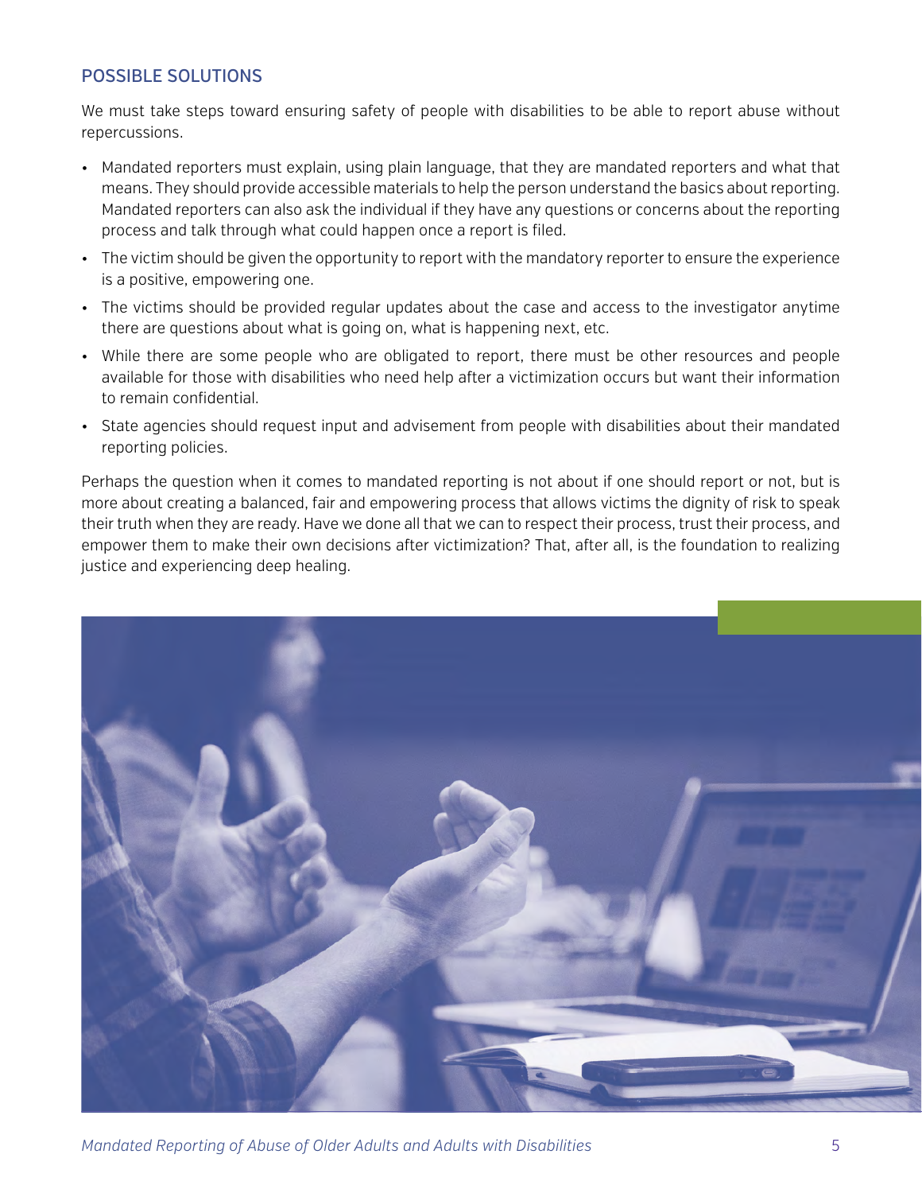## POSSIBLE SOLUTIONS

We must take steps toward ensuring safety of people with disabilities to be able to report abuse without repercussions.

- Mandated reporters must explain, using plain language, that they are mandated reporters and what that means. They should provide accessible materials to help the person understand the basics about reporting. Mandated reporters can also ask the individual if they have any questions or concerns about the reporting process and talk through what could happen once a report is filed.
- The victim should be given the opportunity to report with the mandatory reporter to ensure the experience is a positive, empowering one.
- The victims should be provided regular updates about the case and access to the investigator anytime there are questions about what is going on, what is happening next, etc.
- While there are some people who are obligated to report, there must be other resources and people available for those with disabilities who need help after a victimization occurs but want their information to remain confidential.
- State agencies should request input and advisement from people with disabilities about their mandated reporting policies.

Perhaps the question when it comes to mandated reporting is not about if one should report or not, but is more about creating a balanced, fair and empowering process that allows victims the dignity of risk to speak their truth when they are ready. Have we done all that we can to respect their process, trust their process, and empower them to make their own decisions after victimization? That, after all, is the foundation to realizing justice and experiencing deep healing.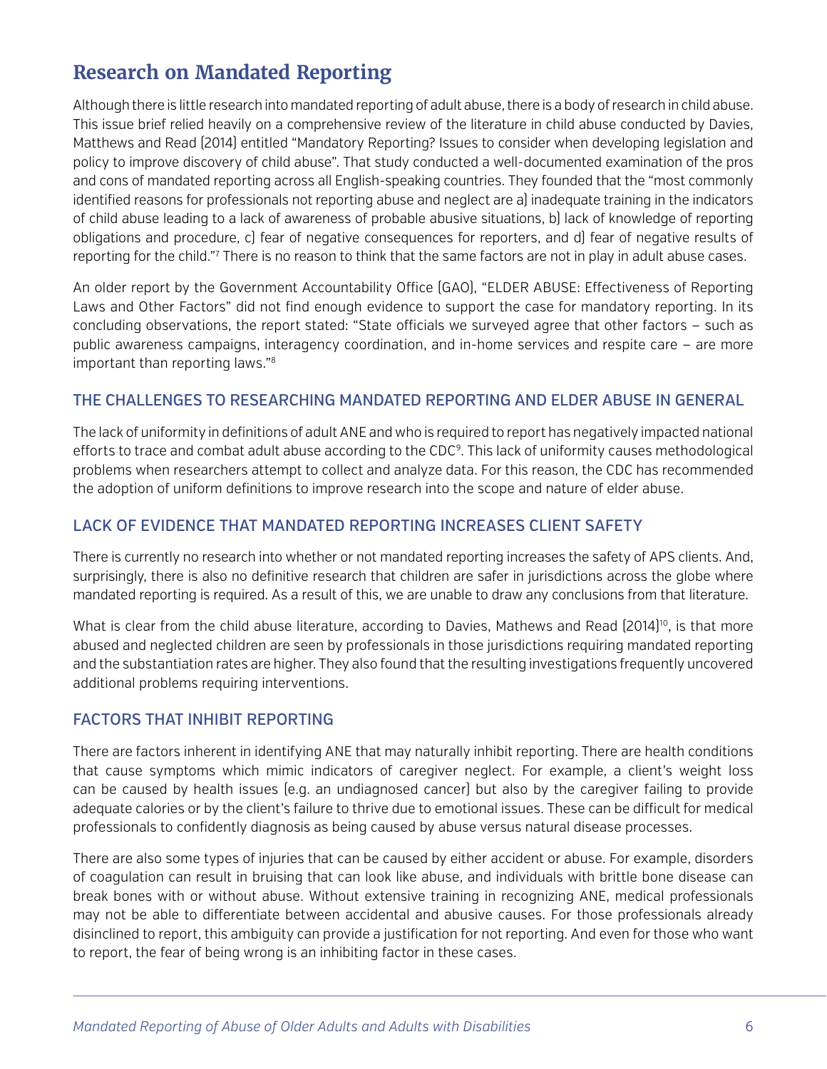## Research on Mandated Reporting

Although there is little research into mandated reporting of adult abuse, there is a body of research in child abuse. This issue brief relied heavily on a comprehensive review of the literature in child abuse conducted by Davies, Matthews and Read (2014) entitled "Mandatory Reporting? Issues to consider when developing legislation and policy to improve discovery of child abuse". That study conducted a well-documented examination of the pros and cons of mandated reporting across all English-speaking countries. They founded that the "most commonly identified reasons for professionals not reporting abuse and neglect are a) inadequate training in the indicators of child abuse leading to a lack of awareness of probable abusive situations, b) lack of knowledge of reporting obligations and procedure, c) fear of negative consequences for reporters, and d) fear of negative results of reporting for the child."[7] There is no reason to think that the same factors are not in play in adult abuse cases.

An older report by the Government Accountability Office (GAO), "ELDER ABUSE: Effectiveness of Reporting Laws and Other Factors" did not find enough evidence to support the case for mandatory reporting. In its concluding observations, the report stated: "State officials we surveyed agree that other factors – such as public awareness campaigns, interagency coordination, and in-home services and respite care – are more important than reporting laws."[8]

### THE CHALLENGES TO RESEARCHING MANDATED REPORTING AND ELDER ABUSE IN GENERAL

The lack of uniformity in definitions of adult ANE and who is required to report has negatively impacted national efforts to trace and combat adult abuse according to the CDC[9]. This lack of uniformity causes methodological problems when researchers attempt to collect and analyze data. For this reason, the CDC has recommended the adoption of uniform definitions to improve research into the scope and nature of elder abuse.

### LACK OF EVIDENCE THAT MANDATED REPORTING INCREASES CLIENT SAFETY

There is currently no research into whether or not mandated reporting increases the safety of APS clients. And, surprisingly, there is also no definitive research that children are safer in jurisdictions across the globe where mandated reporting is required. As a result of this, we are unable to draw any conclusions from that literature.

What is clear from the child abuse literature, according to Davies, Mathews and Read (2014)[10], is that more abused and neglected children are seen by professionals in those jurisdictions requiring mandated reporting and the substantiation rates are higher. They also found that the resulting investigations frequently uncovered additional problems requiring interventions.

### FACTORS THAT INHIBIT REPORTING

There are factors inherent in identifying ANE that may naturally inhibit reporting. There are health conditions that cause symptoms which mimic indicators of caregiver neglect. For example, a client's weight loss can be caused by health issues (e.g. an undiagnosed cancer) but also by the caregiver failing to provide adequate calories or by the client's failure to thrive due to emotional issues. These can be difficult for medical professionals to confidently diagnosis as being caused by abuse versus natural disease processes.

There are also some types of injuries that can be caused by either accident or abuse. For example, disorders of coagulation can result in bruising that can look like abuse, and individuals with brittle bone disease can break bones with or without abuse. Without extensive training in recognizing ANE, medical professionals may not be able to differentiate between accidental and abusive causes. For those professionals already disinclined to report, this ambiguity can provide a justification for not reporting. And even for those who want to report, the fear of being wrong is an inhibiting factor in these cases.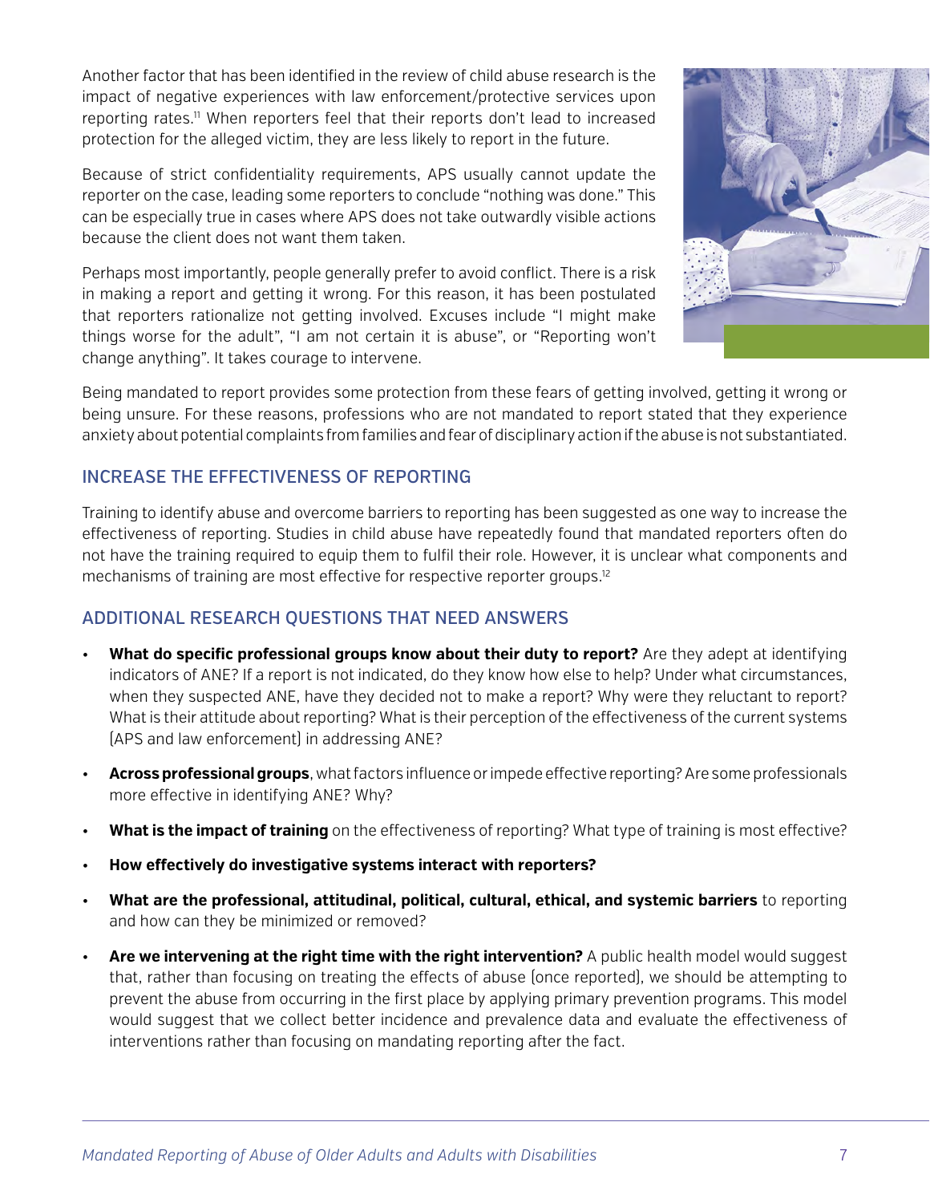Another factor that has been identified in the review of child abuse research is the impact of negative experiences with law enforcement/protective services upon reporting rates.[11] When reporters feel that their reports don't lead to increased protection for the alleged victim, they are less likely to report in the future.

Because of strict confidentiality requirements, APS usually cannot update the reporter on the case, leading some reporters to conclude "nothing was done." This can be especially true in cases where APS does not take outwardly visible actions because the client does not want them taken.

Perhaps most importantly, people generally prefer to avoid conflict. There is a risk in making a report and getting it wrong. For this reason, it has been postulated that reporters rationalize not getting involved. Excuses include "I might make things worse for the adult", "I am not certain it is abuse", or "Reporting won't change anything". It takes courage to intervene.

Being mandated to report provides some protection from these fears of getting involved, getting it wrong or being unsure. For these reasons, professions who are not mandated to report stated that they experience anxiety about potential complaints from families and fear of disciplinary action if the abuse is not substantiated.

## INCREASE THE EFFECTIVENESS OF REPORTING

Training to identify abuse and overcome barriers to reporting has been suggested as one way to increase the effectiveness of reporting. Studies in child abuse have repeatedly found that mandated reporters often do not have the training required to equip them to fulfil their role. However, it is unclear what components and mechanisms of training are most effective for respective reporter groups.[12]

## ADDITIONAL RESEARCH QUESTIONS THAT NEED ANSWERS

- **What do specific professional groups know about their duty to report?** Are they adept at identifying indicators of ANE? If a report is not indicated, do they know how else to help? Under what circumstances, when they suspected ANE, have they decided not to make a report? Why were they reluctant to report? What is their attitude about reporting? What is their perception of the effectiveness of the current systems (APS and law enforcement) in addressing ANE?
- **Across professional groups**, what factors influence or impede effective reporting? Are some professionals more effective in identifying ANE? Why?
- **What is the impact of training** on the effectiveness of reporting? What type of training is most effective?
- **How effectively do investigative systems interact with reporters?**
- **What are the professional, attitudinal, political, cultural, ethical, and systemic barriers** to reporting and how can they be minimized or removed?
- **Are we intervening at the right time with the right intervention?** A public health model would suggest that, rather than focusing on treating the effects of abuse (once reported), we should be attempting to prevent the abuse from occurring in the first place by applying primary prevention programs. This model would suggest that we collect better incidence and prevalence data and evaluate the effectiveness of interventions rather than focusing on mandating reporting after the fact.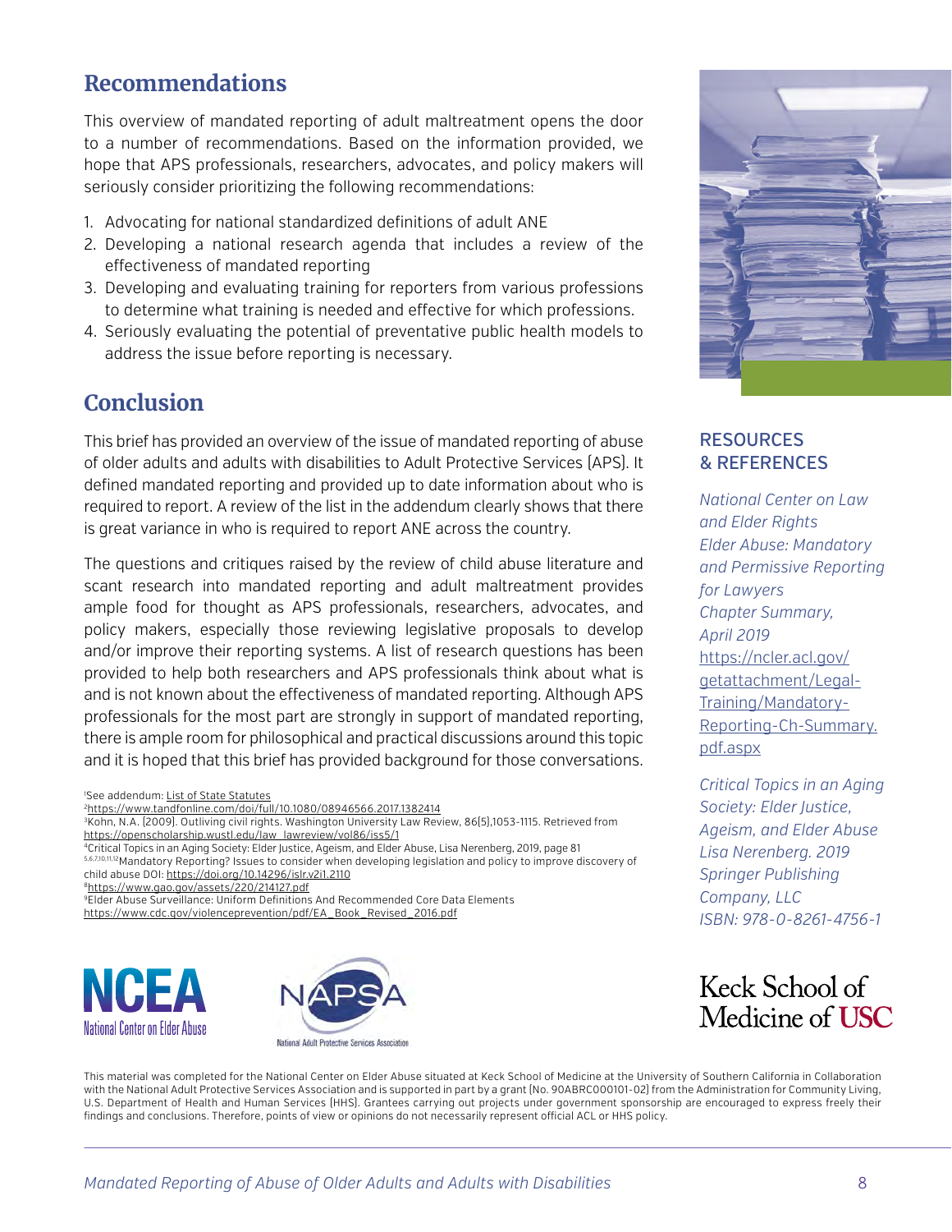## Recommendations

This overview of mandated reporting of adult maltreatment opens the door to a number of recommendations. Based on the information provided, we hope that APS professionals, researchers, advocates, and policy makers will seriously consider prioritizing the following recommendations:

1. Advocating for national standardized definitions of adult ANE
2. Developing a national research agenda that includes a review of the effectiveness of mandated reporting
3. Developing and evaluating training for reporters from various professions to determine what training is needed and effective for which professions.
4. Seriously evaluating the potential of preventative public health models to address the issue before reporting is necessary.

## Conclusion

This brief has provided an overview of the issue of mandated reporting of abuse of older adults and adults with disabilities to Adult Protective Services (APS). It defined mandated reporting and provided up to date information about who is required to report. A review of the list in the addendum clearly shows that there is great variance in who is required to report ANE across the country.

The questions and critiques raised by the review of child abuse literature and scant research into mandated reporting and adult maltreatment provides ample food for thought as APS professionals, researchers, advocates, and policy makers, especially those reviewing legislative proposals to develop and/or improve their reporting systems. A list of research questions has been provided to help both researchers and APS professionals think about what is and is not known about the effectiveness of mandated reporting. Although APS professionals for the most part are strongly in support of mandated reporting, there is ample room for philosophical and practical discussions around this topic and it is hoped that this brief has provided background for those conversations.

[1]See addendum: List of State Statutes
[2]https://www.tandfonline.com/doi/full/10.1080/08946566.2017.1382414
[3]Kohn, N.A. (2009). Outliving civil rights. Washington University Law Review, 86(5),1053-1115. Retrieved from https://openscholarship.wustl.edu/law_lawreview/vol86/iss5/1
[4]Critical Topics in an Aging Society: Elder Justice, Ageism, and Elder Abuse, Lisa Nerenberg, 2019, page 81
[5,6,7,10,11,12]Mandatory Reporting? Issues to consider when developing legislation and policy to improve discovery of child abuse DOI: https://doi.org/10.14296/islr.v2i1.2110
[8]https://www.gao.gov/assets/220/214127.pdf
[9]Elder Abuse Surveillance: Uniform Definitions And Recommended Core Data Elements https://www.cdc.gov/violenceprevention/pdf/EA_Book_Revised_2016.pdf

### RESOURCES & REFERENCES

*National Center on Law and Elder Rights Elder Abuse: Mandatory and Permissive Reporting for Lawyers Chapter Summary, April 2019*
https://ncler.acl.gov/getattachment/Legal-Training/Mandatory-Reporting-Ch-Summary.pdf.aspx

*Critical Topics in an Aging Society: Elder Justice, Ageism, and Elder Abuse Lisa Nerenberg. 2019 Springer Publishing Company, LLC ISBN: 978-0-8261-4756-1*

NCEA National Center on Elder Abuse

NAPSA National Adult Protective Services Association

Keck School of Medicine of USC

This material was completed for the National Center on Elder Abuse situated at Keck School of Medicine at the University of Southern California in Collaboration with the National Adult Protective Services Association and is supported in part by a grant (No. 90ABRC000101-02) from the Administration for Community Living, U.S. Department of Health and Human Services (HHS). Grantees carrying out projects under government sponsorship are encouraged to express freely their findings and conclusions. Therefore, points of view or opinions do not necessarily represent official ACL or HHS policy.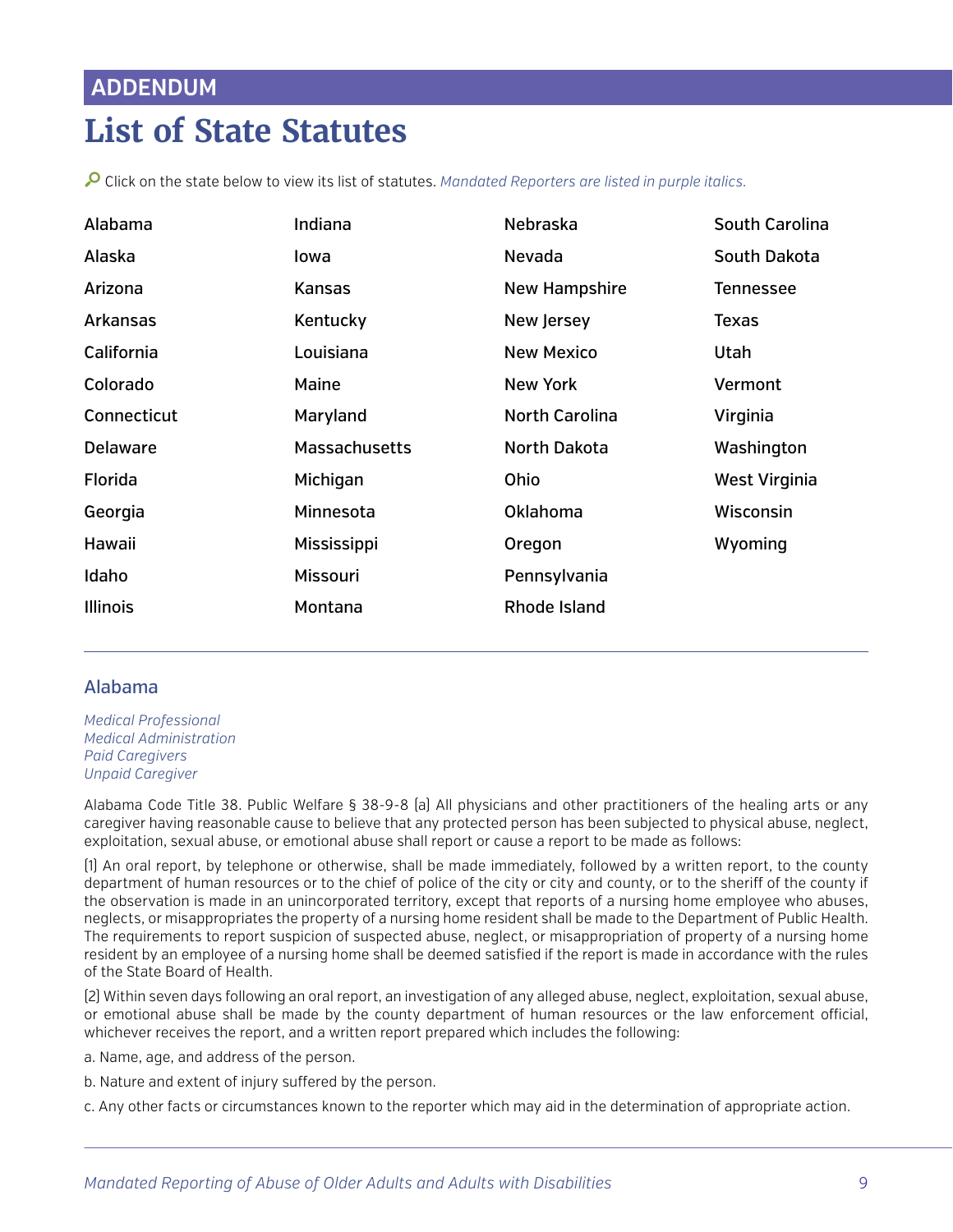ADDENDUM

# List of State Statutes

Click on the state below to view its list of statutes. *Mandated Reporters are listed in purple italics.*

| | | | |
|---|---|---|---|
| Alabama | Indiana | Nebraska | South Carolina |
| Alaska | Iowa | Nevada | South Dakota |
| Arizona | Kansas | New Hampshire | Tennessee |
| Arkansas | Kentucky | New Jersey | Texas |
| California | Louisiana | New Mexico | Utah |
| Colorado | Maine | New York | Vermont |
| Connecticut | Maryland | North Carolina | Virginia |
| Delaware | Massachusetts | North Dakota | Washington |
| Florida | Michigan | Ohio | West Virginia |
| Georgia | Minnesota | Oklahoma | Wisconsin |
| Hawaii | Mississippi | Oregon | Wyoming |
| Idaho | Missouri | Pennsylvania | |
| Illinois | Montana | Rhode Island | |

---

## Alabama

*Medical Professional*
*Medical Administration*
*Paid Caregivers*
*Unpaid Caregiver*

Alabama Code Title 38. Public Welfare § 38-9-8 (a) All physicians and other practitioners of the healing arts or any caregiver having reasonable cause to believe that any protected person has been subjected to physical abuse, neglect, exploitation, sexual abuse, or emotional abuse shall report or cause a report to be made as follows:

(1) An oral report, by telephone or otherwise, shall be made immediately, followed by a written report, to the county department of human resources or to the chief of police of the city or city and county, or to the sheriff of the county if the observation is made in an unincorporated territory, except that reports of a nursing home employee who abuses, neglects, or misappropriates the property of a nursing home resident shall be made to the Department of Public Health. The requirements to report suspicion of suspected abuse, neglect, or misappropriation of property of a nursing home resident by an employee of a nursing home shall be deemed satisfied if the report is made in accordance with the rules of the State Board of Health.

(2) Within seven days following an oral report, an investigation of any alleged abuse, neglect, exploitation, sexual abuse, or emotional abuse shall be made by the county department of human resources or the law enforcement official, whichever receives the report, and a written report prepared which includes the following:

a. Name, age, and address of the person.

b. Nature and extent of injury suffered by the person.

c. Any other facts or circumstances known to the reporter which may aid in the determination of appropriate action.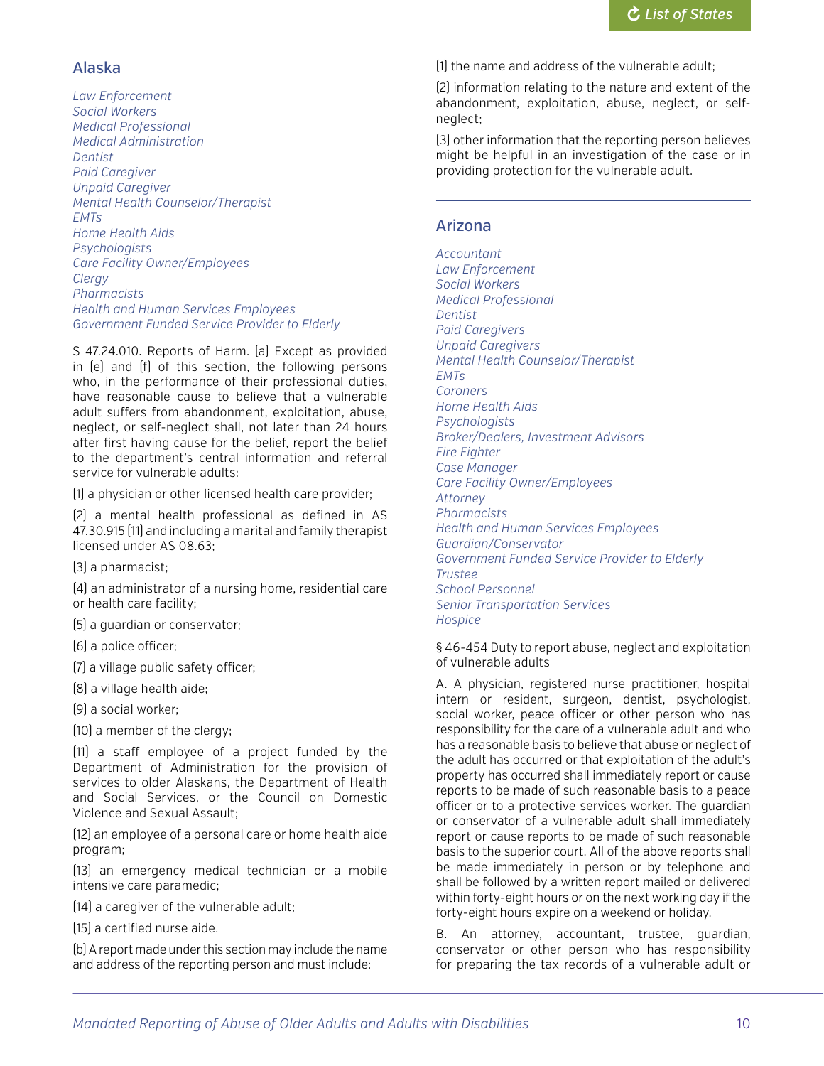## Alaska

*Law Enforcement*
*Social Workers*
*Medical Professional*
*Medical Administration*
*Dentist*
*Paid Caregiver*
*Unpaid Caregiver*
*Mental Health Counselor/Therapist*
*EMTs*
*Home Health Aids*
*Psychologists*
*Care Facility Owner/Employees*
*Clergy*
*Pharmacists*
*Health and Human Services Employees*
*Government Funded Service Provider to Elderly*

S 47.24.010. Reports of Harm. (a) Except as provided in (e) and (f) of this section, the following persons who, in the performance of their professional duties, have reasonable cause to believe that a vulnerable adult suffers from abandonment, exploitation, abuse, neglect, or self-neglect shall, not later than 24 hours after first having cause for the belief, report the belief to the department's central information and referral service for vulnerable adults:

(1) a physician or other licensed health care provider;

(2) a mental health professional as defined in AS 47.30.915 (11) and including a marital and family therapist licensed under AS 08.63;

(3) a pharmacist;

(4) an administrator of a nursing home, residential care or health care facility;

(5) a guardian or conservator;

(6) a police officer;

(7) a village public safety officer;

(8) a village health aide;

(9) a social worker;

(10) a member of the clergy;

(11) a staff employee of a project funded by the Department of Administration for the provision of services to older Alaskans, the Department of Health and Social Services, or the Council on Domestic Violence and Sexual Assault;

(12) an employee of a personal care or home health aide program;

(13) an emergency medical technician or a mobile intensive care paramedic;

(14) a caregiver of the vulnerable adult;

(15) a certified nurse aide.

(b) A report made under this section may include the name and address of the reporting person and must include:

(1) the name and address of the vulnerable adult;

(2) information relating to the nature and extent of the abandonment, exploitation, abuse, neglect, or self-neglect;

(3) other information that the reporting person believes might be helpful in an investigation of the case or in providing protection for the vulnerable adult.

---

## Arizona

*Accountant*
*Law Enforcement*
*Social Workers*
*Medical Professional*
*Dentist*
*Paid Caregivers*
*Unpaid Caregivers*
*Mental Health Counselor/Therapist*
*EMTs*
*Coroners*
*Home Health Aids*
*Psychologists*
*Broker/Dealers, Investment Advisors*
*Fire Fighter*
*Case Manager*
*Care Facility Owner/Employees*
*Attorney*
*Pharmacists*
*Health and Human Services Employees*
*Guardian/Conservator*
*Government Funded Service Provider to Elderly*
*Trustee*
*School Personnel*
*Senior Transportation Services*
*Hospice*

§ 46-454 Duty to report abuse, neglect and exploitation of vulnerable adults

A. A physician, registered nurse practitioner, hospital intern or resident, surgeon, dentist, psychologist, social worker, peace officer or other person who has responsibility for the care of a vulnerable adult and who has a reasonable basis to believe that abuse or neglect of the adult has occurred or that exploitation of the adult's property has occurred shall immediately report or cause reports to be made of such reasonable basis to a peace officer or to a protective services worker. The guardian or conservator of a vulnerable adult shall immediately report or cause reports to be made of such reasonable basis to the superior court. All of the above reports shall be made immediately in person or by telephone and shall be followed by a written report mailed or delivered within forty-eight hours or on the next working day if the forty-eight hours expire on a weekend or holiday.

B. An attorney, accountant, trustee, guardian, conservator or other person who has responsibility for preparing the tax records of a vulnerable adult or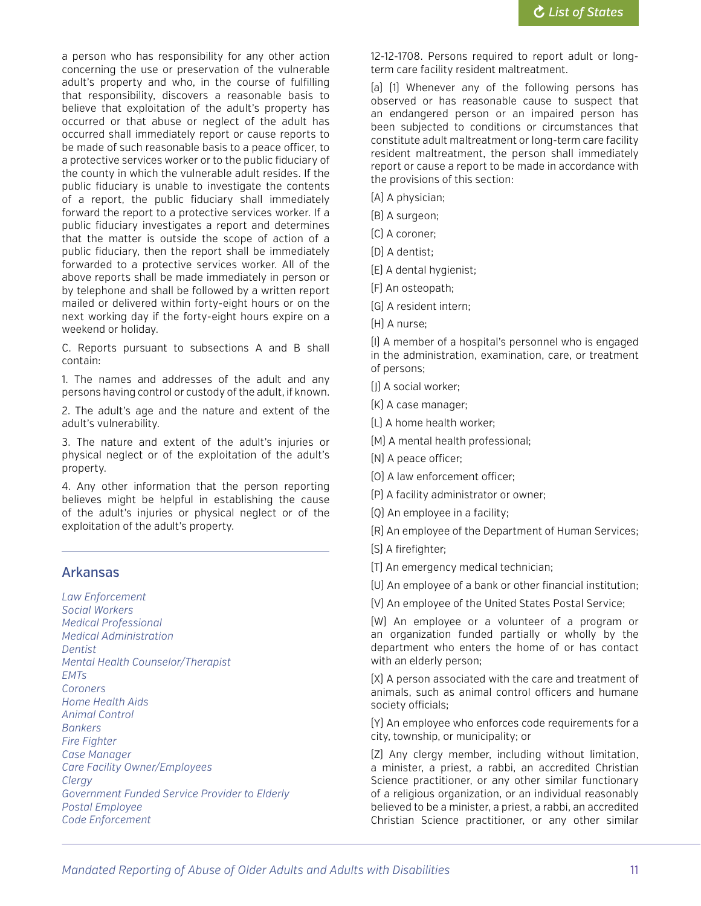a person who has responsibility for any other action concerning the use or preservation of the vulnerable adult's property and who, in the course of fulfilling that responsibility, discovers a reasonable basis to believe that exploitation of the adult's property has occurred or that abuse or neglect of the adult has occurred shall immediately report or cause reports to be made of such reasonable basis to a peace officer, to a protective services worker or to the public fiduciary of the county in which the vulnerable adult resides. If the public fiduciary is unable to investigate the contents of a report, the public fiduciary shall immediately forward the report to a protective services worker. If a public fiduciary investigates a report and determines that the matter is outside the scope of action of a public fiduciary, then the report shall be immediately forwarded to a protective services worker. All of the above reports shall be made immediately in person or by telephone and shall be followed by a written report mailed or delivered within forty-eight hours or on the next working day if the forty-eight hours expire on a weekend or holiday.

C. Reports pursuant to subsections A and B shall contain:

1. The names and addresses of the adult and any persons having control or custody of the adult, if known.

2. The adult's age and the nature and extent of the adult's vulnerability.

3. The nature and extent of the adult's injuries or physical neglect or of the exploitation of the adult's property.

4. Any other information that the person reporting believes might be helpful in establishing the cause of the adult's injuries or physical neglect or of the exploitation of the adult's property.

## Arkansas

*Law Enforcement*
*Social Workers*
*Medical Professional*
*Medical Administration*
*Dentist*
*Mental Health Counselor/Therapist*
*EMTs*
*Coroners*
*Home Health Aids*
*Animal Control*
*Bankers*
*Fire Fighter*
*Case Manager*
*Care Facility Owner/Employees*
*Clergy*
*Government Funded Service Provider to Elderly*
*Postal Employee*
*Code Enforcement*

12-12-1708. Persons required to report adult or long-term care facility resident maltreatment.

(a) (1) Whenever any of the following persons has observed or has reasonable cause to suspect that an endangered person or an impaired person has been subjected to conditions or circumstances that constitute adult maltreatment or long-term care facility resident maltreatment, the person shall immediately report or cause a report to be made in accordance with the provisions of this section:

(A) A physician;

(B) A surgeon;

(C) A coroner;

(D) A dentist;

(E) A dental hygienist;

(F) An osteopath;

(G) A resident intern;

(H) A nurse;

(I) A member of a hospital's personnel who is engaged in the administration, examination, care, or treatment of persons;

(J) A social worker;

(K) A case manager;

(L) A home health worker;

(M) A mental health professional;

(N) A peace officer;

(O) A law enforcement officer;

(P) A facility administrator or owner;

(Q) An employee in a facility;

(R) An employee of the Department of Human Services;

(S) A firefighter;

(T) An emergency medical technician;

(U) An employee of a bank or other financial institution;

(V) An employee of the United States Postal Service;

(W) An employee or a volunteer of a program or an organization funded partially or wholly by the department who enters the home of or has contact with an elderly person;

(X) A person associated with the care and treatment of animals, such as animal control officers and humane society officials;

(Y) An employee who enforces code requirements for a city, township, or municipality; or

(Z) Any clergy member, including without limitation, a minister, a priest, a rabbi, an accredited Christian Science practitioner, or any other similar functionary of a religious organization, or an individual reasonably believed to be a minister, a priest, a rabbi, an accredited Christian Science practitioner, or any other similar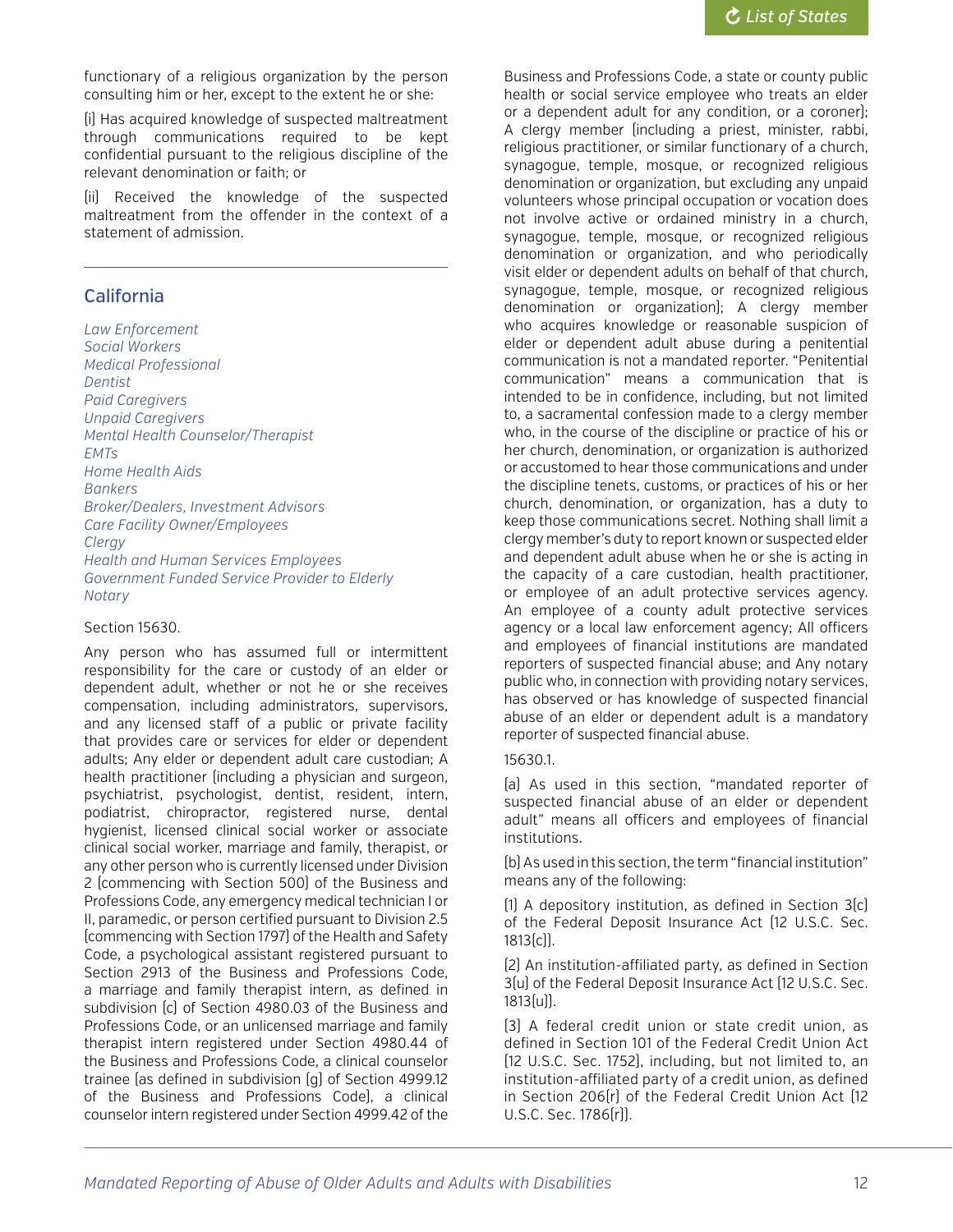functionary of a religious organization by the person consulting him or her, except to the extent he or she:

(i) Has acquired knowledge of suspected maltreatment through communications required to be kept confidential pursuant to the religious discipline of the relevant denomination or faith; or

(ii) Received the knowledge of the suspected maltreatment from the offender in the context of a statement of admission.

---

## California

*Law Enforcement*
*Social Workers*
*Medical Professional*
*Dentist*
*Paid Caregivers*
*Unpaid Caregivers*
*Mental Health Counselor/Therapist*
*EMTs*
*Home Health Aids*
*Bankers*
*Broker/Dealers, Investment Advisors*
*Care Facility Owner/Employees*
*Clergy*
*Health and Human Services Employees*
*Government Funded Service Provider to Elderly*
*Notary*

Section 15630.

Any person who has assumed full or intermittent responsibility for the care or custody of an elder or dependent adult, whether or not he or she receives compensation, including administrators, supervisors, and any licensed staff of a public or private facility that provides care or services for elder or dependent adults; Any elder or dependent adult care custodian; A health practitioner (including a physician and surgeon, psychiatrist, psychologist, dentist, resident, intern, podiatrist, chiropractor, registered nurse, dental hygienist, licensed clinical social worker or associate clinical social worker, marriage and family, therapist, or any other person who is currently licensed under Division 2 (commencing with Section 500) of the Business and Professions Code, any emergency medical technician I or II, paramedic, or person certified pursuant to Division 2.5 (commencing with Section 1797) of the Health and Safety Code, a psychological assistant registered pursuant to Section 2913 of the Business and Professions Code, a marriage and family therapist intern, as defined in subdivision (c) of Section 4980.03 of the Business and Professions Code, or an unlicensed marriage and family therapist intern registered under Section 4980.44 of the Business and Professions Code, a clinical counselor trainee (as defined in subdivision (g) of Section 4999.12 of the Business and Professions Code), a clinical counselor intern registered under Section 4999.42 of the Business and Professions Code, a state or county public health or social service employee who treats an elder or a dependent adult for any condition, or a coroner); A clergy member (including a priest, minister, rabbi, religious practitioner, or similar functionary of a church, synagogue, temple, mosque, or recognized religious denomination or organization, but excluding any unpaid volunteers whose principal occupation or vocation does not involve active or ordained ministry in a church, synagogue, temple, mosque, or recognized religious denomination or organization, and who periodically visit elder or dependent adults on behalf of that church, synagogue, temple, mosque, or recognized religious denomination or organization); A clergy member who acquires knowledge or reasonable suspicion of elder or dependent adult abuse during a penitential communication is not a mandated reporter. "Penitential communication" means a communication that is intended to be in confidence, including, but not limited to, a sacramental confession made to a clergy member who, in the course of the discipline or practice of his or her church, denomination, or organization is authorized or accustomed to hear those communications and under the discipline tenets, customs, or practices of his or her church, denomination, or organization, has a duty to keep those communications secret. Nothing shall limit a clergy member's duty to report known or suspected elder and dependent adult abuse when he or she is acting in the capacity of a care custodian, health practitioner, or employee of an adult protective services agency. An employee of a county adult protective services agency or a local law enforcement agency; All officers and employees of financial institutions are mandated reporters of suspected financial abuse; and Any notary public who, in connection with providing notary services, has observed or has knowledge of suspected financial abuse of an elder or dependent adult is a mandatory reporter of suspected financial abuse.

15630.1.

(a) As used in this section, "mandated reporter of suspected financial abuse of an elder or dependent adult" means all officers and employees of financial institutions.

(b) As used in this section, the term "financial institution" means any of the following:

(1) A depository institution, as defined in Section 3(c) of the Federal Deposit Insurance Act (12 U.S.C. Sec. 1813(c)).

(2) An institution-affiliated party, as defined in Section 3(u) of the Federal Deposit Insurance Act (12 U.S.C. Sec. 1813(u)).

(3) A federal credit union or state credit union, as defined in Section 101 of the Federal Credit Union Act (12 U.S.C. Sec. 1752), including, but not limited to, an institution-affiliated party of a credit union, as defined in Section 206(r) of the Federal Credit Union Act (12 U.S.C. Sec. 1786(r)).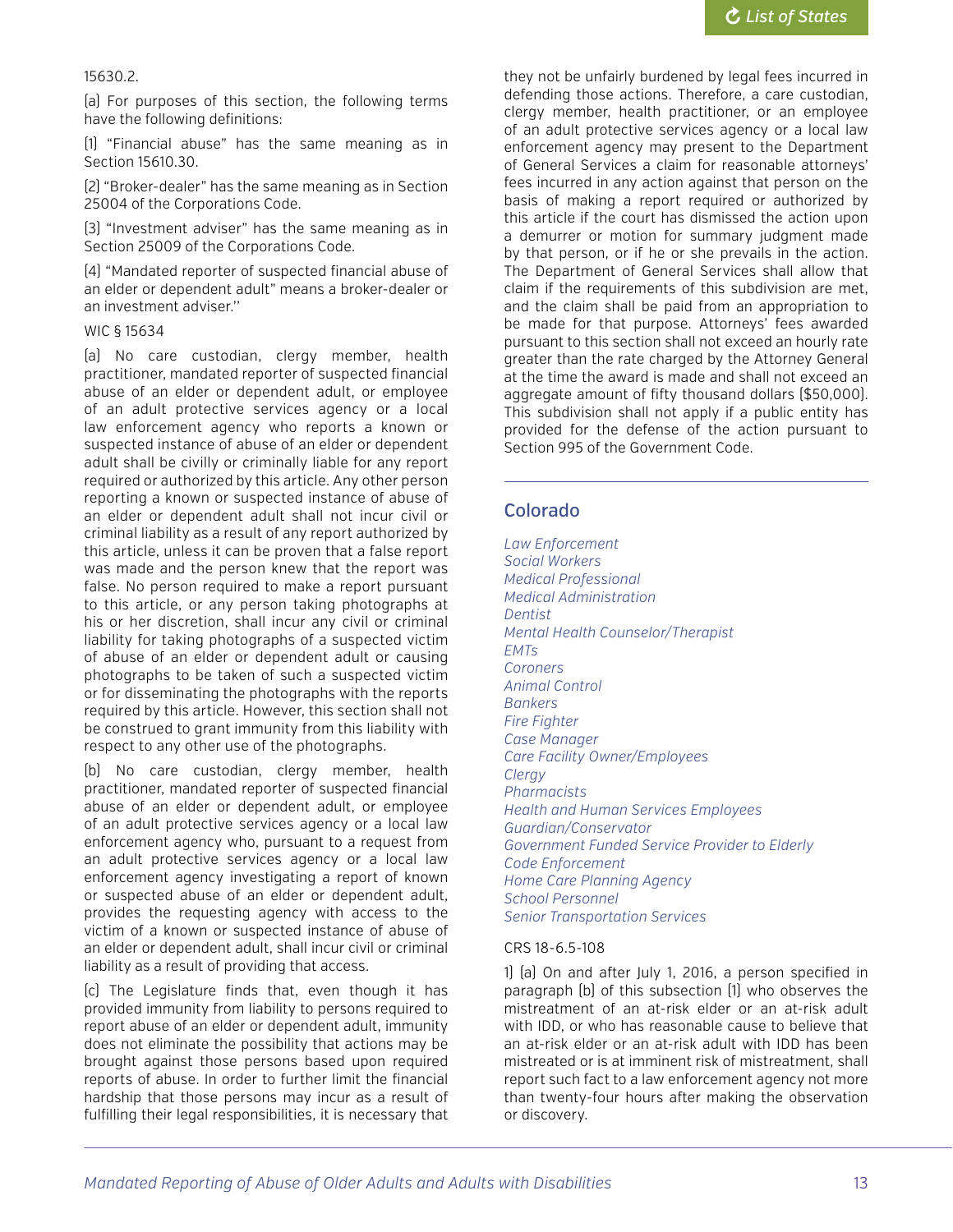15630.2.

(a) For purposes of this section, the following terms have the following definitions:

(1) "Financial abuse" has the same meaning as in Section 15610.30.

(2) "Broker-dealer" has the same meaning as in Section 25004 of the Corporations Code.

(3) "Investment adviser" has the same meaning as in Section 25009 of the Corporations Code.

(4) "Mandated reporter of suspected financial abuse of an elder or dependent adult" means a broker-dealer or an investment adviser.''

WIC § 15634

(a) No care custodian, clergy member, health practitioner, mandated reporter of suspected financial abuse of an elder or dependent adult, or employee of an adult protective services agency or a local law enforcement agency who reports a known or suspected instance of abuse of an elder or dependent adult shall be civilly or criminally liable for any report required or authorized by this article. Any other person reporting a known or suspected instance of abuse of an elder or dependent adult shall not incur civil or criminal liability as a result of any report authorized by this article, unless it can be proven that a false report was made and the person knew that the report was false. No person required to make a report pursuant to this article, or any person taking photographs at his or her discretion, shall incur any civil or criminal liability for taking photographs of a suspected victim of abuse of an elder or dependent adult or causing photographs to be taken of such a suspected victim or for disseminating the photographs with the reports required by this article. However, this section shall not be construed to grant immunity from this liability with respect to any other use of the photographs.

(b) No care custodian, clergy member, health practitioner, mandated reporter of suspected financial abuse of an elder or dependent adult, or employee of an adult protective services agency or a local law enforcement agency who, pursuant to a request from an adult protective services agency or a local law enforcement agency investigating a report of known or suspected abuse of an elder or dependent adult, provides the requesting agency with access to the victim of a known or suspected instance of abuse of an elder or dependent adult, shall incur civil or criminal liability as a result of providing that access.

(c) The Legislature finds that, even though it has provided immunity from liability to persons required to report abuse of an elder or dependent adult, immunity does not eliminate the possibility that actions may be brought against those persons based upon required reports of abuse. In order to further limit the financial hardship that those persons may incur as a result of fulfilling their legal responsibilities, it is necessary that they not be unfairly burdened by legal fees incurred in defending those actions. Therefore, a care custodian, clergy member, health practitioner, or an employee of an adult protective services agency or a local law enforcement agency may present to the Department of General Services a claim for reasonable attorneys' fees incurred in any action against that person on the basis of making a report required or authorized by this article if the court has dismissed the action upon a demurrer or motion for summary judgment made by that person, or if he or she prevails in the action. The Department of General Services shall allow that claim if the requirements of this subdivision are met, and the claim shall be paid from an appropriation to be made for that purpose. Attorneys' fees awarded pursuant to this section shall not exceed an hourly rate greater than the rate charged by the Attorney General at the time the award is made and shall not exceed an aggregate amount of fifty thousand dollars ($50,000). This subdivision shall not apply if a public entity has provided for the defense of the action pursuant to Section 995 of the Government Code.

## Colorado

*Law Enforcement*
*Social Workers*
*Medical Professional*
*Medical Administration*
*Dentist*
*Mental Health Counselor/Therapist*
*EMTs*
*Coroners*
*Animal Control*
*Bankers*
*Fire Fighter*
*Case Manager*
*Care Facility Owner/Employees*
*Clergy*
*Pharmacists*
*Health and Human Services Employees*
*Guardian/Conservator*
*Government Funded Service Provider to Elderly*
*Code Enforcement*
*Home Care Planning Agency*
*School Personnel*
*Senior Transportation Services*

CRS 18-6.5-108

1) (a) On and after July 1, 2016, a person specified in paragraph (b) of this subsection (1) who observes the mistreatment of an at-risk elder or an at-risk adult with IDD, or who has reasonable cause to believe that an at-risk elder or an at-risk adult with IDD has been mistreated or is at imminent risk of mistreatment, shall report such fact to a law enforcement agency not more than twenty-four hours after making the observation or discovery.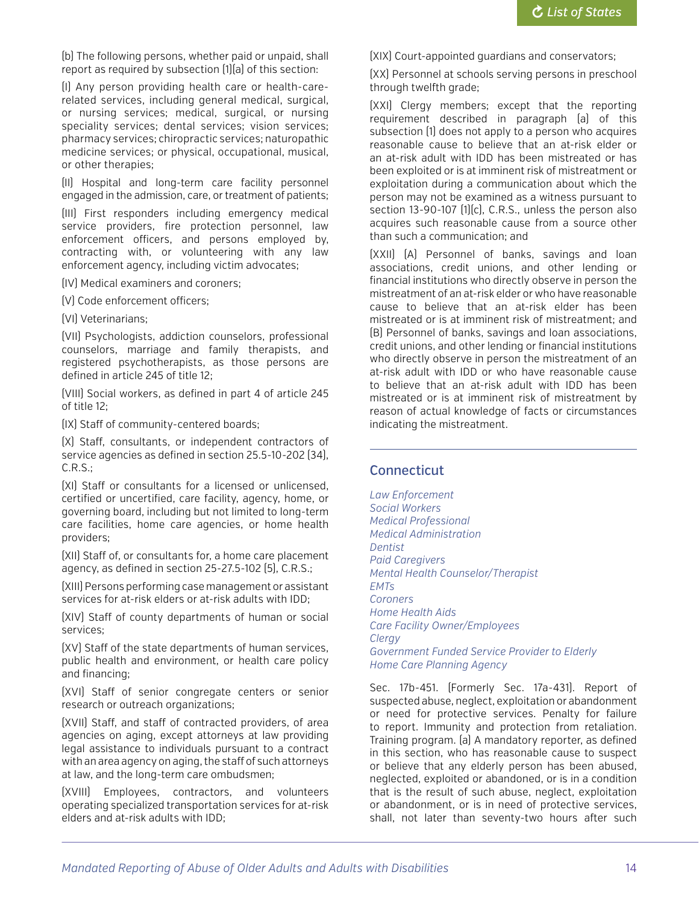(b) The following persons, whether paid or unpaid, shall report as required by subsection (1)(a) of this section:

(I) Any person providing health care or health-care-related services, including general medical, surgical, or nursing services; medical, surgical, or nursing speciality services; dental services; vision services; pharmacy services; chiropractic services; naturopathic medicine services; or physical, occupational, musical, or other therapies;

(II) Hospital and long-term care facility personnel engaged in the admission, care, or treatment of patients;

(III) First responders including emergency medical service providers, fire protection personnel, law enforcement officers, and persons employed by, contracting with, or volunteering with any law enforcement agency, including victim advocates;

(IV) Medical examiners and coroners;

(V) Code enforcement officers;

(VI) Veterinarians;

(VII) Psychologists, addiction counselors, professional counselors, marriage and family therapists, and registered psychotherapists, as those persons are defined in article 245 of title 12;

(VIII) Social workers, as defined in part 4 of article 245 of title 12;

(IX) Staff of community-centered boards;

(X) Staff, consultants, or independent contractors of service agencies as defined in section 25.5-10-202 (34), C.R.S.;

(XI) Staff or consultants for a licensed or unlicensed, certified or uncertified, care facility, agency, home, or governing board, including but not limited to long-term care facilities, home care agencies, or home health providers;

(XII) Staff of, or consultants for, a home care placement agency, as defined in section 25-27.5-102 (5), C.R.S.;

(XIII) Persons performing case management or assistant services for at-risk elders or at-risk adults with IDD;

(XIV) Staff of county departments of human or social services;

(XV) Staff of the state departments of human services, public health and environment, or health care policy and financing;

(XVI) Staff of senior congregate centers or senior research or outreach organizations;

(XVII) Staff, and staff of contracted providers, of area agencies on aging, except attorneys at law providing legal assistance to individuals pursuant to a contract with an area agency on aging, the staff of such attorneys at law, and the long-term care ombudsmen;

(XVIII) Employees, contractors, and volunteers operating specialized transportation services for at-risk elders and at-risk adults with IDD;

(XIX) Court-appointed guardians and conservators;

(XX) Personnel at schools serving persons in preschool through twelfth grade;

(XXI) Clergy members; except that the reporting requirement described in paragraph (a) of this subsection (1) does not apply to a person who acquires reasonable cause to believe that an at-risk elder or an at-risk adult with IDD has been mistreated or has been exploited or is at imminent risk of mistreatment or exploitation during a communication about which the person may not be examined as a witness pursuant to section 13-90-107 (1)(c), C.R.S., unless the person also acquires such reasonable cause from a source other than such a communication; and

(XXII) (A) Personnel of banks, savings and loan associations, credit unions, and other lending or financial institutions who directly observe in person the mistreatment of an at-risk elder or who have reasonable cause to believe that an at-risk elder has been mistreated or is at imminent risk of mistreatment; and (B) Personnel of banks, savings and loan associations, credit unions, and other lending or financial institutions who directly observe in person the mistreatment of an at-risk adult with IDD or who have reasonable cause to believe that an at-risk adult with IDD has been mistreated or is at imminent risk of mistreatment by reason of actual knowledge of facts or circumstances indicating the mistreatment.

## Connecticut

*Law Enforcement*
*Social Workers*
*Medical Professional*
*Medical Administration*
*Dentist*
*Paid Caregivers*
*Mental Health Counselor/Therapist*
*EMTs*
*Coroners*
*Home Health Aids*
*Care Facility Owner/Employees*
*Clergy*
*Government Funded Service Provider to Elderly*
*Home Care Planning Agency*

Sec. 17b-451. (Formerly Sec. 17a-431). Report of suspected abuse, neglect, exploitation or abandonment or need for protective services. Penalty for failure to report. Immunity and protection from retaliation. Training program. (a) A mandatory reporter, as defined in this section, who has reasonable cause to suspect or believe that any elderly person has been abused, neglected, exploited or abandoned, or is in a condition that is the result of such abuse, neglect, exploitation or abandonment, or is in need of protective services, shall, not later than seventy-two hours after such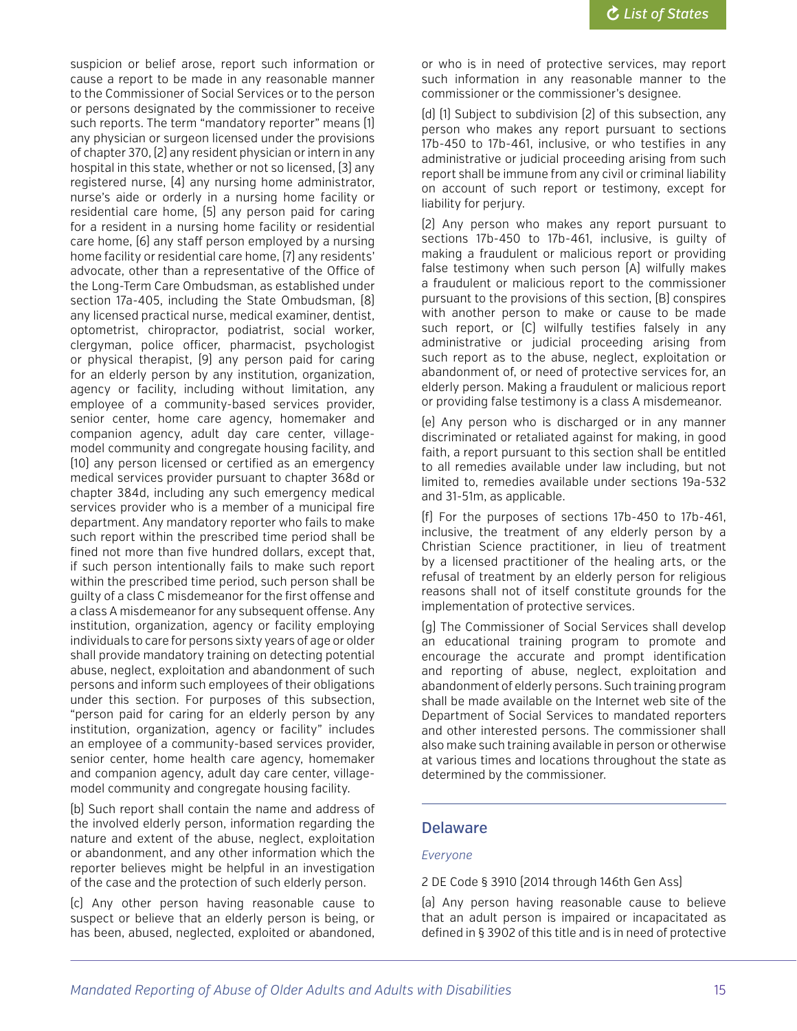suspicion or belief arose, report such information or cause a report to be made in any reasonable manner to the Commissioner of Social Services or to the person or persons designated by the commissioner to receive such reports. The term "mandatory reporter" means (1) any physician or surgeon licensed under the provisions of chapter 370, (2) any resident physician or intern in any hospital in this state, whether or not so licensed, (3) any registered nurse, (4) any nursing home administrator, nurse's aide or orderly in a nursing home facility or residential care home, (5) any person paid for caring for a resident in a nursing home facility or residential care home, (6) any staff person employed by a nursing home facility or residential care home, (7) any residents' advocate, other than a representative of the Office of the Long-Term Care Ombudsman, as established under section 17a-405, including the State Ombudsman, (8) any licensed practical nurse, medical examiner, dentist, optometrist, chiropractor, podiatrist, social worker, clergyman, police officer, pharmacist, psychologist or physical therapist, (9) any person paid for caring for an elderly person by any institution, organization, agency or facility, including without limitation, any employee of a community-based services provider, senior center, home care agency, homemaker and companion agency, adult day care center, village-model community and congregate housing facility, and (10) any person licensed or certified as an emergency medical services provider pursuant to chapter 368d or chapter 384d, including any such emergency medical services provider who is a member of a municipal fire department. Any mandatory reporter who fails to make such report within the prescribed time period shall be fined not more than five hundred dollars, except that, if such person intentionally fails to make such report within the prescribed time period, such person shall be guilty of a class C misdemeanor for the first offense and a class A misdemeanor for any subsequent offense. Any institution, organization, agency or facility employing individuals to care for persons sixty years of age or older shall provide mandatory training on detecting potential abuse, neglect, exploitation and abandonment of such persons and inform such employees of their obligations under this section. For purposes of this subsection, "person paid for caring for an elderly person by any institution, organization, agency or facility" includes an employee of a community-based services provider, senior center, home health care agency, homemaker and companion agency, adult day care center, village-model community and congregate housing facility.

(b) Such report shall contain the name and address of the involved elderly person, information regarding the nature and extent of the abuse, neglect, exploitation or abandonment, and any other information which the reporter believes might be helpful in an investigation of the case and the protection of such elderly person.

(c) Any other person having reasonable cause to suspect or believe that an elderly person is being, or has been, abused, neglected, exploited or abandoned, or who is in need of protective services, may report such information in any reasonable manner to the commissioner or the commissioner's designee.

(d) (1) Subject to subdivision (2) of this subsection, any person who makes any report pursuant to sections 17b-450 to 17b-461, inclusive, or who testifies in any administrative or judicial proceeding arising from such report shall be immune from any civil or criminal liability on account of such report or testimony, except for liability for perjury.

(2) Any person who makes any report pursuant to sections 17b-450 to 17b-461, inclusive, is guilty of making a fraudulent or malicious report or providing false testimony when such person (A) wilfully makes a fraudulent or malicious report to the commissioner pursuant to the provisions of this section, (B) conspires with another person to make or cause to be made such report, or (C) wilfully testifies falsely in any administrative or judicial proceeding arising from such report as to the abuse, neglect, exploitation or abandonment of, or need of protective services for, an elderly person. Making a fraudulent or malicious report or providing false testimony is a class A misdemeanor.

(e) Any person who is discharged or in any manner discriminated or retaliated against for making, in good faith, a report pursuant to this section shall be entitled to all remedies available under law including, but not limited to, remedies available under sections 19a-532 and 31-51m, as applicable.

(f) For the purposes of sections 17b-450 to 17b-461, inclusive, the treatment of any elderly person by a Christian Science practitioner, in lieu of treatment by a licensed practitioner of the healing arts, or the refusal of treatment by an elderly person for religious reasons shall not of itself constitute grounds for the implementation of protective services.

(g) The Commissioner of Social Services shall develop an educational training program to promote and encourage the accurate and prompt identification and reporting of abuse, neglect, exploitation and abandonment of elderly persons. Such training program shall be made available on the Internet web site of the Department of Social Services to mandated reporters and other interested persons. The commissioner shall also make such training available in person or otherwise at various times and locations throughout the state as determined by the commissioner.

## Delaware

*Everyone*

2 DE Code § 3910 (2014 through 146th Gen Ass)

(a) Any person having reasonable cause to believe that an adult person is impaired or incapacitated as defined in § 3902 of this title and is in need of protective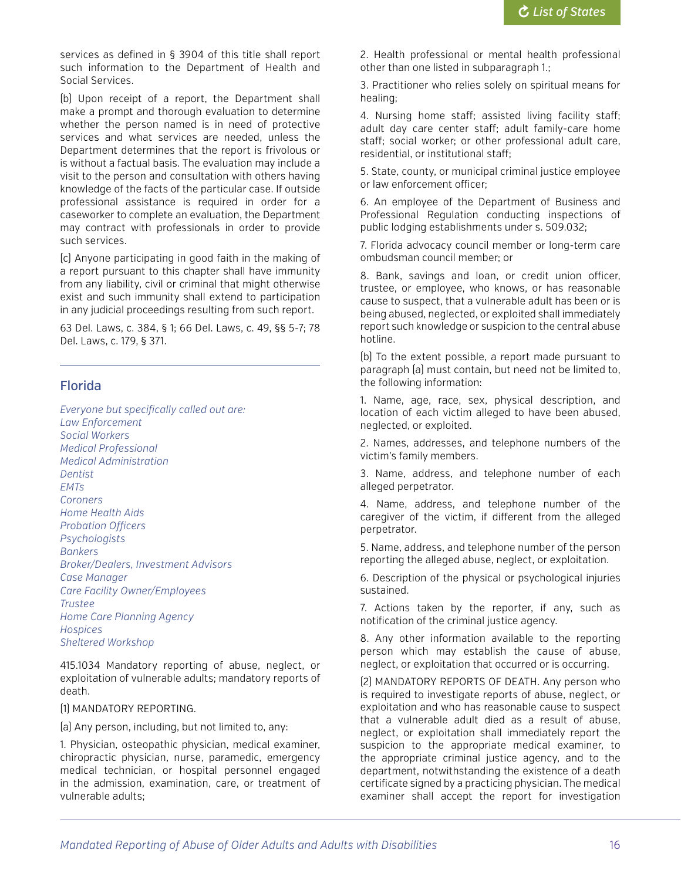services as defined in § 3904 of this title shall report such information to the Department of Health and Social Services.

(b) Upon receipt of a report, the Department shall make a prompt and thorough evaluation to determine whether the person named is in need of protective services and what services are needed, unless the Department determines that the report is frivolous or is without a factual basis. The evaluation may include a visit to the person and consultation with others having knowledge of the facts of the particular case. If outside professional assistance is required in order for a caseworker to complete an evaluation, the Department may contract with professionals in order to provide such services.

(c) Anyone participating in good faith in the making of a report pursuant to this chapter shall have immunity from any liability, civil or criminal that might otherwise exist and such immunity shall extend to participation in any judicial proceedings resulting from such report.

63 Del. Laws, c. 384, § 1; 66 Del. Laws, c. 49, §§ 5-7; 78 Del. Laws, c. 179, § 371.

## Florida

*Everyone but specifically called out are:*
*Law Enforcement*
*Social Workers*
*Medical Professional*
*Medical Administration*
*Dentist*
*EMTs*
*Coroners*
*Home Health Aids*
*Probation Officers*
*Psychologists*
*Bankers*
*Broker/Dealers, Investment Advisors*
*Case Manager*
*Care Facility Owner/Employees*
*Trustee*
*Home Care Planning Agency*
*Hospices*
*Sheltered Workshop*

415.1034 Mandatory reporting of abuse, neglect, or exploitation of vulnerable adults; mandatory reports of death.

(1) MANDATORY REPORTING.

(a) Any person, including, but not limited to, any:

1. Physician, osteopathic physician, medical examiner, chiropractic physician, nurse, paramedic, emergency medical technician, or hospital personnel engaged in the admission, examination, care, or treatment of vulnerable adults;

2. Health professional or mental health professional other than one listed in subparagraph 1.;

3. Practitioner who relies solely on spiritual means for healing;

4. Nursing home staff; assisted living facility staff; adult day care center staff; adult family-care home staff; social worker; or other professional adult care, residential, or institutional staff;

5. State, county, or municipal criminal justice employee or law enforcement officer;

6. An employee of the Department of Business and Professional Regulation conducting inspections of public lodging establishments under s. 509.032;

7. Florida advocacy council member or long-term care ombudsman council member; or

8. Bank, savings and loan, or credit union officer, trustee, or employee, who knows, or has reasonable cause to suspect, that a vulnerable adult has been or is being abused, neglected, or exploited shall immediately report such knowledge or suspicion to the central abuse hotline.

(b) To the extent possible, a report made pursuant to paragraph (a) must contain, but need not be limited to, the following information:

1. Name, age, race, sex, physical description, and location of each victim alleged to have been abused, neglected, or exploited.

2. Names, addresses, and telephone numbers of the victim's family members.

3. Name, address, and telephone number of each alleged perpetrator.

4. Name, address, and telephone number of the caregiver of the victim, if different from the alleged perpetrator.

5. Name, address, and telephone number of the person reporting the alleged abuse, neglect, or exploitation.

6. Description of the physical or psychological injuries sustained.

7. Actions taken by the reporter, if any, such as notification of the criminal justice agency.

8. Any other information available to the reporting person which may establish the cause of abuse, neglect, or exploitation that occurred or is occurring.

(2) MANDATORY REPORTS OF DEATH. Any person who is required to investigate reports of abuse, neglect, or exploitation and who has reasonable cause to suspect that a vulnerable adult died as a result of abuse, neglect, or exploitation shall immediately report the suspicion to the appropriate medical examiner, to the appropriate criminal justice agency, and to the department, notwithstanding the existence of a death certificate signed by a practicing physician. The medical examiner shall accept the report for investigation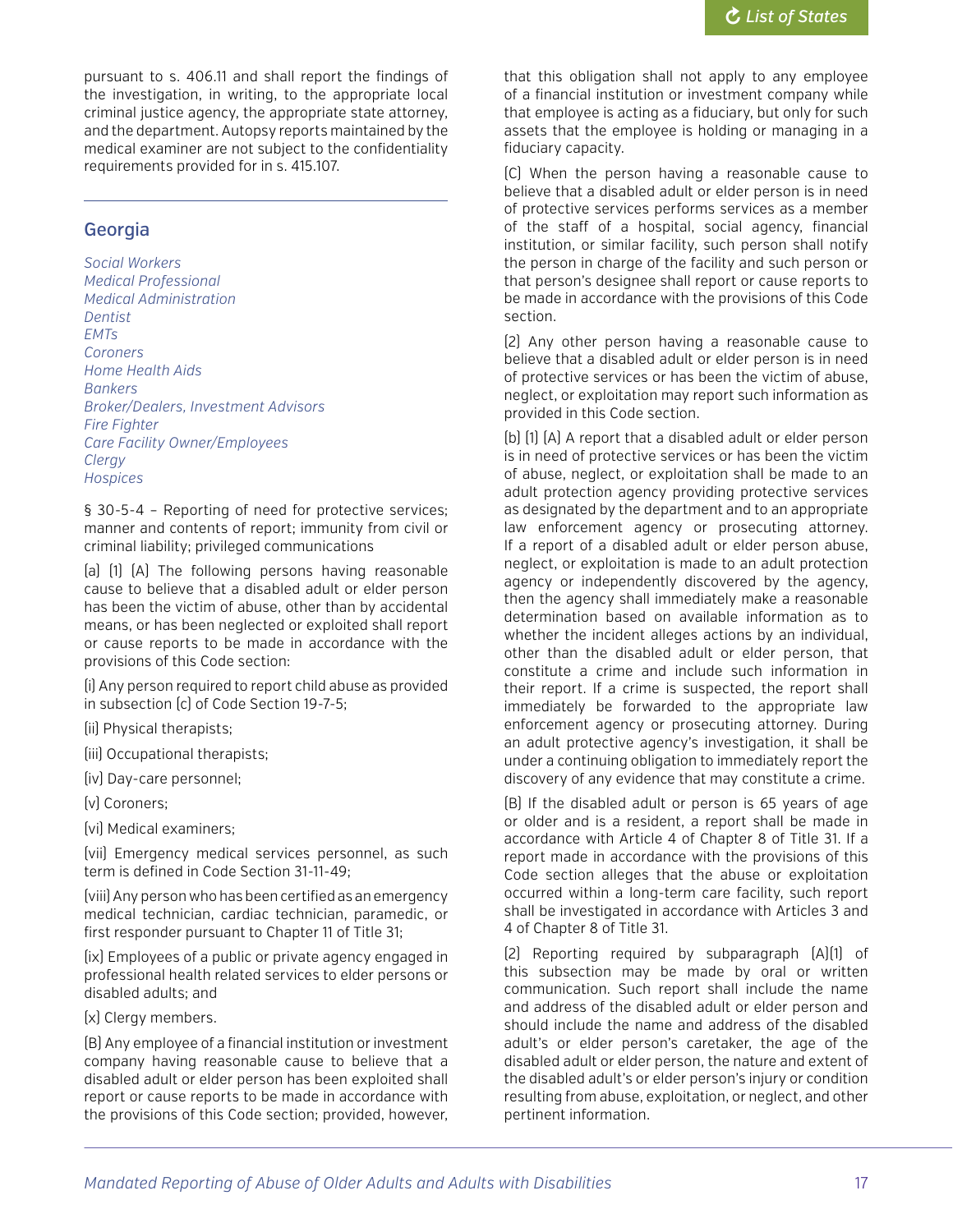pursuant to s. 406.11 and shall report the findings of the investigation, in writing, to the appropriate local criminal justice agency, the appropriate state attorney, and the department. Autopsy reports maintained by the medical examiner are not subject to the confidentiality requirements provided for in s. 415.107.

---

## Georgia

*Social Workers*
*Medical Professional*
*Medical Administration*
*Dentist*
*EMTs*
*Coroners*
*Home Health Aids*
*Bankers*
*Broker/Dealers, Investment Advisors*
*Fire Fighter*
*Care Facility Owner/Employees*
*Clergy*
*Hospices*

§ 30-5-4 – Reporting of need for protective services; manner and contents of report; immunity from civil or criminal liability; privileged communications

(a) (1) (A) The following persons having reasonable cause to believe that a disabled adult or elder person has been the victim of abuse, other than by accidental means, or has been neglected or exploited shall report or cause reports to be made in accordance with the provisions of this Code section:

(i) Any person required to report child abuse as provided in subsection (c) of Code Section 19-7-5;

(ii) Physical therapists;

(iii) Occupational therapists;

(iv) Day-care personnel;

(v) Coroners;

(vi) Medical examiners;

(vii) Emergency medical services personnel, as such term is defined in Code Section 31-11-49;

(viii) Any person who has been certified as an emergency medical technician, cardiac technician, paramedic, or first responder pursuant to Chapter 11 of Title 31;

(ix) Employees of a public or private agency engaged in professional health related services to elder persons or disabled adults; and

(x) Clergy members.

(B) Any employee of a financial institution or investment company having reasonable cause to believe that a disabled adult or elder person has been exploited shall report or cause reports to be made in accordance with the provisions of this Code section; provided, however, that this obligation shall not apply to any employee of a financial institution or investment company while that employee is acting as a fiduciary, but only for such assets that the employee is holding or managing in a fiduciary capacity.

(C) When the person having a reasonable cause to believe that a disabled adult or elder person is in need of protective services performs services as a member of the staff of a hospital, social agency, financial institution, or similar facility, such person shall notify the person in charge of the facility and such person or that person's designee shall report or cause reports to be made in accordance with the provisions of this Code section.

(2) Any other person having a reasonable cause to believe that a disabled adult or elder person is in need of protective services or has been the victim of abuse, neglect, or exploitation may report such information as provided in this Code section.

(b) (1) (A) A report that a disabled adult or elder person is in need of protective services or has been the victim of abuse, neglect, or exploitation shall be made to an adult protection agency providing protective services as designated by the department and to an appropriate law enforcement agency or prosecuting attorney. If a report of a disabled adult or elder person abuse, neglect, or exploitation is made to an adult protection agency or independently discovered by the agency, then the agency shall immediately make a reasonable determination based on available information as to whether the incident alleges actions by an individual, other than the disabled adult or elder person, that constitute a crime and include such information in their report. If a crime is suspected, the report shall immediately be forwarded to the appropriate law enforcement agency or prosecuting attorney. During an adult protective agency's investigation, it shall be under a continuing obligation to immediately report the discovery of any evidence that may constitute a crime.

(B) If the disabled adult or person is 65 years of age or older and is a resident, a report shall be made in accordance with Article 4 of Chapter 8 of Title 31. If a report made in accordance with the provisions of this Code section alleges that the abuse or exploitation occurred within a long-term care facility, such report shall be investigated in accordance with Articles 3 and 4 of Chapter 8 of Title 31.

(2) Reporting required by subparagraph (A)(1) of this subsection may be made by oral or written communication. Such report shall include the name and address of the disabled adult or elder person and should include the name and address of the disabled adult's or elder person's caretaker, the age of the disabled adult or elder person, the nature and extent of the disabled adult's or elder person's injury or condition resulting from abuse, exploitation, or neglect, and other pertinent information.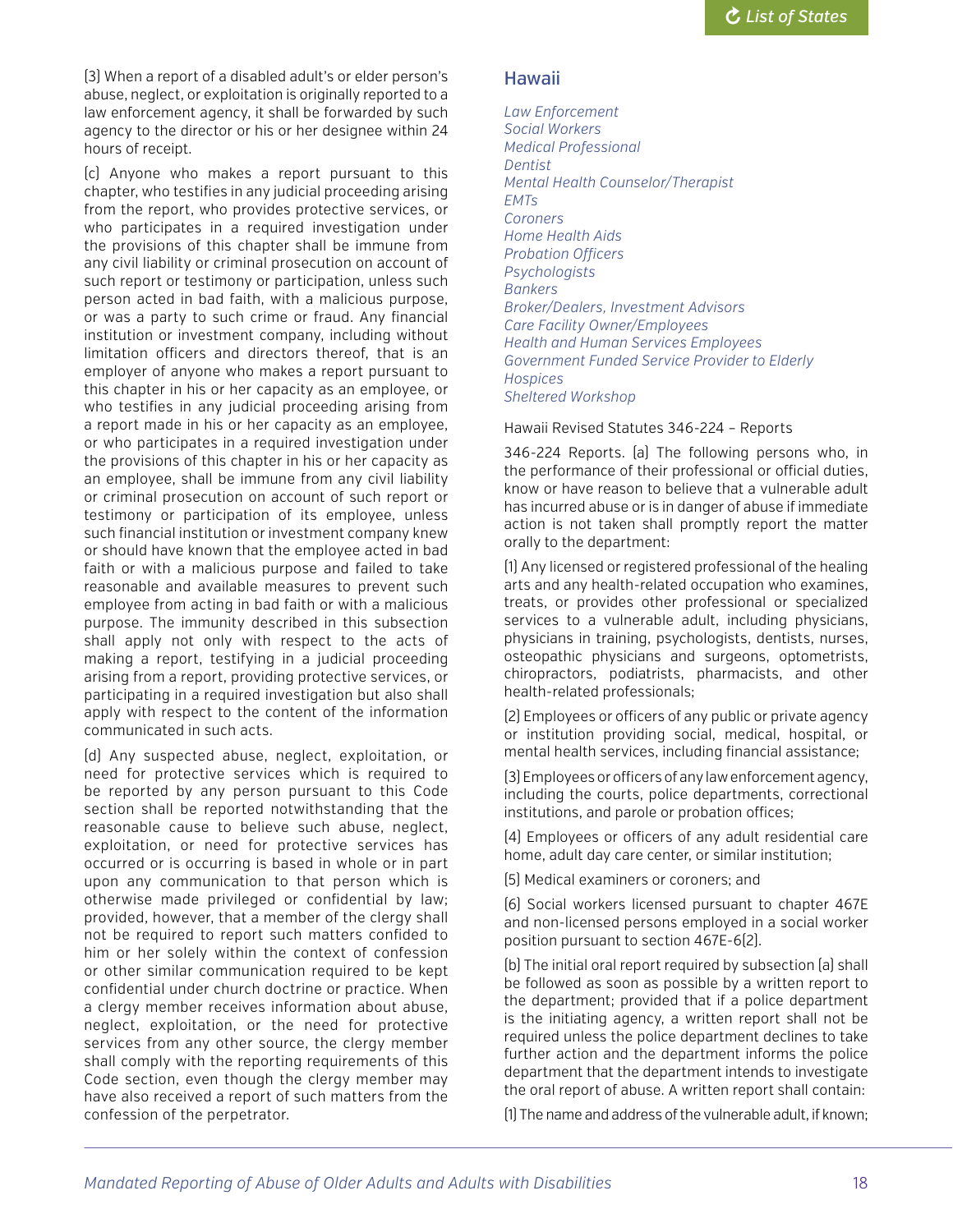(3) When a report of a disabled adult's or elder person's abuse, neglect, or exploitation is originally reported to a law enforcement agency, it shall be forwarded by such agency to the director or his or her designee within 24 hours of receipt.

(c) Anyone who makes a report pursuant to this chapter, who testifies in any judicial proceeding arising from the report, who provides protective services, or who participates in a required investigation under the provisions of this chapter shall be immune from any civil liability or criminal prosecution on account of such report or testimony or participation, unless such person acted in bad faith, with a malicious purpose, or was a party to such crime or fraud. Any financial institution or investment company, including without limitation officers and directors thereof, that is an employer of anyone who makes a report pursuant to this chapter in his or her capacity as an employee, or who testifies in any judicial proceeding arising from a report made in his or her capacity as an employee, or who participates in a required investigation under the provisions of this chapter in his or her capacity as an employee, shall be immune from any civil liability or criminal prosecution on account of such report or testimony or participation of its employee, unless such financial institution or investment company knew or should have known that the employee acted in bad faith or with a malicious purpose and failed to take reasonable and available measures to prevent such employee from acting in bad faith or with a malicious purpose. The immunity described in this subsection shall apply not only with respect to the acts of making a report, testifying in a judicial proceeding arising from a report, providing protective services, or participating in a required investigation but also shall apply with respect to the content of the information communicated in such acts.

(d) Any suspected abuse, neglect, exploitation, or need for protective services which is required to be reported by any person pursuant to this Code section shall be reported notwithstanding that the reasonable cause to believe such abuse, neglect, exploitation, or need for protective services has occurred or is occurring is based in whole or in part upon any communication to that person which is otherwise made privileged or confidential by law; provided, however, that a member of the clergy shall not be required to report such matters confided to him or her solely within the context of confession or other similar communication required to be kept confidential under church doctrine or practice. When a clergy member receives information about abuse, neglect, exploitation, or the need for protective services from any other source, the clergy member shall comply with the reporting requirements of this Code section, even though the clergy member may have also received a report of such matters from the confession of the perpetrator.

## Hawaii

*Law Enforcement*
*Social Workers*
*Medical Professional*
*Dentist*
*Mental Health Counselor/Therapist*
*EMTs*
*Coroners*
*Home Health Aids*
*Probation Officers*
*Psychologists*
*Bankers*
*Broker/Dealers, Investment Advisors*
*Care Facility Owner/Employees*
*Health and Human Services Employees*
*Government Funded Service Provider to Elderly*
*Hospices*
*Sheltered Workshop*

Hawaii Revised Statutes 346-224 – Reports

346-224 Reports. (a) The following persons who, in the performance of their professional or official duties, know or have reason to believe that a vulnerable adult has incurred abuse or is in danger of abuse if immediate action is not taken shall promptly report the matter orally to the department:

(1) Any licensed or registered professional of the healing arts and any health-related occupation who examines, treats, or provides other professional or specialized services to a vulnerable adult, including physicians, physicians in training, psychologists, dentists, nurses, osteopathic physicians and surgeons, optometrists, chiropractors, podiatrists, pharmacists, and other health-related professionals;

(2) Employees or officers of any public or private agency or institution providing social, medical, hospital, or mental health services, including financial assistance;

(3) Employees or officers of any law enforcement agency, including the courts, police departments, correctional institutions, and parole or probation offices;

(4) Employees or officers of any adult residential care home, adult day care center, or similar institution;

(5) Medical examiners or coroners; and

(6) Social workers licensed pursuant to chapter 467E and non-licensed persons employed in a social worker position pursuant to section 467E-6(2).

(b) The initial oral report required by subsection (a) shall be followed as soon as possible by a written report to the department; provided that if a police department is the initiating agency, a written report shall not be required unless the police department declines to take further action and the department informs the police department that the department intends to investigate the oral report of abuse. A written report shall contain:

(1) The name and address of the vulnerable adult, if known;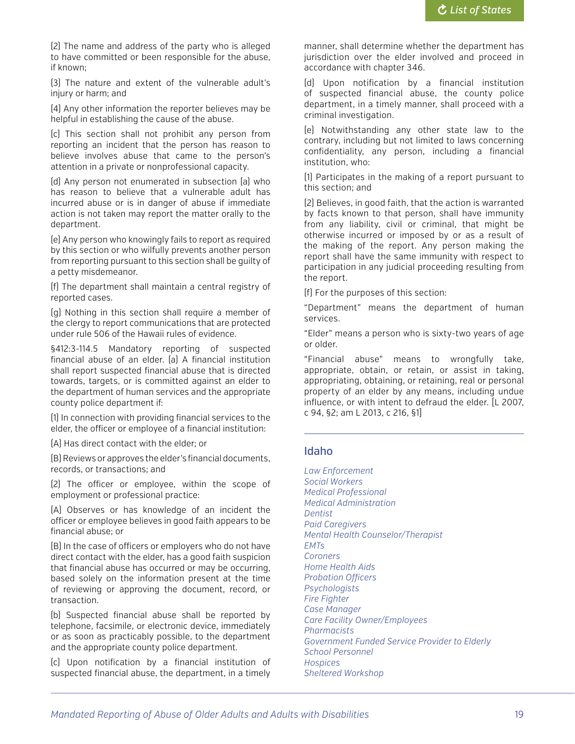(2) The name and address of the party who is alleged to have committed or been responsible for the abuse, if known;

(3) The nature and extent of the vulnerable adult's injury or harm; and

(4) Any other information the reporter believes may be helpful in establishing the cause of the abuse.

(c) This section shall not prohibit any person from reporting an incident that the person has reason to believe involves abuse that came to the person's attention in a private or nonprofessional capacity.

(d) Any person not enumerated in subsection (a) who has reason to believe that a vulnerable adult has incurred abuse or is in danger of abuse if immediate action is not taken may report the matter orally to the department.

(e) Any person who knowingly fails to report as required by this section or who wilfully prevents another person from reporting pursuant to this section shall be guilty of a petty misdemeanor.

(f) The department shall maintain a central registry of reported cases.

(g) Nothing in this section shall require a member of the clergy to report communications that are protected under rule 506 of the Hawaii rules of evidence.

§412:3-114.5 Mandatory reporting of suspected financial abuse of an elder. (a) A financial institution shall report suspected financial abuse that is directed towards, targets, or is committed against an elder to the department of human services and the appropriate county police department if:

(1) In connection with providing financial services to the elder, the officer or employee of a financial institution:

(A) Has direct contact with the elder; or

(B) Reviews or approves the elder's financial documents, records, or transactions; and

(2) The officer or employee, within the scope of employment or professional practice:

(A) Observes or has knowledge of an incident the officer or employee believes in good faith appears to be financial abuse; or

(B) In the case of officers or employers who do not have direct contact with the elder, has a good faith suspicion that financial abuse has occurred or may be occurring, based solely on the information present at the time of reviewing or approving the document, record, or transaction.

(b) Suspected financial abuse shall be reported by telephone, facsimile, or electronic device, immediately or as soon as practicably possible, to the department and the appropriate county police department.

(c) Upon notification by a financial institution of suspected financial abuse, the department, in a timely manner, shall determine whether the department has jurisdiction over the elder involved and proceed in accordance with chapter 346.

(d) Upon notification by a financial institution of suspected financial abuse, the county police department, in a timely manner, shall proceed with a criminal investigation.

(e) Notwithstanding any other state law to the contrary, including but not limited to laws concerning confidentiality, any person, including a financial institution, who:

(1) Participates in the making of a report pursuant to this section; and

(2) Believes, in good faith, that the action is warranted by facts known to that person, shall have immunity from any liability, civil or criminal, that might be otherwise incurred or imposed by or as a result of the making of the report. Any person making the report shall have the same immunity with respect to participation in any judicial proceeding resulting from the report.

(f) For the purposes of this section:

"Department" means the department of human services.

"Elder" means a person who is sixty-two years of age or older.

"Financial abuse" means to wrongfully take, appropriate, obtain, or retain, or assist in taking, appropriating, obtaining, or retaining, real or personal property of an elder by any means, including undue influence, or with intent to defraud the elder. [L 2007, c 94, §2; am L 2013, c 216, §1]

## Idaho

*Law Enforcement*
*Social Workers*
*Medical Professional*
*Medical Administration*
*Dentist*
*Paid Caregivers*
*Mental Health Counselor/Therapist*
*EMTs*
*Coroners*
*Home Health Aids*
*Probation Officers*
*Psychologists*
*Fire Fighter*
*Case Manager*
*Care Facility Owner/Employees*
*Pharmacists*
*Government Funded Service Provider to Elderly*
*School Personnel*
*Hospices*
*Sheltered Workshop*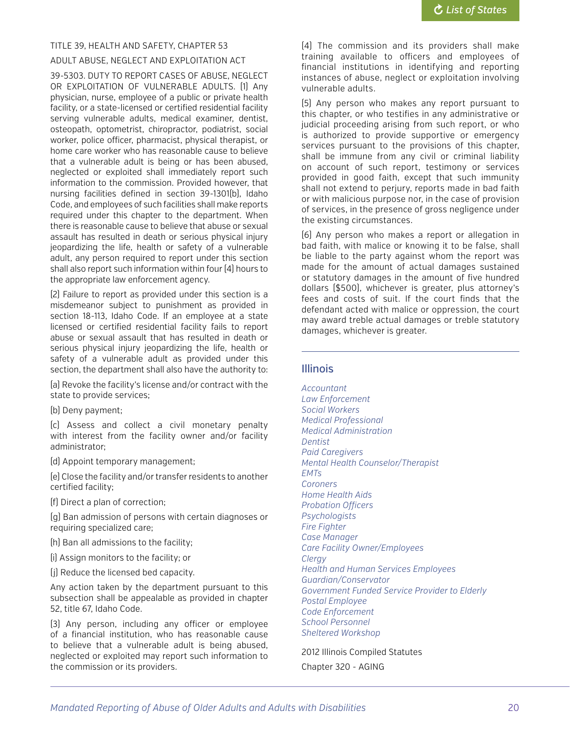TITLE 39, HEALTH AND SAFETY, CHAPTER 53

ADULT ABUSE, NEGLECT AND EXPLOITATION ACT

39-5303. DUTY TO REPORT CASES OF ABUSE, NEGLECT OR EXPLOITATION OF VULNERABLE ADULTS. (1) Any physician, nurse, employee of a public or private health facility, or a state-licensed or certified residential facility serving vulnerable adults, medical examiner, dentist, osteopath, optometrist, chiropractor, podiatrist, social worker, police officer, pharmacist, physical therapist, or home care worker who has reasonable cause to believe that a vulnerable adult is being or has been abused, neglected or exploited shall immediately report such information to the commission. Provided however, that nursing facilities defined in section 39-1301(b), Idaho Code, and employees of such facilities shall make reports required under this chapter to the department. When there is reasonable cause to believe that abuse or sexual assault has resulted in death or serious physical injury jeopardizing the life, health or safety of a vulnerable adult, any person required to report under this section shall also report such information within four (4) hours to the appropriate law enforcement agency.

(2) Failure to report as provided under this section is a misdemeanor subject to punishment as provided in section 18-113, Idaho Code. If an employee at a state licensed or certified residential facility fails to report abuse or sexual assault that has resulted in death or serious physical injury jeopardizing the life, health or safety of a vulnerable adult as provided under this section, the department shall also have the authority to:

(a) Revoke the facility's license and/or contract with the state to provide services;

(b) Deny payment;

(c) Assess and collect a civil monetary penalty with interest from the facility owner and/or facility administrator;

(d) Appoint temporary management;

(e) Close the facility and/or transfer residents to another certified facility;

(f) Direct a plan of correction;

(g) Ban admission of persons with certain diagnoses or requiring specialized care;

(h) Ban all admissions to the facility;

(i) Assign monitors to the facility; or

(j) Reduce the licensed bed capacity.

Any action taken by the department pursuant to this subsection shall be appealable as provided in chapter 52, title 67, Idaho Code.

(3) Any person, including any officer or employee of a financial institution, who has reasonable cause to believe that a vulnerable adult is being abused, neglected or exploited may report such information to the commission or its providers.

(4) The commission and its providers shall make training available to officers and employees of financial institutions in identifying and reporting instances of abuse, neglect or exploitation involving vulnerable adults.

(5) Any person who makes any report pursuant to this chapter, or who testifies in any administrative or judicial proceeding arising from such report, or who is authorized to provide supportive or emergency services pursuant to the provisions of this chapter, shall be immune from any civil or criminal liability on account of such report, testimony or services provided in good faith, except that such immunity shall not extend to perjury, reports made in bad faith or with malicious purpose nor, in the case of provision of services, in the presence of gross negligence under the existing circumstances.

(6) Any person who makes a report or allegation in bad faith, with malice or knowing it to be false, shall be liable to the party against whom the report was made for the amount of actual damages sustained or statutory damages in the amount of five hundred dollars ($500), whichever is greater, plus attorney's fees and costs of suit. If the court finds that the defendant acted with malice or oppression, the court may award treble actual damages or treble statutory damages, whichever is greater.

## Illinois

*Accountant*
*Law Enforcement*
*Social Workers*
*Medical Professional*
*Medical Administration*
*Dentist*
*Paid Caregivers*
*Mental Health Counselor/Therapist*
*EMTs*
*Coroners*
*Home Health Aids*
*Probation Officers*
*Psychologists*
*Fire Fighter*
*Case Manager*
*Care Facility Owner/Employees*
*Clergy*
*Health and Human Services Employees*
*Guardian/Conservator*
*Government Funded Service Provider to Elderly*
*Postal Employee*
*Code Enforcement*
*School Personnel*
*Sheltered Workshop*

2012 Illinois Compiled Statutes

Chapter 320 - AGING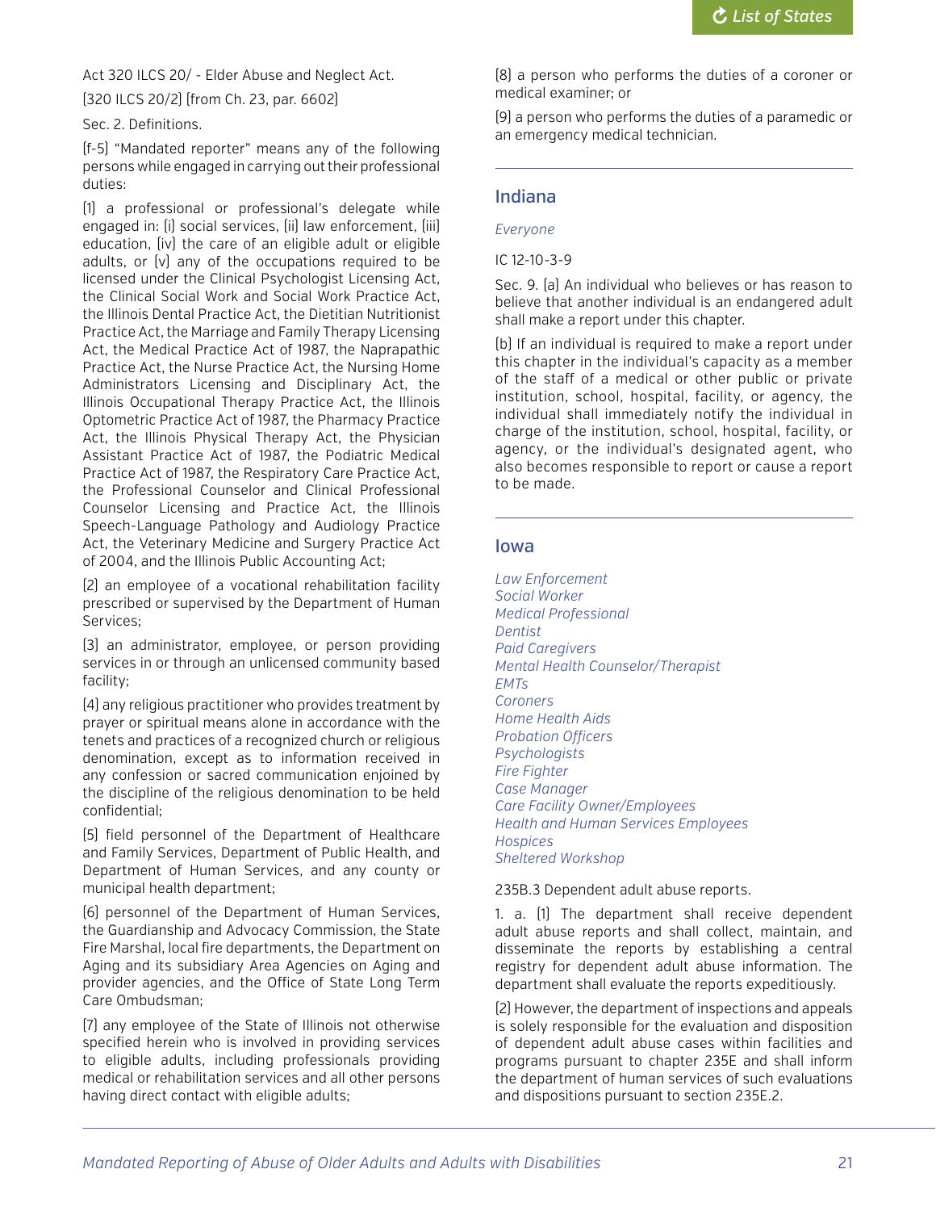Act 320 ILCS 20/ - Elder Abuse and Neglect Act.

(320 ILCS 20/2) (from Ch. 23, par. 6602)

Sec. 2. Definitions.

(f-5) "Mandated reporter" means any of the following persons while engaged in carrying out their professional duties:

(1) a professional or professional's delegate while engaged in: (i) social services, (ii) law enforcement, (iii) education, (iv) the care of an eligible adult or eligible adults, or (v) any of the occupations required to be licensed under the Clinical Psychologist Licensing Act, the Clinical Social Work and Social Work Practice Act, the Illinois Dental Practice Act, the Dietitian Nutritionist Practice Act, the Marriage and Family Therapy Licensing Act, the Medical Practice Act of 1987, the Naprapathic Practice Act, the Nurse Practice Act, the Nursing Home Administrators Licensing and Disciplinary Act, the Illinois Occupational Therapy Practice Act, the Illinois Optometric Practice Act of 1987, the Pharmacy Practice Act, the Illinois Physical Therapy Act, the Physician Assistant Practice Act of 1987, the Podiatric Medical Practice Act of 1987, the Respiratory Care Practice Act, the Professional Counselor and Clinical Professional Counselor Licensing and Practice Act, the Illinois Speech-Language Pathology and Audiology Practice Act, the Veterinary Medicine and Surgery Practice Act of 2004, and the Illinois Public Accounting Act;

(2) an employee of a vocational rehabilitation facility prescribed or supervised by the Department of Human Services;

(3) an administrator, employee, or person providing services in or through an unlicensed community based facility;

(4) any religious practitioner who provides treatment by prayer or spiritual means alone in accordance with the tenets and practices of a recognized church or religious denomination, except as to information received in any confession or sacred communication enjoined by the discipline of the religious denomination to be held confidential;

(5) field personnel of the Department of Healthcare and Family Services, Department of Public Health, and Department of Human Services, and any county or municipal health department;

(6) personnel of the Department of Human Services, the Guardianship and Advocacy Commission, the State Fire Marshal, local fire departments, the Department on Aging and its subsidiary Area Agencies on Aging and provider agencies, and the Office of State Long Term Care Ombudsman;

(7) any employee of the State of Illinois not otherwise specified herein who is involved in providing services to eligible adults, including professionals providing medical or rehabilitation services and all other persons having direct contact with eligible adults;

(8) a person who performs the duties of a coroner or medical examiner; or

(9) a person who performs the duties of a paramedic or an emergency medical technician.

## Indiana

*Everyone*

IC 12-10-3-9

Sec. 9. (a) An individual who believes or has reason to believe that another individual is an endangered adult shall make a report under this chapter.

(b) If an individual is required to make a report under this chapter in the individual's capacity as a member of the staff of a medical or other public or private institution, school, hospital, facility, or agency, the individual shall immediately notify the individual in charge of the institution, school, hospital, facility, or agency, or the individual's designated agent, who also becomes responsible to report or cause a report to be made.

## Iowa

*Law Enforcement*
*Social Worker*
*Medical Professional*
*Dentist*
*Paid Caregivers*
*Mental Health Counselor/Therapist*
*EMTs*
*Coroners*
*Home Health Aids*
*Probation Officers*
*Psychologists*
*Fire Fighter*
*Case Manager*
*Care Facility Owner/Employees*
*Health and Human Services Employees*
*Hospices*
*Sheltered Workshop*

235B.3 Dependent adult abuse reports.

1. a. (1) The department shall receive dependent adult abuse reports and shall collect, maintain, and disseminate the reports by establishing a central registry for dependent adult abuse information. The department shall evaluate the reports expeditiously.

(2) However, the department of inspections and appeals is solely responsible for the evaluation and disposition of dependent adult abuse cases within facilities and programs pursuant to chapter 235E and shall inform the department of human services of such evaluations and dispositions pursuant to section 235E.2.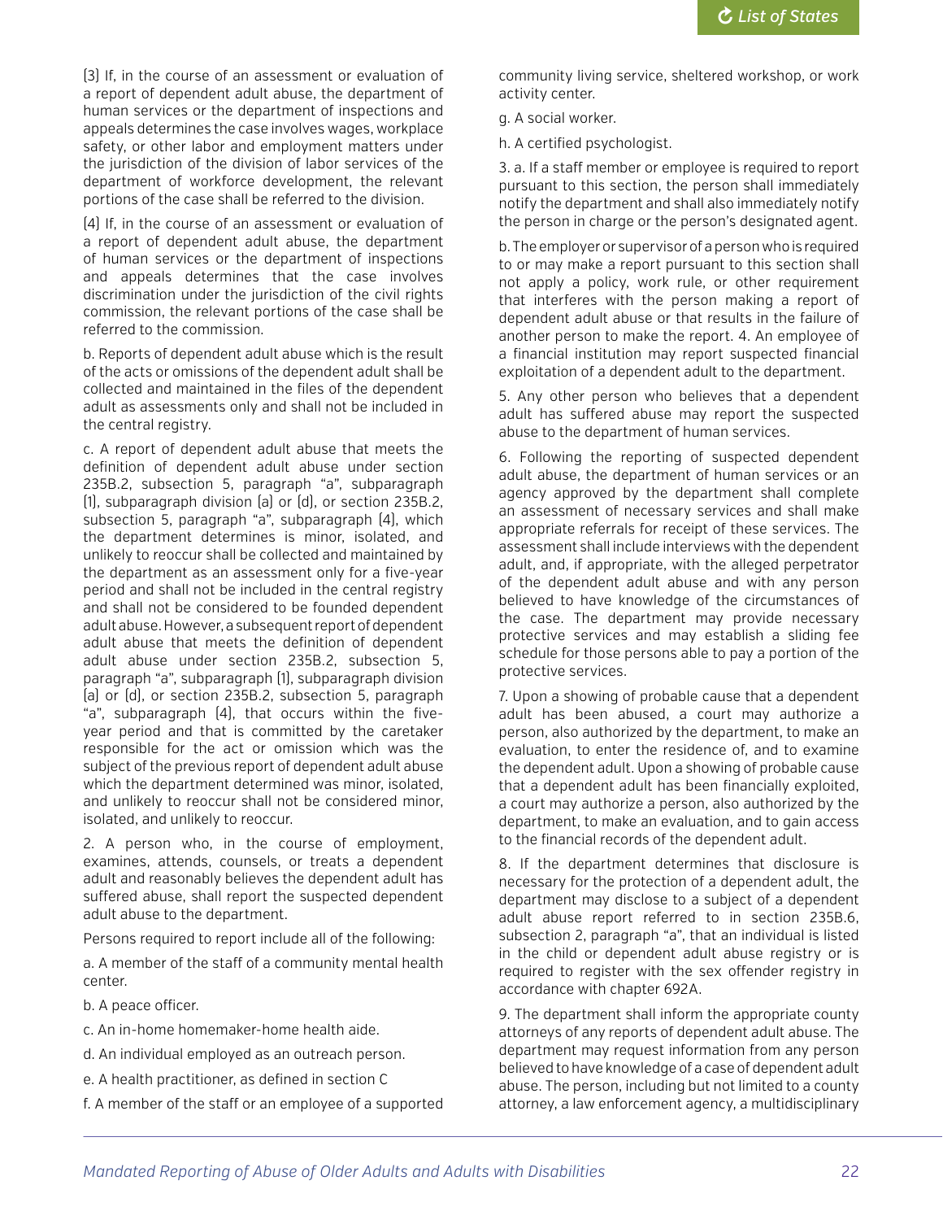(3) If, in the course of an assessment or evaluation of a report of dependent adult abuse, the department of human services or the department of inspections and appeals determines the case involves wages, workplace safety, or other labor and employment matters under the jurisdiction of the division of labor services of the department of workforce development, the relevant portions of the case shall be referred to the division.

(4) If, in the course of an assessment or evaluation of a report of dependent adult abuse, the department of human services or the department of inspections and appeals determines that the case involves discrimination under the jurisdiction of the civil rights commission, the relevant portions of the case shall be referred to the commission.

b. Reports of dependent adult abuse which is the result of the acts or omissions of the dependent adult shall be collected and maintained in the files of the dependent adult as assessments only and shall not be included in the central registry.

c. A report of dependent adult abuse that meets the definition of dependent adult abuse under section 235B.2, subsection 5, paragraph "a", subparagraph (1), subparagraph division (a) or (d), or section 235B.2, subsection 5, paragraph "a", subparagraph (4), which the department determines is minor, isolated, and unlikely to reoccur shall be collected and maintained by the department as an assessment only for a five-year period and shall not be included in the central registry and shall not be considered to be founded dependent adult abuse. However, a subsequent report of dependent adult abuse that meets the definition of dependent adult abuse under section 235B.2, subsection 5, paragraph "a", subparagraph (1), subparagraph division (a) or (d), or section 235B.2, subsection 5, paragraph "a", subparagraph (4), that occurs within the five-year period and that is committed by the caretaker responsible for the act or omission which was the subject of the previous report of dependent adult abuse which the department determined was minor, isolated, and unlikely to reoccur shall not be considered minor, isolated, and unlikely to reoccur.

2. A person who, in the course of employment, examines, attends, counsels, or treats a dependent adult and reasonably believes the dependent adult has suffered abuse, shall report the suspected dependent adult abuse to the department.

Persons required to report include all of the following:

a. A member of the staff of a community mental health center.

b. A peace officer.

c. An in-home homemaker-home health aide.

d. An individual employed as an outreach person.

e. A health practitioner, as defined in section C

f. A member of the staff or an employee of a supported community living service, sheltered workshop, or work activity center.

g. A social worker.

h. A certified psychologist.

3. a. If a staff member or employee is required to report pursuant to this section, the person shall immediately notify the department and shall also immediately notify the person in charge or the person's designated agent.

b. The employer or supervisor of a person who is required to or may make a report pursuant to this section shall not apply a policy, work rule, or other requirement that interferes with the person making a report of dependent adult abuse or that results in the failure of another person to make the report. 4. An employee of a financial institution may report suspected financial exploitation of a dependent adult to the department.

5. Any other person who believes that a dependent adult has suffered abuse may report the suspected abuse to the department of human services.

6. Following the reporting of suspected dependent adult abuse, the department of human services or an agency approved by the department shall complete an assessment of necessary services and shall make appropriate referrals for receipt of these services. The assessment shall include interviews with the dependent adult, and, if appropriate, with the alleged perpetrator of the dependent adult abuse and with any person believed to have knowledge of the circumstances of the case. The department may provide necessary protective services and may establish a sliding fee schedule for those persons able to pay a portion of the protective services.

7. Upon a showing of probable cause that a dependent adult has been abused, a court may authorize a person, also authorized by the department, to make an evaluation, to enter the residence of, and to examine the dependent adult. Upon a showing of probable cause that a dependent adult has been financially exploited, a court may authorize a person, also authorized by the department, to make an evaluation, and to gain access to the financial records of the dependent adult.

8. If the department determines that disclosure is necessary for the protection of a dependent adult, the department may disclose to a subject of a dependent adult abuse report referred to in section 235B.6, subsection 2, paragraph "a", that an individual is listed in the child or dependent adult abuse registry or is required to register with the sex offender registry in accordance with chapter 692A.

9. The department shall inform the appropriate county attorneys of any reports of dependent adult abuse. The department may request information from any person believed to have knowledge of a case of dependent adult abuse. The person, including but not limited to a county attorney, a law enforcement agency, a multidisciplinary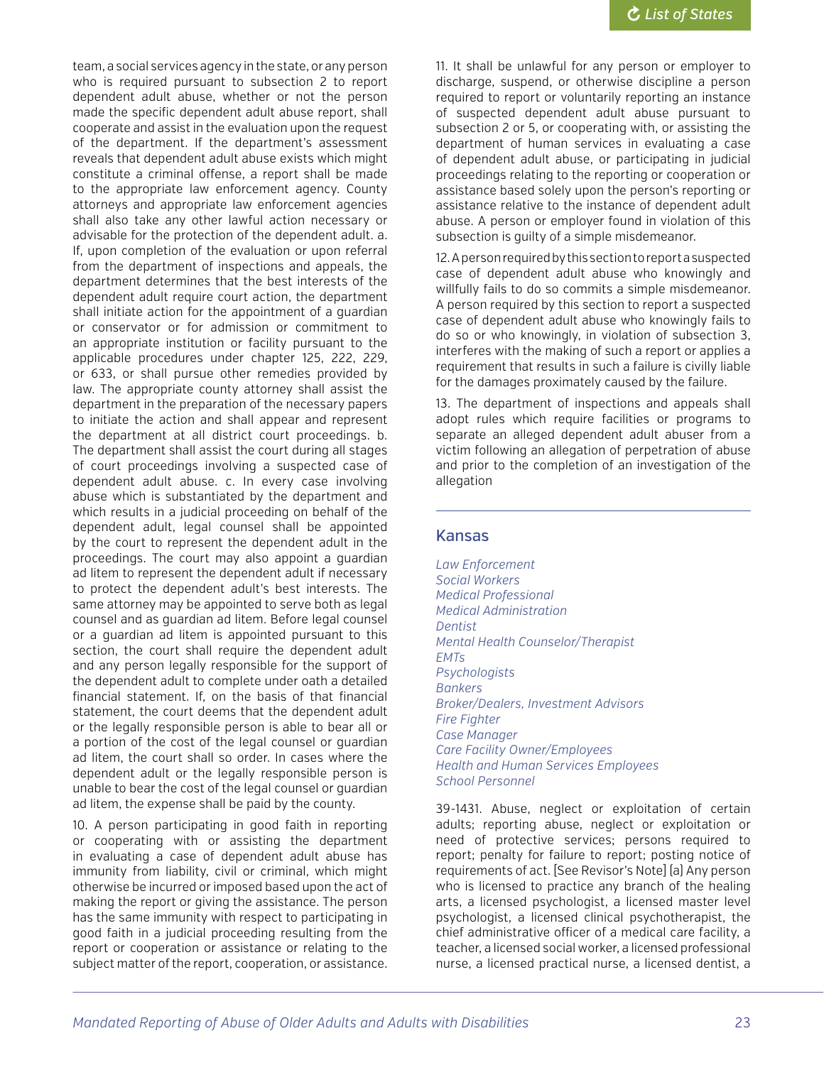team, a social services agency in the state, or any person who is required pursuant to subsection 2 to report dependent adult abuse, whether or not the person made the specific dependent adult abuse report, shall cooperate and assist in the evaluation upon the request of the department. If the department's assessment reveals that dependent adult abuse exists which might constitute a criminal offense, a report shall be made to the appropriate law enforcement agency. County attorneys and appropriate law enforcement agencies shall also take any other lawful action necessary or advisable for the protection of the dependent adult. a. If, upon completion of the evaluation or upon referral from the department of inspections and appeals, the department determines that the best interests of the dependent adult require court action, the department shall initiate action for the appointment of a guardian or conservator or for admission or commitment to an appropriate institution or facility pursuant to the applicable procedures under chapter 125, 222, 229, or 633, or shall pursue other remedies provided by law. The appropriate county attorney shall assist the department in the preparation of the necessary papers to initiate the action and shall appear and represent the department at all district court proceedings. b. The department shall assist the court during all stages of court proceedings involving a suspected case of dependent adult abuse. c. In every case involving abuse which is substantiated by the department and which results in a judicial proceeding on behalf of the dependent adult, legal counsel shall be appointed by the court to represent the dependent adult in the proceedings. The court may also appoint a guardian ad litem to represent the dependent adult if necessary to protect the dependent adult's best interests. The same attorney may be appointed to serve both as legal counsel and as guardian ad litem. Before legal counsel or a guardian ad litem is appointed pursuant to this section, the court shall require the dependent adult and any person legally responsible for the support of the dependent adult to complete under oath a detailed financial statement. If, on the basis of that financial statement, the court deems that the dependent adult or the legally responsible person is able to bear all or a portion of the cost of the legal counsel or guardian ad litem, the court shall so order. In cases where the dependent adult or the legally responsible person is unable to bear the cost of the legal counsel or guardian ad litem, the expense shall be paid by the county.

10. A person participating in good faith in reporting or cooperating with or assisting the department in evaluating a case of dependent adult abuse has immunity from liability, civil or criminal, which might otherwise be incurred or imposed based upon the act of making the report or giving the assistance. The person has the same immunity with respect to participating in good faith in a judicial proceeding resulting from the report or cooperation or assistance or relating to the subject matter of the report, cooperation, or assistance.

11. It shall be unlawful for any person or employer to discharge, suspend, or otherwise discipline a person required to report or voluntarily reporting an instance of suspected dependent adult abuse pursuant to subsection 2 or 5, or cooperating with, or assisting the department of human services in evaluating a case of dependent adult abuse, or participating in judicial proceedings relating to the reporting or cooperation or assistance based solely upon the person's reporting or assistance relative to the instance of dependent adult abuse. A person or employer found in violation of this subsection is guilty of a simple misdemeanor.

12. A person required by this section to report a suspected case of dependent adult abuse who knowingly and willfully fails to do so commits a simple misdemeanor. A person required by this section to report a suspected case of dependent adult abuse who knowingly fails to do so or who knowingly, in violation of subsection 3, interferes with the making of such a report or applies a requirement that results in such a failure is civilly liable for the damages proximately caused by the failure.

13. The department of inspections and appeals shall adopt rules which require facilities or programs to separate an alleged dependent adult abuser from a victim following an allegation of perpetration of abuse and prior to the completion of an investigation of the allegation

---

## Kansas

*Law Enforcement*
*Social Workers*
*Medical Professional*
*Medical Administration*
*Dentist*
*Mental Health Counselor/Therapist*
*EMTs*
*Psychologists*
*Bankers*
*Broker/Dealers, Investment Advisors*
*Fire Fighter*
*Case Manager*
*Care Facility Owner/Employees*
*Health and Human Services Employees*
*School Personnel*

39-1431. Abuse, neglect or exploitation of certain adults; reporting abuse, neglect or exploitation or need of protective services; persons required to report; penalty for failure to report; posting notice of requirements of act. [See Revisor's Note] (a) Any person who is licensed to practice any branch of the healing arts, a licensed psychologist, a licensed master level psychologist, a licensed clinical psychotherapist, the chief administrative officer of a medical care facility, a teacher, a licensed social worker, a licensed professional nurse, a licensed practical nurse, a licensed dentist, a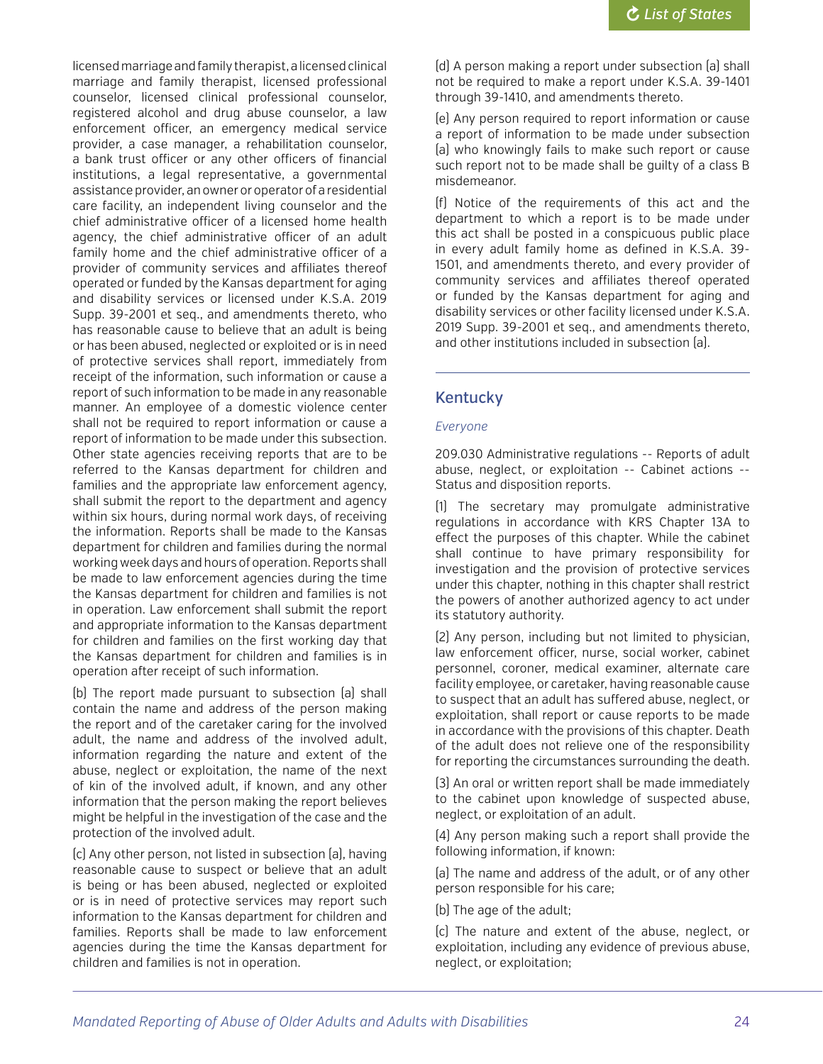licensed marriage and family therapist, a licensed clinical marriage and family therapist, licensed professional counselor, licensed clinical professional counselor, registered alcohol and drug abuse counselor, a law enforcement officer, an emergency medical service provider, a case manager, a rehabilitation counselor, a bank trust officer or any other officers of financial institutions, a legal representative, a governmental assistance provider, an owner or operator of a residential care facility, an independent living counselor and the chief administrative officer of a licensed home health agency, the chief administrative officer of an adult family home and the chief administrative officer of a provider of community services and affiliates thereof operated or funded by the Kansas department for aging and disability services or licensed under K.S.A. 2019 Supp. 39-2001 et seq., and amendments thereto, who has reasonable cause to believe that an adult is being or has been abused, neglected or exploited or is in need of protective services shall report, immediately from receipt of the information, such information or cause a report of such information to be made in any reasonable manner. An employee of a domestic violence center shall not be required to report information or cause a report of information to be made under this subsection. Other state agencies receiving reports that are to be referred to the Kansas department for children and families and the appropriate law enforcement agency, shall submit the report to the department and agency within six hours, during normal work days, of receiving the information. Reports shall be made to the Kansas department for children and families during the normal working week days and hours of operation. Reports shall be made to law enforcement agencies during the time the Kansas department for children and families is not in operation. Law enforcement shall submit the report and appropriate information to the Kansas department for children and families on the first working day that the Kansas department for children and families is in operation after receipt of such information.

(b) The report made pursuant to subsection (a) shall contain the name and address of the person making the report and of the caretaker caring for the involved adult, the name and address of the involved adult, information regarding the nature and extent of the abuse, neglect or exploitation, the name of the next of kin of the involved adult, if known, and any other information that the person making the report believes might be helpful in the investigation of the case and the protection of the involved adult.

(c) Any other person, not listed in subsection (a), having reasonable cause to suspect or believe that an adult is being or has been abused, neglected or exploited or is in need of protective services may report such information to the Kansas department for children and families. Reports shall be made to law enforcement agencies during the time the Kansas department for children and families is not in operation.

(d) A person making a report under subsection (a) shall not be required to make a report under K.S.A. 39-1401 through 39-1410, and amendments thereto.

(e) Any person required to report information or cause a report of information to be made under subsection (a) who knowingly fails to make such report or cause such report not to be made shall be guilty of a class B misdemeanor.

(f) Notice of the requirements of this act and the department to which a report is to be made under this act shall be posted in a conspicuous public place in every adult family home as defined in K.S.A. 39-1501, and amendments thereto, and every provider of community services and affiliates thereof operated or funded by the Kansas department for aging and disability services or other facility licensed under K.S.A. 2019 Supp. 39-2001 et seq., and amendments thereto, and other institutions included in subsection (a).

## Kentucky

*Everyone*

209.030 Administrative regulations -- Reports of adult abuse, neglect, or exploitation -- Cabinet actions -- Status and disposition reports.

(1) The secretary may promulgate administrative regulations in accordance with KRS Chapter 13A to effect the purposes of this chapter. While the cabinet shall continue to have primary responsibility for investigation and the provision of protective services under this chapter, nothing in this chapter shall restrict the powers of another authorized agency to act under its statutory authority.

(2) Any person, including but not limited to physician, law enforcement officer, nurse, social worker, cabinet personnel, coroner, medical examiner, alternate care facility employee, or caretaker, having reasonable cause to suspect that an adult has suffered abuse, neglect, or exploitation, shall report or cause reports to be made in accordance with the provisions of this chapter. Death of the adult does not relieve one of the responsibility for reporting the circumstances surrounding the death.

(3) An oral or written report shall be made immediately to the cabinet upon knowledge of suspected abuse, neglect, or exploitation of an adult.

(4) Any person making such a report shall provide the following information, if known:

(a) The name and address of the adult, or of any other person responsible for his care;

(b) The age of the adult;

(c) The nature and extent of the abuse, neglect, or exploitation, including any evidence of previous abuse, neglect, or exploitation;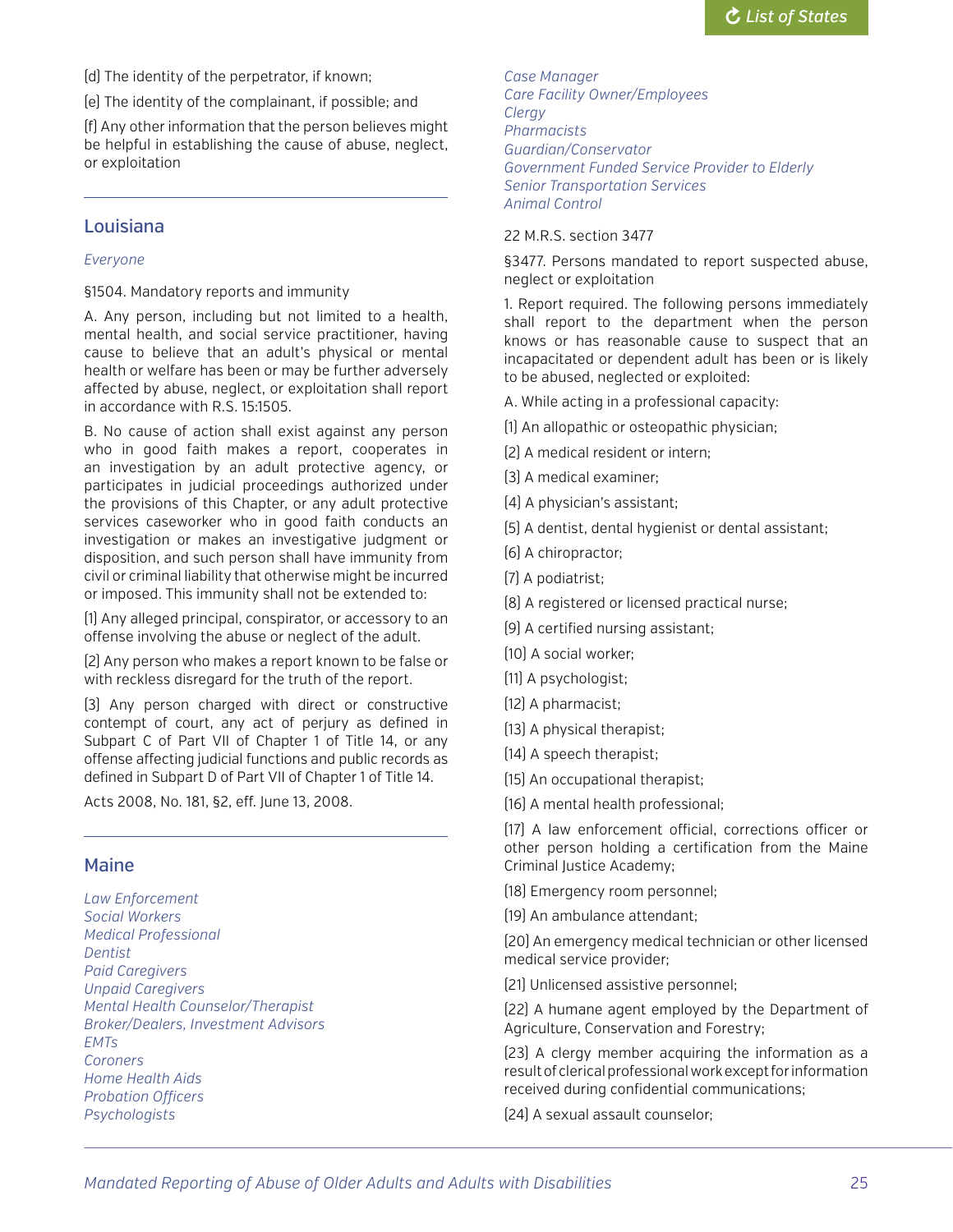(d) The identity of the perpetrator, if known;

(e) The identity of the complainant, if possible; and

(f) Any other information that the person believes might be helpful in establishing the cause of abuse, neglect, or exploitation

## Louisiana

*Everyone*

§1504. Mandatory reports and immunity

A. Any person, including but not limited to a health, mental health, and social service practitioner, having cause to believe that an adult's physical or mental health or welfare has been or may be further adversely affected by abuse, neglect, or exploitation shall report in accordance with R.S. 15:1505.

B. No cause of action shall exist against any person who in good faith makes a report, cooperates in an investigation by an adult protective agency, or participates in judicial proceedings authorized under the provisions of this Chapter, or any adult protective services caseworker who in good faith conducts an investigation or makes an investigative judgment or disposition, and such person shall have immunity from civil or criminal liability that otherwise might be incurred or imposed. This immunity shall not be extended to:

(1) Any alleged principal, conspirator, or accessory to an offense involving the abuse or neglect of the adult.

(2) Any person who makes a report known to be false or with reckless disregard for the truth of the report.

(3) Any person charged with direct or constructive contempt of court, any act of perjury as defined in Subpart C of Part VII of Chapter 1 of Title 14, or any offense affecting judicial functions and public records as defined in Subpart D of Part VII of Chapter 1 of Title 14.

Acts 2008, No. 181, §2, eff. June 13, 2008.

## Maine

*Law Enforcement*
*Social Workers*
*Medical Professional*
*Dentist*
*Paid Caregivers*
*Unpaid Caregivers*
*Mental Health Counselor/Therapist*
*Broker/Dealers, Investment Advisors*
*EMTs*
*Coroners*
*Home Health Aids*
*Probation Officers*
*Psychologists*
*Case Manager*
*Care Facility Owner/Employees*
*Clergy*
*Pharmacists*
*Guardian/Conservator*
*Government Funded Service Provider to Elderly*
*Senior Transportation Services*
*Animal Control*

22 M.R.S. section 3477

§3477. Persons mandated to report suspected abuse, neglect or exploitation

1. Report required. The following persons immediately shall report to the department when the person knows or has reasonable cause to suspect that an incapacitated or dependent adult has been or is likely to be abused, neglected or exploited:

A. While acting in a professional capacity:

(1) An allopathic or osteopathic physician;

(2) A medical resident or intern;

(3) A medical examiner;

(4) A physician's assistant;

(5) A dentist, dental hygienist or dental assistant;

(6) A chiropractor;

(7) A podiatrist;

(8) A registered or licensed practical nurse;

(9) A certified nursing assistant;

(10) A social worker;

(11) A psychologist;

(12) A pharmacist;

(13) A physical therapist;

(14) A speech therapist;

(15) An occupational therapist;

(16) A mental health professional;

(17) A law enforcement official, corrections officer or other person holding a certification from the Maine Criminal Justice Academy;

(18) Emergency room personnel;

(19) An ambulance attendant;

(20) An emergency medical technician or other licensed medical service provider;

(21) Unlicensed assistive personnel;

(22) A humane agent employed by the Department of Agriculture, Conservation and Forestry;

(23) A clergy member acquiring the information as a result of clerical professional work except for information received during confidential communications;

(24) A sexual assault counselor;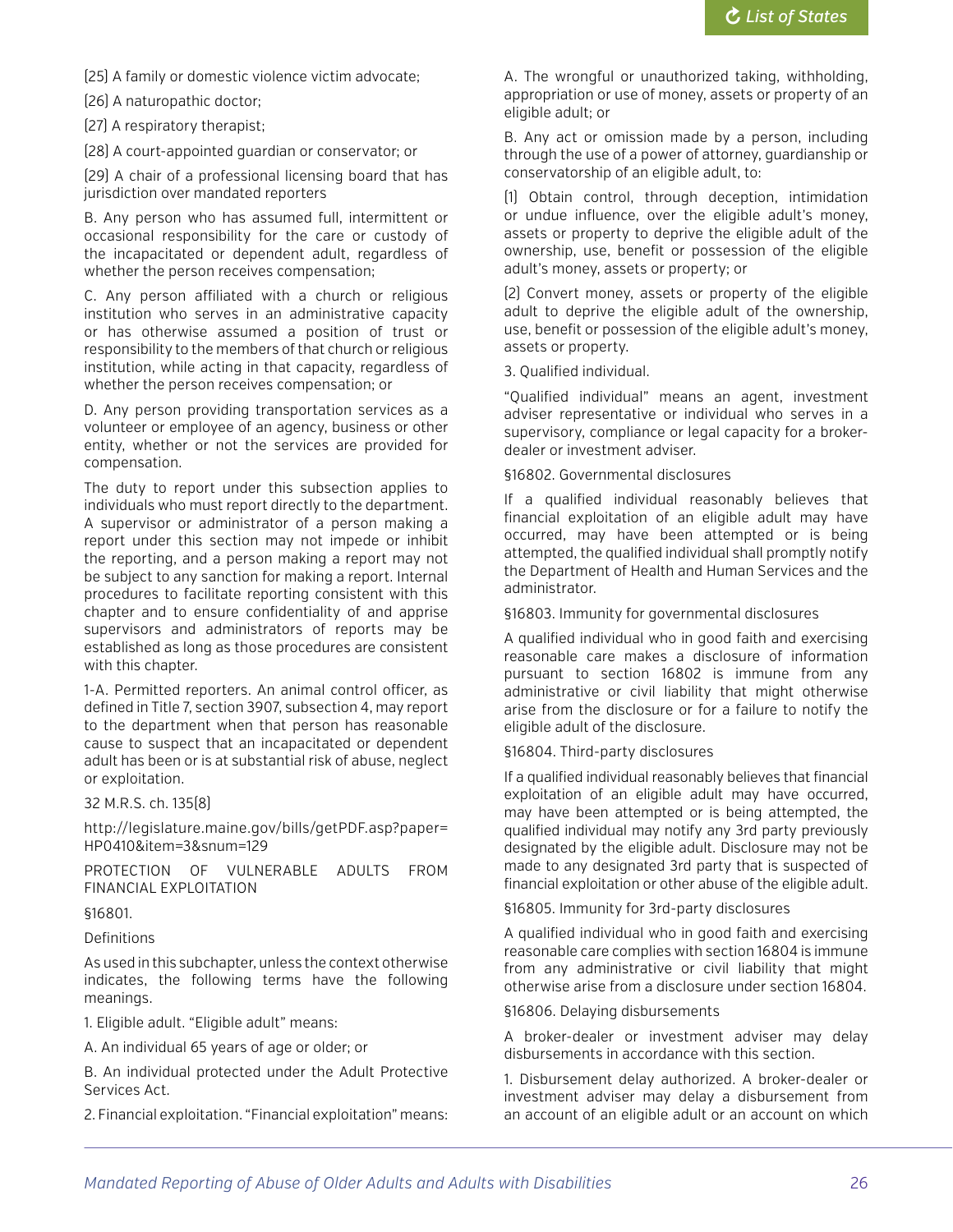(25) A family or domestic violence victim advocate;

(26) A naturopathic doctor;

(27) A respiratory therapist;

(28) A court-appointed guardian or conservator; or

(29) A chair of a professional licensing board that has jurisdiction over mandated reporters

B. Any person who has assumed full, intermittent or occasional responsibility for the care or custody of the incapacitated or dependent adult, regardless of whether the person receives compensation;

C. Any person affiliated with a church or religious institution who serves in an administrative capacity or has otherwise assumed a position of trust or responsibility to the members of that church or religious institution, while acting in that capacity, regardless of whether the person receives compensation; or

D. Any person providing transportation services as a volunteer or employee of an agency, business or other entity, whether or not the services are provided for compensation.

The duty to report under this subsection applies to individuals who must report directly to the department. A supervisor or administrator of a person making a report under this section may not impede or inhibit the reporting, and a person making a report may not be subject to any sanction for making a report. Internal procedures to facilitate reporting consistent with this chapter and to ensure confidentiality of and apprise supervisors and administrators of reports may be established as long as those procedures are consistent with this chapter.

1-A. Permitted reporters. An animal control officer, as defined in Title 7, section 3907, subsection 4, may report to the department when that person has reasonable cause to suspect that an incapacitated or dependent adult has been or is at substantial risk of abuse, neglect or exploitation.

32 M.R.S. ch. 135(8)

http://legislature.maine.gov/bills/getPDF.asp?paper=HP0410&item=3&snum=129

PROTECTION OF VULNERABLE ADULTS FROM FINANCIAL EXPLOITATION

§16801.

Definitions

As used in this subchapter, unless the context otherwise indicates, the following terms have the following meanings.

1. Eligible adult. "Eligible adult" means:

A. An individual 65 years of age or older; or

B. An individual protected under the Adult Protective Services Act.

2. Financial exploitation. "Financial exploitation" means:

A. The wrongful or unauthorized taking, withholding, appropriation or use of money, assets or property of an eligible adult; or

B. Any act or omission made by a person, including through the use of a power of attorney, guardianship or conservatorship of an eligible adult, to:

(1) Obtain control, through deception, intimidation or undue influence, over the eligible adult's money, assets or property to deprive the eligible adult of the ownership, use, benefit or possession of the eligible adult's money, assets or property; or

(2) Convert money, assets or property of the eligible adult to deprive the eligible adult of the ownership, use, benefit or possession of the eligible adult's money, assets or property.

3. Qualified individual.

"Qualified individual" means an agent, investment adviser representative or individual who serves in a supervisory, compliance or legal capacity for a broker-dealer or investment adviser.

§16802. Governmental disclosures

If a qualified individual reasonably believes that financial exploitation of an eligible adult may have occurred, may have been attempted or is being attempted, the qualified individual shall promptly notify the Department of Health and Human Services and the administrator.

§16803. Immunity for governmental disclosures

A qualified individual who in good faith and exercising reasonable care makes a disclosure of information pursuant to section 16802 is immune from any administrative or civil liability that might otherwise arise from the disclosure or for a failure to notify the eligible adult of the disclosure.

§16804. Third-party disclosures

If a qualified individual reasonably believes that financial exploitation of an eligible adult may have occurred, may have been attempted or is being attempted, the qualified individual may notify any 3rd party previously designated by the eligible adult. Disclosure may not be made to any designated 3rd party that is suspected of financial exploitation or other abuse of the eligible adult.

§16805. Immunity for 3rd-party disclosures

A qualified individual who in good faith and exercising reasonable care complies with section 16804 is immune from any administrative or civil liability that might otherwise arise from a disclosure under section 16804.

§16806. Delaying disbursements

A broker-dealer or investment adviser may delay disbursements in accordance with this section.

1. Disbursement delay authorized. A broker-dealer or investment adviser may delay a disbursement from an account of an eligible adult or an account on which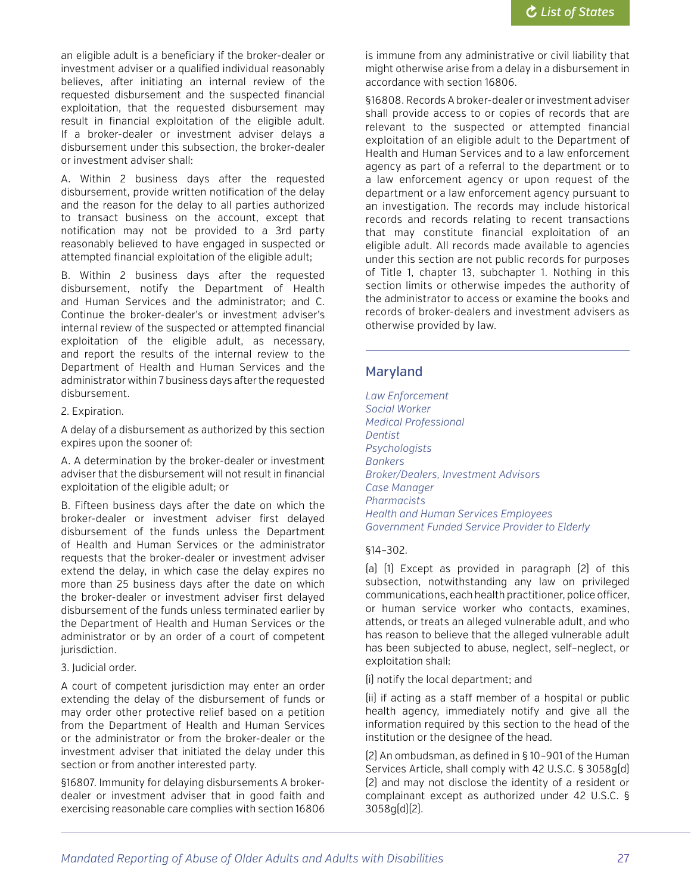an eligible adult is a beneficiary if the broker-dealer or investment adviser or a qualified individual reasonably believes, after initiating an internal review of the requested disbursement and the suspected financial exploitation, that the requested disbursement may result in financial exploitation of the eligible adult. If a broker-dealer or investment adviser delays a disbursement under this subsection, the broker-dealer or investment adviser shall:

A. Within 2 business days after the requested disbursement, provide written notification of the delay and the reason for the delay to all parties authorized to transact business on the account, except that notification may not be provided to a 3rd party reasonably believed to have engaged in suspected or attempted financial exploitation of the eligible adult;

B. Within 2 business days after the requested disbursement, notify the Department of Health and Human Services and the administrator; and C. Continue the broker-dealer's or investment adviser's internal review of the suspected or attempted financial exploitation of the eligible adult, as necessary, and report the results of the internal review to the Department of Health and Human Services and the administrator within 7 business days after the requested disbursement.

2. Expiration.

A delay of a disbursement as authorized by this section expires upon the sooner of:

A. A determination by the broker-dealer or investment adviser that the disbursement will not result in financial exploitation of the eligible adult; or

B. Fifteen business days after the date on which the broker-dealer or investment adviser first delayed disbursement of the funds unless the Department of Health and Human Services or the administrator requests that the broker-dealer or investment adviser extend the delay, in which case the delay expires no more than 25 business days after the date on which the broker-dealer or investment adviser first delayed disbursement of the funds unless terminated earlier by the Department of Health and Human Services or the administrator or by an order of a court of competent jurisdiction.

3. Judicial order.

A court of competent jurisdiction may enter an order extending the delay of the disbursement of funds or may order other protective relief based on a petition from the Department of Health and Human Services or the administrator or from the broker-dealer or the investment adviser that initiated the delay under this section or from another interested party.

§16807. Immunity for delaying disbursements A broker-dealer or investment adviser that in good faith and exercising reasonable care complies with section 16806 is immune from any administrative or civil liability that might otherwise arise from a delay in a disbursement in accordance with section 16806.

§16808. Records A broker-dealer or investment adviser shall provide access to or copies of records that are relevant to the suspected or attempted financial exploitation of an eligible adult to the Department of Health and Human Services and to a law enforcement agency as part of a referral to the department or to a law enforcement agency or upon request of the department or a law enforcement agency pursuant to an investigation. The records may include historical records and records relating to recent transactions that may constitute financial exploitation of an eligible adult. All records made available to agencies under this section are not public records for purposes of Title 1, chapter 13, subchapter 1. Nothing in this section limits or otherwise impedes the authority of the administrator to access or examine the books and records of broker-dealers and investment advisers as otherwise provided by law.

## Maryland

*Law Enforcement*
*Social Worker*
*Medical Professional*
*Dentist*
*Psychologists*
*Bankers*
*Broker/Dealers, Investment Advisors*
*Case Manager*
*Pharmacists*
*Health and Human Services Employees*
*Government Funded Service Provider to Elderly*

§14–302.

(a) (1) Except as provided in paragraph (2) of this subsection, notwithstanding any law on privileged communications, each health practitioner, police officer, or human service worker who contacts, examines, attends, or treats an alleged vulnerable adult, and who has reason to believe that the alleged vulnerable adult has been subjected to abuse, neglect, self–neglect, or exploitation shall:

(i) notify the local department; and

(ii) if acting as a staff member of a hospital or public health agency, immediately notify and give all the information required by this section to the head of the institution or the designee of the head.

(2) An ombudsman, as defined in § 10–901 of the Human Services Article, shall comply with 42 U.S.C. § 3058g(d)(2) and may not disclose the identity of a resident or complainant except as authorized under 42 U.S.C. § 3058g(d)(2).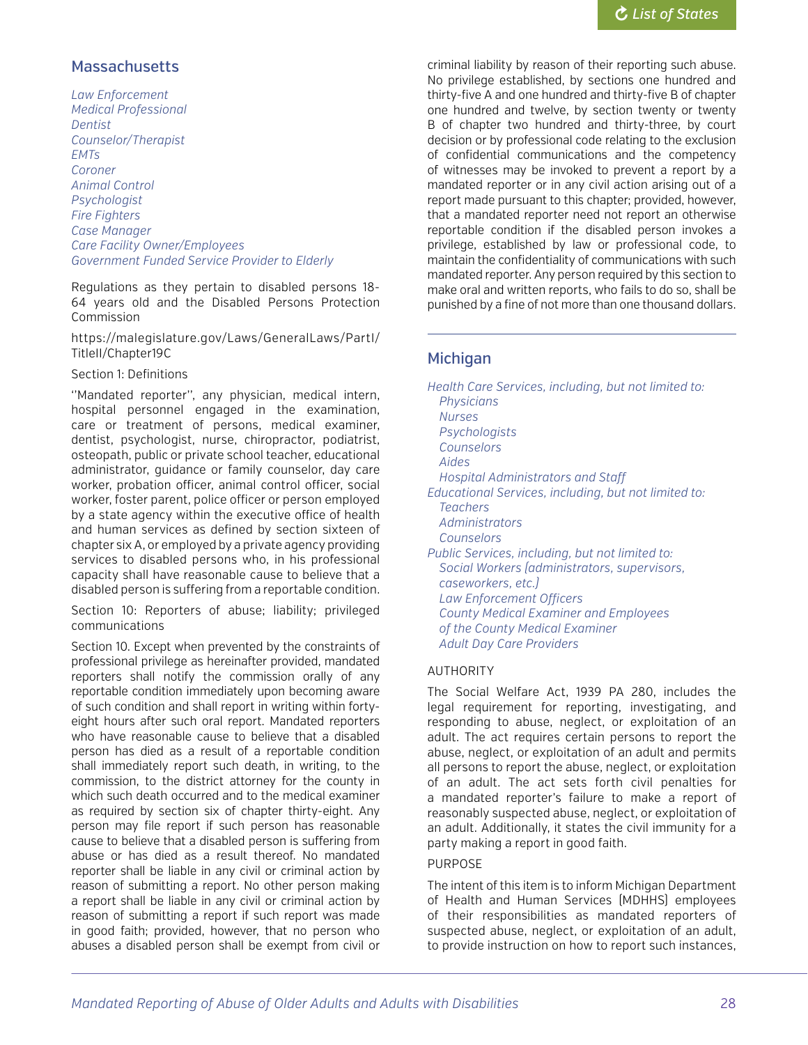## Massachusetts

*Law Enforcement*
*Medical Professional*
*Dentist*
*Counselor/Therapist*
*EMTs*
*Coroner*
*Animal Control*
*Psychologist*
*Fire Fighters*
*Case Manager*
*Care Facility Owner/Employees*
*Government Funded Service Provider to Elderly*

Regulations as they pertain to disabled persons 18-64 years old and the Disabled Persons Protection Commission

https://malegislature.gov/Laws/GeneralLaws/PartI/TitleII/Chapter19C

Section 1: Definitions

''Mandated reporter'', any physician, medical intern, hospital personnel engaged in the examination, care or treatment of persons, medical examiner, dentist, psychologist, nurse, chiropractor, podiatrist, osteopath, public or private school teacher, educational administrator, guidance or family counselor, day care worker, probation officer, animal control officer, social worker, foster parent, police officer or person employed by a state agency within the executive office of health and human services as defined by section sixteen of chapter six A, or employed by a private agency providing services to disabled persons who, in his professional capacity shall have reasonable cause to believe that a disabled person is suffering from a reportable condition.

Section 10: Reporters of abuse; liability; privileged communications

Section 10. Except when prevented by the constraints of professional privilege as hereinafter provided, mandated reporters shall notify the commission orally of any reportable condition immediately upon becoming aware of such condition and shall report in writing within forty-eight hours after such oral report. Mandated reporters who have reasonable cause to believe that a disabled person has died as a result of a reportable condition shall immediately report such death, in writing, to the commission, to the district attorney for the county in which such death occurred and to the medical examiner as required by section six of chapter thirty-eight. Any person may file report if such person has reasonable cause to believe that a disabled person is suffering from abuse or has died as a result thereof. No mandated reporter shall be liable in any civil or criminal action by reason of submitting a report. No other person making a report shall be liable in any civil or criminal action by reason of submitting a report if such report was made in good faith; provided, however, that no person who abuses a disabled person shall be exempt from civil or criminal liability by reason of their reporting such abuse. No privilege established, by sections one hundred and thirty-five A and one hundred and thirty-five B of chapter one hundred and twelve, by section twenty or twenty B of chapter two hundred and thirty-three, by court decision or by professional code relating to the exclusion of confidential communications and the competency of witnesses may be invoked to prevent a report by a mandated reporter or in any civil action arising out of a report made pursuant to this chapter; provided, however, that a mandated reporter need not report an otherwise reportable condition if the disabled person invokes a privilege, established by law or professional code, to maintain the confidentiality of communications with such mandated reporter. Any person required by this section to make oral and written reports, who fails to do so, shall be punished by a fine of not more than one thousand dollars.

## Michigan

*Health Care Services, including, but not limited to:*
- *Physicians*
- *Nurses*
- *Psychologists*
- *Counselors*
- *Aides*
- *Hospital Administrators and Staff*

*Educational Services, including, but not limited to:*
- *Teachers*
- *Administrators*
- *Counselors*

*Public Services, including, but not limited to:*
- *Social Workers (administrators, supervisors, caseworkers, etc.)*
- *Law Enforcement Officers*
- *County Medical Examiner and Employees of the County Medical Examiner*
- *Adult Day Care Providers*

AUTHORITY

The Social Welfare Act, 1939 PA 280, includes the legal requirement for reporting, investigating, and responding to abuse, neglect, or exploitation of an adult. The act requires certain persons to report the abuse, neglect, or exploitation of an adult and permits all persons to report the abuse, neglect, or exploitation of an adult. The act sets forth civil penalties for a mandated reporter's failure to make a report of reasonably suspected abuse, neglect, or exploitation of an adult. Additionally, it states the civil immunity for a party making a report in good faith.

PURPOSE

The intent of this item is to inform Michigan Department of Health and Human Services (MDHHS) employees of their responsibilities as mandated reporters of suspected abuse, neglect, or exploitation of an adult, to provide instruction on how to report such instances,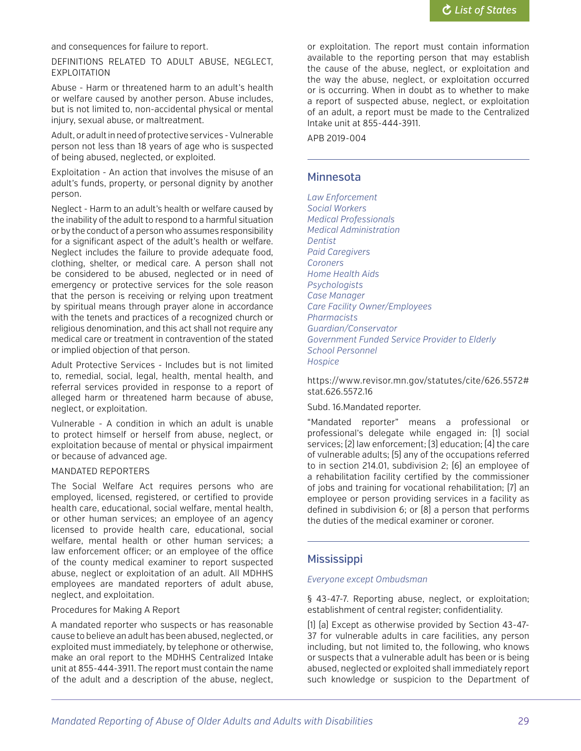and consequences for failure to report.

DEFINITIONS RELATED TO ADULT ABUSE, NEGLECT, EXPLOITATION

Abuse - Harm or threatened harm to an adult's health or welfare caused by another person. Abuse includes, but is not limited to, non-accidental physical or mental injury, sexual abuse, or maltreatment.

Adult, or adult in need of protective services - Vulnerable person not less than 18 years of age who is suspected of being abused, neglected, or exploited.

Exploitation - An action that involves the misuse of an adult's funds, property, or personal dignity by another person.

Neglect - Harm to an adult's health or welfare caused by the inability of the adult to respond to a harmful situation or by the conduct of a person who assumes responsibility for a significant aspect of the adult's health or welfare. Neglect includes the failure to provide adequate food, clothing, shelter, or medical care. A person shall not be considered to be abused, neglected or in need of emergency or protective services for the sole reason that the person is receiving or relying upon treatment by spiritual means through prayer alone in accordance with the tenets and practices of a recognized church or religious denomination, and this act shall not require any medical care or treatment in contravention of the stated or implied objection of that person.

Adult Protective Services - Includes but is not limited to, remedial, social, legal, health, mental health, and referral services provided in response to a report of alleged harm or threatened harm because of abuse, neglect, or exploitation.

Vulnerable - A condition in which an adult is unable to protect himself or herself from abuse, neglect, or exploitation because of mental or physical impairment or because of advanced age.

MANDATED REPORTERS

The Social Welfare Act requires persons who are employed, licensed, registered, or certified to provide health care, educational, social welfare, mental health, or other human services; an employee of an agency licensed to provide health care, educational, social welfare, mental health or other human services; a law enforcement officer; or an employee of the office of the county medical examiner to report suspected abuse, neglect or exploitation of an adult. All MDHHS employees are mandated reporters of adult abuse, neglect, and exploitation.

Procedures for Making A Report

A mandated reporter who suspects or has reasonable cause to believe an adult has been abused, neglected, or exploited must immediately, by telephone or otherwise, make an oral report to the MDHHS Centralized Intake unit at 855-444-3911. The report must contain the name of the adult and a description of the abuse, neglect, or exploitation. The report must contain information available to the reporting person that may establish the cause of the abuse, neglect, or exploitation and the way the abuse, neglect, or exploitation occurred or is occurring. When in doubt as to whether to make a report of suspected abuse, neglect, or exploitation of an adult, a report must be made to the Centralized Intake unit at 855-444-3911.

APB 2019-004

## Minnesota

*Law Enforcement*
*Social Workers*
*Medical Professionals*
*Medical Administration*
*Dentist*
*Paid Caregivers*
*Coroners*
*Home Health Aids*
*Psychologists*
*Case Manager*
*Care Facility Owner/Employees*
*Pharmacists*
*Guardian/Conservator*
*Government Funded Service Provider to Elderly*
*School Personnel*
*Hospice*

https://www.revisor.mn.gov/statutes/cite/626.5572#stat.626.5572.16

Subd. 16.Mandated reporter.

"Mandated reporter" means a professional or professional's delegate while engaged in: (1) social services; (2) law enforcement; (3) education; (4) the care of vulnerable adults; (5) any of the occupations referred to in section 214.01, subdivision 2; (6) an employee of a rehabilitation facility certified by the commissioner of jobs and training for vocational rehabilitation; (7) an employee or person providing services in a facility as defined in subdivision 6; or (8) a person that performs the duties of the medical examiner or coroner.

## Mississippi

*Everyone except Ombudsman*

§ 43-47-7. Reporting abuse, neglect, or exploitation; establishment of central register; confidentiality.

(1) (a) Except as otherwise provided by Section 43-47-37 for vulnerable adults in care facilities, any person including, but not limited to, the following, who knows or suspects that a vulnerable adult has been or is being abused, neglected or exploited shall immediately report such knowledge or suspicion to the Department of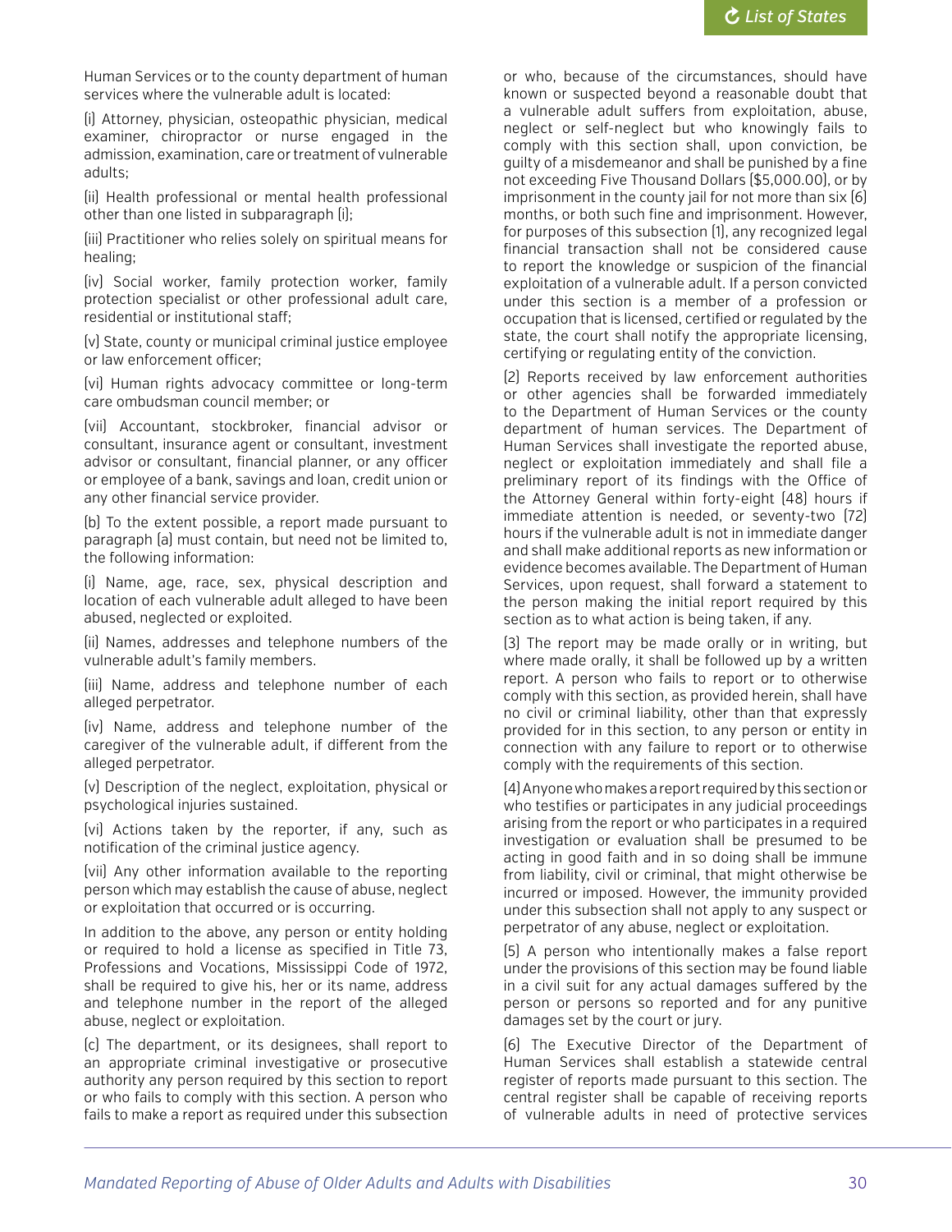Human Services or to the county department of human services where the vulnerable adult is located:

(i) Attorney, physician, osteopathic physician, medical examiner, chiropractor or nurse engaged in the admission, examination, care or treatment of vulnerable adults;

(ii) Health professional or mental health professional other than one listed in subparagraph (i);

(iii) Practitioner who relies solely on spiritual means for healing;

(iv) Social worker, family protection worker, family protection specialist or other professional adult care, residential or institutional staff;

(v) State, county or municipal criminal justice employee or law enforcement officer;

(vi) Human rights advocacy committee or long-term care ombudsman council member; or

(vii) Accountant, stockbroker, financial advisor or consultant, insurance agent or consultant, investment advisor or consultant, financial planner, or any officer or employee of a bank, savings and loan, credit union or any other financial service provider.

(b) To the extent possible, a report made pursuant to paragraph (a) must contain, but need not be limited to, the following information:

(i) Name, age, race, sex, physical description and location of each vulnerable adult alleged to have been abused, neglected or exploited.

(ii) Names, addresses and telephone numbers of the vulnerable adult's family members.

(iii) Name, address and telephone number of each alleged perpetrator.

(iv) Name, address and telephone number of the caregiver of the vulnerable adult, if different from the alleged perpetrator.

(v) Description of the neglect, exploitation, physical or psychological injuries sustained.

(vi) Actions taken by the reporter, if any, such as notification of the criminal justice agency.

(vii) Any other information available to the reporting person which may establish the cause of abuse, neglect or exploitation that occurred or is occurring.

In addition to the above, any person or entity holding or required to hold a license as specified in Title 73, Professions and Vocations, Mississippi Code of 1972, shall be required to give his, her or its name, address and telephone number in the report of the alleged abuse, neglect or exploitation.

(c) The department, or its designees, shall report to an appropriate criminal investigative or prosecutive authority any person required by this section to report or who fails to comply with this section. A person who fails to make a report as required under this subsection or who, because of the circumstances, should have known or suspected beyond a reasonable doubt that a vulnerable adult suffers from exploitation, abuse, neglect or self-neglect but who knowingly fails to comply with this section shall, upon conviction, be guilty of a misdemeanor and shall be punished by a fine not exceeding Five Thousand Dollars ($5,000.00), or by imprisonment in the county jail for not more than six (6) months, or both such fine and imprisonment. However, for purposes of this subsection (1), any recognized legal financial transaction shall not be considered cause to report the knowledge or suspicion of the financial exploitation of a vulnerable adult. If a person convicted under this section is a member of a profession or occupation that is licensed, certified or regulated by the state, the court shall notify the appropriate licensing, certifying or regulating entity of the conviction.

(2) Reports received by law enforcement authorities or other agencies shall be forwarded immediately to the Department of Human Services or the county department of human services. The Department of Human Services shall investigate the reported abuse, neglect or exploitation immediately and shall file a preliminary report of its findings with the Office of the Attorney General within forty-eight (48) hours if immediate attention is needed, or seventy-two (72) hours if the vulnerable adult is not in immediate danger and shall make additional reports as new information or evidence becomes available. The Department of Human Services, upon request, shall forward a statement to the person making the initial report required by this section as to what action is being taken, if any.

(3) The report may be made orally or in writing, but where made orally, it shall be followed up by a written report. A person who fails to report or to otherwise comply with this section, as provided herein, shall have no civil or criminal liability, other than that expressly provided for in this section, to any person or entity in connection with any failure to report or to otherwise comply with the requirements of this section.

(4) Anyone who makes a report required by this section or who testifies or participates in any judicial proceedings arising from the report or who participates in a required investigation or evaluation shall be presumed to be acting in good faith and in so doing shall be immune from liability, civil or criminal, that might otherwise be incurred or imposed. However, the immunity provided under this subsection shall not apply to any suspect or perpetrator of any abuse, neglect or exploitation.

(5) A person who intentionally makes a false report under the provisions of this section may be found liable in a civil suit for any actual damages suffered by the person or persons so reported and for any punitive damages set by the court or jury.

(6) The Executive Director of the Department of Human Services shall establish a statewide central register of reports made pursuant to this section. The central register shall be capable of receiving reports of vulnerable adults in need of protective services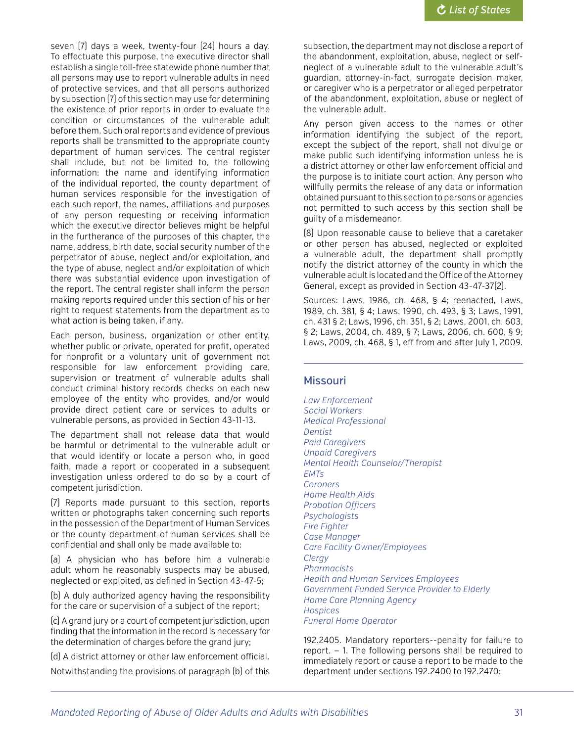seven (7) days a week, twenty-four (24) hours a day. To effectuate this purpose, the executive director shall establish a single toll-free statewide phone number that all persons may use to report vulnerable adults in need of protective services, and that all persons authorized by subsection (7) of this section may use for determining the existence of prior reports in order to evaluate the condition or circumstances of the vulnerable adult before them. Such oral reports and evidence of previous reports shall be transmitted to the appropriate county department of human services. The central register shall include, but not be limited to, the following information: the name and identifying information of the individual reported, the county department of human services responsible for the investigation of each such report, the names, affiliations and purposes of any person requesting or receiving information which the executive director believes might be helpful in the furtherance of the purposes of this chapter, the name, address, birth date, social security number of the perpetrator of abuse, neglect and/or exploitation, and the type of abuse, neglect and/or exploitation of which there was substantial evidence upon investigation of the report. The central register shall inform the person making reports required under this section of his or her right to request statements from the department as to what action is being taken, if any.

Each person, business, organization or other entity, whether public or private, operated for profit, operated for nonprofit or a voluntary unit of government not responsible for law enforcement providing care, supervision or treatment of vulnerable adults shall conduct criminal history records checks on each new employee of the entity who provides, and/or would provide direct patient care or services to adults or vulnerable persons, as provided in Section 43-11-13.

The department shall not release data that would be harmful or detrimental to the vulnerable adult or that would identify or locate a person who, in good faith, made a report or cooperated in a subsequent investigation unless ordered to do so by a court of competent jurisdiction.

(7) Reports made pursuant to this section, reports written or photographs taken concerning such reports in the possession of the Department of Human Services or the county department of human services shall be confidential and shall only be made available to:

(a) A physician who has before him a vulnerable adult whom he reasonably suspects may be abused, neglected or exploited, as defined in Section 43-47-5;

(b) A duly authorized agency having the responsibility for the care or supervision of a subject of the report;

(c) A grand jury or a court of competent jurisdiction, upon finding that the information in the record is necessary for the determination of charges before the grand jury;

(d) A district attorney or other law enforcement official.

Notwithstanding the provisions of paragraph (b) of this subsection, the department may not disclose a report of the abandonment, exploitation, abuse, neglect or self-neglect of a vulnerable adult to the vulnerable adult's guardian, attorney-in-fact, surrogate decision maker, or caregiver who is a perpetrator or alleged perpetrator of the abandonment, exploitation, abuse or neglect of the vulnerable adult.

Any person given access to the names or other information identifying the subject of the report, except the subject of the report, shall not divulge or make public such identifying information unless he is a district attorney or other law enforcement official and the purpose is to initiate court action. Any person who willfully permits the release of any data or information obtained pursuant to this section to persons or agencies not permitted to such access by this section shall be guilty of a misdemeanor.

(8) Upon reasonable cause to believe that a caretaker or other person has abused, neglected or exploited a vulnerable adult, the department shall promptly notify the district attorney of the county in which the vulnerable adult is located and the Office of the Attorney General, except as provided in Section 43-47-37(2).

Sources: Laws, 1986, ch. 468, § 4; reenacted, Laws, 1989, ch. 381, § 4; Laws, 1990, ch. 493, § 3; Laws, 1991, ch. 431 § 2; Laws, 1996, ch. 351, § 2; Laws, 2001, ch. 603, § 2; Laws, 2004, ch. 489, § 7; Laws, 2006, ch. 600, § 9; Laws, 2009, ch. 468, § 1, eff from and after July 1, 2009.

## Missouri

*Law Enforcement*
*Social Workers*
*Medical Professional*
*Dentist*
*Paid Caregivers*
*Unpaid Caregivers*
*Mental Health Counselor/Therapist*
*EMTs*
*Coroners*
*Home Health Aids*
*Probation Officers*
*Psychologists*
*Fire Fighter*
*Case Manager*
*Care Facility Owner/Employees*
*Clergy*
*Pharmacists*
*Health and Human Services Employees*
*Government Funded Service Provider to Elderly*
*Home Care Planning Agency*
*Hospices*
*Funeral Home Operator*

192.2405. Mandatory reporters--penalty for failure to report. – 1. The following persons shall be required to immediately report or cause a report to be made to the department under sections 192.2400 to 192.2470: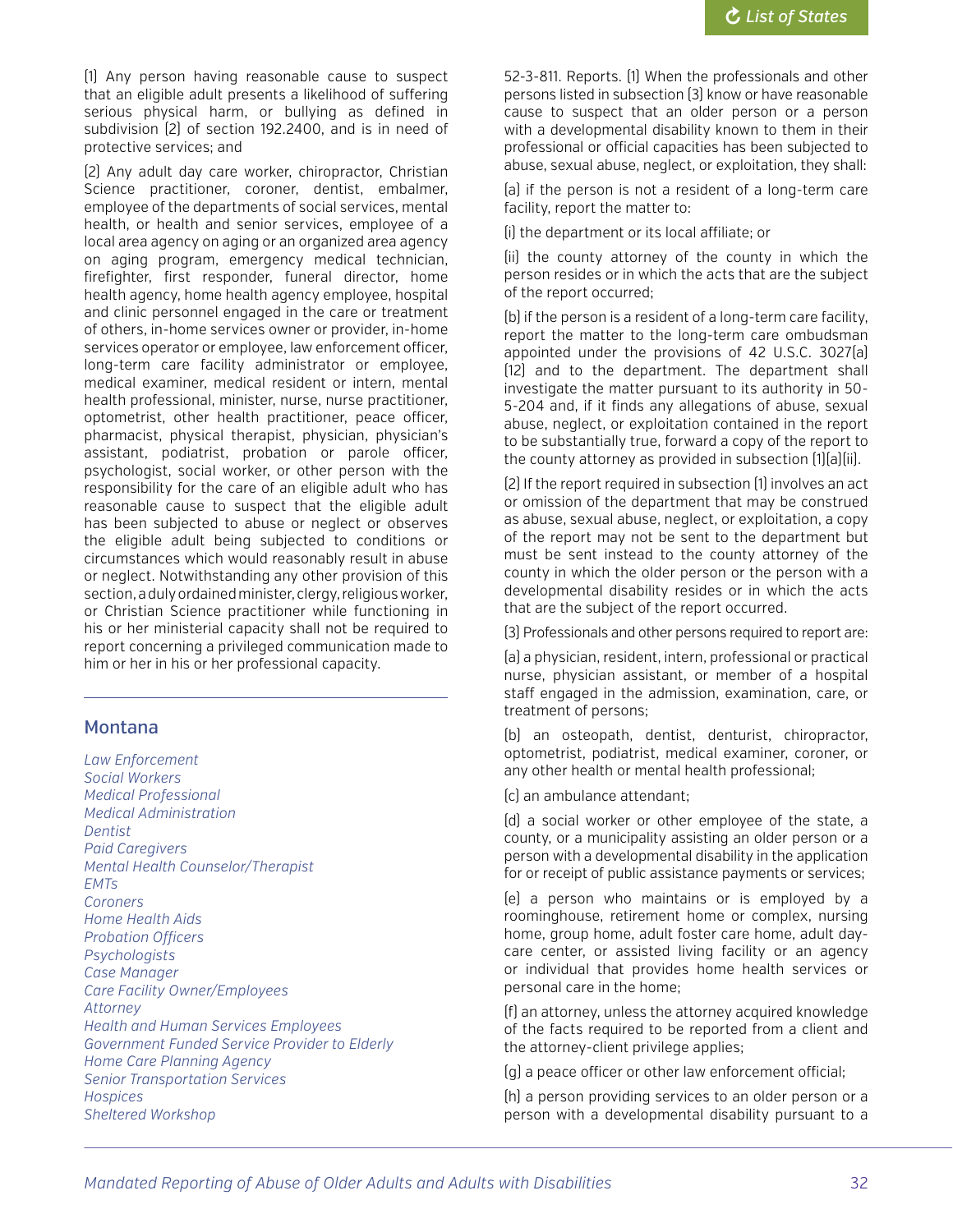(1) Any person having reasonable cause to suspect that an eligible adult presents a likelihood of suffering serious physical harm, or bullying as defined in subdivision (2) of section 192.2400, and is in need of protective services; and

(2) Any adult day care worker, chiropractor, Christian Science practitioner, coroner, dentist, embalmer, employee of the departments of social services, mental health, or health and senior services, employee of a local area agency on aging or an organized area agency on aging program, emergency medical technician, firefighter, first responder, funeral director, home health agency, home health agency employee, hospital and clinic personnel engaged in the care or treatment of others, in-home services owner or provider, in-home services operator or employee, law enforcement officer, long-term care facility administrator or employee, medical examiner, medical resident or intern, mental health professional, minister, nurse, nurse practitioner, optometrist, other health practitioner, peace officer, pharmacist, physical therapist, physician, physician's assistant, podiatrist, probation or parole officer, psychologist, social worker, or other person with the responsibility for the care of an eligible adult who has reasonable cause to suspect that the eligible adult has been subjected to abuse or neglect or observes the eligible adult being subjected to conditions or circumstances which would reasonably result in abuse or neglect. Notwithstanding any other provision of this section, a duly ordained minister, clergy, religious worker, or Christian Science practitioner while functioning in his or her ministerial capacity shall not be required to report concerning a privileged communication made to him or her in his or her professional capacity.

## Montana

*Law Enforcement*
*Social Workers*
*Medical Professional*
*Medical Administration*
*Dentist*
*Paid Caregivers*
*Mental Health Counselor/Therapist*
*EMTs*
*Coroners*
*Home Health Aids*
*Probation Officers*
*Psychologists*
*Case Manager*
*Care Facility Owner/Employees*
*Attorney*
*Health and Human Services Employees*
*Government Funded Service Provider to Elderly*
*Home Care Planning Agency*
*Senior Transportation Services*
*Hospices*
*Sheltered Workshop*

52-3-811. Reports. (1) When the professionals and other persons listed in subsection (3) know or have reasonable cause to suspect that an older person or a person with a developmental disability known to them in their professional or official capacities has been subjected to abuse, sexual abuse, neglect, or exploitation, they shall:

(a) if the person is not a resident of a long-term care facility, report the matter to:

(i) the department or its local affiliate; or

(ii) the county attorney of the county in which the person resides or in which the acts that are the subject of the report occurred;

(b) if the person is a resident of a long-term care facility, report the matter to the long-term care ombudsman appointed under the provisions of 42 U.S.C. 3027(a)(12) and to the department. The department shall investigate the matter pursuant to its authority in 50-5-204 and, if it finds any allegations of abuse, sexual abuse, neglect, or exploitation contained in the report to be substantially true, forward a copy of the report to the county attorney as provided in subsection (1)(a)(ii).

(2) If the report required in subsection (1) involves an act or omission of the department that may be construed as abuse, sexual abuse, neglect, or exploitation, a copy of the report may not be sent to the department but must be sent instead to the county attorney of the county in which the older person or the person with a developmental disability resides or in which the acts that are the subject of the report occurred.

(3) Professionals and other persons required to report are:

(a) a physician, resident, intern, professional or practical nurse, physician assistant, or member of a hospital staff engaged in the admission, examination, care, or treatment of persons;

(b) an osteopath, dentist, denturist, chiropractor, optometrist, podiatrist, medical examiner, coroner, or any other health or mental health professional;

(c) an ambulance attendant;

(d) a social worker or other employee of the state, a county, or a municipality assisting an older person or a person with a developmental disability in the application for or receipt of public assistance payments or services;

(e) a person who maintains or is employed by a roominghouse, retirement home or complex, nursing home, group home, adult foster care home, adult day-care center, or assisted living facility or an agency or individual that provides home health services or personal care in the home;

(f) an attorney, unless the attorney acquired knowledge of the facts required to be reported from a client and the attorney-client privilege applies;

(g) a peace officer or other law enforcement official;

(h) a person providing services to an older person or a person with a developmental disability pursuant to a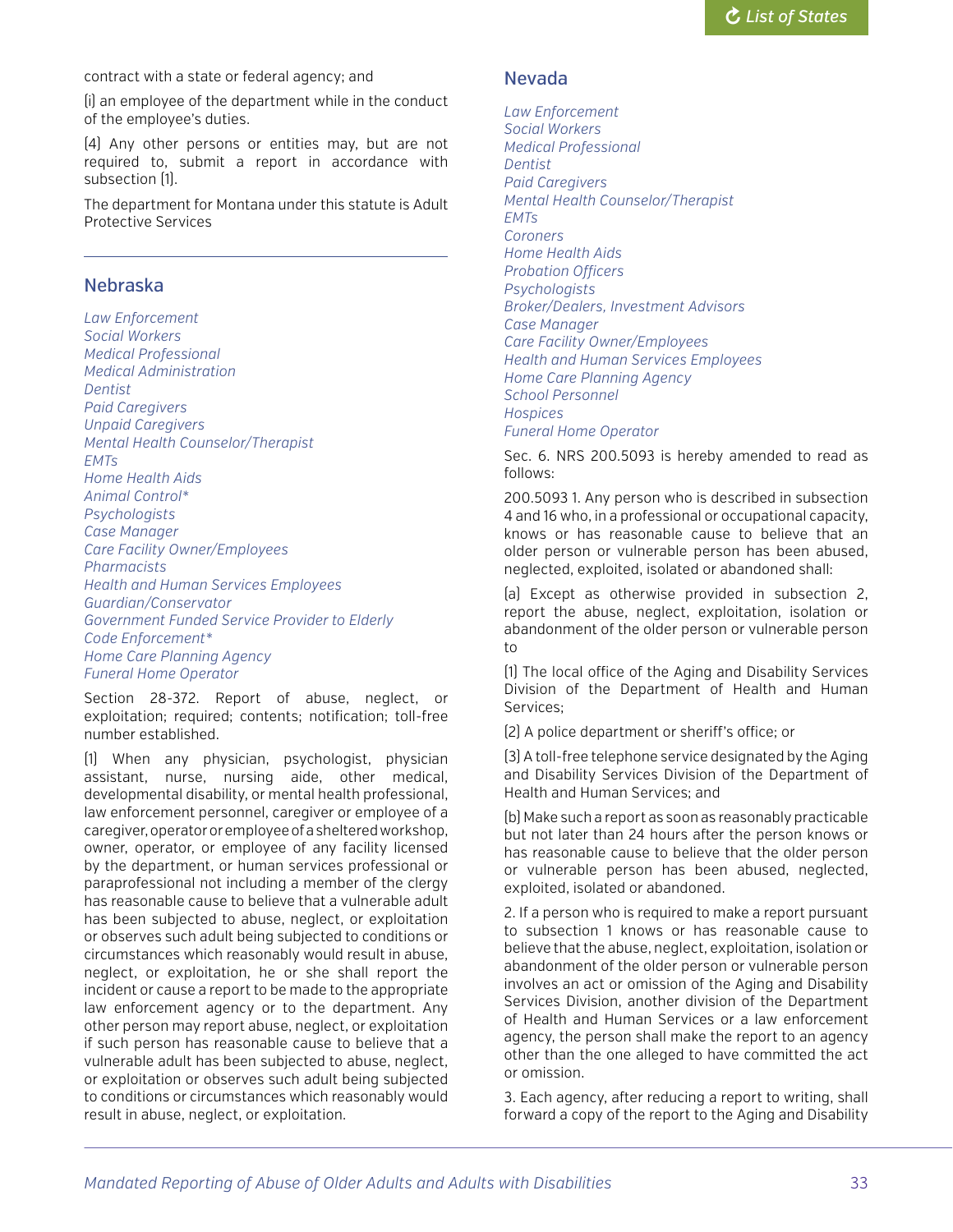contract with a state or federal agency; and

(i) an employee of the department while in the conduct of the employee's duties.

(4) Any other persons or entities may, but are not required to, submit a report in accordance with subsection (1).

The department for Montana under this statute is Adult Protective Services

---

## Nebraska

*Law Enforcement*
*Social Workers*
*Medical Professional*
*Medical Administration*
*Dentist*
*Paid Caregivers*
*Unpaid Caregivers*
*Mental Health Counselor/Therapist*
*EMTs*
*Home Health Aids*
*Animal Control**
*Psychologists*
*Case Manager*
*Care Facility Owner/Employees*
*Pharmacists*
*Health and Human Services Employees*
*Guardian/Conservator*
*Government Funded Service Provider to Elderly*
*Code Enforcement**
*Home Care Planning Agency*
*Funeral Home Operator*

Section 28-372. Report of abuse, neglect, or exploitation; required; contents; notification; toll-free number established.

(1) When any physician, psychologist, physician assistant, nurse, nursing aide, other medical, developmental disability, or mental health professional, law enforcement personnel, caregiver or employee of a caregiver, operator or employee of a sheltered workshop, owner, operator, or employee of any facility licensed by the department, or human services professional or paraprofessional not including a member of the clergy has reasonable cause to believe that a vulnerable adult has been subjected to abuse, neglect, or exploitation or observes such adult being subjected to conditions or circumstances which reasonably would result in abuse, neglect, or exploitation, he or she shall report the incident or cause a report to be made to the appropriate law enforcement agency or to the department. Any other person may report abuse, neglect, or exploitation if such person has reasonable cause to believe that a vulnerable adult has been subjected to abuse, neglect, or exploitation or observes such adult being subjected to conditions or circumstances which reasonably would result in abuse, neglect, or exploitation.

## Nevada

*Law Enforcement*
*Social Workers*
*Medical Professional*
*Dentist*
*Paid Caregivers*
*Mental Health Counselor/Therapist*
*EMTs*
*Coroners*
*Home Health Aids*
*Probation Officers*
*Psychologists*
*Broker/Dealers, Investment Advisors*
*Case Manager*
*Care Facility Owner/Employees*
*Health and Human Services Employees*
*Home Care Planning Agency*
*School Personnel*
*Hospices*
*Funeral Home Operator*

Sec. 6. NRS 200.5093 is hereby amended to read as follows:

200.5093 1. Any person who is described in subsection 4 and 16 who, in a professional or occupational capacity, knows or has reasonable cause to believe that an older person or vulnerable person has been abused, neglected, exploited, isolated or abandoned shall:

(a) Except as otherwise provided in subsection 2, report the abuse, neglect, exploitation, isolation or abandonment of the older person or vulnerable person to

(1) The local office of the Aging and Disability Services Division of the Department of Health and Human Services;

(2) A police department or sheriff's office; or

(3) A toll-free telephone service designated by the Aging and Disability Services Division of the Department of Health and Human Services; and

(b) Make such a report as soon as reasonably practicable but not later than 24 hours after the person knows or has reasonable cause to believe that the older person or vulnerable person has been abused, neglected, exploited, isolated or abandoned.

2. If a person who is required to make a report pursuant to subsection 1 knows or has reasonable cause to believe that the abuse, neglect, exploitation, isolation or abandonment of the older person or vulnerable person involves an act or omission of the Aging and Disability Services Division, another division of the Department of Health and Human Services or a law enforcement agency, the person shall make the report to an agency other than the one alleged to have committed the act or omission.

3. Each agency, after reducing a report to writing, shall forward a copy of the report to the Aging and Disability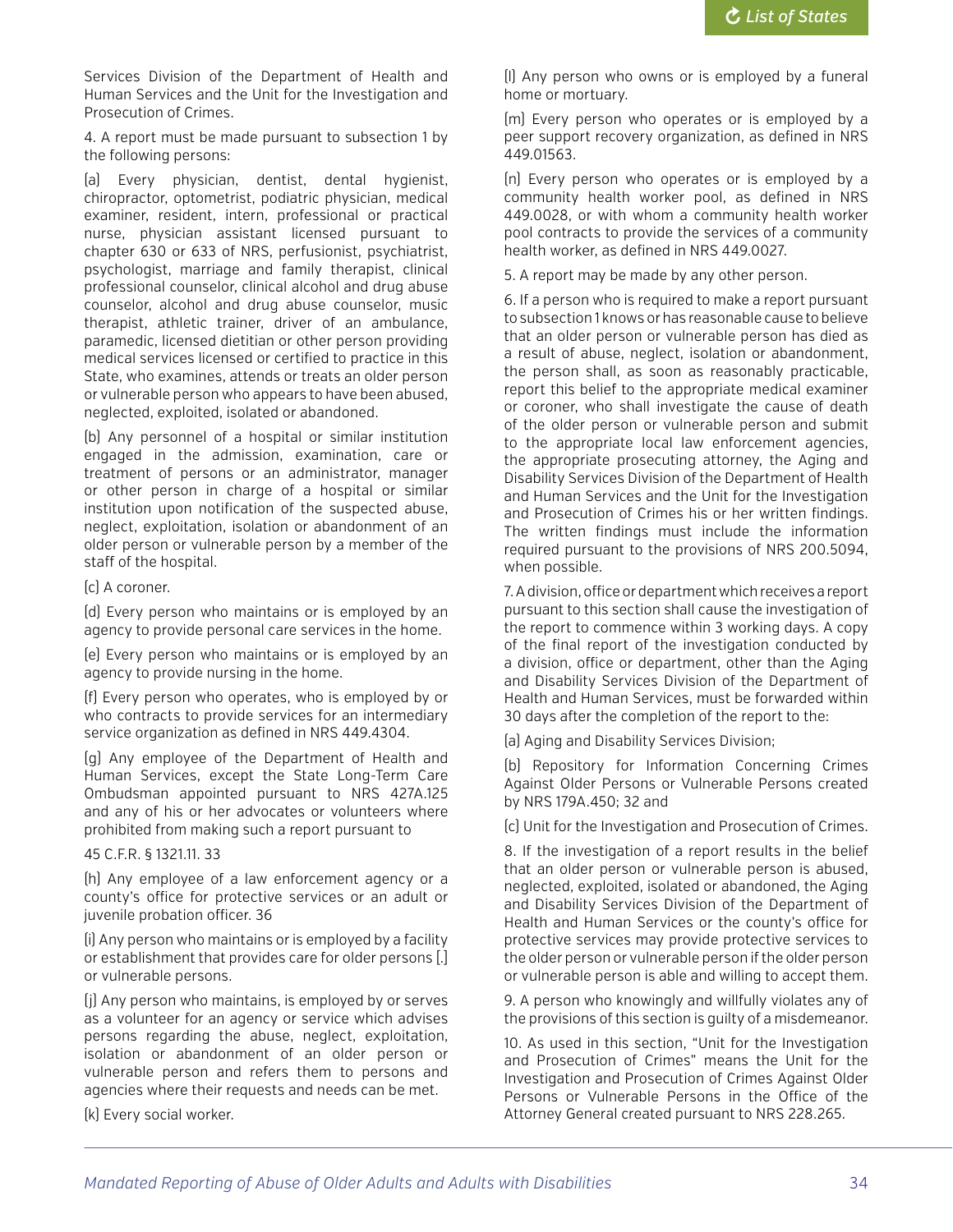Services Division of the Department of Health and Human Services and the Unit for the Investigation and Prosecution of Crimes.

4. A report must be made pursuant to subsection 1 by the following persons:

(a) Every physician, dentist, dental hygienist, chiropractor, optometrist, podiatric physician, medical examiner, resident, intern, professional or practical nurse, physician assistant licensed pursuant to chapter 630 or 633 of NRS, perfusionist, psychiatrist, psychologist, marriage and family therapist, clinical professional counselor, clinical alcohol and drug abuse counselor, alcohol and drug abuse counselor, music therapist, athletic trainer, driver of an ambulance, paramedic, licensed dietitian or other person providing medical services licensed or certified to practice in this State, who examines, attends or treats an older person or vulnerable person who appears to have been abused, neglected, exploited, isolated or abandoned.

(b) Any personnel of a hospital or similar institution engaged in the admission, examination, care or treatment of persons or an administrator, manager or other person in charge of a hospital or similar institution upon notification of the suspected abuse, neglect, exploitation, isolation or abandonment of an older person or vulnerable person by a member of the staff of the hospital.

(c) A coroner.

(d) Every person who maintains or is employed by an agency to provide personal care services in the home.

(e) Every person who maintains or is employed by an agency to provide nursing in the home.

(f) Every person who operates, who is employed by or who contracts to provide services for an intermediary service organization as defined in NRS 449.4304.

(g) Any employee of the Department of Health and Human Services, except the State Long-Term Care Ombudsman appointed pursuant to NRS 427A.125 and any of his or her advocates or volunteers where prohibited from making such a report pursuant to

45 C.F.R. § 1321.11. 33

(h) Any employee of a law enforcement agency or a county's office for protective services or an adult or juvenile probation officer. 36

(i) Any person who maintains or is employed by a facility or establishment that provides care for older persons [.] or vulnerable persons.

(j) Any person who maintains, is employed by or serves as a volunteer for an agency or service which advises persons regarding the abuse, neglect, exploitation, isolation or abandonment of an older person or vulnerable person and refers them to persons and agencies where their requests and needs can be met.

(k) Every social worker.

(l) Any person who owns or is employed by a funeral home or mortuary.

(m) Every person who operates or is employed by a peer support recovery organization, as defined in NRS 449.01563.

(n) Every person who operates or is employed by a community health worker pool, as defined in NRS 449.0028, or with whom a community health worker pool contracts to provide the services of a community health worker, as defined in NRS 449.0027.

5. A report may be made by any other person.

6. If a person who is required to make a report pursuant to subsection 1 knows or has reasonable cause to believe that an older person or vulnerable person has died as a result of abuse, neglect, isolation or abandonment, the person shall, as soon as reasonably practicable, report this belief to the appropriate medical examiner or coroner, who shall investigate the cause of death of the older person or vulnerable person and submit to the appropriate local law enforcement agencies, the appropriate prosecuting attorney, the Aging and Disability Services Division of the Department of Health and Human Services and the Unit for the Investigation and Prosecution of Crimes his or her written findings. The written findings must include the information required pursuant to the provisions of NRS 200.5094, when possible.

7. A division, office or department which receives a report pursuant to this section shall cause the investigation of the report to commence within 3 working days. A copy of the final report of the investigation conducted by a division, office or department, other than the Aging and Disability Services Division of the Department of Health and Human Services, must be forwarded within 30 days after the completion of the report to the:

(a) Aging and Disability Services Division;

(b) Repository for Information Concerning Crimes Against Older Persons or Vulnerable Persons created by NRS 179A.450; 32 and

(c) Unit for the Investigation and Prosecution of Crimes.

8. If the investigation of a report results in the belief that an older person or vulnerable person is abused, neglected, exploited, isolated or abandoned, the Aging and Disability Services Division of the Department of Health and Human Services or the county's office for protective services may provide protective services to the older person or vulnerable person if the older person or vulnerable person is able and willing to accept them.

9. A person who knowingly and willfully violates any of the provisions of this section is guilty of a misdemeanor.

10. As used in this section, "Unit for the Investigation and Prosecution of Crimes" means the Unit for the Investigation and Prosecution of Crimes Against Older Persons or Vulnerable Persons in the Office of the Attorney General created pursuant to NRS 228.265.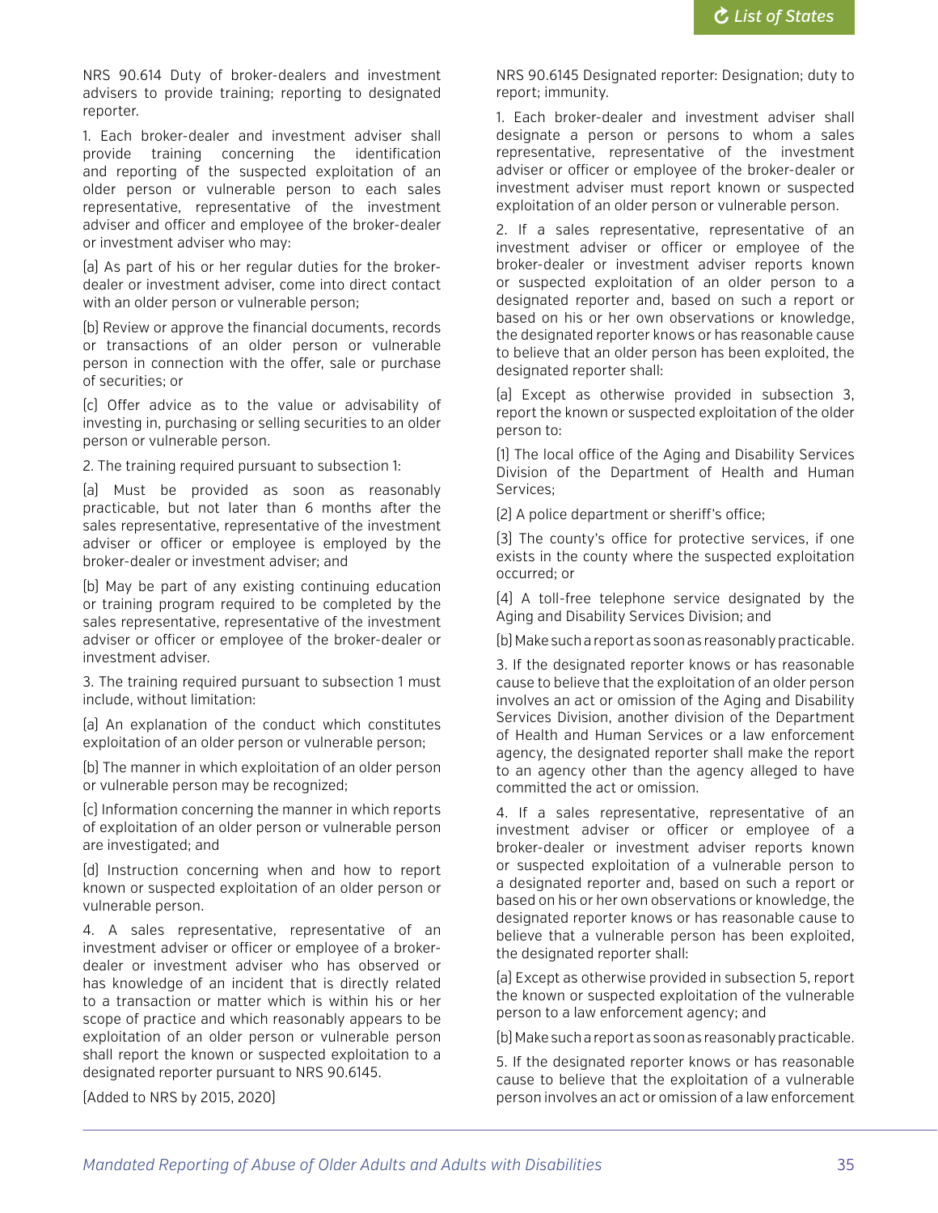NRS 90.614 Duty of broker-dealers and investment advisers to provide training; reporting to designated reporter.

1. Each broker-dealer and investment adviser shall provide training concerning the identification and reporting of the suspected exploitation of an older person or vulnerable person to each sales representative, representative of the investment adviser and officer and employee of the broker-dealer or investment adviser who may:

(a) As part of his or her regular duties for the broker-dealer or investment adviser, come into direct contact with an older person or vulnerable person;

(b) Review or approve the financial documents, records or transactions of an older person or vulnerable person in connection with the offer, sale or purchase of securities; or

(c) Offer advice as to the value or advisability of investing in, purchasing or selling securities to an older person or vulnerable person.

2. The training required pursuant to subsection 1:

(a) Must be provided as soon as reasonably practicable, but not later than 6 months after the sales representative, representative of the investment adviser or officer or employee is employed by the broker-dealer or investment adviser; and

(b) May be part of any existing continuing education or training program required to be completed by the sales representative, representative of the investment adviser or officer or employee of the broker-dealer or investment adviser.

3. The training required pursuant to subsection 1 must include, without limitation:

(a) An explanation of the conduct which constitutes exploitation of an older person or vulnerable person;

(b) The manner in which exploitation of an older person or vulnerable person may be recognized;

(c) Information concerning the manner in which reports of exploitation of an older person or vulnerable person are investigated; and

(d) Instruction concerning when and how to report known or suspected exploitation of an older person or vulnerable person.

4. A sales representative, representative of an investment adviser or officer or employee of a broker-dealer or investment adviser who has observed or has knowledge of an incident that is directly related to a transaction or matter which is within his or her scope of practice and which reasonably appears to be exploitation of an older person or vulnerable person shall report the known or suspected exploitation to a designated reporter pursuant to NRS 90.6145.

(Added to NRS by 2015, 2020)

NRS 90.6145 Designated reporter: Designation; duty to report; immunity.

1. Each broker-dealer and investment adviser shall designate a person or persons to whom a sales representative, representative of the investment adviser or officer or employee of the broker-dealer or investment adviser must report known or suspected exploitation of an older person or vulnerable person.

2. If a sales representative, representative of an investment adviser or officer or employee of the broker-dealer or investment adviser reports known or suspected exploitation of an older person to a designated reporter and, based on such a report or based on his or her own observations or knowledge, the designated reporter knows or has reasonable cause to believe that an older person has been exploited, the designated reporter shall:

(a) Except as otherwise provided in subsection 3, report the known or suspected exploitation of the older person to:

(1) The local office of the Aging and Disability Services Division of the Department of Health and Human Services;

(2) A police department or sheriff's office;

(3) The county's office for protective services, if one exists in the county where the suspected exploitation occurred; or

(4) A toll-free telephone service designated by the Aging and Disability Services Division; and

(b) Make such a report as soon as reasonably practicable.

3. If the designated reporter knows or has reasonable cause to believe that the exploitation of an older person involves an act or omission of the Aging and Disability Services Division, another division of the Department of Health and Human Services or a law enforcement agency, the designated reporter shall make the report to an agency other than the agency alleged to have committed the act or omission.

4. If a sales representative, representative of an investment adviser or officer or employee of a broker-dealer or investment adviser reports known or suspected exploitation of a vulnerable person to a designated reporter and, based on such a report or based on his or her own observations or knowledge, the designated reporter knows or has reasonable cause to believe that a vulnerable person has been exploited, the designated reporter shall:

(a) Except as otherwise provided in subsection 5, report the known or suspected exploitation of the vulnerable person to a law enforcement agency; and

(b) Make such a report as soon as reasonably practicable.

5. If the designated reporter knows or has reasonable cause to believe that the exploitation of a vulnerable person involves an act or omission of a law enforcement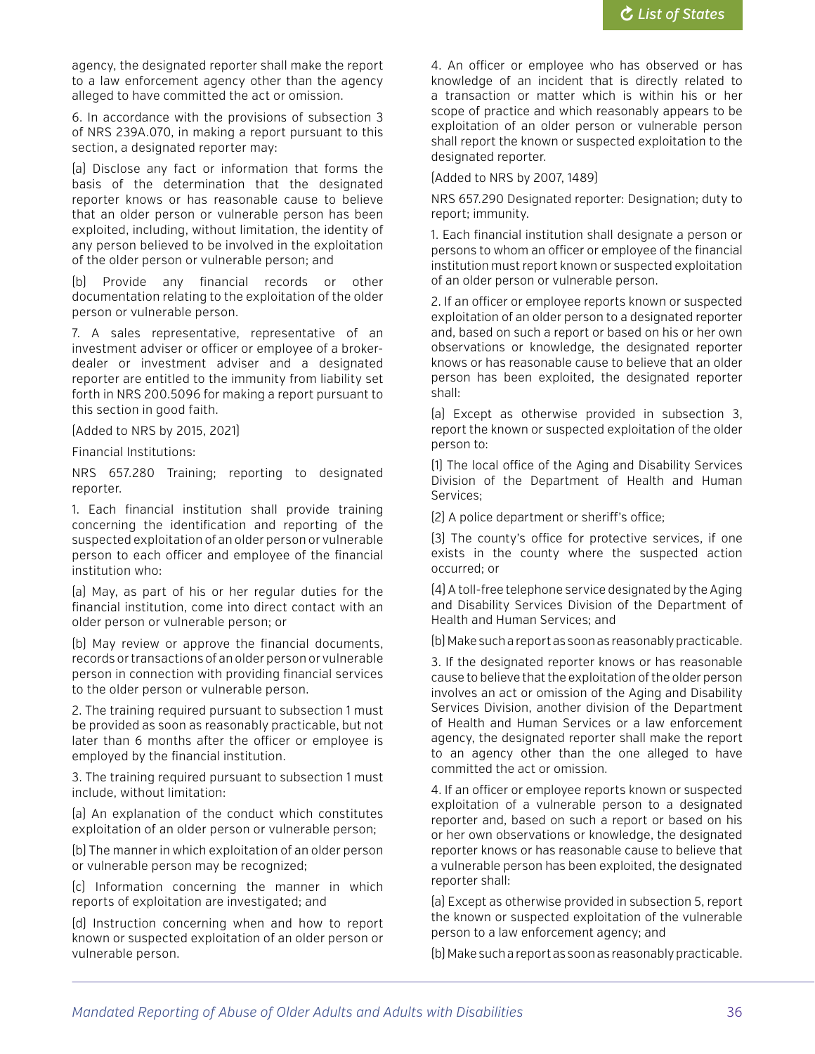agency, the designated reporter shall make the report to a law enforcement agency other than the agency alleged to have committed the act or omission.

6. In accordance with the provisions of subsection 3 of NRS 239A.070, in making a report pursuant to this section, a designated reporter may:

(a) Disclose any fact or information that forms the basis of the determination that the designated reporter knows or has reasonable cause to believe that an older person or vulnerable person has been exploited, including, without limitation, the identity of any person believed to be involved in the exploitation of the older person or vulnerable person; and

(b) Provide any financial records or other documentation relating to the exploitation of the older person or vulnerable person.

7. A sales representative, representative of an investment adviser or officer or employee of a broker-dealer or investment adviser and a designated reporter are entitled to the immunity from liability set forth in NRS 200.5096 for making a report pursuant to this section in good faith.

(Added to NRS by 2015, 2021)

Financial Institutions:

NRS 657.280 Training; reporting to designated reporter.

1. Each financial institution shall provide training concerning the identification and reporting of the suspected exploitation of an older person or vulnerable person to each officer and employee of the financial institution who:

(a) May, as part of his or her regular duties for the financial institution, come into direct contact with an older person or vulnerable person; or

(b) May review or approve the financial documents, records or transactions of an older person or vulnerable person in connection with providing financial services to the older person or vulnerable person.

2. The training required pursuant to subsection 1 must be provided as soon as reasonably practicable, but not later than 6 months after the officer or employee is employed by the financial institution.

3. The training required pursuant to subsection 1 must include, without limitation:

(a) An explanation of the conduct which constitutes exploitation of an older person or vulnerable person;

(b) The manner in which exploitation of an older person or vulnerable person may be recognized;

(c) Information concerning the manner in which reports of exploitation are investigated; and

(d) Instruction concerning when and how to report known or suspected exploitation of an older person or vulnerable person.

4. An officer or employee who has observed or has knowledge of an incident that is directly related to a transaction or matter which is within his or her scope of practice and which reasonably appears to be exploitation of an older person or vulnerable person shall report the known or suspected exploitation to the designated reporter.

(Added to NRS by 2007, 1489)

NRS 657.290 Designated reporter: Designation; duty to report; immunity.

1. Each financial institution shall designate a person or persons to whom an officer or employee of the financial institution must report known or suspected exploitation of an older person or vulnerable person.

2. If an officer or employee reports known or suspected exploitation of an older person to a designated reporter and, based on such a report or based on his or her own observations or knowledge, the designated reporter knows or has reasonable cause to believe that an older person has been exploited, the designated reporter shall:

(a) Except as otherwise provided in subsection 3, report the known or suspected exploitation of the older person to:

(1) The local office of the Aging and Disability Services Division of the Department of Health and Human Services;

(2) A police department or sheriff's office;

(3) The county's office for protective services, if one exists in the county where the suspected action occurred; or

(4) A toll-free telephone service designated by the Aging and Disability Services Division of the Department of Health and Human Services; and

(b) Make such a report as soon as reasonably practicable.

3. If the designated reporter knows or has reasonable cause to believe that the exploitation of the older person involves an act or omission of the Aging and Disability Services Division, another division of the Department of Health and Human Services or a law enforcement agency, the designated reporter shall make the report to an agency other than the one alleged to have committed the act or omission.

4. If an officer or employee reports known or suspected exploitation of a vulnerable person to a designated reporter and, based on such a report or based on his or her own observations or knowledge, the designated reporter knows or has reasonable cause to believe that a vulnerable person has been exploited, the designated reporter shall:

(a) Except as otherwise provided in subsection 5, report the known or suspected exploitation of the vulnerable person to a law enforcement agency; and

(b) Make such a report as soon as reasonably practicable.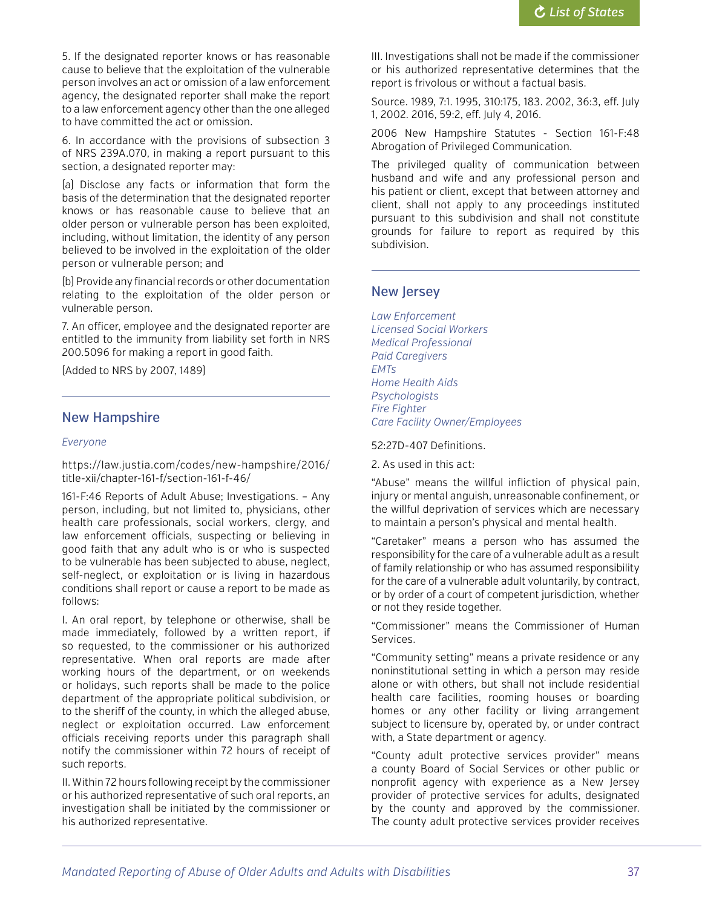5. If the designated reporter knows or has reasonable cause to believe that the exploitation of the vulnerable person involves an act or omission of a law enforcement agency, the designated reporter shall make the report to a law enforcement agency other than the one alleged to have committed the act or omission.

6. In accordance with the provisions of subsection 3 of NRS 239A.070, in making a report pursuant to this section, a designated reporter may:

(a) Disclose any facts or information that form the basis of the determination that the designated reporter knows or has reasonable cause to believe that an older person or vulnerable person has been exploited, including, without limitation, the identity of any person believed to be involved in the exploitation of the older person or vulnerable person; and

(b) Provide any financial records or other documentation relating to the exploitation of the older person or vulnerable person.

7. An officer, employee and the designated reporter are entitled to the immunity from liability set forth in NRS 200.5096 for making a report in good faith.

(Added to NRS by 2007, 1489)

## New Hampshire

*Everyone*

https://law.justia.com/codes/new-hampshire/2016/title-xii/chapter-161-f/section-161-f-46/

161-F:46 Reports of Adult Abuse; Investigations. – Any person, including, but not limited to, physicians, other health care professionals, social workers, clergy, and law enforcement officials, suspecting or believing in good faith that any adult who is or who is suspected to be vulnerable has been subjected to abuse, neglect, self-neglect, or exploitation or is living in hazardous conditions shall report or cause a report to be made as follows:

I. An oral report, by telephone or otherwise, shall be made immediately, followed by a written report, if so requested, to the commissioner or his authorized representative. When oral reports are made after working hours of the department, or on weekends or holidays, such reports shall be made to the police department of the appropriate political subdivision, or to the sheriff of the county, in which the alleged abuse, neglect or exploitation occurred. Law enforcement officials receiving reports under this paragraph shall notify the commissioner within 72 hours of receipt of such reports.

II. Within 72 hours following receipt by the commissioner or his authorized representative of such oral reports, an investigation shall be initiated by the commissioner or his authorized representative.

III. Investigations shall not be made if the commissioner or his authorized representative determines that the report is frivolous or without a factual basis.

Source. 1989, 7:1. 1995, 310:175, 183. 2002, 36:3, eff. July 1, 2002. 2016, 59:2, eff. July 4, 2016.

2006 New Hampshire Statutes - Section 161-F:48 Abrogation of Privileged Communication.

The privileged quality of communication between husband and wife and any professional person and his patient or client, except that between attorney and client, shall not apply to any proceedings instituted pursuant to this subdivision and shall not constitute grounds for failure to report as required by this subdivision.

## New Jersey

*Law Enforcement*
*Licensed Social Workers*
*Medical Professional*
*Paid Caregivers*
*EMTs*
*Home Health Aids*
*Psychologists*
*Fire Fighter*
*Care Facility Owner/Employees*

52:27D-407 Definitions.

2. As used in this act:

"Abuse" means the willful infliction of physical pain, injury or mental anguish, unreasonable confinement, or the willful deprivation of services which are necessary to maintain a person's physical and mental health.

"Caretaker" means a person who has assumed the responsibility for the care of a vulnerable adult as a result of family relationship or who has assumed responsibility for the care of a vulnerable adult voluntarily, by contract, or by order of a court of competent jurisdiction, whether or not they reside together.

"Commissioner" means the Commissioner of Human Services.

"Community setting" means a private residence or any noninstitutional setting in which a person may reside alone or with others, but shall not include residential health care facilities, rooming houses or boarding homes or any other facility or living arrangement subject to licensure by, operated by, or under contract with, a State department or agency.

"County adult protective services provider" means a county Board of Social Services or other public or nonprofit agency with experience as a New Jersey provider of protective services for adults, designated by the county and approved by the commissioner. The county adult protective services provider receives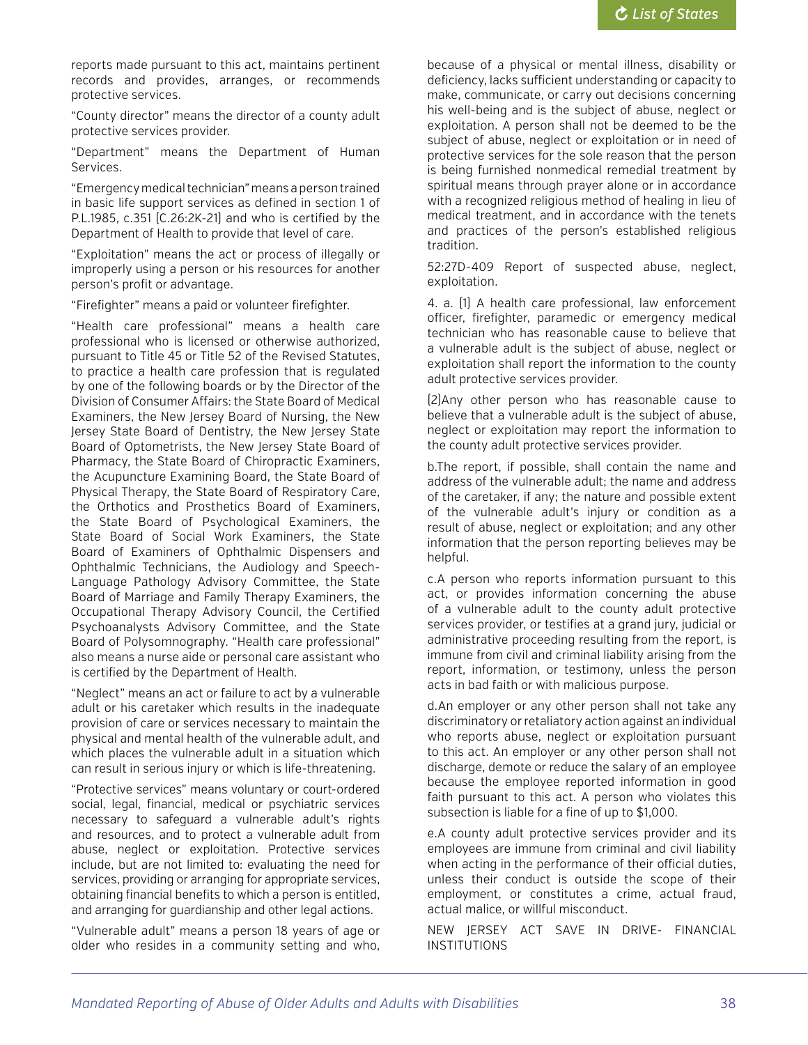reports made pursuant to this act, maintains pertinent records and provides, arranges, or recommends protective services.

"County director" means the director of a county adult protective services provider.

"Department" means the Department of Human Services.

"Emergency medical technician" means a person trained in basic life support services as defined in section 1 of P.L.1985, c.351 (C.26:2K-21) and who is certified by the Department of Health to provide that level of care.

"Exploitation" means the act or process of illegally or improperly using a person or his resources for another person's profit or advantage.

"Firefighter" means a paid or volunteer firefighter.

"Health care professional" means a health care professional who is licensed or otherwise authorized, pursuant to Title 45 or Title 52 of the Revised Statutes, to practice a health care profession that is regulated by one of the following boards or by the Director of the Division of Consumer Affairs: the State Board of Medical Examiners, the New Jersey Board of Nursing, the New Jersey State Board of Dentistry, the New Jersey State Board of Optometrists, the New Jersey State Board of Pharmacy, the State Board of Chiropractic Examiners, the Acupuncture Examining Board, the State Board of Physical Therapy, the State Board of Respiratory Care, the Orthotics and Prosthetics Board of Examiners, the State Board of Psychological Examiners, the State Board of Social Work Examiners, the State Board of Examiners of Ophthalmic Dispensers and Ophthalmic Technicians, the Audiology and Speech-Language Pathology Advisory Committee, the State Board of Marriage and Family Therapy Examiners, the Occupational Therapy Advisory Council, the Certified Psychoanalysts Advisory Committee, and the State Board of Polysomnography. "Health care professional" also means a nurse aide or personal care assistant who is certified by the Department of Health.

"Neglect" means an act or failure to act by a vulnerable adult or his caretaker which results in the inadequate provision of care or services necessary to maintain the physical and mental health of the vulnerable adult, and which places the vulnerable adult in a situation which can result in serious injury or which is life-threatening.

"Protective services" means voluntary or court-ordered social, legal, financial, medical or psychiatric services necessary to safeguard a vulnerable adult's rights and resources, and to protect a vulnerable adult from abuse, neglect or exploitation. Protective services include, but are not limited to: evaluating the need for services, providing or arranging for appropriate services, obtaining financial benefits to which a person is entitled, and arranging for guardianship and other legal actions.

"Vulnerable adult" means a person 18 years of age or older who resides in a community setting and who, because of a physical or mental illness, disability or deficiency, lacks sufficient understanding or capacity to make, communicate, or carry out decisions concerning his well-being and is the subject of abuse, neglect or exploitation. A person shall not be deemed to be the subject of abuse, neglect or exploitation or in need of protective services for the sole reason that the person is being furnished nonmedical remedial treatment by spiritual means through prayer alone or in accordance with a recognized religious method of healing in lieu of medical treatment, and in accordance with the tenets and practices of the person's established religious tradition.

52:27D-409 Report of suspected abuse, neglect, exploitation.

4. a. (1) A health care professional, law enforcement officer, firefighter, paramedic or emergency medical technician who has reasonable cause to believe that a vulnerable adult is the subject of abuse, neglect or exploitation shall report the information to the county adult protective services provider.

(2)Any other person who has reasonable cause to believe that a vulnerable adult is the subject of abuse, neglect or exploitation may report the information to the county adult protective services provider.

b.The report, if possible, shall contain the name and address of the vulnerable adult; the name and address of the caretaker, if any; the nature and possible extent of the vulnerable adult's injury or condition as a result of abuse, neglect or exploitation; and any other information that the person reporting believes may be helpful.

c.A person who reports information pursuant to this act, or provides information concerning the abuse of a vulnerable adult to the county adult protective services provider, or testifies at a grand jury, judicial or administrative proceeding resulting from the report, is immune from civil and criminal liability arising from the report, information, or testimony, unless the person acts in bad faith or with malicious purpose.

d.An employer or any other person shall not take any discriminatory or retaliatory action against an individual who reports abuse, neglect or exploitation pursuant to this act. An employer or any other person shall not discharge, demote or reduce the salary of an employee because the employee reported information in good faith pursuant to this act. A person who violates this subsection is liable for a fine of up to $1,000.

e.A county adult protective services provider and its employees are immune from criminal and civil liability when acting in the performance of their official duties, unless their conduct is outside the scope of their employment, or constitutes a crime, actual fraud, actual malice, or willful misconduct.

NEW JERSEY ACT SAVE IN DRIVE- FINANCIAL INSTITUTIONS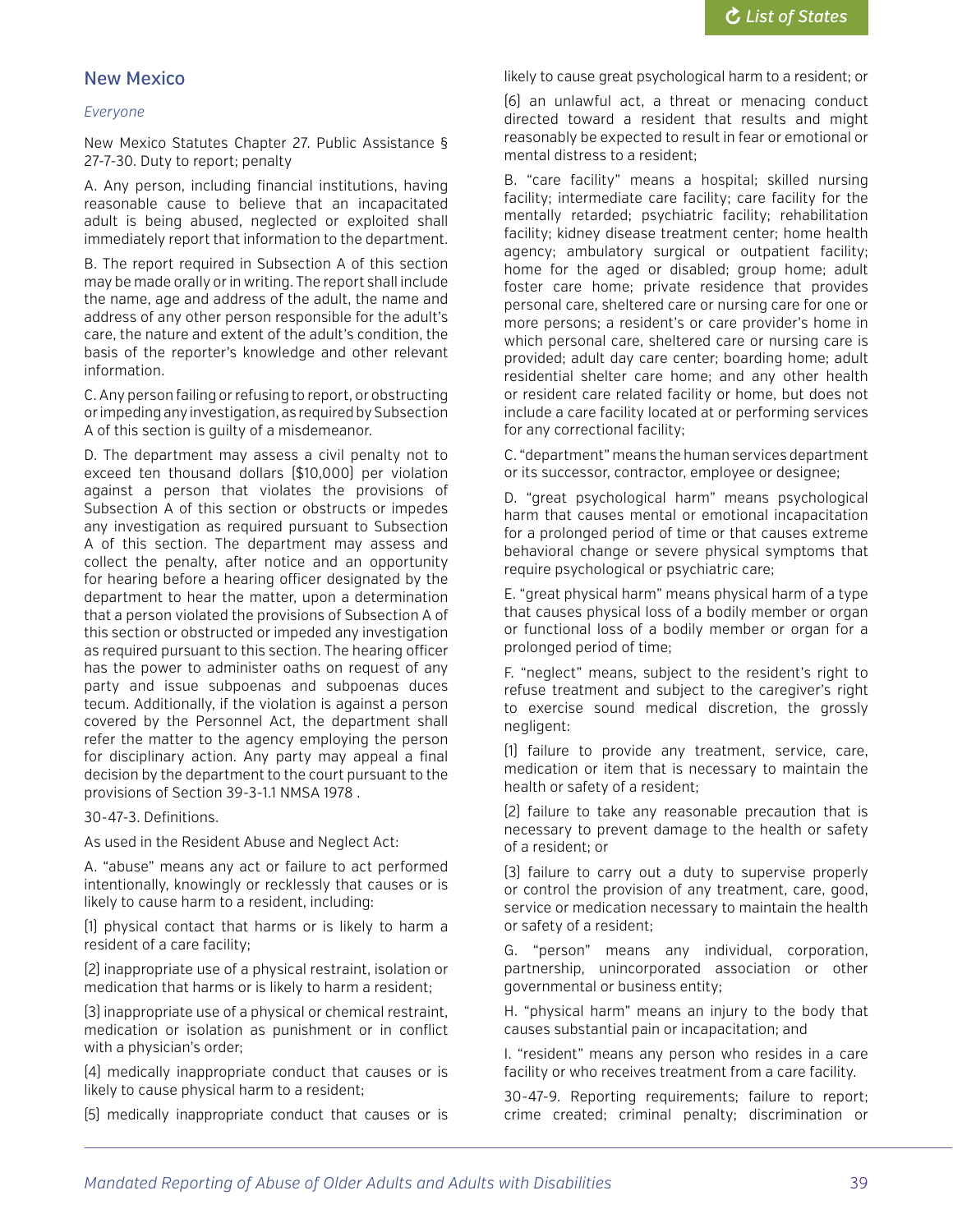## New Mexico

*Everyone*

New Mexico Statutes Chapter 27. Public Assistance § 27-7-30. Duty to report; penalty

A. Any person, including financial institutions, having reasonable cause to believe that an incapacitated adult is being abused, neglected or exploited shall immediately report that information to the department.

B. The report required in Subsection A of this section may be made orally or in writing. The report shall include the name, age and address of the adult, the name and address of any other person responsible for the adult's care, the nature and extent of the adult's condition, the basis of the reporter's knowledge and other relevant information.

C. Any person failing or refusing to report, or obstructing or impeding any investigation, as required by Subsection A of this section is guilty of a misdemeanor.

D. The department may assess a civil penalty not to exceed ten thousand dollars ($10,000) per violation against a person that violates the provisions of Subsection A of this section or obstructs or impedes any investigation as required pursuant to Subsection A of this section. The department may assess and collect the penalty, after notice and an opportunity for hearing before a hearing officer designated by the department to hear the matter, upon a determination that a person violated the provisions of Subsection A of this section or obstructed or impeded any investigation as required pursuant to this section. The hearing officer has the power to administer oaths on request of any party and issue subpoenas and subpoenas duces tecum. Additionally, if the violation is against a person covered by the Personnel Act, the department shall refer the matter to the agency employing the person for disciplinary action. Any party may appeal a final decision by the department to the court pursuant to the provisions of Section 39-3-1.1 NMSA 1978 .

30-47-3. Definitions.

As used in the Resident Abuse and Neglect Act:

A. "abuse" means any act or failure to act performed intentionally, knowingly or recklessly that causes or is likely to cause harm to a resident, including:

(1) physical contact that harms or is likely to harm a resident of a care facility;

(2) inappropriate use of a physical restraint, isolation or medication that harms or is likely to harm a resident;

(3) inappropriate use of a physical or chemical restraint, medication or isolation as punishment or in conflict with a physician's order;

(4) medically inappropriate conduct that causes or is likely to cause physical harm to a resident;

(5) medically inappropriate conduct that causes or is likely to cause great psychological harm to a resident; or

(6) an unlawful act, a threat or menacing conduct directed toward a resident that results and might reasonably be expected to result in fear or emotional or mental distress to a resident;

B. "care facility" means a hospital; skilled nursing facility; intermediate care facility; care facility for the mentally retarded; psychiatric facility; rehabilitation facility; kidney disease treatment center; home health agency; ambulatory surgical or outpatient facility; home for the aged or disabled; group home; adult foster care home; private residence that provides personal care, sheltered care or nursing care for one or more persons; a resident's or care provider's home in which personal care, sheltered care or nursing care is provided; adult day care center; boarding home; adult residential shelter care home; and any other health or resident care related facility or home, but does not include a care facility located at or performing services for any correctional facility;

C. "department" means the human services department or its successor, contractor, employee or designee;

D. "great psychological harm" means psychological harm that causes mental or emotional incapacitation for a prolonged period of time or that causes extreme behavioral change or severe physical symptoms that require psychological or psychiatric care;

E. "great physical harm" means physical harm of a type that causes physical loss of a bodily member or organ or functional loss of a bodily member or organ for a prolonged period of time;

F. "neglect" means, subject to the resident's right to refuse treatment and subject to the caregiver's right to exercise sound medical discretion, the grossly negligent:

(1) failure to provide any treatment, service, care, medication or item that is necessary to maintain the health or safety of a resident;

(2) failure to take any reasonable precaution that is necessary to prevent damage to the health or safety of a resident; or

(3) failure to carry out a duty to supervise properly or control the provision of any treatment, care, good, service or medication necessary to maintain the health or safety of a resident;

G. "person" means any individual, corporation, partnership, unincorporated association or other governmental or business entity;

H. "physical harm" means an injury to the body that causes substantial pain or incapacitation; and

I. "resident" means any person who resides in a care facility or who receives treatment from a care facility.

30-47-9. Reporting requirements; failure to report; crime created; criminal penalty; discrimination or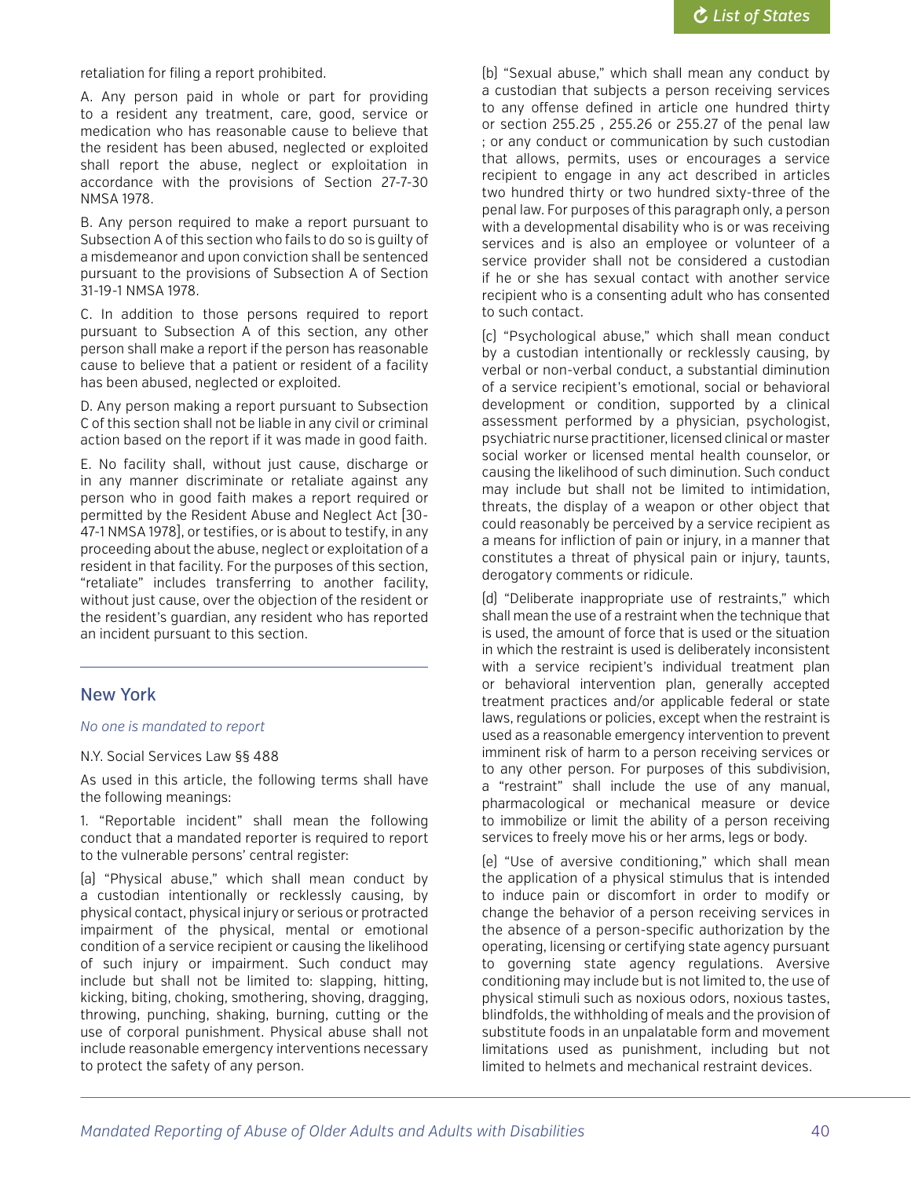retaliation for filing a report prohibited.

A. Any person paid in whole or part for providing to a resident any treatment, care, good, service or medication who has reasonable cause to believe that the resident has been abused, neglected or exploited shall report the abuse, neglect or exploitation in accordance with the provisions of Section 27-7-30 NMSA 1978.

B. Any person required to make a report pursuant to Subsection A of this section who fails to do so is guilty of a misdemeanor and upon conviction shall be sentenced pursuant to the provisions of Subsection A of Section 31-19-1 NMSA 1978.

C. In addition to those persons required to report pursuant to Subsection A of this section, any other person shall make a report if the person has reasonable cause to believe that a patient or resident of a facility has been abused, neglected or exploited.

D. Any person making a report pursuant to Subsection C of this section shall not be liable in any civil or criminal action based on the report if it was made in good faith.

E. No facility shall, without just cause, discharge or in any manner discriminate or retaliate against any person who in good faith makes a report required or permitted by the Resident Abuse and Neglect Act [30-47-1 NMSA 1978], or testifies, or is about to testify, in any proceeding about the abuse, neglect or exploitation of a resident in that facility. For the purposes of this section, "retaliate" includes transferring to another facility, without just cause, over the objection of the resident or the resident's guardian, any resident who has reported an incident pursuant to this section.

## New York

*No one is mandated to report*

N.Y. Social Services Law §§ 488

As used in this article, the following terms shall have the following meanings:

1. "Reportable incident" shall mean the following conduct that a mandated reporter is required to report to the vulnerable persons' central register:

(a) "Physical abuse," which shall mean conduct by a custodian intentionally or recklessly causing, by physical contact, physical injury or serious or protracted impairment of the physical, mental or emotional condition of a service recipient or causing the likelihood of such injury or impairment. Such conduct may include but shall not be limited to: slapping, hitting, kicking, biting, choking, smothering, shoving, dragging, throwing, punching, shaking, burning, cutting or the use of corporal punishment. Physical abuse shall not include reasonable emergency interventions necessary to protect the safety of any person.

(b) "Sexual abuse," which shall mean any conduct by a custodian that subjects a person receiving services to any offense defined in article one hundred thirty or section 255.25 , 255.26 or 255.27 of the penal law ; or any conduct or communication by such custodian that allows, permits, uses or encourages a service recipient to engage in any act described in articles two hundred thirty or two hundred sixty-three of the penal law. For purposes of this paragraph only, a person with a developmental disability who is or was receiving services and is also an employee or volunteer of a service provider shall not be considered a custodian if he or she has sexual contact with another service recipient who is a consenting adult who has consented to such contact.

(c) "Psychological abuse," which shall mean conduct by a custodian intentionally or recklessly causing, by verbal or non-verbal conduct, a substantial diminution of a service recipient's emotional, social or behavioral development or condition, supported by a clinical assessment performed by a physician, psychologist, psychiatric nurse practitioner, licensed clinical or master social worker or licensed mental health counselor, or causing the likelihood of such diminution. Such conduct may include but shall not be limited to intimidation, threats, the display of a weapon or other object that could reasonably be perceived by a service recipient as a means for infliction of pain or injury, in a manner that constitutes a threat of physical pain or injury, taunts, derogatory comments or ridicule.

(d) "Deliberate inappropriate use of restraints," which shall mean the use of a restraint when the technique that is used, the amount of force that is used or the situation in which the restraint is used is deliberately inconsistent with a service recipient's individual treatment plan or behavioral intervention plan, generally accepted treatment practices and/or applicable federal or state laws, regulations or policies, except when the restraint is used as a reasonable emergency intervention to prevent imminent risk of harm to a person receiving services or to any other person. For purposes of this subdivision, a "restraint" shall include the use of any manual, pharmacological or mechanical measure or device to immobilize or limit the ability of a person receiving services to freely move his or her arms, legs or body.

(e) "Use of aversive conditioning," which shall mean the application of a physical stimulus that is intended to induce pain or discomfort in order to modify or change the behavior of a person receiving services in the absence of a person-specific authorization by the operating, licensing or certifying state agency pursuant to governing state agency regulations. Aversive conditioning may include but is not limited to, the use of physical stimuli such as noxious odors, noxious tastes, blindfolds, the withholding of meals and the provision of substitute foods in an unpalatable form and movement limitations used as punishment, including but not limited to helmets and mechanical restraint devices.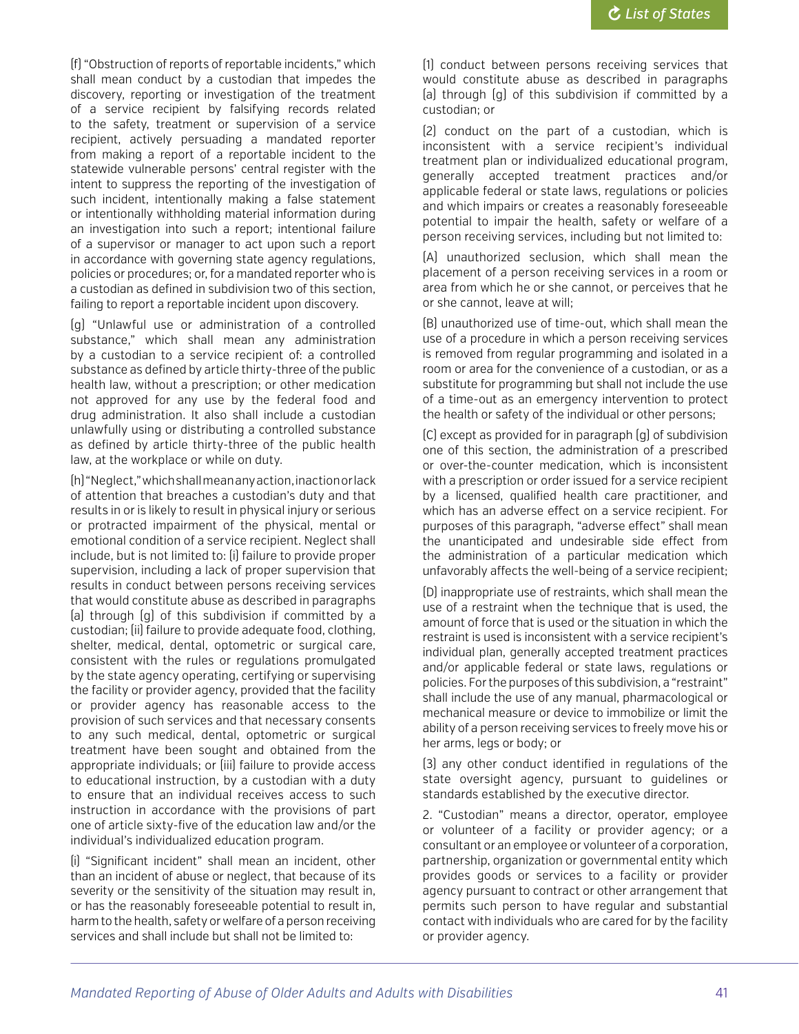(f) "Obstruction of reports of reportable incidents," which shall mean conduct by a custodian that impedes the discovery, reporting or investigation of the treatment of a service recipient by falsifying records related to the safety, treatment or supervision of a service recipient, actively persuading a mandated reporter from making a report of a reportable incident to the statewide vulnerable persons' central register with the intent to suppress the reporting of the investigation of such incident, intentionally making a false statement or intentionally withholding material information during an investigation into such a report; intentional failure of a supervisor or manager to act upon such a report in accordance with governing state agency regulations, policies or procedures; or, for a mandated reporter who is a custodian as defined in subdivision two of this section, failing to report a reportable incident upon discovery.

(g) "Unlawful use or administration of a controlled substance," which shall mean any administration by a custodian to a service recipient of: a controlled substance as defined by article thirty-three of the public health law, without a prescription; or other medication not approved for any use by the federal food and drug administration. It also shall include a custodian unlawfully using or distributing a controlled substance as defined by article thirty-three of the public health law, at the workplace or while on duty.

(h) "Neglect," which shall mean any action, inaction or lack of attention that breaches a custodian's duty and that results in or is likely to result in physical injury or serious or protracted impairment of the physical, mental or emotional condition of a service recipient. Neglect shall include, but is not limited to: (i) failure to provide proper supervision, including a lack of proper supervision that results in conduct between persons receiving services that would constitute abuse as described in paragraphs (a) through (g) of this subdivision if committed by a custodian; (ii) failure to provide adequate food, clothing, shelter, medical, dental, optometric or surgical care, consistent with the rules or regulations promulgated by the state agency operating, certifying or supervising the facility or provider agency, provided that the facility or provider agency has reasonable access to the provision of such services and that necessary consents to any such medical, dental, optometric or surgical treatment have been sought and obtained from the appropriate individuals; or (iii) failure to provide access to educational instruction, by a custodian with a duty to ensure that an individual receives access to such instruction in accordance with the provisions of part one of article sixty-five of the education law and/or the individual's individualized education program.

(i) "Significant incident" shall mean an incident, other than an incident of abuse or neglect, that because of its severity or the sensitivity of the situation may result in, or has the reasonably foreseeable potential to result in, harm to the health, safety or welfare of a person receiving services and shall include but shall not be limited to:

(1) conduct between persons receiving services that would constitute abuse as described in paragraphs (a) through (g) of this subdivision if committed by a custodian; or

(2) conduct on the part of a custodian, which is inconsistent with a service recipient's individual treatment plan or individualized educational program, generally accepted treatment practices and/or applicable federal or state laws, regulations or policies and which impairs or creates a reasonably foreseeable potential to impair the health, safety or welfare of a person receiving services, including but not limited to:

(A) unauthorized seclusion, which shall mean the placement of a person receiving services in a room or area from which he or she cannot, or perceives that he or she cannot, leave at will;

(B) unauthorized use of time-out, which shall mean the use of a procedure in which a person receiving services is removed from regular programming and isolated in a room or area for the convenience of a custodian, or as a substitute for programming but shall not include the use of a time-out as an emergency intervention to protect the health or safety of the individual or other persons;

(C) except as provided for in paragraph (g) of subdivision one of this section, the administration of a prescribed or over-the-counter medication, which is inconsistent with a prescription or order issued for a service recipient by a licensed, qualified health care practitioner, and which has an adverse effect on a service recipient. For purposes of this paragraph, "adverse effect" shall mean the unanticipated and undesirable side effect from the administration of a particular medication which unfavorably affects the well-being of a service recipient;

(D) inappropriate use of restraints, which shall mean the use of a restraint when the technique that is used, the amount of force that is used or the situation in which the restraint is used is inconsistent with a service recipient's individual plan, generally accepted treatment practices and/or applicable federal or state laws, regulations or policies. For the purposes of this subdivision, a "restraint" shall include the use of any manual, pharmacological or mechanical measure or device to immobilize or limit the ability of a person receiving services to freely move his or her arms, legs or body; or

(3) any other conduct identified in regulations of the state oversight agency, pursuant to guidelines or standards established by the executive director.

2. "Custodian" means a director, operator, employee or volunteer of a facility or provider agency; or a consultant or an employee or volunteer of a corporation, partnership, organization or governmental entity which provides goods or services to a facility or provider agency pursuant to contract or other arrangement that permits such person to have regular and substantial contact with individuals who are cared for by the facility or provider agency.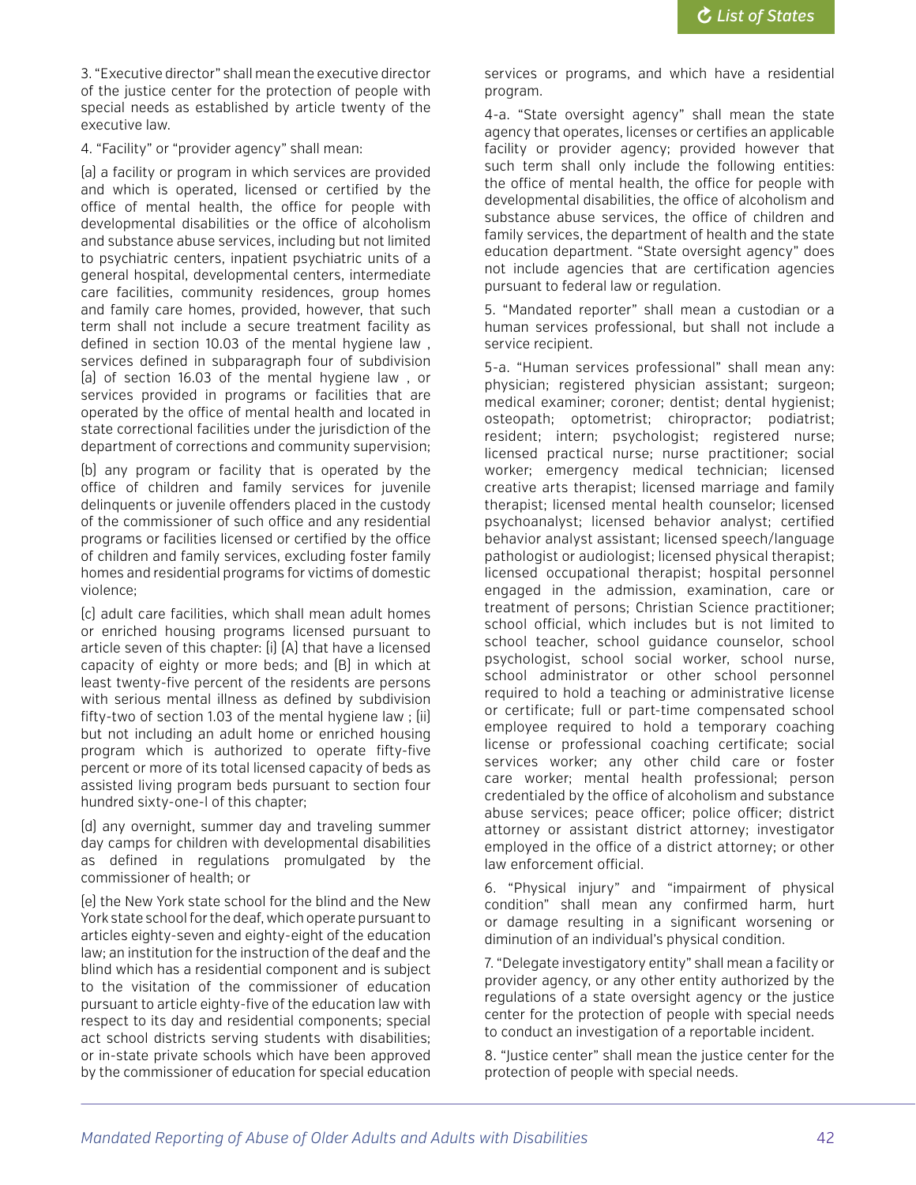3. "Executive director" shall mean the executive director of the justice center for the protection of people with special needs as established by article twenty of the executive law.

4. "Facility" or "provider agency" shall mean:

(a) a facility or program in which services are provided and which is operated, licensed or certified by the office of mental health, the office for people with developmental disabilities or the office of alcoholism and substance abuse services, including but not limited to psychiatric centers, inpatient psychiatric units of a general hospital, developmental centers, intermediate care facilities, community residences, group homes and family care homes, provided, however, that such term shall not include a secure treatment facility as defined in section 10.03 of the mental hygiene law , services defined in subparagraph four of subdivision (a) of section 16.03 of the mental hygiene law , or services provided in programs or facilities that are operated by the office of mental health and located in state correctional facilities under the jurisdiction of the department of corrections and community supervision;

(b) any program or facility that is operated by the office of children and family services for juvenile delinquents or juvenile offenders placed in the custody of the commissioner of such office and any residential programs or facilities licensed or certified by the office of children and family services, excluding foster family homes and residential programs for victims of domestic violence;

(c) adult care facilities, which shall mean adult homes or enriched housing programs licensed pursuant to article seven of this chapter: (i) (A) that have a licensed capacity of eighty or more beds; and (B) in which at least twenty-five percent of the residents are persons with serious mental illness as defined by subdivision fifty-two of section 1.03 of the mental hygiene law ; (ii) but not including an adult home or enriched housing program which is authorized to operate fifty-five percent or more of its total licensed capacity of beds as assisted living program beds pursuant to section four hundred sixty-one-l of this chapter;

(d) any overnight, summer day and traveling summer day camps for children with developmental disabilities as defined in regulations promulgated by the commissioner of health; or

(e) the New York state school for the blind and the New York state school for the deaf, which operate pursuant to articles eighty-seven and eighty-eight of the education law; an institution for the instruction of the deaf and the blind which has a residential component and is subject to the visitation of the commissioner of education pursuant to article eighty-five of the education law with respect to its day and residential components; special act school districts serving students with disabilities; or in-state private schools which have been approved by the commissioner of education for special education services or programs, and which have a residential program.

4-a. "State oversight agency" shall mean the state agency that operates, licenses or certifies an applicable facility or provider agency; provided however that such term shall only include the following entities: the office of mental health, the office for people with developmental disabilities, the office of alcoholism and substance abuse services, the office of children and family services, the department of health and the state education department. "State oversight agency" does not include agencies that are certification agencies pursuant to federal law or regulation.

5. "Mandated reporter" shall mean a custodian or a human services professional, but shall not include a service recipient.

5-a. "Human services professional" shall mean any: physician; registered physician assistant; surgeon; medical examiner; coroner; dentist; dental hygienist; osteopath; optometrist; chiropractor; podiatrist; resident; intern; psychologist; registered nurse; licensed practical nurse; nurse practitioner; social worker; emergency medical technician; licensed creative arts therapist; licensed marriage and family therapist; licensed mental health counselor; licensed psychoanalyst; licensed behavior analyst; certified behavior analyst assistant; licensed speech/language pathologist or audiologist; licensed physical therapist; licensed occupational therapist; hospital personnel engaged in the admission, examination, care or treatment of persons; Christian Science practitioner; school official, which includes but is not limited to school teacher, school guidance counselor, school psychologist, school social worker, school nurse, school administrator or other school personnel required to hold a teaching or administrative license or certificate; full or part-time compensated school employee required to hold a temporary coaching license or professional coaching certificate; social services worker; any other child care or foster care worker; mental health professional; person credentialed by the office of alcoholism and substance abuse services; peace officer; police officer; district attorney or assistant district attorney; investigator employed in the office of a district attorney; or other law enforcement official.

6. "Physical injury" and "impairment of physical condition" shall mean any confirmed harm, hurt or damage resulting in a significant worsening or diminution of an individual's physical condition.

7. "Delegate investigatory entity" shall mean a facility or provider agency, or any other entity authorized by the regulations of a state oversight agency or the justice center for the protection of people with special needs to conduct an investigation of a reportable incident.

8. "Justice center" shall mean the justice center for the protection of people with special needs.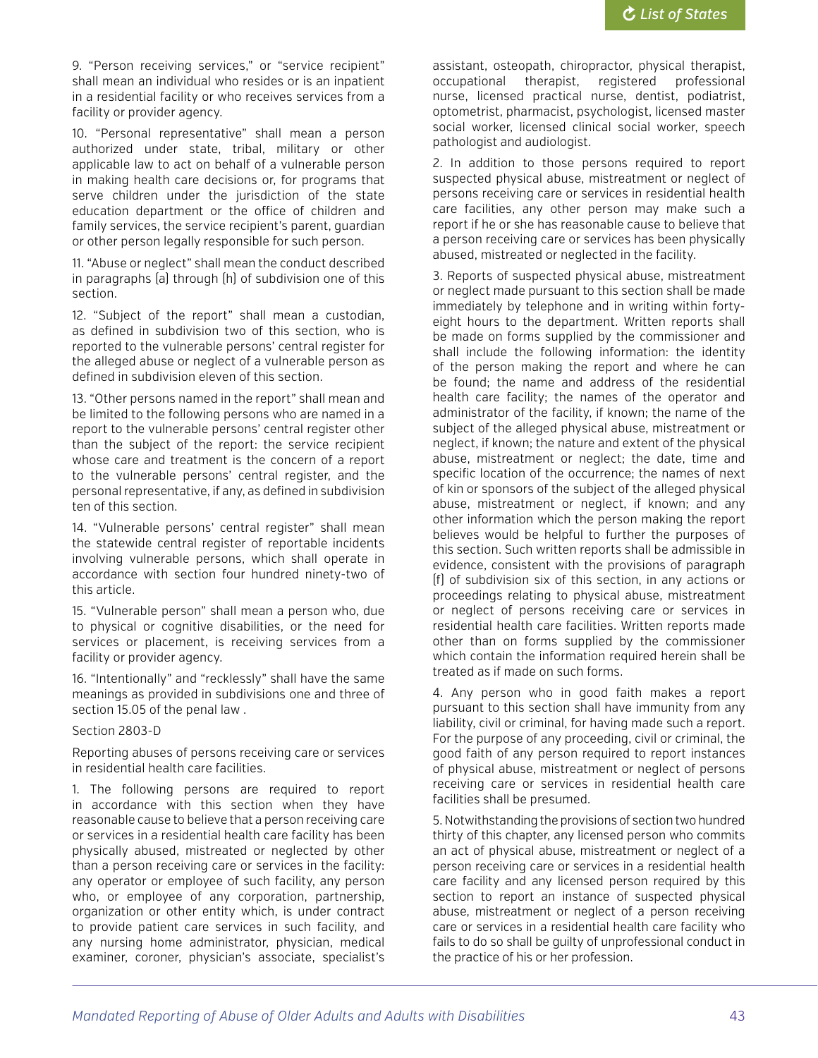9. "Person receiving services," or "service recipient" shall mean an individual who resides or is an inpatient in a residential facility or who receives services from a facility or provider agency.

10. "Personal representative" shall mean a person authorized under state, tribal, military or other applicable law to act on behalf of a vulnerable person in making health care decisions or, for programs that serve children under the jurisdiction of the state education department or the office of children and family services, the service recipient's parent, guardian or other person legally responsible for such person.

11. "Abuse or neglect" shall mean the conduct described in paragraphs (a) through (h) of subdivision one of this section.

12. "Subject of the report" shall mean a custodian, as defined in subdivision two of this section, who is reported to the vulnerable persons' central register for the alleged abuse or neglect of a vulnerable person as defined in subdivision eleven of this section.

13. "Other persons named in the report" shall mean and be limited to the following persons who are named in a report to the vulnerable persons' central register other than the subject of the report: the service recipient whose care and treatment is the concern of a report to the vulnerable persons' central register, and the personal representative, if any, as defined in subdivision ten of this section.

14. "Vulnerable persons' central register" shall mean the statewide central register of reportable incidents involving vulnerable persons, which shall operate in accordance with section four hundred ninety-two of this article.

15. "Vulnerable person" shall mean a person who, due to physical or cognitive disabilities, or the need for services or placement, is receiving services from a facility or provider agency.

16. "Intentionally" and "recklessly" shall have the same meanings as provided in subdivisions one and three of section 15.05 of the penal law .

Section 2803-D

Reporting abuses of persons receiving care or services in residential health care facilities.

1. The following persons are required to report in accordance with this section when they have reasonable cause to believe that a person receiving care or services in a residential health care facility has been physically abused, mistreated or neglected by other than a person receiving care or services in the facility: any operator or employee of such facility, any person who, or employee of any corporation, partnership, organization or other entity which, is under contract to provide patient care services in such facility, and any nursing home administrator, physician, medical examiner, coroner, physician's associate, specialist's assistant, osteopath, chiropractor, physical therapist, occupational therapist, registered professional nurse, licensed practical nurse, dentist, podiatrist, optometrist, pharmacist, psychologist, licensed master social worker, licensed clinical social worker, speech pathologist and audiologist.

2. In addition to those persons required to report suspected physical abuse, mistreatment or neglect of persons receiving care or services in residential health care facilities, any other person may make such a report if he or she has reasonable cause to believe that a person receiving care or services has been physically abused, mistreated or neglected in the facility.

3. Reports of suspected physical abuse, mistreatment or neglect made pursuant to this section shall be made immediately by telephone and in writing within forty-eight hours to the department. Written reports shall be made on forms supplied by the commissioner and shall include the following information: the identity of the person making the report and where he can be found; the name and address of the residential health care facility; the names of the operator and administrator of the facility, if known; the name of the subject of the alleged physical abuse, mistreatment or neglect, if known; the nature and extent of the physical abuse, mistreatment or neglect; the date, time and specific location of the occurrence; the names of next of kin or sponsors of the subject of the alleged physical abuse, mistreatment or neglect, if known; and any other information which the person making the report believes would be helpful to further the purposes of this section. Such written reports shall be admissible in evidence, consistent with the provisions of paragraph (f) of subdivision six of this section, in any actions or proceedings relating to physical abuse, mistreatment or neglect of persons receiving care or services in residential health care facilities. Written reports made other than on forms supplied by the commissioner which contain the information required herein shall be treated as if made on such forms.

4. Any person who in good faith makes a report pursuant to this section shall have immunity from any liability, civil or criminal, for having made such a report. For the purpose of any proceeding, civil or criminal, the good faith of any person required to report instances of physical abuse, mistreatment or neglect of persons receiving care or services in residential health care facilities shall be presumed.

5. Notwithstanding the provisions of section two hundred thirty of this chapter, any licensed person who commits an act of physical abuse, mistreatment or neglect of a person receiving care or services in a residential health care facility and any licensed person required by this section to report an instance of suspected physical abuse, mistreatment or neglect of a person receiving care or services in a residential health care facility who fails to do so shall be guilty of unprofessional conduct in the practice of his or her profession.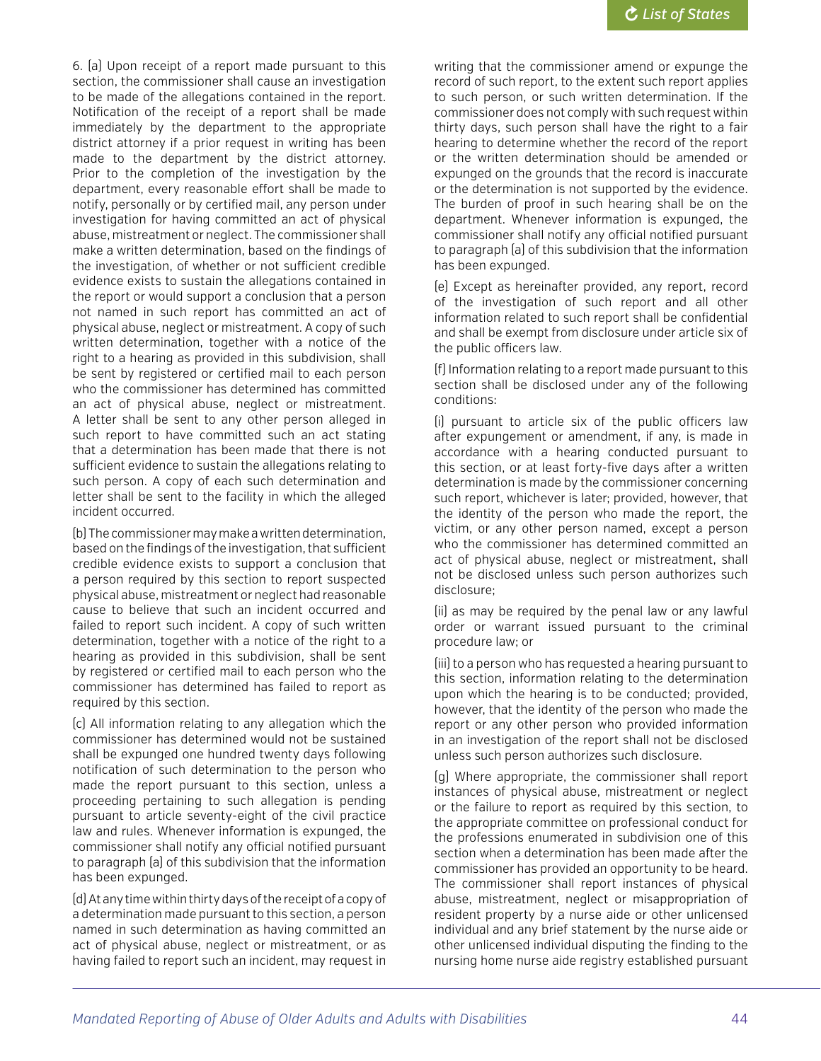6. (a) Upon receipt of a report made pursuant to this section, the commissioner shall cause an investigation to be made of the allegations contained in the report. Notification of the receipt of a report shall be made immediately by the department to the appropriate district attorney if a prior request in writing has been made to the department by the district attorney. Prior to the completion of the investigation by the department, every reasonable effort shall be made to notify, personally or by certified mail, any person under investigation for having committed an act of physical abuse, mistreatment or neglect. The commissioner shall make a written determination, based on the findings of the investigation, of whether or not sufficient credible evidence exists to sustain the allegations contained in the report or would support a conclusion that a person not named in such report has committed an act of physical abuse, neglect or mistreatment. A copy of such written determination, together with a notice of the right to a hearing as provided in this subdivision, shall be sent by registered or certified mail to each person who the commissioner has determined has committed an act of physical abuse, neglect or mistreatment. A letter shall be sent to any other person alleged in such report to have committed such an act stating that a determination has been made that there is not sufficient evidence to sustain the allegations relating to such person. A copy of each such determination and letter shall be sent to the facility in which the alleged incident occurred.

(b) The commissioner may make a written determination, based on the findings of the investigation, that sufficient credible evidence exists to support a conclusion that a person required by this section to report suspected physical abuse, mistreatment or neglect had reasonable cause to believe that such an incident occurred and failed to report such incident. A copy of such written determination, together with a notice of the right to a hearing as provided in this subdivision, shall be sent by registered or certified mail to each person who the commissioner has determined has failed to report as required by this section.

(c) All information relating to any allegation which the commissioner has determined would not be sustained shall be expunged one hundred twenty days following notification of such determination to the person who made the report pursuant to this section, unless a proceeding pertaining to such allegation is pending pursuant to article seventy-eight of the civil practice law and rules. Whenever information is expunged, the commissioner shall notify any official notified pursuant to paragraph (a) of this subdivision that the information has been expunged.

(d) At any time within thirty days of the receipt of a copy of a determination made pursuant to this section, a person named in such determination as having committed an act of physical abuse, neglect or mistreatment, or as having failed to report such an incident, may request in writing that the commissioner amend or expunge the record of such report, to the extent such report applies to such person, or such written determination. If the commissioner does not comply with such request within thirty days, such person shall have the right to a fair hearing to determine whether the record of the report or the written determination should be amended or expunged on the grounds that the record is inaccurate or the determination is not supported by the evidence. The burden of proof in such hearing shall be on the department. Whenever information is expunged, the commissioner shall notify any official notified pursuant to paragraph (a) of this subdivision that the information has been expunged.

(e) Except as hereinafter provided, any report, record of the investigation of such report and all other information related to such report shall be confidential and shall be exempt from disclosure under article six of the public officers law.

(f) Information relating to a report made pursuant to this section shall be disclosed under any of the following conditions:

(i) pursuant to article six of the public officers law after expungement or amendment, if any, is made in accordance with a hearing conducted pursuant to this section, or at least forty-five days after a written determination is made by the commissioner concerning such report, whichever is later; provided, however, that the identity of the person who made the report, the victim, or any other person named, except a person who the commissioner has determined committed an act of physical abuse, neglect or mistreatment, shall not be disclosed unless such person authorizes such disclosure;

(ii) as may be required by the penal law or any lawful order or warrant issued pursuant to the criminal procedure law; or

(iii) to a person who has requested a hearing pursuant to this section, information relating to the determination upon which the hearing is to be conducted; provided, however, that the identity of the person who made the report or any other person who provided information in an investigation of the report shall not be disclosed unless such person authorizes such disclosure.

(g) Where appropriate, the commissioner shall report instances of physical abuse, mistreatment or neglect or the failure to report as required by this section, to the appropriate committee on professional conduct for the professions enumerated in subdivision one of this section when a determination has been made after the commissioner has provided an opportunity to be heard. The commissioner shall report instances of physical abuse, mistreatment, neglect or misappropriation of resident property by a nurse aide or other unlicensed individual and any brief statement by the nurse aide or other unlicensed individual disputing the finding to the nursing home nurse aide registry established pursuant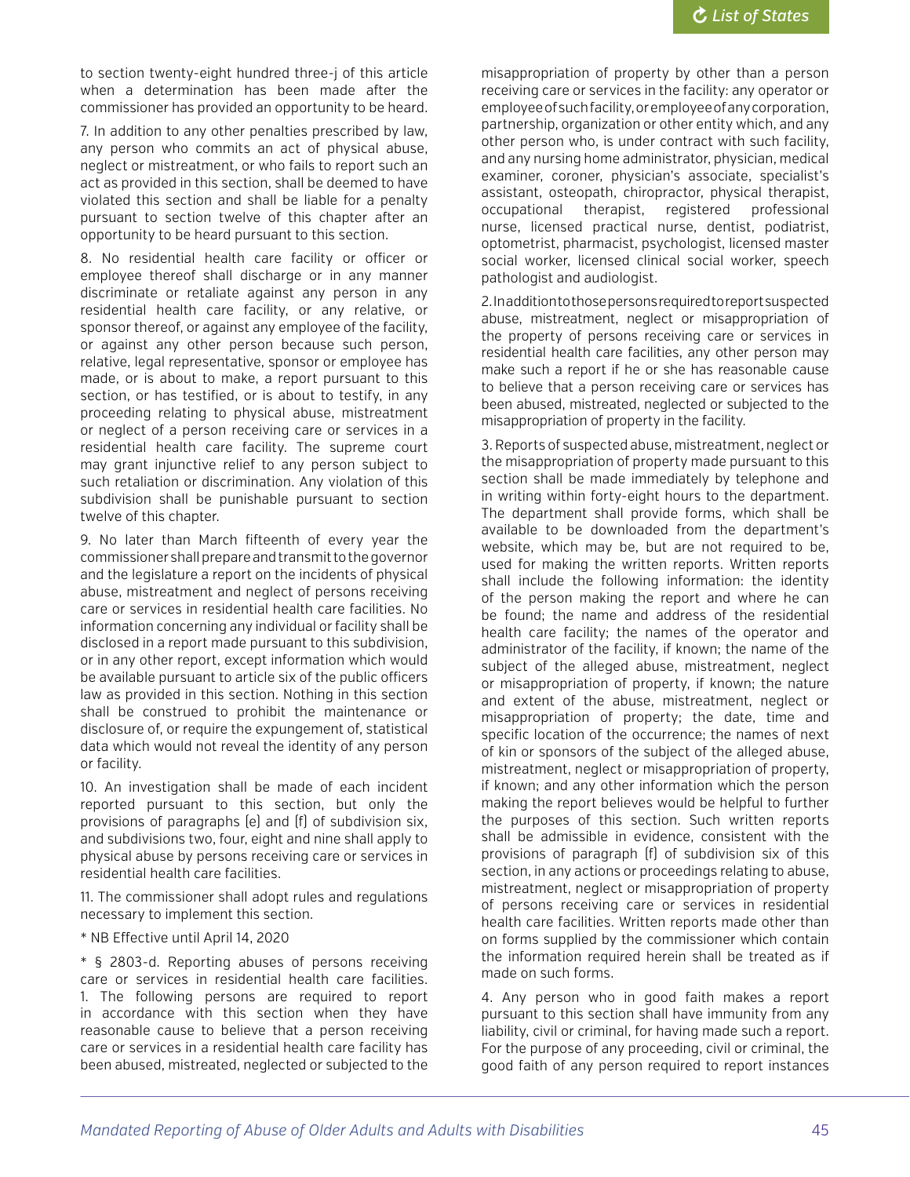to section twenty-eight hundred three-j of this article when a determination has been made after the commissioner has provided an opportunity to be heard.

7. In addition to any other penalties prescribed by law, any person who commits an act of physical abuse, neglect or mistreatment, or who fails to report such an act as provided in this section, shall be deemed to have violated this section and shall be liable for a penalty pursuant to section twelve of this chapter after an opportunity to be heard pursuant to this section.

8. No residential health care facility or officer or employee thereof shall discharge or in any manner discriminate or retaliate against any person in any residential health care facility, or any relative, or sponsor thereof, or against any employee of the facility, or against any other person because such person, relative, legal representative, sponsor or employee has made, or is about to make, a report pursuant to this section, or has testified, or is about to testify, in any proceeding relating to physical abuse, mistreatment or neglect of a person receiving care or services in a residential health care facility. The supreme court may grant injunctive relief to any person subject to such retaliation or discrimination. Any violation of this subdivision shall be punishable pursuant to section twelve of this chapter.

9. No later than March fifteenth of every year the commissioner shall prepare and transmit to the governor and the legislature a report on the incidents of physical abuse, mistreatment and neglect of persons receiving care or services in residential health care facilities. No information concerning any individual or facility shall be disclosed in a report made pursuant to this subdivision, or in any other report, except information which would be available pursuant to article six of the public officers law as provided in this section. Nothing in this section shall be construed to prohibit the maintenance or disclosure of, or require the expungement of, statistical data which would not reveal the identity of any person or facility.

10. An investigation shall be made of each incident reported pursuant to this section, but only the provisions of paragraphs (e) and (f) of subdivision six, and subdivisions two, four, eight and nine shall apply to physical abuse by persons receiving care or services in residential health care facilities.

11. The commissioner shall adopt rules and regulations necessary to implement this section.

* NB Effective until April 14, 2020

* § 2803-d. Reporting abuses of persons receiving care or services in residential health care facilities. 1. The following persons are required to report in accordance with this section when they have reasonable cause to believe that a person receiving care or services in a residential health care facility has been abused, mistreated, neglected or subjected to the misappropriation of property by other than a person receiving care or services in the facility: any operator or employee of such facility, or employee of any corporation, partnership, organization or other entity which, and any other person who, is under contract with such facility, and any nursing home administrator, physician, medical examiner, coroner, physician's associate, specialist's assistant, osteopath, chiropractor, physical therapist, occupational therapist, registered professional nurse, licensed practical nurse, dentist, podiatrist, optometrist, pharmacist, psychologist, licensed master social worker, licensed clinical social worker, speech pathologist and audiologist.

2. In addition to those persons required to report suspected abuse, mistreatment, neglect or misappropriation of the property of persons receiving care or services in residential health care facilities, any other person may make such a report if he or she has reasonable cause to believe that a person receiving care or services has been abused, mistreated, neglected or subjected to the misappropriation of property in the facility.

3. Reports of suspected abuse, mistreatment, neglect or the misappropriation of property made pursuant to this section shall be made immediately by telephone and in writing within forty-eight hours to the department. The department shall provide forms, which shall be available to be downloaded from the department's website, which may be, but are not required to be, used for making the written reports. Written reports shall include the following information: the identity of the person making the report and where he can be found; the name and address of the residential health care facility; the names of the operator and administrator of the facility, if known; the name of the subject of the alleged abuse, mistreatment, neglect or misappropriation of property, if known; the nature and extent of the abuse, mistreatment, neglect or misappropriation of property; the date, time and specific location of the occurrence; the names of next of kin or sponsors of the subject of the alleged abuse, mistreatment, neglect or misappropriation of property, if known; and any other information which the person making the report believes would be helpful to further the purposes of this section. Such written reports shall be admissible in evidence, consistent with the provisions of paragraph (f) of subdivision six of this section, in any actions or proceedings relating to abuse, mistreatment, neglect or misappropriation of property of persons receiving care or services in residential health care facilities. Written reports made other than on forms supplied by the commissioner which contain the information required herein shall be treated as if made on such forms.

4. Any person who in good faith makes a report pursuant to this section shall have immunity from any liability, civil or criminal, for having made such a report. For the purpose of any proceeding, civil or criminal, the good faith of any person required to report instances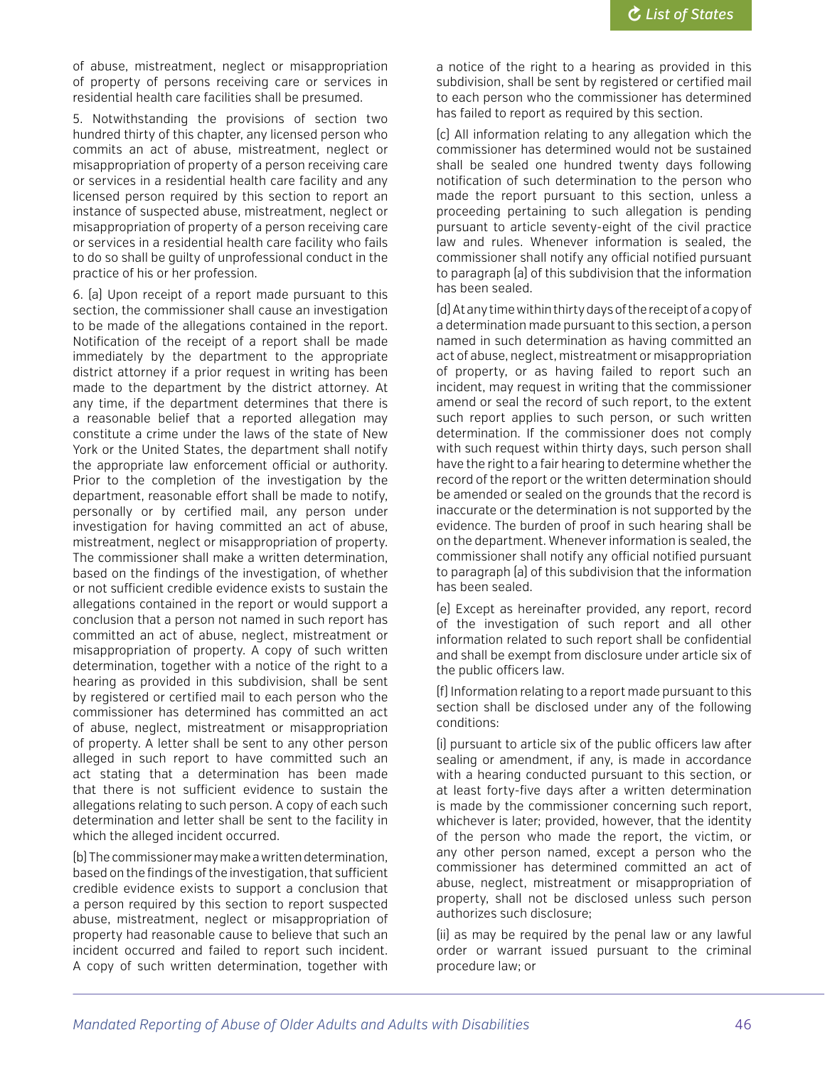of abuse, mistreatment, neglect or misappropriation of property of persons receiving care or services in residential health care facilities shall be presumed.

5. Notwithstanding the provisions of section two hundred thirty of this chapter, any licensed person who commits an act of abuse, mistreatment, neglect or misappropriation of property of a person receiving care or services in a residential health care facility and any licensed person required by this section to report an instance of suspected abuse, mistreatment, neglect or misappropriation of property of a person receiving care or services in a residential health care facility who fails to do so shall be guilty of unprofessional conduct in the practice of his or her profession.

6. (a) Upon receipt of a report made pursuant to this section, the commissioner shall cause an investigation to be made of the allegations contained in the report. Notification of the receipt of a report shall be made immediately by the department to the appropriate district attorney if a prior request in writing has been made to the department by the district attorney. At any time, if the department determines that there is a reasonable belief that a reported allegation may constitute a crime under the laws of the state of New York or the United States, the department shall notify the appropriate law enforcement official or authority. Prior to the completion of the investigation by the department, reasonable effort shall be made to notify, personally or by certified mail, any person under investigation for having committed an act of abuse, mistreatment, neglect or misappropriation of property. The commissioner shall make a written determination, based on the findings of the investigation, of whether or not sufficient credible evidence exists to sustain the allegations contained in the report or would support a conclusion that a person not named in such report has committed an act of abuse, neglect, mistreatment or misappropriation of property. A copy of such written determination, together with a notice of the right to a hearing as provided in this subdivision, shall be sent by registered or certified mail to each person who the commissioner has determined has committed an act of abuse, neglect, mistreatment or misappropriation of property. A letter shall be sent to any other person alleged in such report to have committed such an act stating that a determination has been made that there is not sufficient evidence to sustain the allegations relating to such person. A copy of each such determination and letter shall be sent to the facility in which the alleged incident occurred.

(b) The commissioner may make a written determination, based on the findings of the investigation, that sufficient credible evidence exists to support a conclusion that a person required by this section to report suspected abuse, mistreatment, neglect or misappropriation of property had reasonable cause to believe that such an incident occurred and failed to report such incident. A copy of such written determination, together with a notice of the right to a hearing as provided in this subdivision, shall be sent by registered or certified mail to each person who the commissioner has determined has failed to report as required by this section.

(c) All information relating to any allegation which the commissioner has determined would not be sustained shall be sealed one hundred twenty days following notification of such determination to the person who made the report pursuant to this section, unless a proceeding pertaining to such allegation is pending pursuant to article seventy-eight of the civil practice law and rules. Whenever information is sealed, the commissioner shall notify any official notified pursuant to paragraph (a) of this subdivision that the information has been sealed.

(d) At any time within thirty days of the receipt of a copy of a determination made pursuant to this section, a person named in such determination as having committed an act of abuse, neglect, mistreatment or misappropriation of property, or as having failed to report such an incident, may request in writing that the commissioner amend or seal the record of such report, to the extent such report applies to such person, or such written determination. If the commissioner does not comply with such request within thirty days, such person shall have the right to a fair hearing to determine whether the record of the report or the written determination should be amended or sealed on the grounds that the record is inaccurate or the determination is not supported by the evidence. The burden of proof in such hearing shall be on the department. Whenever information is sealed, the commissioner shall notify any official notified pursuant to paragraph (a) of this subdivision that the information has been sealed.

(e) Except as hereinafter provided, any report, record of the investigation of such report and all other information related to such report shall be confidential and shall be exempt from disclosure under article six of the public officers law.

(f) Information relating to a report made pursuant to this section shall be disclosed under any of the following conditions:

(i) pursuant to article six of the public officers law after sealing or amendment, if any, is made in accordance with a hearing conducted pursuant to this section, or at least forty-five days after a written determination is made by the commissioner concerning such report, whichever is later; provided, however, that the identity of the person who made the report, the victim, or any other person named, except a person who the commissioner has determined committed an act of abuse, neglect, mistreatment or misappropriation of property, shall not be disclosed unless such person authorizes such disclosure;

(ii) as may be required by the penal law or any lawful order or warrant issued pursuant to the criminal procedure law; or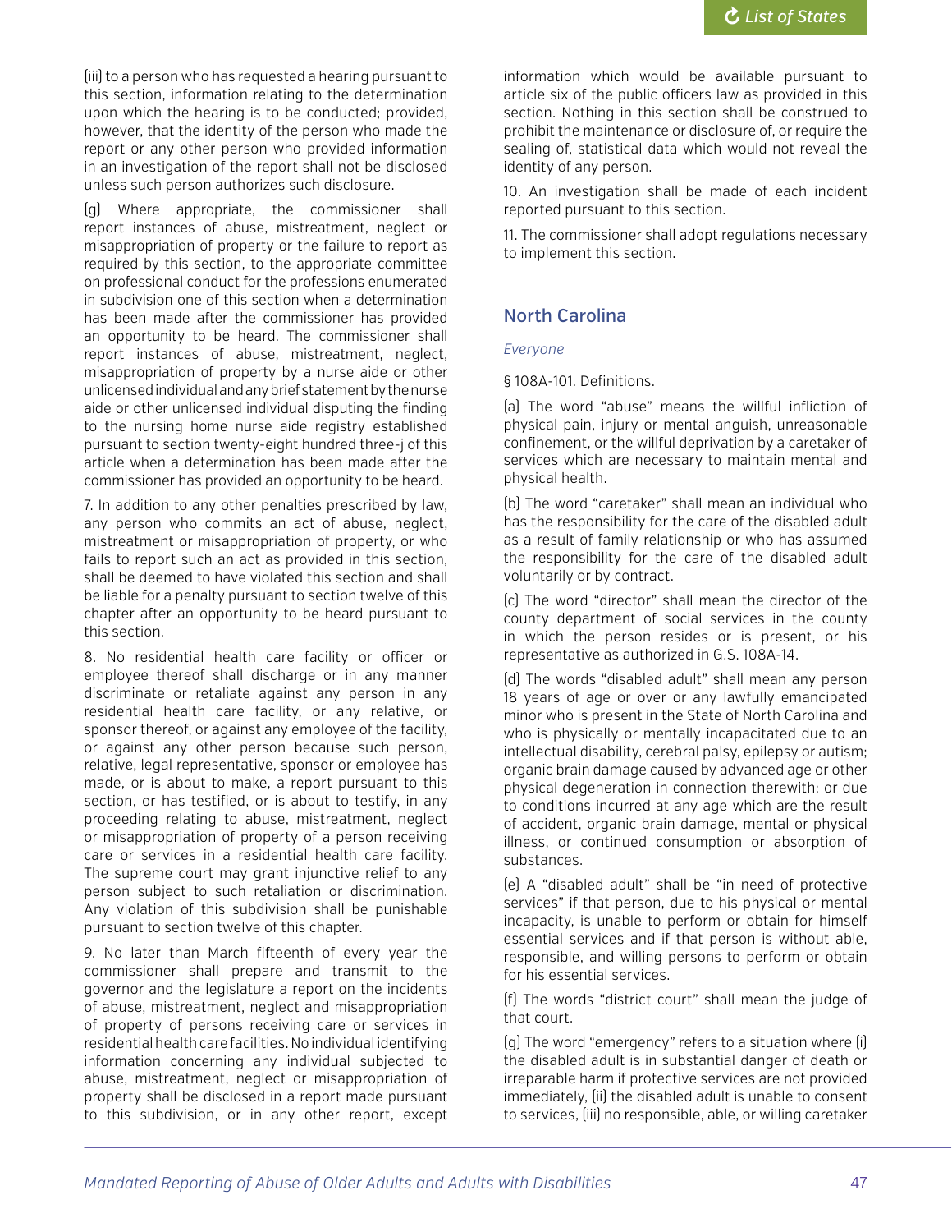(iii) to a person who has requested a hearing pursuant to this section, information relating to the determination upon which the hearing is to be conducted; provided, however, that the identity of the person who made the report or any other person who provided information in an investigation of the report shall not be disclosed unless such person authorizes such disclosure.

(g) Where appropriate, the commissioner shall report instances of abuse, mistreatment, neglect or misappropriation of property or the failure to report as required by this section, to the appropriate committee on professional conduct for the professions enumerated in subdivision one of this section when a determination has been made after the commissioner has provided an opportunity to be heard. The commissioner shall report instances of abuse, mistreatment, neglect, misappropriation of property by a nurse aide or other unlicensed individual and any brief statement by the nurse aide or other unlicensed individual disputing the finding to the nursing home nurse aide registry established pursuant to section twenty-eight hundred three-j of this article when a determination has been made after the commissioner has provided an opportunity to be heard.

7. In addition to any other penalties prescribed by law, any person who commits an act of abuse, neglect, mistreatment or misappropriation of property, or who fails to report such an act as provided in this section, shall be deemed to have violated this section and shall be liable for a penalty pursuant to section twelve of this chapter after an opportunity to be heard pursuant to this section.

8. No residential health care facility or officer or employee thereof shall discharge or in any manner discriminate or retaliate against any person in any residential health care facility, or any relative, or sponsor thereof, or against any employee of the facility, or against any other person because such person, relative, legal representative, sponsor or employee has made, or is about to make, a report pursuant to this section, or has testified, or is about to testify, in any proceeding relating to abuse, mistreatment, neglect or misappropriation of property of a person receiving care or services in a residential health care facility. The supreme court may grant injunctive relief to any person subject to such retaliation or discrimination. Any violation of this subdivision shall be punishable pursuant to section twelve of this chapter.

9. No later than March fifteenth of every year the commissioner shall prepare and transmit to the governor and the legislature a report on the incidents of abuse, mistreatment, neglect and misappropriation of property of persons receiving care or services in residential health care facilities. No individual identifying information concerning any individual subjected to abuse, mistreatment, neglect or misappropriation of property shall be disclosed in a report made pursuant to this subdivision, or in any other report, except information which would be available pursuant to article six of the public officers law as provided in this section. Nothing in this section shall be construed to prohibit the maintenance or disclosure of, or require the sealing of, statistical data which would not reveal the identity of any person.

10. An investigation shall be made of each incident reported pursuant to this section.

11. The commissioner shall adopt regulations necessary to implement this section.

---

## North Carolina

*Everyone*

§ 108A-101. Definitions.

(a) The word "abuse" means the willful infliction of physical pain, injury or mental anguish, unreasonable confinement, or the willful deprivation by a caretaker of services which are necessary to maintain mental and physical health.

(b) The word "caretaker" shall mean an individual who has the responsibility for the care of the disabled adult as a result of family relationship or who has assumed the responsibility for the care of the disabled adult voluntarily or by contract.

(c) The word "director" shall mean the director of the county department of social services in the county in which the person resides or is present, or his representative as authorized in G.S. 108A-14.

(d) The words "disabled adult" shall mean any person 18 years of age or over or any lawfully emancipated minor who is present in the State of North Carolina and who is physically or mentally incapacitated due to an intellectual disability, cerebral palsy, epilepsy or autism; organic brain damage caused by advanced age or other physical degeneration in connection therewith; or due to conditions incurred at any age which are the result of accident, organic brain damage, mental or physical illness, or continued consumption or absorption of substances.

(e) A "disabled adult" shall be "in need of protective services" if that person, due to his physical or mental incapacity, is unable to perform or obtain for himself essential services and if that person is without able, responsible, and willing persons to perform or obtain for his essential services.

(f) The words "district court" shall mean the judge of that court.

(g) The word "emergency" refers to a situation where (i) the disabled adult is in substantial danger of death or irreparable harm if protective services are not provided immediately, (ii) the disabled adult is unable to consent to services, (iii) no responsible, able, or willing caretaker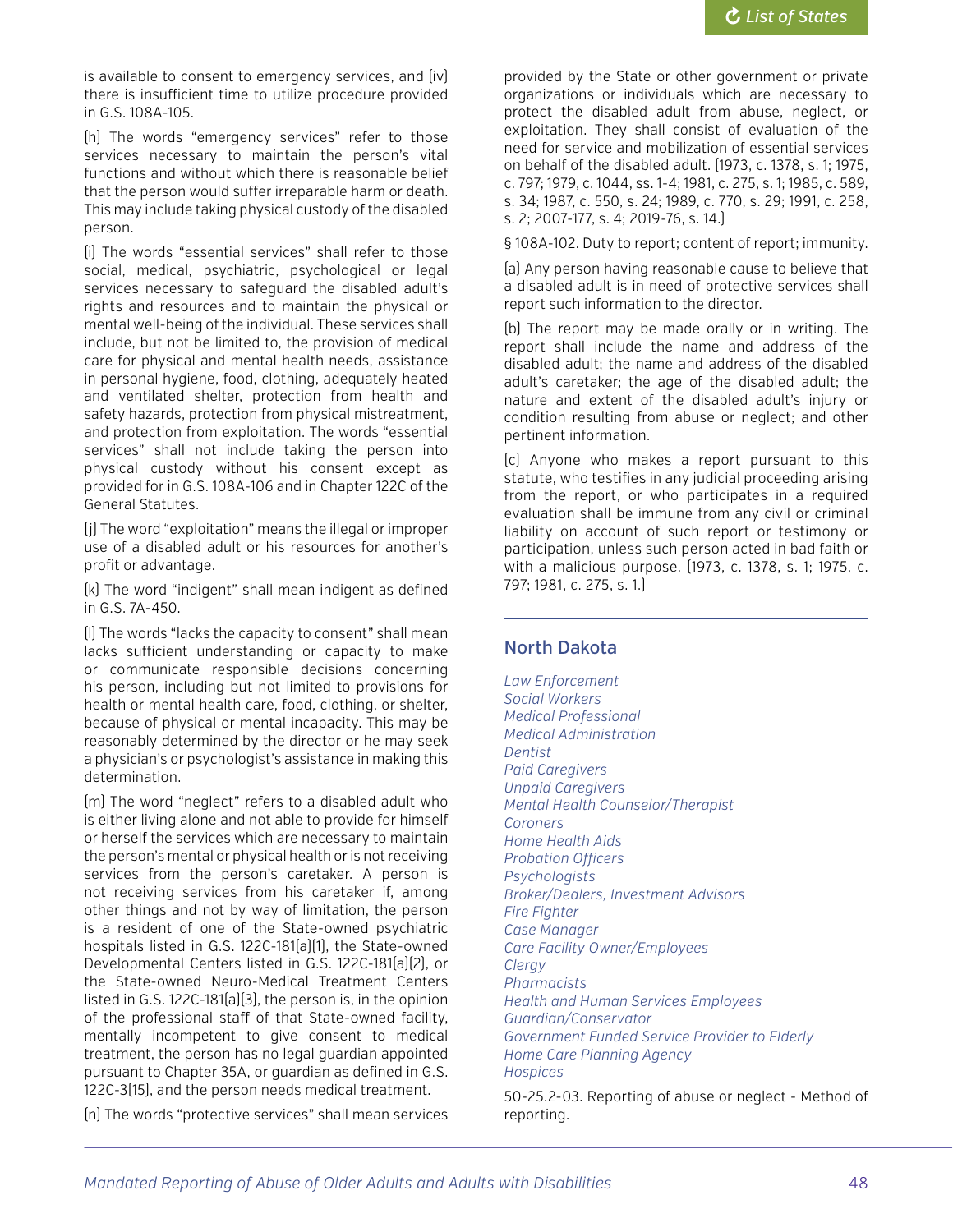is available to consent to emergency services, and (iv) there is insufficient time to utilize procedure provided in G.S. 108A-105.

(h) The words "emergency services" refer to those services necessary to maintain the person's vital functions and without which there is reasonable belief that the person would suffer irreparable harm or death. This may include taking physical custody of the disabled person.

(i) The words "essential services" shall refer to those social, medical, psychiatric, psychological or legal services necessary to safeguard the disabled adult's rights and resources and to maintain the physical or mental well-being of the individual. These services shall include, but not be limited to, the provision of medical care for physical and mental health needs, assistance in personal hygiene, food, clothing, adequately heated and ventilated shelter, protection from health and safety hazards, protection from physical mistreatment, and protection from exploitation. The words "essential services" shall not include taking the person into physical custody without his consent except as provided for in G.S. 108A-106 and in Chapter 122C of the General Statutes.

(j) The word "exploitation" means the illegal or improper use of a disabled adult or his resources for another's profit or advantage.

(k) The word "indigent" shall mean indigent as defined in G.S. 7A-450.

(l) The words "lacks the capacity to consent" shall mean lacks sufficient understanding or capacity to make or communicate responsible decisions concerning his person, including but not limited to provisions for health or mental health care, food, clothing, or shelter, because of physical or mental incapacity. This may be reasonably determined by the director or he may seek a physician's or psychologist's assistance in making this determination.

(m) The word "neglect" refers to a disabled adult who is either living alone and not able to provide for himself or herself the services which are necessary to maintain the person's mental or physical health or is not receiving services from the person's caretaker. A person is not receiving services from his caretaker if, among other things and not by way of limitation, the person is a resident of one of the State-owned psychiatric hospitals listed in G.S. 122C-181(a)(1), the State-owned Developmental Centers listed in G.S. 122C-181(a)(2), or the State-owned Neuro-Medical Treatment Centers listed in G.S. 122C-181(a)(3), the person is, in the opinion of the professional staff of that State-owned facility, mentally incompetent to give consent to medical treatment, the person has no legal guardian appointed pursuant to Chapter 35A, or guardian as defined in G.S. 122C-3(15), and the person needs medical treatment.

(n) The words "protective services" shall mean services provided by the State or other government or private organizations or individuals which are necessary to protect the disabled adult from abuse, neglect, or exploitation. They shall consist of evaluation of the need for service and mobilization of essential services on behalf of the disabled adult. (1973, c. 1378, s. 1; 1975, c. 797; 1979, c. 1044, ss. 1-4; 1981, c. 275, s. 1; 1985, c. 589, s. 34; 1987, c. 550, s. 24; 1989, c. 770, s. 29; 1991, c. 258, s. 2; 2007-177, s. 4; 2019-76, s. 14.)

§ 108A-102. Duty to report; content of report; immunity.

(a) Any person having reasonable cause to believe that a disabled adult is in need of protective services shall report such information to the director.

(b) The report may be made orally or in writing. The report shall include the name and address of the disabled adult; the name and address of the disabled adult's caretaker; the age of the disabled adult; the nature and extent of the disabled adult's injury or condition resulting from abuse or neglect; and other pertinent information.

(c) Anyone who makes a report pursuant to this statute, who testifies in any judicial proceeding arising from the report, or who participates in a required evaluation shall be immune from any civil or criminal liability on account of such report or testimony or participation, unless such person acted in bad faith or with a malicious purpose. (1973, c. 1378, s. 1; 1975, c. 797; 1981, c. 275, s. 1.)

---

## North Dakota

*Law Enforcement*
*Social Workers*
*Medical Professional*
*Medical Administration*
*Dentist*
*Paid Caregivers*
*Unpaid Caregivers*
*Mental Health Counselor/Therapist*
*Coroners*
*Home Health Aids*
*Probation Officers*
*Psychologists*
*Broker/Dealers, Investment Advisors*
*Fire Fighter*
*Case Manager*
*Care Facility Owner/Employees*
*Clergy*
*Pharmacists*
*Health and Human Services Employees*
*Guardian/Conservator*
*Government Funded Service Provider to Elderly*
*Home Care Planning Agency*
*Hospices*

50-25.2-03. Reporting of abuse or neglect - Method of reporting.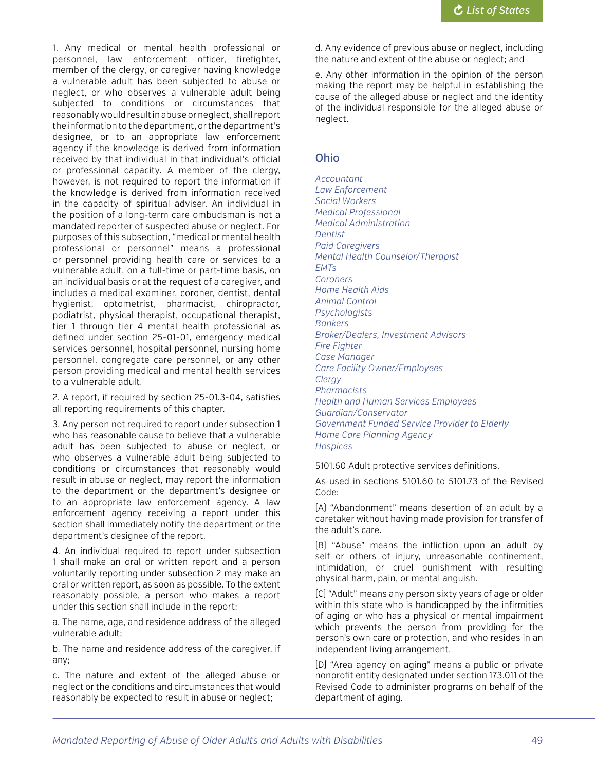1. Any medical or mental health professional or personnel, law enforcement officer, firefighter, member of the clergy, or caregiver having knowledge a vulnerable adult has been subjected to abuse or neglect, or who observes a vulnerable adult being subjected to conditions or circumstances that reasonably would result in abuse or neglect, shall report the information to the department, or the department's designee, or to an appropriate law enforcement agency if the knowledge is derived from information received by that individual in that individual's official or professional capacity. A member of the clergy, however, is not required to report the information if the knowledge is derived from information received in the capacity of spiritual adviser. An individual in the position of a long-term care ombudsman is not a mandated reporter of suspected abuse or neglect. For purposes of this subsection, "medical or mental health professional or personnel" means a professional or personnel providing health care or services to a vulnerable adult, on a full-time or part-time basis, on an individual basis or at the request of a caregiver, and includes a medical examiner, coroner, dentist, dental hygienist, optometrist, pharmacist, chiropractor, podiatrist, physical therapist, occupational therapist, tier 1 through tier 4 mental health professional as defined under section 25-01-01, emergency medical services personnel, hospital personnel, nursing home personnel, congregate care personnel, or any other person providing medical and mental health services to a vulnerable adult.

2. A report, if required by section 25-01.3-04, satisfies all reporting requirements of this chapter.

3. Any person not required to report under subsection 1 who has reasonable cause to believe that a vulnerable adult has been subjected to abuse or neglect, or who observes a vulnerable adult being subjected to conditions or circumstances that reasonably would result in abuse or neglect, may report the information to the department or the department's designee or to an appropriate law enforcement agency. A law enforcement agency receiving a report under this section shall immediately notify the department or the department's designee of the report.

4. An individual required to report under subsection 1 shall make an oral or written report and a person voluntarily reporting under subsection 2 may make an oral or written report, as soon as possible. To the extent reasonably possible, a person who makes a report under this section shall include in the report:

a. The name, age, and residence address of the alleged vulnerable adult;

b. The name and residence address of the caregiver, if any;

c. The nature and extent of the alleged abuse or neglect or the conditions and circumstances that would reasonably be expected to result in abuse or neglect;

d. Any evidence of previous abuse or neglect, including the nature and extent of the abuse or neglect; and

e. Any other information in the opinion of the person making the report may be helpful in establishing the cause of the alleged abuse or neglect and the identity of the individual responsible for the alleged abuse or neglect.

---

## Ohio

*Accountant*
*Law Enforcement*
*Social Workers*
*Medical Professional*
*Medical Administration*
*Dentist*
*Paid Caregivers*
*Mental Health Counselor/Therapist*
*EMTs*
*Coroners*
*Home Health Aids*
*Animal Control*
*Psychologists*
*Bankers*
*Broker/Dealers, Investment Advisors*
*Fire Fighter*
*Case Manager*
*Care Facility Owner/Employees*
*Clergy*
*Pharmacists*
*Health and Human Services Employees*
*Guardian/Conservator*
*Government Funded Service Provider to Elderly*
*Home Care Planning Agency*
*Hospices*

5101.60 Adult protective services definitions.

As used in sections 5101.60 to 5101.73 of the Revised Code:

(A) "Abandonment" means desertion of an adult by a caretaker without having made provision for transfer of the adult's care.

(B) "Abuse" means the infliction upon an adult by self or others of injury, unreasonable confinement, intimidation, or cruel punishment with resulting physical harm, pain, or mental anguish.

(C) "Adult" means any person sixty years of age or older within this state who is handicapped by the infirmities of aging or who has a physical or mental impairment which prevents the person from providing for the person's own care or protection, and who resides in an independent living arrangement.

(D) "Area agency on aging" means a public or private nonprofit entity designated under section 173.011 of the Revised Code to administer programs on behalf of the department of aging.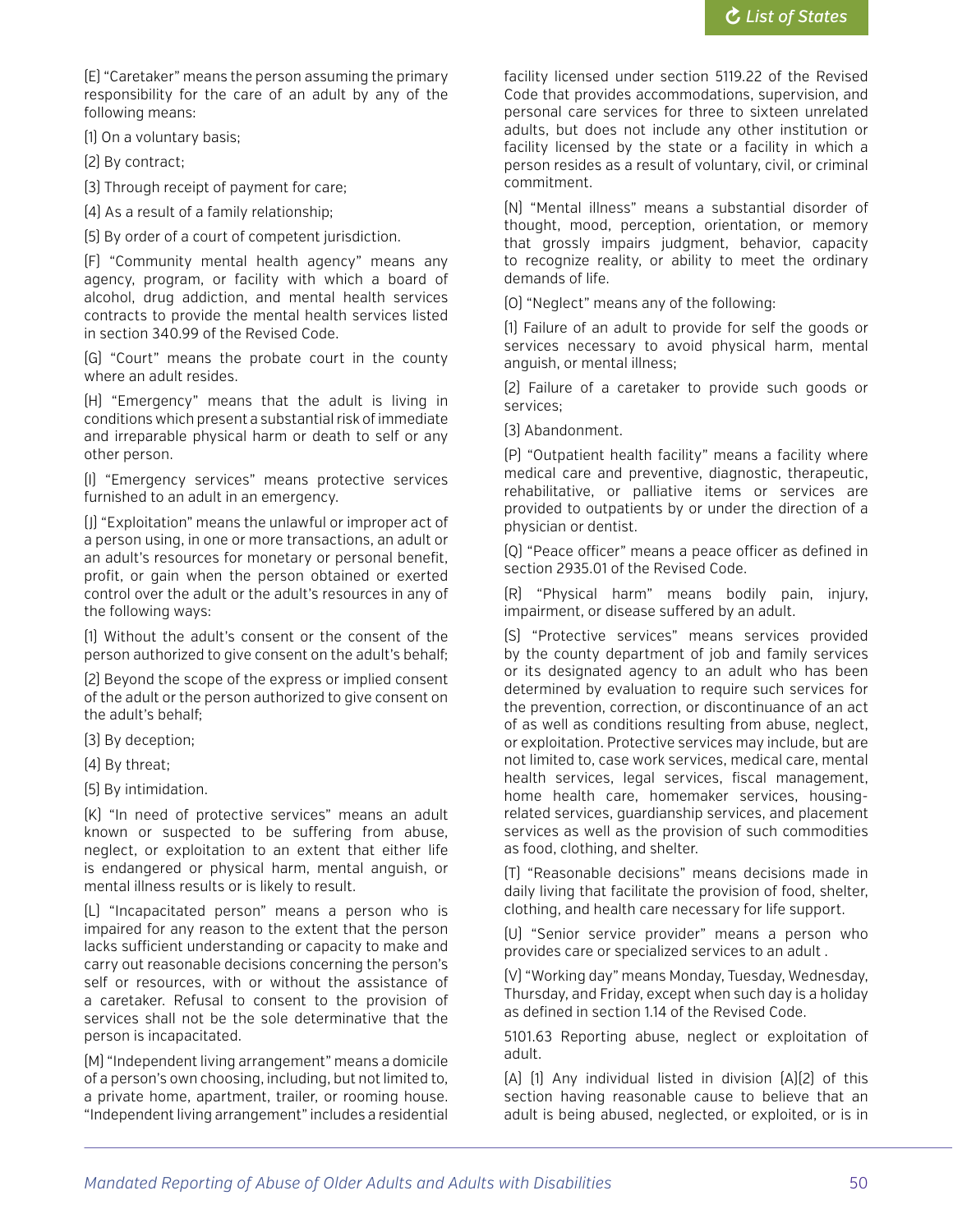(E) "Caretaker" means the person assuming the primary responsibility for the care of an adult by any of the following means:

(1) On a voluntary basis;

(2) By contract;

(3) Through receipt of payment for care;

(4) As a result of a family relationship;

(5) By order of a court of competent jurisdiction.

(F) "Community mental health agency" means any agency, program, or facility with which a board of alcohol, drug addiction, and mental health services contracts to provide the mental health services listed in section 340.99 of the Revised Code.

(G) "Court" means the probate court in the county where an adult resides.

(H) "Emergency" means that the adult is living in conditions which present a substantial risk of immediate and irreparable physical harm or death to self or any other person.

(I) "Emergency services" means protective services furnished to an adult in an emergency.

(J) "Exploitation" means the unlawful or improper act of a person using, in one or more transactions, an adult or an adult's resources for monetary or personal benefit, profit, or gain when the person obtained or exerted control over the adult or the adult's resources in any of the following ways:

(1) Without the adult's consent or the consent of the person authorized to give consent on the adult's behalf;

(2) Beyond the scope of the express or implied consent of the adult or the person authorized to give consent on the adult's behalf;

(3) By deception;

(4) By threat;

(5) By intimidation.

(K) "In need of protective services" means an adult known or suspected to be suffering from abuse, neglect, or exploitation to an extent that either life is endangered or physical harm, mental anguish, or mental illness results or is likely to result.

(L) "Incapacitated person" means a person who is impaired for any reason to the extent that the person lacks sufficient understanding or capacity to make and carry out reasonable decisions concerning the person's self or resources, with or without the assistance of a caretaker. Refusal to consent to the provision of services shall not be the sole determinative that the person is incapacitated.

(M) "Independent living arrangement" means a domicile of a person's own choosing, including, but not limited to, a private home, apartment, trailer, or rooming house. "Independent living arrangement" includes a residential facility licensed under section 5119.22 of the Revised Code that provides accommodations, supervision, and personal care services for three to sixteen unrelated adults, but does not include any other institution or facility licensed by the state or a facility in which a person resides as a result of voluntary, civil, or criminal commitment.

(N) "Mental illness" means a substantial disorder of thought, mood, perception, orientation, or memory that grossly impairs judgment, behavior, capacity to recognize reality, or ability to meet the ordinary demands of life.

(O) "Neglect" means any of the following:

(1) Failure of an adult to provide for self the goods or services necessary to avoid physical harm, mental anguish, or mental illness;

(2) Failure of a caretaker to provide such goods or services;

(3) Abandonment.

(P) "Outpatient health facility" means a facility where medical care and preventive, diagnostic, therapeutic, rehabilitative, or palliative items or services are provided to outpatients by or under the direction of a physician or dentist.

(Q) "Peace officer" means a peace officer as defined in section 2935.01 of the Revised Code.

(R) "Physical harm" means bodily pain, injury, impairment, or disease suffered by an adult.

(S) "Protective services" means services provided by the county department of job and family services or its designated agency to an adult who has been determined by evaluation to require such services for the prevention, correction, or discontinuance of an act of as well as conditions resulting from abuse, neglect, or exploitation. Protective services may include, but are not limited to, case work services, medical care, mental health services, legal services, fiscal management, home health care, homemaker services, housing-related services, guardianship services, and placement services as well as the provision of such commodities as food, clothing, and shelter.

(T) "Reasonable decisions" means decisions made in daily living that facilitate the provision of food, shelter, clothing, and health care necessary for life support.

(U) "Senior service provider" means a person who provides care or specialized services to an adult .

(V) "Working day" means Monday, Tuesday, Wednesday, Thursday, and Friday, except when such day is a holiday as defined in section 1.14 of the Revised Code.

5101.63 Reporting abuse, neglect or exploitation of adult.

(A) (1) Any individual listed in division (A)(2) of this section having reasonable cause to believe that an adult is being abused, neglected, or exploited, or is in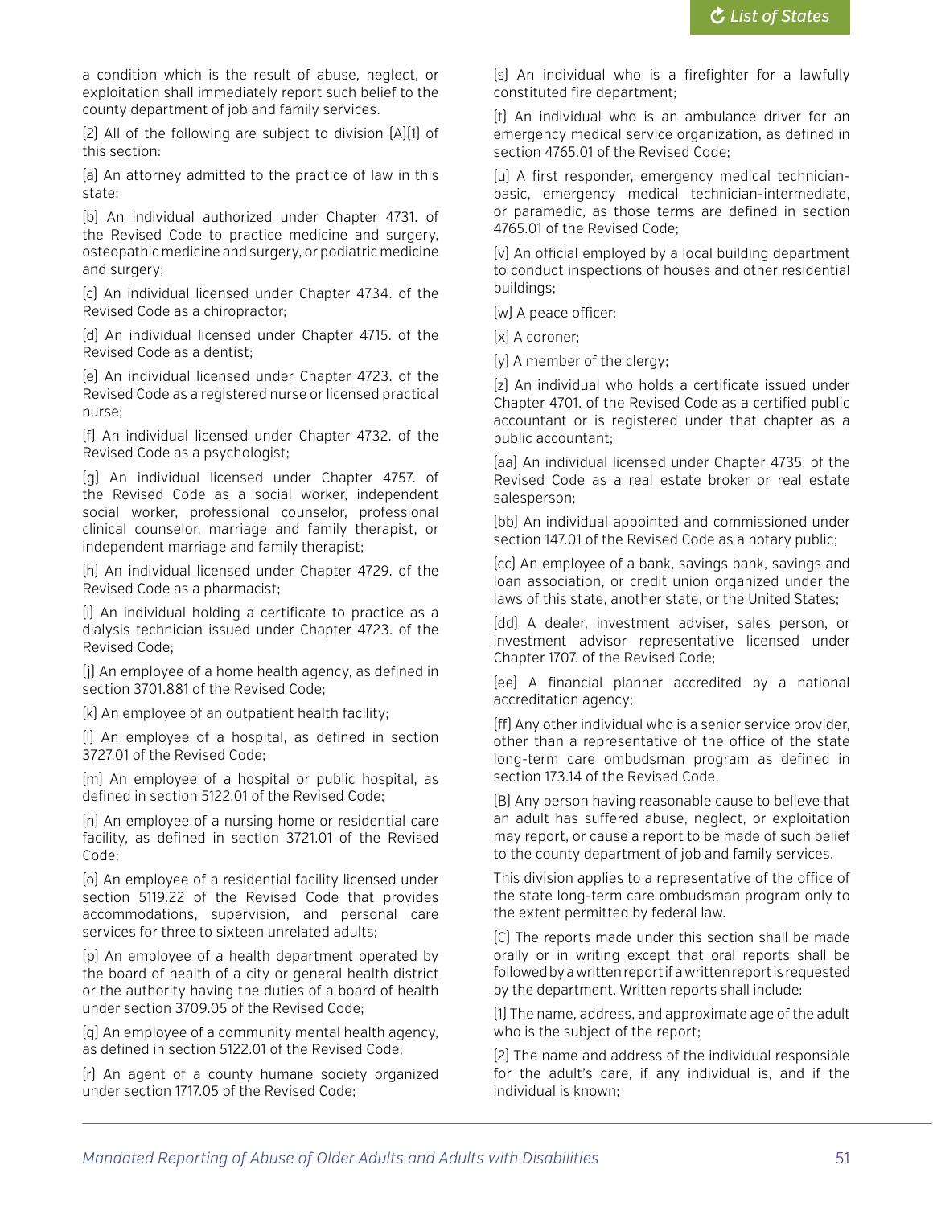a condition which is the result of abuse, neglect, or exploitation shall immediately report such belief to the county department of job and family services.

(2) All of the following are subject to division (A)(1) of this section:

(a) An attorney admitted to the practice of law in this state;

(b) An individual authorized under Chapter 4731. of the Revised Code to practice medicine and surgery, osteopathic medicine and surgery, or podiatric medicine and surgery;

(c) An individual licensed under Chapter 4734. of the Revised Code as a chiropractor;

(d) An individual licensed under Chapter 4715. of the Revised Code as a dentist;

(e) An individual licensed under Chapter 4723. of the Revised Code as a registered nurse or licensed practical nurse;

(f) An individual licensed under Chapter 4732. of the Revised Code as a psychologist;

(g) An individual licensed under Chapter 4757. of the Revised Code as a social worker, independent social worker, professional counselor, professional clinical counselor, marriage and family therapist, or independent marriage and family therapist;

(h) An individual licensed under Chapter 4729. of the Revised Code as a pharmacist;

(i) An individual holding a certificate to practice as a dialysis technician issued under Chapter 4723. of the Revised Code;

(j) An employee of a home health agency, as defined in section 3701.881 of the Revised Code;

(k) An employee of an outpatient health facility;

(l) An employee of a hospital, as defined in section 3727.01 of the Revised Code;

(m) An employee of a hospital or public hospital, as defined in section 5122.01 of the Revised Code;

(n) An employee of a nursing home or residential care facility, as defined in section 3721.01 of the Revised Code;

(o) An employee of a residential facility licensed under section 5119.22 of the Revised Code that provides accommodations, supervision, and personal care services for three to sixteen unrelated adults;

(p) An employee of a health department operated by the board of health of a city or general health district or the authority having the duties of a board of health under section 3709.05 of the Revised Code;

(q) An employee of a community mental health agency, as defined in section 5122.01 of the Revised Code;

(r) An agent of a county humane society organized under section 1717.05 of the Revised Code;

(s) An individual who is a firefighter for a lawfully constituted fire department;

(t) An individual who is an ambulance driver for an emergency medical service organization, as defined in section 4765.01 of the Revised Code;

(u) A first responder, emergency medical technician-basic, emergency medical technician-intermediate, or paramedic, as those terms are defined in section 4765.01 of the Revised Code;

(v) An official employed by a local building department to conduct inspections of houses and other residential buildings;

(w) A peace officer;

(x) A coroner;

(y) A member of the clergy;

(z) An individual who holds a certificate issued under Chapter 4701. of the Revised Code as a certified public accountant or is registered under that chapter as a public accountant;

(aa) An individual licensed under Chapter 4735. of the Revised Code as a real estate broker or real estate salesperson;

(bb) An individual appointed and commissioned under section 147.01 of the Revised Code as a notary public;

(cc) An employee of a bank, savings bank, savings and loan association, or credit union organized under the laws of this state, another state, or the United States;

(dd) A dealer, investment adviser, sales person, or investment advisor representative licensed under Chapter 1707. of the Revised Code;

(ee) A financial planner accredited by a national accreditation agency;

(ff) Any other individual who is a senior service provider, other than a representative of the office of the state long-term care ombudsman program as defined in section 173.14 of the Revised Code.

(B) Any person having reasonable cause to believe that an adult has suffered abuse, neglect, or exploitation may report, or cause a report to be made of such belief to the county department of job and family services.

This division applies to a representative of the office of the state long-term care ombudsman program only to the extent permitted by federal law.

(C) The reports made under this section shall be made orally or in writing except that oral reports shall be followed by a written report if a written report is requested by the department. Written reports shall include:

(1) The name, address, and approximate age of the adult who is the subject of the report;

(2) The name and address of the individual responsible for the adult's care, if any individual is, and if the individual is known;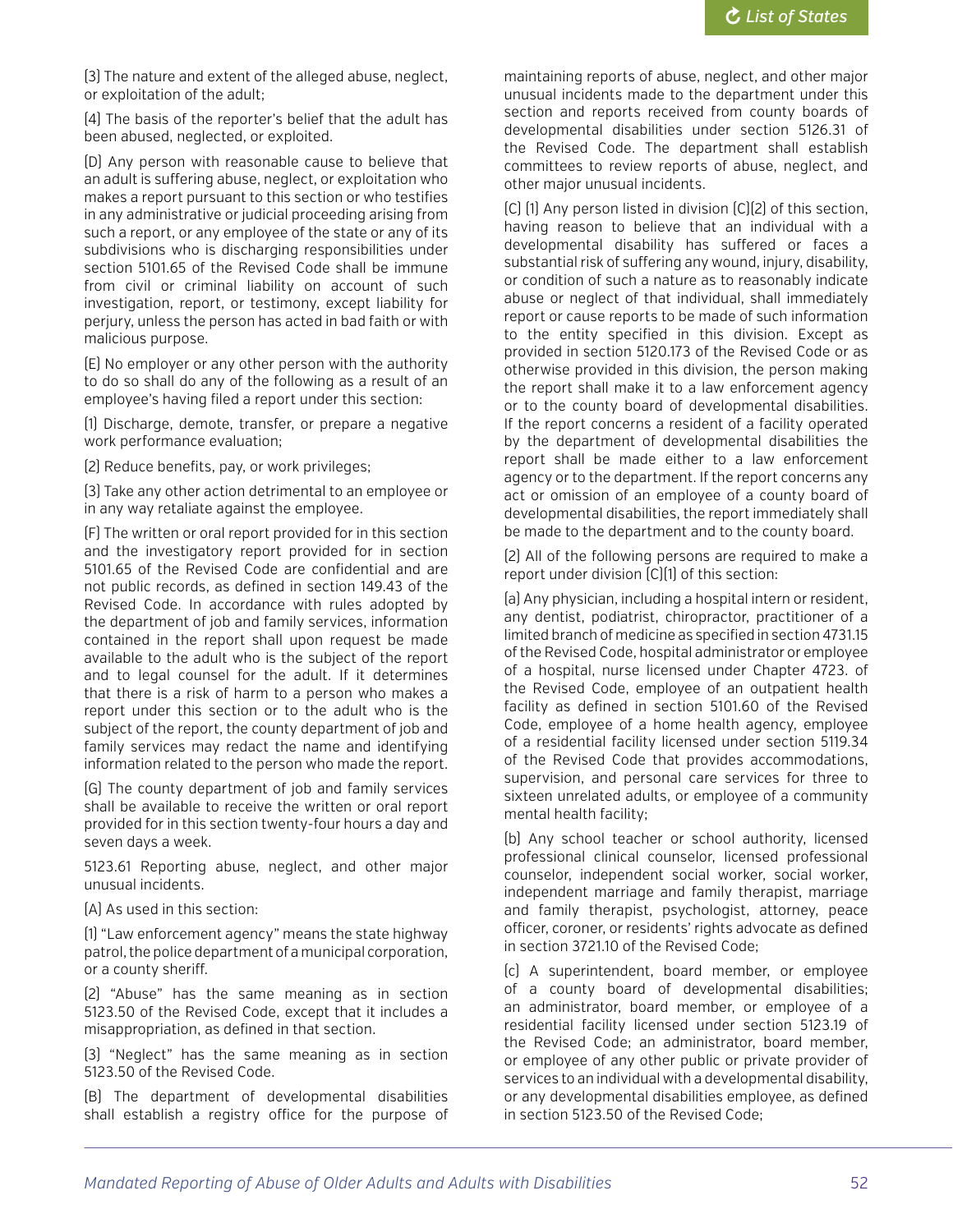(3) The nature and extent of the alleged abuse, neglect, or exploitation of the adult;

(4) The basis of the reporter's belief that the adult has been abused, neglected, or exploited.

(D) Any person with reasonable cause to believe that an adult is suffering abuse, neglect, or exploitation who makes a report pursuant to this section or who testifies in any administrative or judicial proceeding arising from such a report, or any employee of the state or any of its subdivisions who is discharging responsibilities under section 5101.65 of the Revised Code shall be immune from civil or criminal liability on account of such investigation, report, or testimony, except liability for perjury, unless the person has acted in bad faith or with malicious purpose.

(E) No employer or any other person with the authority to do so shall do any of the following as a result of an employee's having filed a report under this section:

(1) Discharge, demote, transfer, or prepare a negative work performance evaluation;

(2) Reduce benefits, pay, or work privileges;

(3) Take any other action detrimental to an employee or in any way retaliate against the employee.

(F) The written or oral report provided for in this section and the investigatory report provided for in section 5101.65 of the Revised Code are confidential and are not public records, as defined in section 149.43 of the Revised Code. In accordance with rules adopted by the department of job and family services, information contained in the report shall upon request be made available to the adult who is the subject of the report and to legal counsel for the adult. If it determines that there is a risk of harm to a person who makes a report under this section or to the adult who is the subject of the report, the county department of job and family services may redact the name and identifying information related to the person who made the report.

(G) The county department of job and family services shall be available to receive the written or oral report provided for in this section twenty-four hours a day and seven days a week.

5123.61 Reporting abuse, neglect, and other major unusual incidents.

(A) As used in this section:

(1) "Law enforcement agency" means the state highway patrol, the police department of a municipal corporation, or a county sheriff.

(2) "Abuse" has the same meaning as in section 5123.50 of the Revised Code, except that it includes a misappropriation, as defined in that section.

(3) "Neglect" has the same meaning as in section 5123.50 of the Revised Code.

(B) The department of developmental disabilities shall establish a registry office for the purpose of maintaining reports of abuse, neglect, and other major unusual incidents made to the department under this section and reports received from county boards of developmental disabilities under section 5126.31 of the Revised Code. The department shall establish committees to review reports of abuse, neglect, and other major unusual incidents.

(C) (1) Any person listed in division (C)(2) of this section, having reason to believe that an individual with a developmental disability has suffered or faces a substantial risk of suffering any wound, injury, disability, or condition of such a nature as to reasonably indicate abuse or neglect of that individual, shall immediately report or cause reports to be made of such information to the entity specified in this division. Except as provided in section 5120.173 of the Revised Code or as otherwise provided in this division, the person making the report shall make it to a law enforcement agency or to the county board of developmental disabilities. If the report concerns a resident of a facility operated by the department of developmental disabilities the report shall be made either to a law enforcement agency or to the department. If the report concerns any act or omission of an employee of a county board of developmental disabilities, the report immediately shall be made to the department and to the county board.

(2) All of the following persons are required to make a report under division (C)(1) of this section:

(a) Any physician, including a hospital intern or resident, any dentist, podiatrist, chiropractor, practitioner of a limited branch of medicine as specified in section 4731.15 of the Revised Code, hospital administrator or employee of a hospital, nurse licensed under Chapter 4723. of the Revised Code, employee of an outpatient health facility as defined in section 5101.60 of the Revised Code, employee of a home health agency, employee of a residential facility licensed under section 5119.34 of the Revised Code that provides accommodations, supervision, and personal care services for three to sixteen unrelated adults, or employee of a community mental health facility;

(b) Any school teacher or school authority, licensed professional clinical counselor, licensed professional counselor, independent social worker, social worker, independent marriage and family therapist, marriage and family therapist, psychologist, attorney, peace officer, coroner, or residents' rights advocate as defined in section 3721.10 of the Revised Code;

(c) A superintendent, board member, or employee of a county board of developmental disabilities; an administrator, board member, or employee of a residential facility licensed under section 5123.19 of the Revised Code; an administrator, board member, or employee of any other public or private provider of services to an individual with a developmental disability, or any developmental disabilities employee, as defined in section 5123.50 of the Revised Code;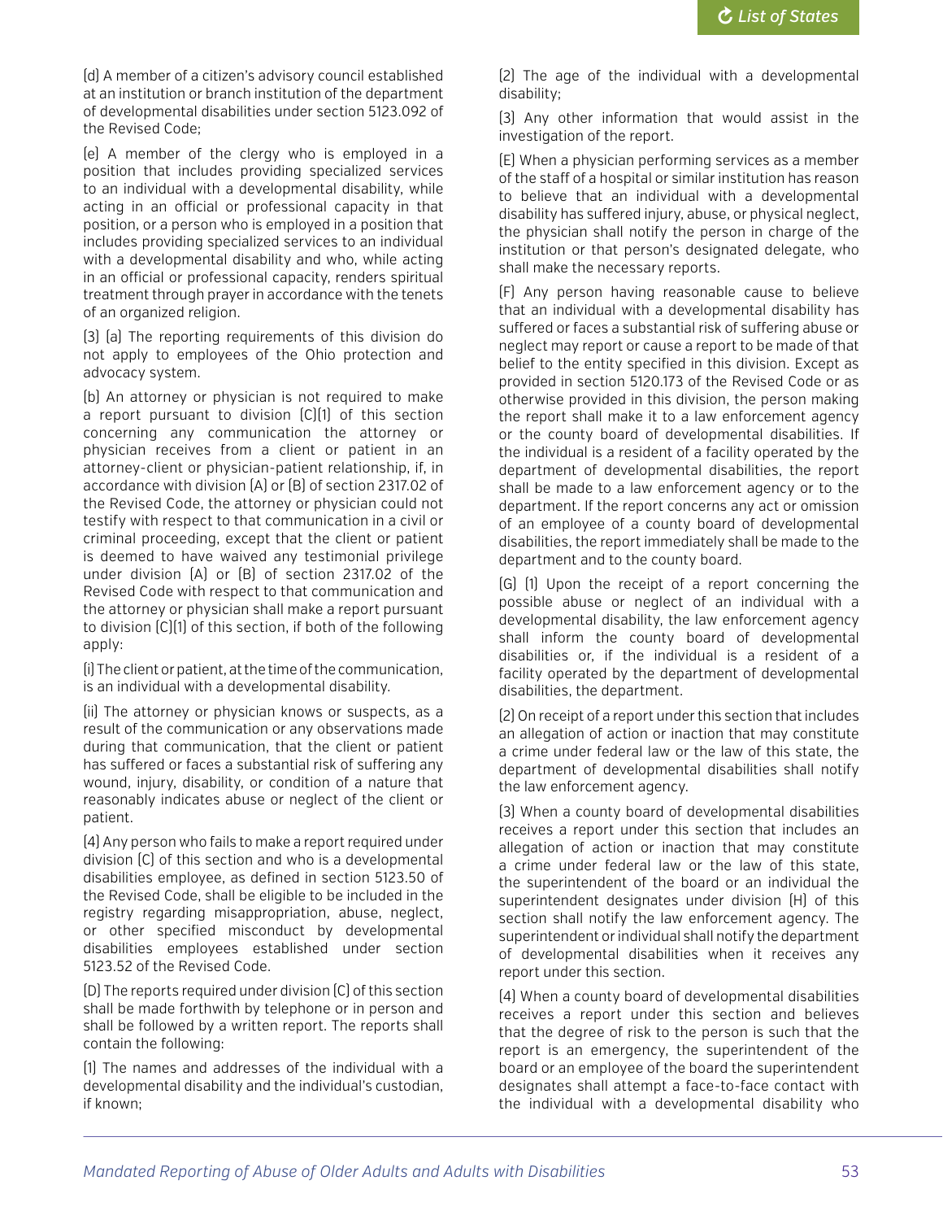(d) A member of a citizen's advisory council established at an institution or branch institution of the department of developmental disabilities under section 5123.092 of the Revised Code;

(e) A member of the clergy who is employed in a position that includes providing specialized services to an individual with a developmental disability, while acting in an official or professional capacity in that position, or a person who is employed in a position that includes providing specialized services to an individual with a developmental disability and who, while acting in an official or professional capacity, renders spiritual treatment through prayer in accordance with the tenets of an organized religion.

(3) (a) The reporting requirements of this division do not apply to employees of the Ohio protection and advocacy system.

(b) An attorney or physician is not required to make a report pursuant to division (C)(1) of this section concerning any communication the attorney or physician receives from a client or patient in an attorney-client or physician-patient relationship, if, in accordance with division (A) or (B) of section 2317.02 of the Revised Code, the attorney or physician could not testify with respect to that communication in a civil or criminal proceeding, except that the client or patient is deemed to have waived any testimonial privilege under division (A) or (B) of section 2317.02 of the Revised Code with respect to that communication and the attorney or physician shall make a report pursuant to division (C)(1) of this section, if both of the following apply:

(i) The client or patient, at the time of the communication, is an individual with a developmental disability.

(ii) The attorney or physician knows or suspects, as a result of the communication or any observations made during that communication, that the client or patient has suffered or faces a substantial risk of suffering any wound, injury, disability, or condition of a nature that reasonably indicates abuse or neglect of the client or patient.

(4) Any person who fails to make a report required under division (C) of this section and who is a developmental disabilities employee, as defined in section 5123.50 of the Revised Code, shall be eligible to be included in the registry regarding misappropriation, abuse, neglect, or other specified misconduct by developmental disabilities employees established under section 5123.52 of the Revised Code.

(D) The reports required under division (C) of this section shall be made forthwith by telephone or in person and shall be followed by a written report. The reports shall contain the following:

(1) The names and addresses of the individual with a developmental disability and the individual's custodian, if known;

(2) The age of the individual with a developmental disability;

(3) Any other information that would assist in the investigation of the report.

(E) When a physician performing services as a member of the staff of a hospital or similar institution has reason to believe that an individual with a developmental disability has suffered injury, abuse, or physical neglect, the physician shall notify the person in charge of the institution or that person's designated delegate, who shall make the necessary reports.

(F) Any person having reasonable cause to believe that an individual with a developmental disability has suffered or faces a substantial risk of suffering abuse or neglect may report or cause a report to be made of that belief to the entity specified in this division. Except as provided in section 5120.173 of the Revised Code or as otherwise provided in this division, the person making the report shall make it to a law enforcement agency or the county board of developmental disabilities. If the individual is a resident of a facility operated by the department of developmental disabilities, the report shall be made to a law enforcement agency or to the department. If the report concerns any act or omission of an employee of a county board of developmental disabilities, the report immediately shall be made to the department and to the county board.

(G) (1) Upon the receipt of a report concerning the possible abuse or neglect of an individual with a developmental disability, the law enforcement agency shall inform the county board of developmental disabilities or, if the individual is a resident of a facility operated by the department of developmental disabilities, the department.

(2) On receipt of a report under this section that includes an allegation of action or inaction that may constitute a crime under federal law or the law of this state, the department of developmental disabilities shall notify the law enforcement agency.

(3) When a county board of developmental disabilities receives a report under this section that includes an allegation of action or inaction that may constitute a crime under federal law or the law of this state, the superintendent of the board or an individual the superintendent designates under division (H) of this section shall notify the law enforcement agency. The superintendent or individual shall notify the department of developmental disabilities when it receives any report under this section.

(4) When a county board of developmental disabilities receives a report under this section and believes that the degree of risk to the person is such that the report is an emergency, the superintendent of the board or an employee of the board the superintendent designates shall attempt a face-to-face contact with the individual with a developmental disability who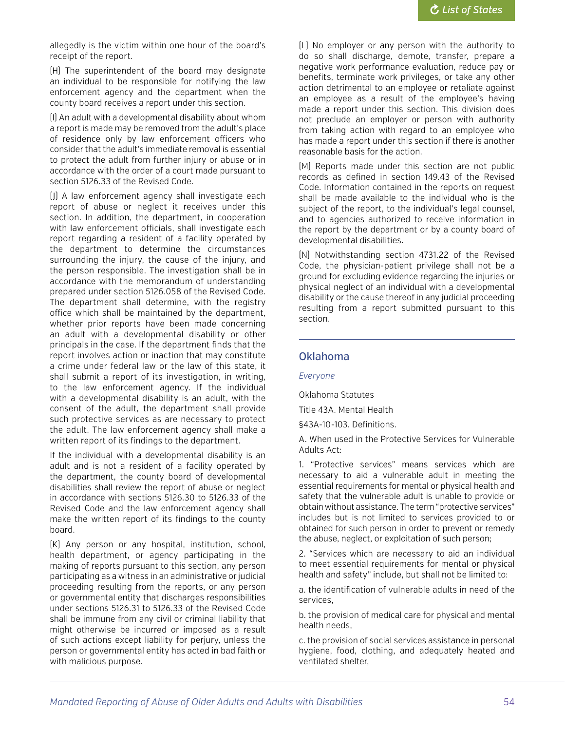allegedly is the victim within one hour of the board's receipt of the report.

(H) The superintendent of the board may designate an individual to be responsible for notifying the law enforcement agency and the department when the county board receives a report under this section.

(I) An adult with a developmental disability about whom a report is made may be removed from the adult's place of residence only by law enforcement officers who consider that the adult's immediate removal is essential to protect the adult from further injury or abuse or in accordance with the order of a court made pursuant to section 5126.33 of the Revised Code.

(J) A law enforcement agency shall investigate each report of abuse or neglect it receives under this section. In addition, the department, in cooperation with law enforcement officials, shall investigate each report regarding a resident of a facility operated by the department to determine the circumstances surrounding the injury, the cause of the injury, and the person responsible. The investigation shall be in accordance with the memorandum of understanding prepared under section 5126.058 of the Revised Code. The department shall determine, with the registry office which shall be maintained by the department, whether prior reports have been made concerning an adult with a developmental disability or other principals in the case. If the department finds that the report involves action or inaction that may constitute a crime under federal law or the law of this state, it shall submit a report of its investigation, in writing, to the law enforcement agency. If the individual with a developmental disability is an adult, with the consent of the adult, the department shall provide such protective services as are necessary to protect the adult. The law enforcement agency shall make a written report of its findings to the department.

If the individual with a developmental disability is an adult and is not a resident of a facility operated by the department, the county board of developmental disabilities shall review the report of abuse or neglect in accordance with sections 5126.30 to 5126.33 of the Revised Code and the law enforcement agency shall make the written report of its findings to the county board.

(K) Any person or any hospital, institution, school, health department, or agency participating in the making of reports pursuant to this section, any person participating as a witness in an administrative or judicial proceeding resulting from the reports, or any person or governmental entity that discharges responsibilities under sections 5126.31 to 5126.33 of the Revised Code shall be immune from any civil or criminal liability that might otherwise be incurred or imposed as a result of such actions except liability for perjury, unless the person or governmental entity has acted in bad faith or with malicious purpose.

(L) No employer or any person with the authority to do so shall discharge, demote, transfer, prepare a negative work performance evaluation, reduce pay or benefits, terminate work privileges, or take any other action detrimental to an employee or retaliate against an employee as a result of the employee's having made a report under this section. This division does not preclude an employer or person with authority from taking action with regard to an employee who has made a report under this section if there is another reasonable basis for the action.

(M) Reports made under this section are not public records as defined in section 149.43 of the Revised Code. Information contained in the reports on request shall be made available to the individual who is the subject of the report, to the individual's legal counsel, and to agencies authorized to receive information in the report by the department or by a county board of developmental disabilities.

(N) Notwithstanding section 4731.22 of the Revised Code, the physician-patient privilege shall not be a ground for excluding evidence regarding the injuries or physical neglect of an individual with a developmental disability or the cause thereof in any judicial proceeding resulting from a report submitted pursuant to this section.

## Oklahoma

*Everyone*

Oklahoma Statutes

Title 43A. Mental Health

§43A-10-103. Definitions.

A. When used in the Protective Services for Vulnerable Adults Act:

1. "Protective services" means services which are necessary to aid a vulnerable adult in meeting the essential requirements for mental or physical health and safety that the vulnerable adult is unable to provide or obtain without assistance. The term "protective services" includes but is not limited to services provided to or obtained for such person in order to prevent or remedy the abuse, neglect, or exploitation of such person;

2. "Services which are necessary to aid an individual to meet essential requirements for mental or physical health and safety" include, but shall not be limited to:

a. the identification of vulnerable adults in need of the services,

b. the provision of medical care for physical and mental health needs,

c. the provision of social services assistance in personal hygiene, food, clothing, and adequately heated and ventilated shelter,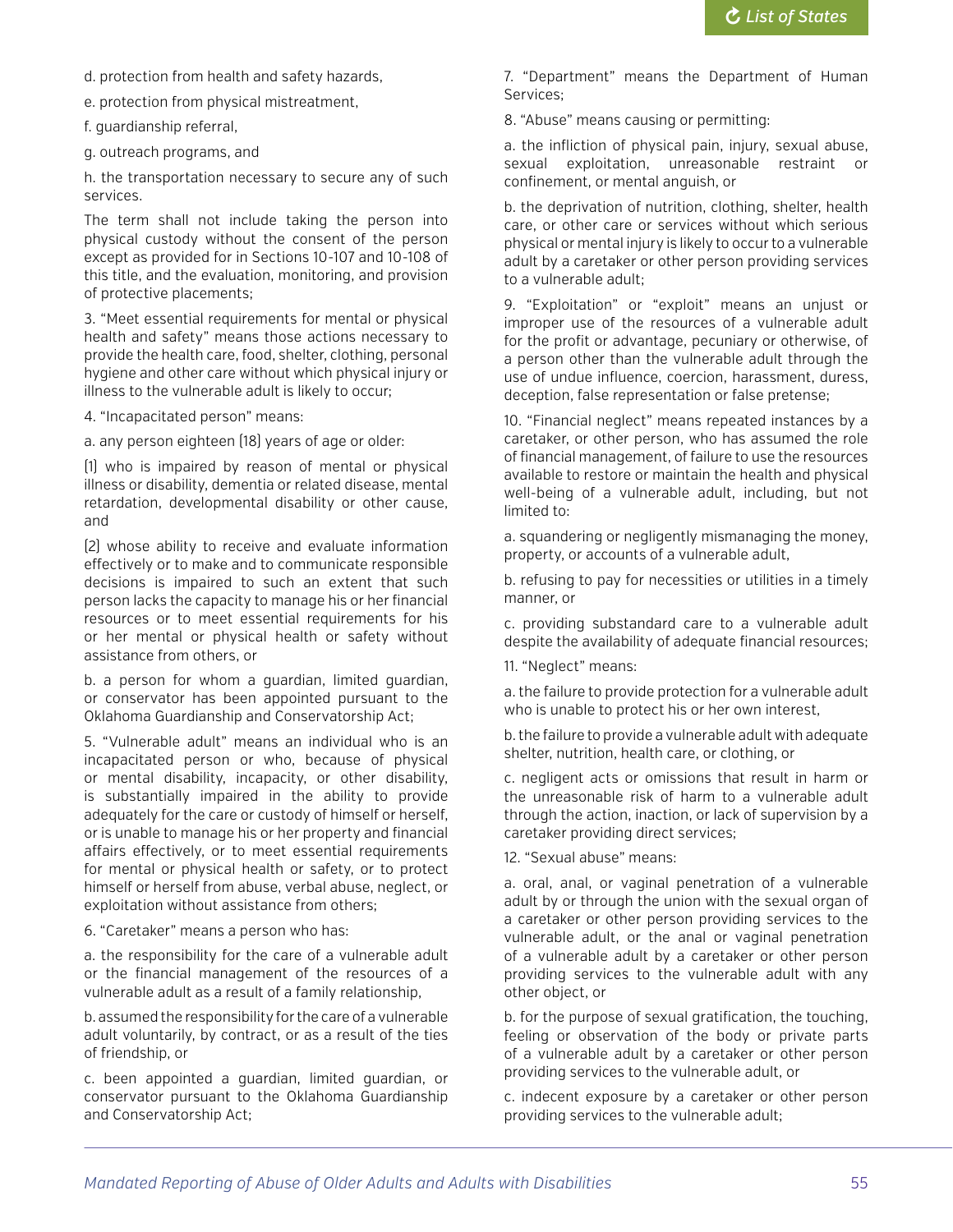d. protection from health and safety hazards,

e. protection from physical mistreatment,

f. guardianship referral,

g. outreach programs, and

h. the transportation necessary to secure any of such services.

The term shall not include taking the person into physical custody without the consent of the person except as provided for in Sections 10-107 and 10-108 of this title, and the evaluation, monitoring, and provision of protective placements;

3. "Meet essential requirements for mental or physical health and safety" means those actions necessary to provide the health care, food, shelter, clothing, personal hygiene and other care without which physical injury or illness to the vulnerable adult is likely to occur;

4. "Incapacitated person" means:

a. any person eighteen (18) years of age or older:

(1) who is impaired by reason of mental or physical illness or disability, dementia or related disease, mental retardation, developmental disability or other cause, and

(2) whose ability to receive and evaluate information effectively or to make and to communicate responsible decisions is impaired to such an extent that such person lacks the capacity to manage his or her financial resources or to meet essential requirements for his or her mental or physical health or safety without assistance from others, or

b. a person for whom a guardian, limited guardian, or conservator has been appointed pursuant to the Oklahoma Guardianship and Conservatorship Act;

5. "Vulnerable adult" means an individual who is an incapacitated person or who, because of physical or mental disability, incapacity, or other disability, is substantially impaired in the ability to provide adequately for the care or custody of himself or herself, or is unable to manage his or her property and financial affairs effectively, or to meet essential requirements for mental or physical health or safety, or to protect himself or herself from abuse, verbal abuse, neglect, or exploitation without assistance from others;

6. "Caretaker" means a person who has:

a. the responsibility for the care of a vulnerable adult or the financial management of the resources of a vulnerable adult as a result of a family relationship,

b. assumed the responsibility for the care of a vulnerable adult voluntarily, by contract, or as a result of the ties of friendship, or

c. been appointed a guardian, limited guardian, or conservator pursuant to the Oklahoma Guardianship and Conservatorship Act;

7. "Department" means the Department of Human Services;

8. "Abuse" means causing or permitting:

a. the infliction of physical pain, injury, sexual abuse, sexual exploitation, unreasonable restraint or confinement, or mental anguish, or

b. the deprivation of nutrition, clothing, shelter, health care, or other care or services without which serious physical or mental injury is likely to occur to a vulnerable adult by a caretaker or other person providing services to a vulnerable adult;

9. "Exploitation" or "exploit" means an unjust or improper use of the resources of a vulnerable adult for the profit or advantage, pecuniary or otherwise, of a person other than the vulnerable adult through the use of undue influence, coercion, harassment, duress, deception, false representation or false pretense;

10. "Financial neglect" means repeated instances by a caretaker, or other person, who has assumed the role of financial management, of failure to use the resources available to restore or maintain the health and physical well-being of a vulnerable adult, including, but not limited to:

a. squandering or negligently mismanaging the money, property, or accounts of a vulnerable adult,

b. refusing to pay for necessities or utilities in a timely manner, or

c. providing substandard care to a vulnerable adult despite the availability of adequate financial resources;

11. "Neglect" means:

a. the failure to provide protection for a vulnerable adult who is unable to protect his or her own interest,

b. the failure to provide a vulnerable adult with adequate shelter, nutrition, health care, or clothing, or

c. negligent acts or omissions that result in harm or the unreasonable risk of harm to a vulnerable adult through the action, inaction, or lack of supervision by a caretaker providing direct services;

12. "Sexual abuse" means:

a. oral, anal, or vaginal penetration of a vulnerable adult by or through the union with the sexual organ of a caretaker or other person providing services to the vulnerable adult, or the anal or vaginal penetration of a vulnerable adult by a caretaker or other person providing services to the vulnerable adult with any other object, or

b. for the purpose of sexual gratification, the touching, feeling or observation of the body or private parts of a vulnerable adult by a caretaker or other person providing services to the vulnerable adult, or

c. indecent exposure by a caretaker or other person providing services to the vulnerable adult;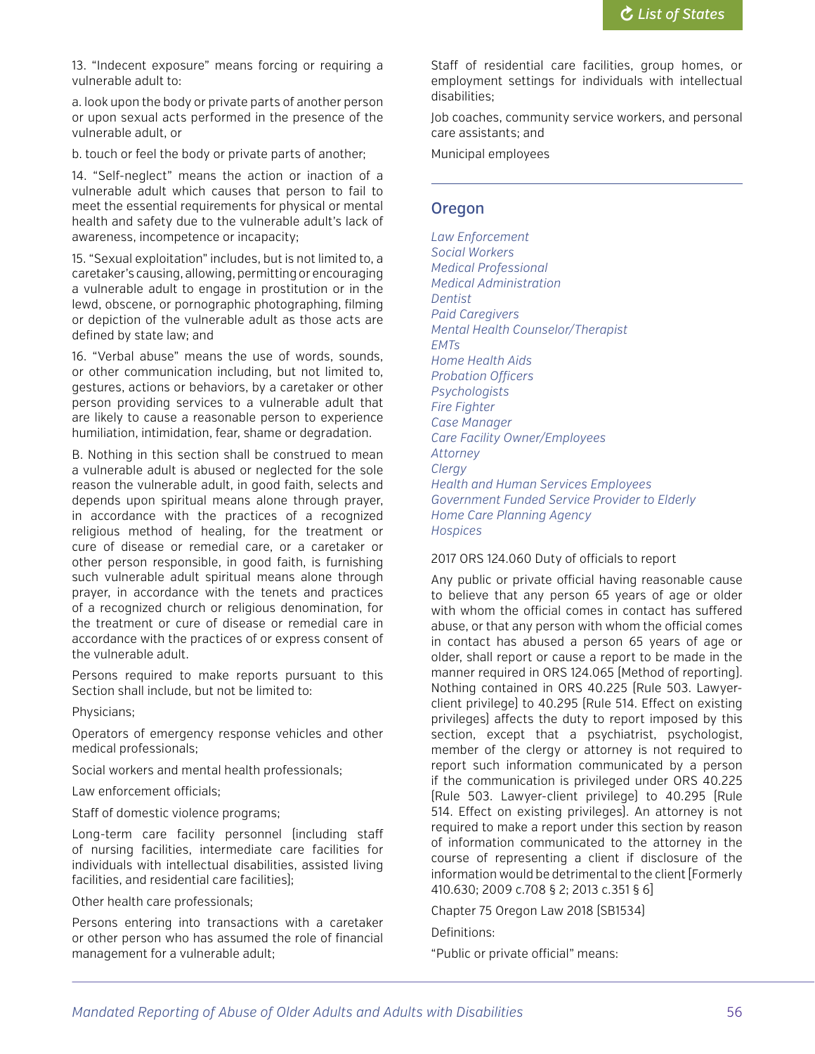13. "Indecent exposure" means forcing or requiring a vulnerable adult to:

a. look upon the body or private parts of another person or upon sexual acts performed in the presence of the vulnerable adult, or

b. touch or feel the body or private parts of another;

14. "Self-neglect" means the action or inaction of a vulnerable adult which causes that person to fail to meet the essential requirements for physical or mental health and safety due to the vulnerable adult's lack of awareness, incompetence or incapacity;

15. "Sexual exploitation" includes, but is not limited to, a caretaker's causing, allowing, permitting or encouraging a vulnerable adult to engage in prostitution or in the lewd, obscene, or pornographic photographing, filming or depiction of the vulnerable adult as those acts are defined by state law; and

16. "Verbal abuse" means the use of words, sounds, or other communication including, but not limited to, gestures, actions or behaviors, by a caretaker or other person providing services to a vulnerable adult that are likely to cause a reasonable person to experience humiliation, intimidation, fear, shame or degradation.

B. Nothing in this section shall be construed to mean a vulnerable adult is abused or neglected for the sole reason the vulnerable adult, in good faith, selects and depends upon spiritual means alone through prayer, in accordance with the practices of a recognized religious method of healing, for the treatment or cure of disease or remedial care, or a caretaker or other person responsible, in good faith, is furnishing such vulnerable adult spiritual means alone through prayer, in accordance with the tenets and practices of a recognized church or religious denomination, for the treatment or cure of disease or remedial care in accordance with the practices of or express consent of the vulnerable adult.

Persons required to make reports pursuant to this Section shall include, but not be limited to:

Physicians;

Operators of emergency response vehicles and other medical professionals;

Social workers and mental health professionals;

Law enforcement officials;

Staff of domestic violence programs;

Long-term care facility personnel (including staff of nursing facilities, intermediate care facilities for individuals with intellectual disabilities, assisted living facilities, and residential care facilities);

Other health care professionals;

Persons entering into transactions with a caretaker or other person who has assumed the role of financial management for a vulnerable adult;

Staff of residential care facilities, group homes, or employment settings for individuals with intellectual disabilities;

Job coaches, community service workers, and personal care assistants; and

Municipal employees

## Oregon

*Law Enforcement*
*Social Workers*
*Medical Professional*
*Medical Administration*
*Dentist*
*Paid Caregivers*
*Mental Health Counselor/Therapist*
*EMTs*
*Home Health Aids*
*Probation Officers*
*Psychologists*
*Fire Fighter*
*Case Manager*
*Care Facility Owner/Employees*
*Attorney*
*Clergy*
*Health and Human Services Employees*
*Government Funded Service Provider to Elderly*
*Home Care Planning Agency*
*Hospices*

2017 ORS 124.060 Duty of officials to report

Any public or private official having reasonable cause to believe that any person 65 years of age or older with whom the official comes in contact has suffered abuse, or that any person with whom the official comes in contact has abused a person 65 years of age or older, shall report or cause a report to be made in the manner required in ORS 124.065 (Method of reporting). Nothing contained in ORS 40.225 (Rule 503. Lawyer-client privilege) to 40.295 (Rule 514. Effect on existing privileges) affects the duty to report imposed by this section, except that a psychiatrist, psychologist, member of the clergy or attorney is not required to report such information communicated by a person if the communication is privileged under ORS 40.225 (Rule 503. Lawyer-client privilege) to 40.295 (Rule 514. Effect on existing privileges). An attorney is not required to make a report under this section by reason of information communicated to the attorney in the course of representing a client if disclosure of the information would be detrimental to the client [Formerly 410.630; 2009 c.708 § 2; 2013 c.351 § 6]

Chapter 75 Oregon Law 2018 (SB1534)

Definitions:

"Public or private official" means: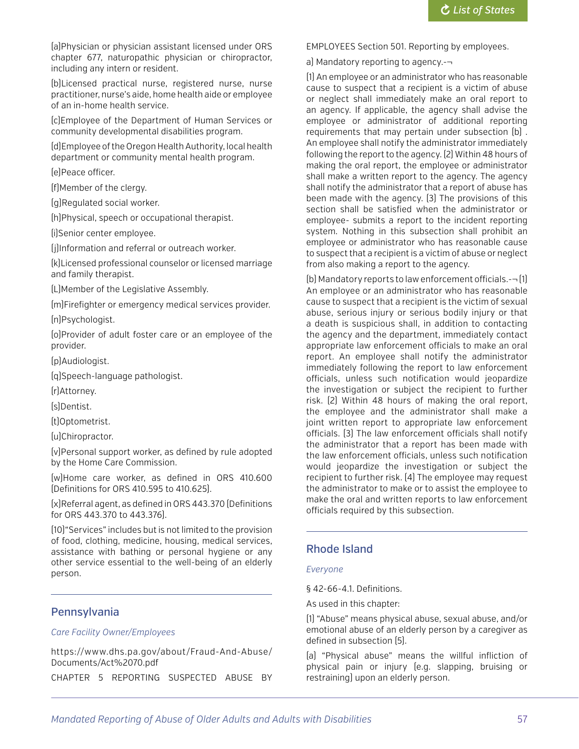(a)Physician or physician assistant licensed under ORS chapter 677, naturopathic physician or chiropractor, including any intern or resident.

(b)Licensed practical nurse, registered nurse, nurse practitioner, nurse's aide, home health aide or employee of an in-home health service.

(c)Employee of the Department of Human Services or community developmental disabilities program.

(d)Employee of the Oregon Health Authority, local health department or community mental health program.

(e)Peace officer.

(f)Member of the clergy.

(g)Regulated social worker.

(h)Physical, speech or occupational therapist.

(i)Senior center employee.

(j)Information and referral or outreach worker.

(k)Licensed professional counselor or licensed marriage and family therapist.

(L)Member of the Legislative Assembly.

(m)Firefighter or emergency medical services provider.

(n)Psychologist.

(o)Provider of adult foster care or an employee of the provider.

(p)Audiologist.

(q)Speech-language pathologist.

(r)Attorney.

(s)Dentist.

(t)Optometrist.

(u)Chiropractor.

(v)Personal support worker, as defined by rule adopted by the Home Care Commission.

(w)Home care worker, as defined in ORS 410.600 (Definitions for ORS 410.595 to 410.625).

(x)Referral agent, as defined in ORS 443.370 (Definitions for ORS 443.370 to 443.376).

(10)"Services" includes but is not limited to the provision of food, clothing, medicine, housing, medical services, assistance with bathing or personal hygiene or any other service essential to the well-being of an elderly person.

## Pennsylvania

*Care Facility Owner/Employees*

https://www.dhs.pa.gov/about/Fraud-And-Abuse/Documents/Act%2070.pdf

CHAPTER 5 REPORTING SUSPECTED ABUSE BY EMPLOYEES Section 501. Reporting by employees.

a) Mandatory reporting to agency.-¬

(1) An employee or an administrator who has reasonable cause to suspect that a recipient is a victim of abuse or neglect shall immediately make an oral report to an agency. If applicable, the agency shall advise the employee or administrator of additional reporting requirements that may pertain under subsection (b) . An employee shall notify the administrator immediately following the report to the agency. (2) Within 48 hours of making the oral report, the employee or administrator shall make a written report to the agency. The agency shall notify the administrator that a report of abuse has been made with the agency. (3) The provisions of this section shall be satisfied when the administrator or employee- submits a report to the incident reporting system. Nothing in this subsection shall prohibit an employee or administrator who has reasonable cause to suspect that a recipient is a victim of abuse or neglect from also making a report to the agency.

(b) Mandatory reports to law enforcement officials.-¬ (1) An employee or an administrator who has reasonable cause to suspect that a recipient is the victim of sexual abuse, serious injury or serious bodily injury or that a death is suspicious shall, in addition to contacting the agency and the department, immediately contact appropriate law enforcement officials to make an oral report. An employee shall notify the administrator immediately following the report to law enforcement officials, unless such notification would jeopardize the investigation or subject the recipient to further risk. (2) Within 48 hours of making the oral report, the employee and the administrator shall make a joint written report to appropriate law enforcement officials. (3) The law enforcement officials shall notify the administrator that a report has been made with the law enforcement officials, unless such notification would jeopardize the investigation or subject the recipient to further risk. (4) The employee may request the administrator to make or to assist the employee to make the oral and written reports to law enforcement officials required by this subsection.

## Rhode Island

*Everyone*

§ 42-66-4.1. Definitions.

As used in this chapter:

(1) "Abuse" means physical abuse, sexual abuse, and/or emotional abuse of an elderly person by a caregiver as defined in subsection (5).

(a) "Physical abuse" means the willful infliction of physical pain or injury (e.g. slapping, bruising or restraining) upon an elderly person.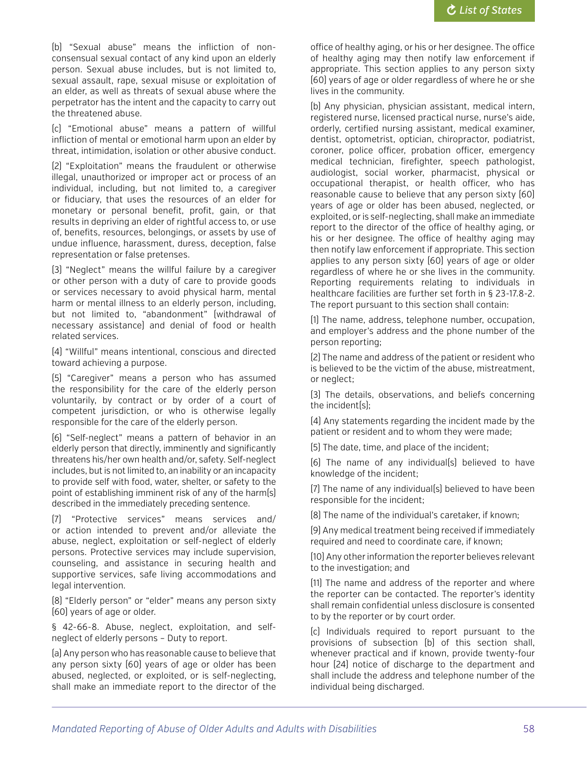(b) "Sexual abuse" means the infliction of non-consensual sexual contact of any kind upon an elderly person. Sexual abuse includes, but is not limited to, sexual assault, rape, sexual misuse or exploitation of an elder, as well as threats of sexual abuse where the perpetrator has the intent and the capacity to carry out the threatened abuse.

(c) "Emotional abuse" means a pattern of willful infliction of mental or emotional harm upon an elder by threat, intimidation, isolation or other abusive conduct.

(2) "Exploitation" means the fraudulent or otherwise illegal, unauthorized or improper act or process of an individual, including, but not limited to, a caregiver or fiduciary, that uses the resources of an elder for monetary or personal benefit, profit, gain, or that results in depriving an elder of rightful access to, or use of, benefits, resources, belongings, or assets by use of undue influence, harassment, duress, deception, false representation or false pretenses.

(3) "Neglect" means the willful failure by a caregiver or other person with a duty of care to provide goods or services necessary to avoid physical harm, mental harm or mental illness to an elderly person, including, but not limited to, "abandonment" (withdrawal of necessary assistance) and denial of food or health related services.

(4) "Willful" means intentional, conscious and directed toward achieving a purpose.

(5) "Caregiver" means a person who has assumed the responsibility for the care of the elderly person voluntarily, by contract or by order of a court of competent jurisdiction, or who is otherwise legally responsible for the care of the elderly person.

(6) "Self-neglect" means a pattern of behavior in an elderly person that directly, imminently and significantly threatens his/her own health and/or, safety. Self-neglect includes, but is not limited to, an inability or an incapacity to provide self with food, water, shelter, or safety to the point of establishing imminent risk of any of the harm(s) described in the immediately preceding sentence.

(7) "Protective services" means services and/or action intended to prevent and/or alleviate the abuse, neglect, exploitation or self-neglect of elderly persons. Protective services may include supervision, counseling, and assistance in securing health and supportive services, safe living accommodations and legal intervention.

(8) "Elderly person" or "elder" means any person sixty (60) years of age or older.

§ 42-66-8. Abuse, neglect, exploitation, and self-neglect of elderly persons – Duty to report.

(a) Any person who has reasonable cause to believe that any person sixty (60) years of age or older has been abused, neglected, or exploited, or is self-neglecting, shall make an immediate report to the director of the office of healthy aging, or his or her designee. The office of healthy aging may then notify law enforcement if appropriate. This section applies to any person sixty (60) years of age or older regardless of where he or she lives in the community.

(b) Any physician, physician assistant, medical intern, registered nurse, licensed practical nurse, nurse's aide, orderly, certified nursing assistant, medical examiner, dentist, optometrist, optician, chiropractor, podiatrist, coroner, police officer, probation officer, emergency medical technician, firefighter, speech pathologist, audiologist, social worker, pharmacist, physical or occupational therapist, or health officer, who has reasonable cause to believe that any person sixty (60) years of age or older has been abused, neglected, or exploited, or is self-neglecting, shall make an immediate report to the director of the office of healthy aging, or his or her designee. The office of healthy aging may then notify law enforcement if appropriate. This section applies to any person sixty (60) years of age or older regardless of where he or she lives in the community. Reporting requirements relating to individuals in healthcare facilities are further set forth in § 23-17.8-2. The report pursuant to this section shall contain:

(1) The name, address, telephone number, occupation, and employer's address and the phone number of the person reporting;

(2) The name and address of the patient or resident who is believed to be the victim of the abuse, mistreatment, or neglect;

(3) The details, observations, and beliefs concerning the incident(s);

(4) Any statements regarding the incident made by the patient or resident and to whom they were made;

(5) The date, time, and place of the incident;

(6) The name of any individual(s) believed to have knowledge of the incident;

(7) The name of any individual(s) believed to have been responsible for the incident;

(8) The name of the individual's caretaker, if known;

(9) Any medical treatment being received if immediately required and need to coordinate care, if known;

(10) Any other information the reporter believes relevant to the investigation; and

(11) The name and address of the reporter and where the reporter can be contacted. The reporter's identity shall remain confidential unless disclosure is consented to by the reporter or by court order.

(c) Individuals required to report pursuant to the provisions of subsection (b) of this section shall, whenever practical and if known, provide twenty-four hour (24) notice of discharge to the department and shall include the address and telephone number of the individual being discharged.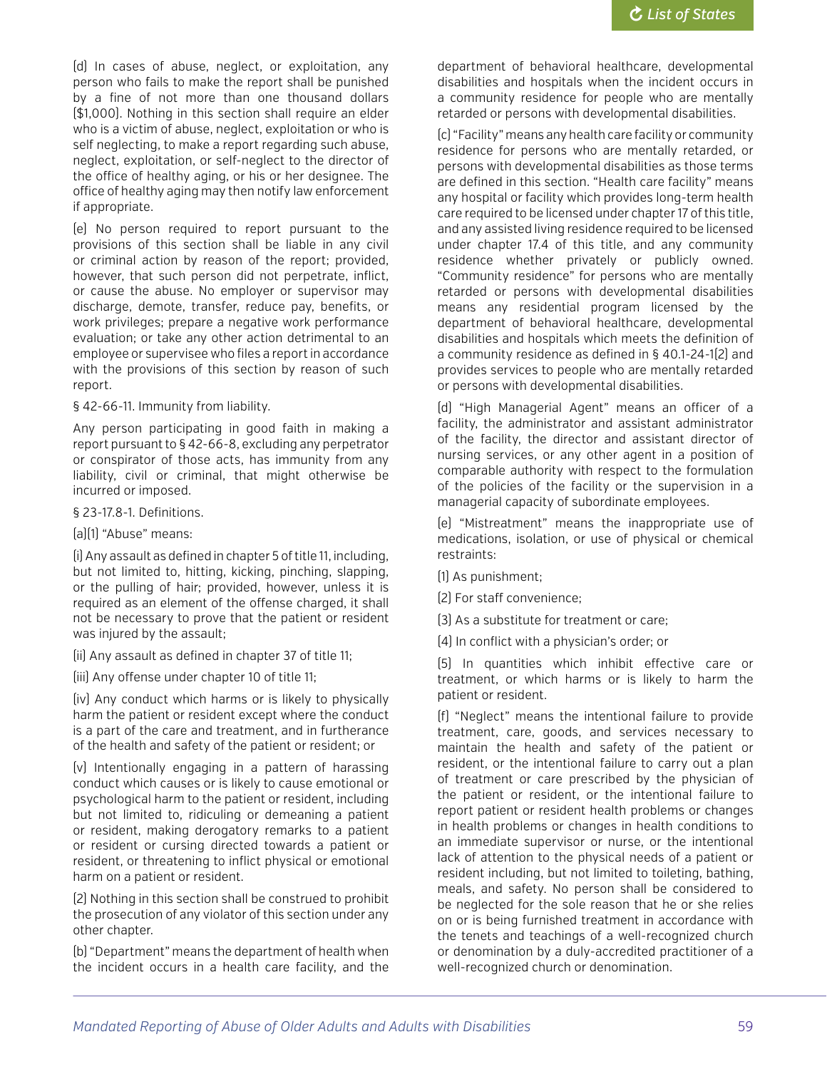(d) In cases of abuse, neglect, or exploitation, any person who fails to make the report shall be punished by a fine of not more than one thousand dollars ($1,000). Nothing in this section shall require an elder who is a victim of abuse, neglect, exploitation or who is self neglecting, to make a report regarding such abuse, neglect, exploitation, or self-neglect to the director of the office of healthy aging, or his or her designee. The office of healthy aging may then notify law enforcement if appropriate.

(e) No person required to report pursuant to the provisions of this section shall be liable in any civil or criminal action by reason of the report; provided, however, that such person did not perpetrate, inflict, or cause the abuse. No employer or supervisor may discharge, demote, transfer, reduce pay, benefits, or work privileges; prepare a negative work performance evaluation; or take any other action detrimental to an employee or supervisee who files a report in accordance with the provisions of this section by reason of such report.

§ 42-66-11. Immunity from liability.

Any person participating in good faith in making a report pursuant to § 42-66-8, excluding any perpetrator or conspirator of those acts, has immunity from any liability, civil or criminal, that might otherwise be incurred or imposed.

§ 23-17.8-1. Definitions.

(a)(1) "Abuse" means:

(i) Any assault as defined in chapter 5 of title 11, including, but not limited to, hitting, kicking, pinching, slapping, or the pulling of hair; provided, however, unless it is required as an element of the offense charged, it shall not be necessary to prove that the patient or resident was injured by the assault;

(ii) Any assault as defined in chapter 37 of title 11;

(iii) Any offense under chapter 10 of title 11;

(iv) Any conduct which harms or is likely to physically harm the patient or resident except where the conduct is a part of the care and treatment, and in furtherance of the health and safety of the patient or resident; or

(v) Intentionally engaging in a pattern of harassing conduct which causes or is likely to cause emotional or psychological harm to the patient or resident, including but not limited to, ridiculing or demeaning a patient or resident, making derogatory remarks to a patient or resident or cursing directed towards a patient or resident, or threatening to inflict physical or emotional harm on a patient or resident.

(2) Nothing in this section shall be construed to prohibit the prosecution of any violator of this section under any other chapter.

(b) "Department" means the department of health when the incident occurs in a health care facility, and the department of behavioral healthcare, developmental disabilities and hospitals when the incident occurs in a community residence for people who are mentally retarded or persons with developmental disabilities.

(c) "Facility" means any health care facility or community residence for persons who are mentally retarded, or persons with developmental disabilities as those terms are defined in this section. "Health care facility" means any hospital or facility which provides long-term health care required to be licensed under chapter 17 of this title, and any assisted living residence required to be licensed under chapter 17.4 of this title, and any community residence whether privately or publicly owned. "Community residence" for persons who are mentally retarded or persons with developmental disabilities means any residential program licensed by the department of behavioral healthcare, developmental disabilities and hospitals which meets the definition of a community residence as defined in § 40.1-24-1(2) and provides services to people who are mentally retarded or persons with developmental disabilities.

(d) "High Managerial Agent" means an officer of a facility, the administrator and assistant administrator of the facility, the director and assistant director of nursing services, or any other agent in a position of comparable authority with respect to the formulation of the policies of the facility or the supervision in a managerial capacity of subordinate employees.

(e) "Mistreatment" means the inappropriate use of medications, isolation, or use of physical or chemical restraints:

(1) As punishment;

(2) For staff convenience;

(3) As a substitute for treatment or care;

(4) In conflict with a physician's order; or

(5) In quantities which inhibit effective care or treatment, or which harms or is likely to harm the patient or resident.

(f) "Neglect" means the intentional failure to provide treatment, care, goods, and services necessary to maintain the health and safety of the patient or resident, or the intentional failure to carry out a plan of treatment or care prescribed by the physician of the patient or resident, or the intentional failure to report patient or resident health problems or changes in health problems or changes in health conditions to an immediate supervisor or nurse, or the intentional lack of attention to the physical needs of a patient or resident including, but not limited to toileting, bathing, meals, and safety. No person shall be considered to be neglected for the sole reason that he or she relies on or is being furnished treatment in accordance with the tenets and teachings of a well-recognized church or denomination by a duly-accredited practitioner of a well-recognized church or denomination.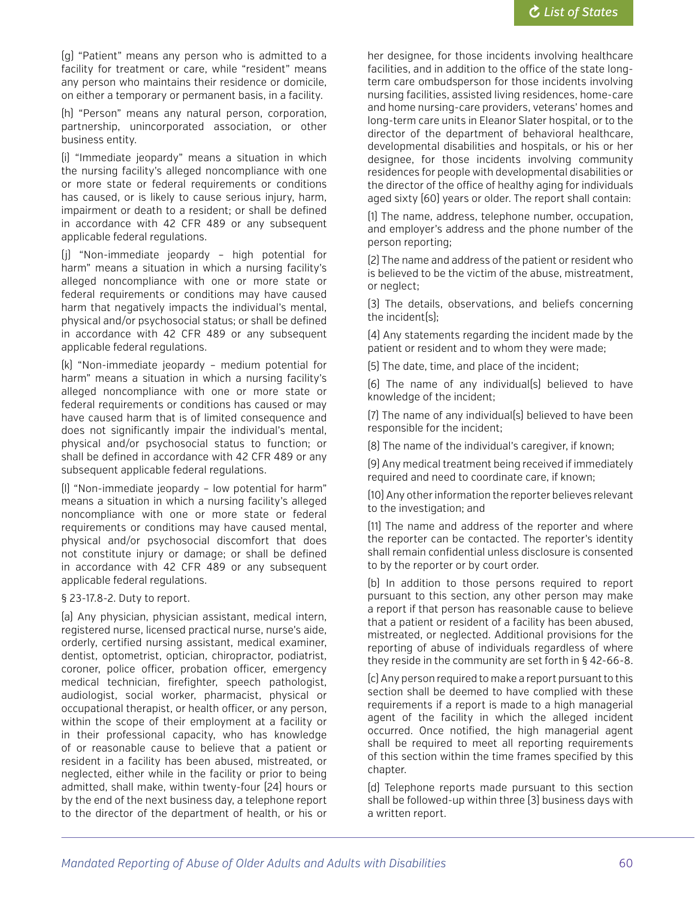(g) "Patient" means any person who is admitted to a facility for treatment or care, while "resident" means any person who maintains their residence or domicile, on either a temporary or permanent basis, in a facility.

(h) "Person" means any natural person, corporation, partnership, unincorporated association, or other business entity.

(i) "Immediate jeopardy" means a situation in which the nursing facility's alleged noncompliance with one or more state or federal requirements or conditions has caused, or is likely to cause serious injury, harm, impairment or death to a resident; or shall be defined in accordance with 42 CFR 489 or any subsequent applicable federal regulations.

(j) "Non-immediate jeopardy – high potential for harm" means a situation in which a nursing facility's alleged noncompliance with one or more state or federal requirements or conditions may have caused harm that negatively impacts the individual's mental, physical and/or psychosocial status; or shall be defined in accordance with 42 CFR 489 or any subsequent applicable federal regulations.

(k) "Non-immediate jeopardy – medium potential for harm" means a situation in which a nursing facility's alleged noncompliance with one or more state or federal requirements or conditions has caused or may have caused harm that is of limited consequence and does not significantly impair the individual's mental, physical and/or psychosocial status to function; or shall be defined in accordance with 42 CFR 489 or any subsequent applicable federal regulations.

(l) "Non-immediate jeopardy – low potential for harm" means a situation in which a nursing facility's alleged noncompliance with one or more state or federal requirements or conditions may have caused mental, physical and/or psychosocial discomfort that does not constitute injury or damage; or shall be defined in accordance with 42 CFR 489 or any subsequent applicable federal regulations.

§ 23-17.8-2. Duty to report.

(a) Any physician, physician assistant, medical intern, registered nurse, licensed practical nurse, nurse's aide, orderly, certified nursing assistant, medical examiner, dentist, optometrist, optician, chiropractor, podiatrist, coroner, police officer, probation officer, emergency medical technician, firefighter, speech pathologist, audiologist, social worker, pharmacist, physical or occupational therapist, or health officer, or any person, within the scope of their employment at a facility or in their professional capacity, who has knowledge of or reasonable cause to believe that a patient or resident in a facility has been abused, mistreated, or neglected, either while in the facility or prior to being admitted, shall make, within twenty-four (24) hours or by the end of the next business day, a telephone report to the director of the department of health, or his or her designee, for those incidents involving healthcare facilities, and in addition to the office of the state long-term care ombudsperson for those incidents involving nursing facilities, assisted living residences, home-care and home nursing-care providers, veterans' homes and long-term care units in Eleanor Slater hospital, or to the director of the department of behavioral healthcare, developmental disabilities and hospitals, or his or her designee, for those incidents involving community residences for people with developmental disabilities or the director of the office of healthy aging for individuals aged sixty (60) years or older. The report shall contain:

(1) The name, address, telephone number, occupation, and employer's address and the phone number of the person reporting;

(2) The name and address of the patient or resident who is believed to be the victim of the abuse, mistreatment, or neglect;

(3) The details, observations, and beliefs concerning the incident(s);

(4) Any statements regarding the incident made by the patient or resident and to whom they were made;

(5) The date, time, and place of the incident;

(6) The name of any individual(s) believed to have knowledge of the incident;

(7) The name of any individual(s) believed to have been responsible for the incident;

(8) The name of the individual's caregiver, if known;

(9) Any medical treatment being received if immediately required and need to coordinate care, if known;

(10) Any other information the reporter believes relevant to the investigation; and

(11) The name and address of the reporter and where the reporter can be contacted. The reporter's identity shall remain confidential unless disclosure is consented to by the reporter or by court order.

(b) In addition to those persons required to report pursuant to this section, any other person may make a report if that person has reasonable cause to believe that a patient or resident of a facility has been abused, mistreated, or neglected. Additional provisions for the reporting of abuse of individuals regardless of where they reside in the community are set forth in § 42-66-8.

(c) Any person required to make a report pursuant to this section shall be deemed to have complied with these requirements if a report is made to a high managerial agent of the facility in which the alleged incident occurred. Once notified, the high managerial agent shall be required to meet all reporting requirements of this section within the time frames specified by this chapter.

(d) Telephone reports made pursuant to this section shall be followed-up within three (3) business days with a written report.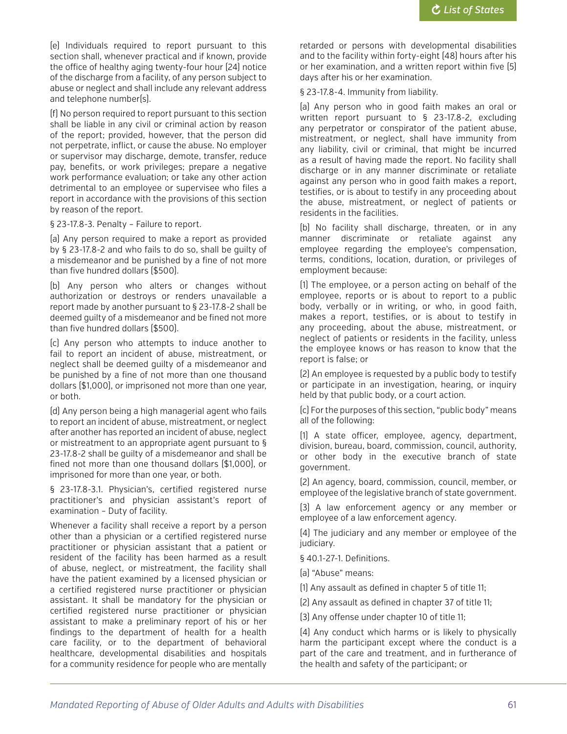(e) Individuals required to report pursuant to this section shall, whenever practical and if known, provide the office of healthy aging twenty-four hour (24) notice of the discharge from a facility, of any person subject to abuse or neglect and shall include any relevant address and telephone number(s).

(f) No person required to report pursuant to this section shall be liable in any civil or criminal action by reason of the report; provided, however, that the person did not perpetrate, inflict, or cause the abuse. No employer or supervisor may discharge, demote, transfer, reduce pay, benefits, or work privileges; prepare a negative work performance evaluation; or take any other action detrimental to an employee or supervisee who files a report in accordance with the provisions of this section by reason of the report.

§ 23-17.8-3. Penalty – Failure to report.

(a) Any person required to make a report as provided by § 23-17.8-2 and who fails to do so, shall be guilty of a misdemeanor and be punished by a fine of not more than five hundred dollars ($500).

(b) Any person who alters or changes without authorization or destroys or renders unavailable a report made by another pursuant to § 23-17.8-2 shall be deemed guilty of a misdemeanor and be fined not more than five hundred dollars ($500).

(c) Any person who attempts to induce another to fail to report an incident of abuse, mistreatment, or neglect shall be deemed guilty of a misdemeanor and be punished by a fine of not more than one thousand dollars ($1,000), or imprisoned not more than one year, or both.

(d) Any person being a high managerial agent who fails to report an incident of abuse, mistreatment, or neglect after another has reported an incident of abuse, neglect or mistreatment to an appropriate agent pursuant to § 23-17.8-2 shall be guilty of a misdemeanor and shall be fined not more than one thousand dollars ($1,000), or imprisoned for more than one year, or both.

§ 23-17.8-3.1. Physician's, certified registered nurse practitioner's and physician assistant's report of examination – Duty of facility.

Whenever a facility shall receive a report by a person other than a physician or a certified registered nurse practitioner or physician assistant that a patient or resident of the facility has been harmed as a result of abuse, neglect, or mistreatment, the facility shall have the patient examined by a licensed physician or a certified registered nurse practitioner or physician assistant. It shall be mandatory for the physician or certified registered nurse practitioner or physician assistant to make a preliminary report of his or her findings to the department of health for a health care facility, or to the department of behavioral healthcare, developmental disabilities and hospitals for a community residence for people who are mentally retarded or persons with developmental disabilities and to the facility within forty-eight (48) hours after his or her examination, and a written report within five (5) days after his or her examination.

§ 23-17.8-4. Immunity from liability.

(a) Any person who in good faith makes an oral or written report pursuant to § 23-17.8-2, excluding any perpetrator or conspirator of the patient abuse, mistreatment, or neglect, shall have immunity from any liability, civil or criminal, that might be incurred as a result of having made the report. No facility shall discharge or in any manner discriminate or retaliate against any person who in good faith makes a report, testifies, or is about to testify in any proceeding about the abuse, mistreatment, or neglect of patients or residents in the facilities.

(b) No facility shall discharge, threaten, or in any manner discriminate or retaliate against any employee regarding the employee's compensation, terms, conditions, location, duration, or privileges of employment because:

(1) The employee, or a person acting on behalf of the employee, reports or is about to report to a public body, verbally or in writing, or who, in good faith, makes a report, testifies, or is about to testify in any proceeding, about the abuse, mistreatment, or neglect of patients or residents in the facility, unless the employee knows or has reason to know that the report is false; or

(2) An employee is requested by a public body to testify or participate in an investigation, hearing, or inquiry held by that public body, or a court action.

(c) For the purposes of this section, "public body" means all of the following:

(1) A state officer, employee, agency, department, division, bureau, board, commission, council, authority, or other body in the executive branch of state government.

(2) An agency, board, commission, council, member, or employee of the legislative branch of state government.

(3) A law enforcement agency or any member or employee of a law enforcement agency.

(4) The judiciary and any member or employee of the judiciary.

§ 40.1-27-1. Definitions.

(a) "Abuse" means:

(1) Any assault as defined in chapter 5 of title 11;

(2) Any assault as defined in chapter 37 of title 11;

(3) Any offense under chapter 10 of title 11;

(4) Any conduct which harms or is likely to physically harm the participant except where the conduct is a part of the care and treatment, and in furtherance of the health and safety of the participant; or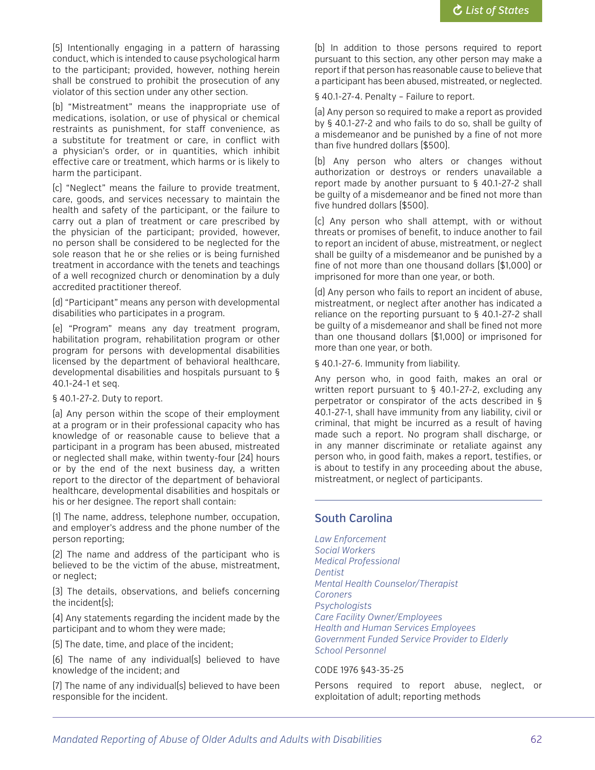(5) Intentionally engaging in a pattern of harassing conduct, which is intended to cause psychological harm to the participant; provided, however, nothing herein shall be construed to prohibit the prosecution of any violator of this section under any other section.

(b) "Mistreatment" means the inappropriate use of medications, isolation, or use of physical or chemical restraints as punishment, for staff convenience, as a substitute for treatment or care, in conflict with a physician's order, or in quantities, which inhibit effective care or treatment, which harms or is likely to harm the participant.

(c) "Neglect" means the failure to provide treatment, care, goods, and services necessary to maintain the health and safety of the participant, or the failure to carry out a plan of treatment or care prescribed by the physician of the participant; provided, however, no person shall be considered to be neglected for the sole reason that he or she relies or is being furnished treatment in accordance with the tenets and teachings of a well recognized church or denomination by a duly accredited practitioner thereof.

(d) "Participant" means any person with developmental disabilities who participates in a program.

(e) "Program" means any day treatment program, habilitation program, rehabilitation program or other program for persons with developmental disabilities licensed by the department of behavioral healthcare, developmental disabilities and hospitals pursuant to § 40.1-24-1 et seq.

§ 40.1-27-2. Duty to report.

(a) Any person within the scope of their employment at a program or in their professional capacity who has knowledge of or reasonable cause to believe that a participant in a program has been abused, mistreated or neglected shall make, within twenty-four (24) hours or by the end of the next business day, a written report to the director of the department of behavioral healthcare, developmental disabilities and hospitals or his or her designee. The report shall contain:

(1) The name, address, telephone number, occupation, and employer's address and the phone number of the person reporting;

(2) The name and address of the participant who is believed to be the victim of the abuse, mistreatment, or neglect;

(3) The details, observations, and beliefs concerning the incident(s);

(4) Any statements regarding the incident made by the participant and to whom they were made;

(5) The date, time, and place of the incident;

(6) The name of any individual(s) believed to have knowledge of the incident; and

(7) The name of any individual(s) believed to have been responsible for the incident.

(b) In addition to those persons required to report pursuant to this section, any other person may make a report if that person has reasonable cause to believe that a participant has been abused, mistreated, or neglected.

§ 40.1-27-4. Penalty – Failure to report.

(a) Any person so required to make a report as provided by § 40.1-27-2 and who fails to do so, shall be guilty of a misdemeanor and be punished by a fine of not more than five hundred dollars ($500).

(b) Any person who alters or changes without authorization or destroys or renders unavailable a report made by another pursuant to § 40.1-27-2 shall be guilty of a misdemeanor and be fined not more than five hundred dollars ($500).

(c) Any person who shall attempt, with or without threats or promises of benefit, to induce another to fail to report an incident of abuse, mistreatment, or neglect shall be guilty of a misdemeanor and be punished by a fine of not more than one thousand dollars ($1,000) or imprisoned for more than one year, or both.

(d) Any person who fails to report an incident of abuse, mistreatment, or neglect after another has indicated a reliance on the reporting pursuant to § 40.1-27-2 shall be guilty of a misdemeanor and shall be fined not more than one thousand dollars ($1,000) or imprisoned for more than one year, or both.

§ 40.1-27-6. Immunity from liability.

Any person who, in good faith, makes an oral or written report pursuant to § 40.1-27-2, excluding any perpetrator or conspirator of the acts described in § 40.1-27-1, shall have immunity from any liability, civil or criminal, that might be incurred as a result of having made such a report. No program shall discharge, or in any manner discriminate or retaliate against any person who, in good faith, makes a report, testifies, or is about to testify in any proceeding about the abuse, mistreatment, or neglect of participants.

## South Carolina

*Law Enforcement*
*Social Workers*
*Medical Professional*
*Dentist*
*Mental Health Counselor/Therapist*
*Coroners*
*Psychologists*
*Care Facility Owner/Employees*
*Health and Human Services Employees*
*Government Funded Service Provider to Elderly*
*School Personnel*

CODE 1976 §43-35-25

Persons required to report abuse, neglect, or exploitation of adult; reporting methods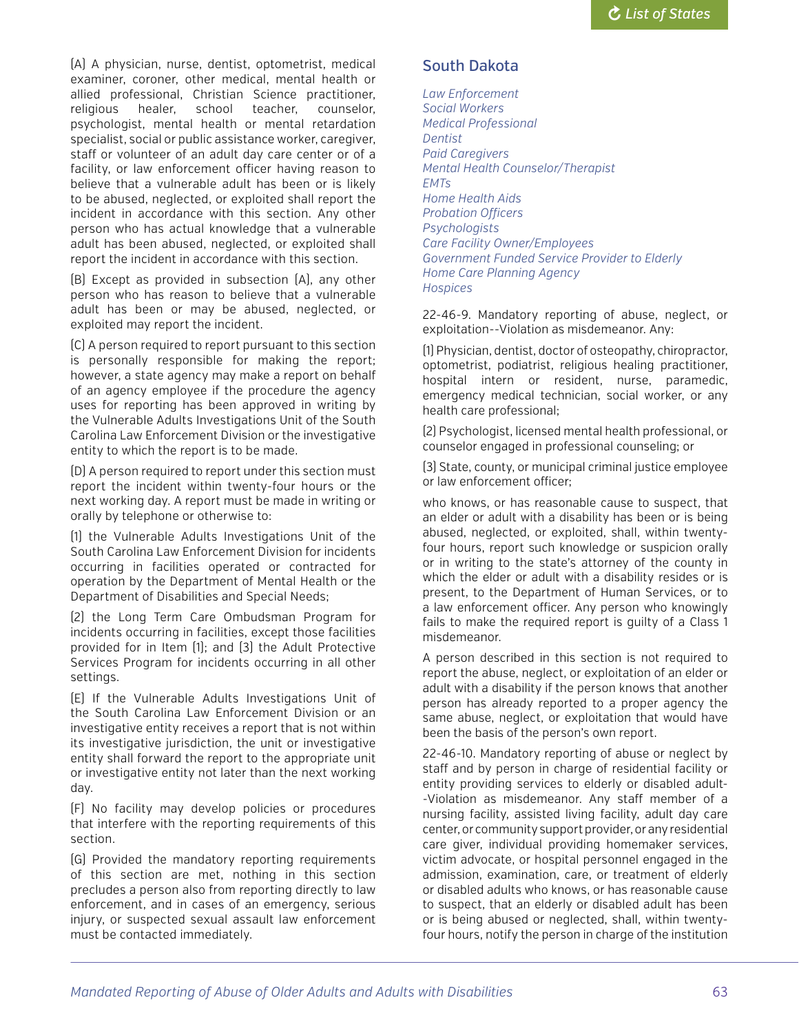(A) A physician, nurse, dentist, optometrist, medical examiner, coroner, other medical, mental health or allied professional, Christian Science practitioner, religious healer, school teacher, counselor, psychologist, mental health or mental retardation specialist, social or public assistance worker, caregiver, staff or volunteer of an adult day care center or of a facility, or law enforcement officer having reason to believe that a vulnerable adult has been or is likely to be abused, neglected, or exploited shall report the incident in accordance with this section. Any other person who has actual knowledge that a vulnerable adult has been abused, neglected, or exploited shall report the incident in accordance with this section.

(B) Except as provided in subsection (A), any other person who has reason to believe that a vulnerable adult has been or may be abused, neglected, or exploited may report the incident.

(C) A person required to report pursuant to this section is personally responsible for making the report; however, a state agency may make a report on behalf of an agency employee if the procedure the agency uses for reporting has been approved in writing by the Vulnerable Adults Investigations Unit of the South Carolina Law Enforcement Division or the investigative entity to which the report is to be made.

(D) A person required to report under this section must report the incident within twenty-four hours or the next working day. A report must be made in writing or orally by telephone or otherwise to:

(1) the Vulnerable Adults Investigations Unit of the South Carolina Law Enforcement Division for incidents occurring in facilities operated or contracted for operation by the Department of Mental Health or the Department of Disabilities and Special Needs;

(2) the Long Term Care Ombudsman Program for incidents occurring in facilities, except those facilities provided for in Item (1); and (3) the Adult Protective Services Program for incidents occurring in all other settings.

(E) If the Vulnerable Adults Investigations Unit of the South Carolina Law Enforcement Division or an investigative entity receives a report that is not within its investigative jurisdiction, the unit or investigative entity shall forward the report to the appropriate unit or investigative entity not later than the next working day.

(F) No facility may develop policies or procedures that interfere with the reporting requirements of this section.

(G) Provided the mandatory reporting requirements of this section are met, nothing in this section precludes a person also from reporting directly to law enforcement, and in cases of an emergency, serious injury, or suspected sexual assault law enforcement must be contacted immediately.

## South Dakota

*Law Enforcement*
*Social Workers*
*Medical Professional*
*Dentist*
*Paid Caregivers*
*Mental Health Counselor/Therapist*
*EMTs*
*Home Health Aids*
*Probation Officers*
*Psychologists*
*Care Facility Owner/Employees*
*Government Funded Service Provider to Elderly*
*Home Care Planning Agency*
*Hospices*

22-46-9. Mandatory reporting of abuse, neglect, or exploitation--Violation as misdemeanor. Any:

(1) Physician, dentist, doctor of osteopathy, chiropractor, optometrist, podiatrist, religious healing practitioner, hospital intern or resident, nurse, paramedic, emergency medical technician, social worker, or any health care professional;

(2) Psychologist, licensed mental health professional, or counselor engaged in professional counseling; or

(3) State, county, or municipal criminal justice employee or law enforcement officer;

who knows, or has reasonable cause to suspect, that an elder or adult with a disability has been or is being abused, neglected, or exploited, shall, within twenty-four hours, report such knowledge or suspicion orally or in writing to the state's attorney of the county in which the elder or adult with a disability resides or is present, to the Department of Human Services, or to a law enforcement officer. Any person who knowingly fails to make the required report is guilty of a Class 1 misdemeanor.

A person described in this section is not required to report the abuse, neglect, or exploitation of an elder or adult with a disability if the person knows that another person has already reported to a proper agency the same abuse, neglect, or exploitation that would have been the basis of the person's own report.

22-46-10. Mandatory reporting of abuse or neglect by staff and by person in charge of residential facility or entity providing services to elderly or disabled adult--Violation as misdemeanor. Any staff member of a nursing facility, assisted living facility, adult day care center, or community support provider, or any residential care giver, individual providing homemaker services, victim advocate, or hospital personnel engaged in the admission, examination, care, or treatment of elderly or disabled adults who knows, or has reasonable cause to suspect, that an elderly or disabled adult has been or is being abused or neglected, shall, within twenty-four hours, notify the person in charge of the institution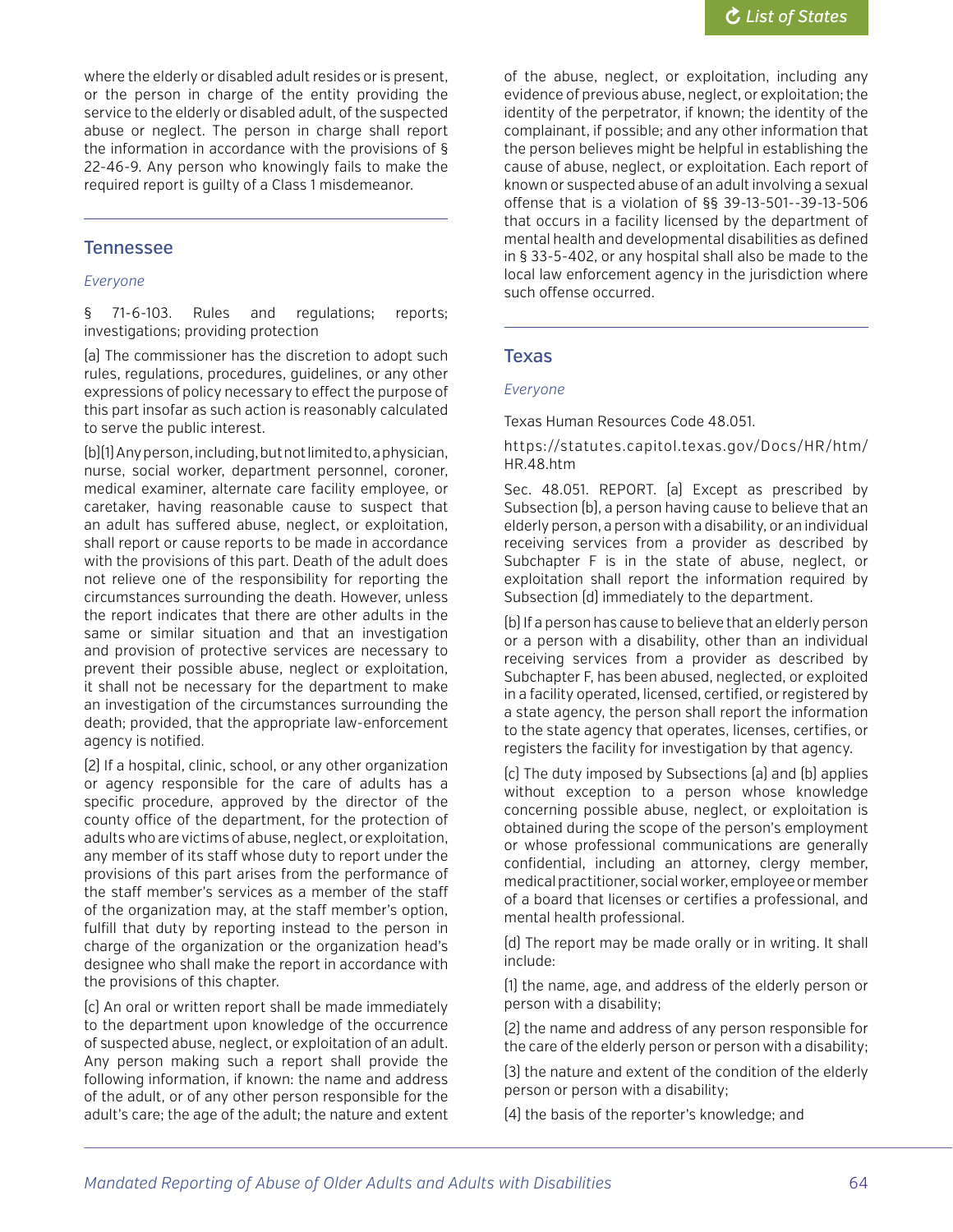where the elderly or disabled adult resides or is present, or the person in charge of the entity providing the service to the elderly or disabled adult, of the suspected abuse or neglect. The person in charge shall report the information in accordance with the provisions of § 22-46-9. Any person who knowingly fails to make the required report is guilty of a Class 1 misdemeanor.

## Tennessee

*Everyone*

§ 71-6-103. Rules and regulations; reports; investigations; providing protection

(a) The commissioner has the discretion to adopt such rules, regulations, procedures, guidelines, or any other expressions of policy necessary to effect the purpose of this part insofar as such action is reasonably calculated to serve the public interest.

(b)(1) Any person, including, but not limited to, a physician, nurse, social worker, department personnel, coroner, medical examiner, alternate care facility employee, or caretaker, having reasonable cause to suspect that an adult has suffered abuse, neglect, or exploitation, shall report or cause reports to be made in accordance with the provisions of this part. Death of the adult does not relieve one of the responsibility for reporting the circumstances surrounding the death. However, unless the report indicates that there are other adults in the same or similar situation and that an investigation and provision of protective services are necessary to prevent their possible abuse, neglect or exploitation, it shall not be necessary for the department to make an investigation of the circumstances surrounding the death; provided, that the appropriate law-enforcement agency is notified.

(2) If a hospital, clinic, school, or any other organization or agency responsible for the care of adults has a specific procedure, approved by the director of the county office of the department, for the protection of adults who are victims of abuse, neglect, or exploitation, any member of its staff whose duty to report under the provisions of this part arises from the performance of the staff member's services as a member of the staff of the organization may, at the staff member's option, fulfill that duty by reporting instead to the person in charge of the organization or the organization head's designee who shall make the report in accordance with the provisions of this chapter.

(c) An oral or written report shall be made immediately to the department upon knowledge of the occurrence of suspected abuse, neglect, or exploitation of an adult. Any person making such a report shall provide the following information, if known: the name and address of the adult, or of any other person responsible for the adult's care; the age of the adult; the nature and extent of the abuse, neglect, or exploitation, including any evidence of previous abuse, neglect, or exploitation; the identity of the perpetrator, if known; the identity of the complainant, if possible; and any other information that the person believes might be helpful in establishing the cause of abuse, neglect, or exploitation. Each report of known or suspected abuse of an adult involving a sexual offense that is a violation of §§ 39-13-501--39-13-506 that occurs in a facility licensed by the department of mental health and developmental disabilities as defined in § 33-5-402, or any hospital shall also be made to the local law enforcement agency in the jurisdiction where such offense occurred.

## Texas

*Everyone*

Texas Human Resources Code 48.051.

https://statutes.capitol.texas.gov/Docs/HR/htm/HR.48.htm

Sec. 48.051. REPORT. (a) Except as prescribed by Subsection (b), a person having cause to believe that an elderly person, a person with a disability, or an individual receiving services from a provider as described by Subchapter F is in the state of abuse, neglect, or exploitation shall report the information required by Subsection (d) immediately to the department.

(b) If a person has cause to believe that an elderly person or a person with a disability, other than an individual receiving services from a provider as described by Subchapter F, has been abused, neglected, or exploited in a facility operated, licensed, certified, or registered by a state agency, the person shall report the information to the state agency that operates, licenses, certifies, or registers the facility for investigation by that agency.

(c) The duty imposed by Subsections (a) and (b) applies without exception to a person whose knowledge concerning possible abuse, neglect, or exploitation is obtained during the scope of the person's employment or whose professional communications are generally confidential, including an attorney, clergy member, medical practitioner, social worker, employee or member of a board that licenses or certifies a professional, and mental health professional.

(d) The report may be made orally or in writing. It shall include:

(1) the name, age, and address of the elderly person or person with a disability;

(2) the name and address of any person responsible for the care of the elderly person or person with a disability;

(3) the nature and extent of the condition of the elderly person or person with a disability;

(4) the basis of the reporter's knowledge; and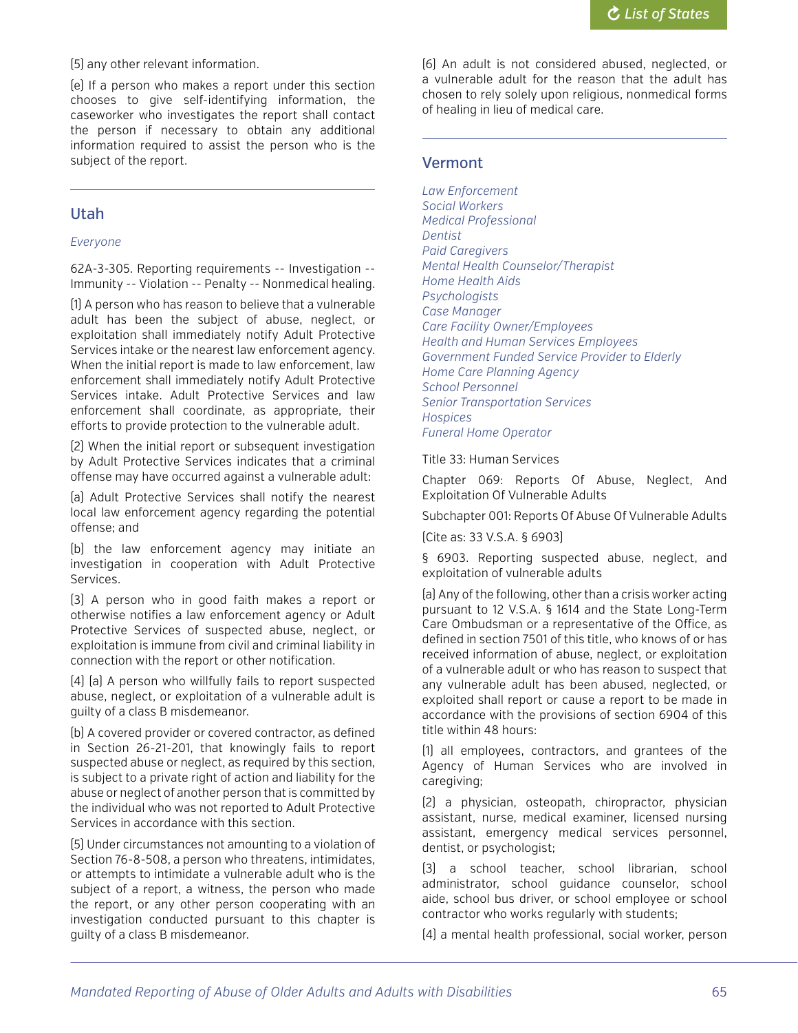(5) any other relevant information.

(e) If a person who makes a report under this section chooses to give self-identifying information, the caseworker who investigates the report shall contact the person if necessary to obtain any additional information required to assist the person who is the subject of the report.

---

## Utah

*Everyone*

62A-3-305. Reporting requirements -- Investigation -- Immunity -- Violation -- Penalty -- Nonmedical healing.

(1) A person who has reason to believe that a vulnerable adult has been the subject of abuse, neglect, or exploitation shall immediately notify Adult Protective Services intake or the nearest law enforcement agency. When the initial report is made to law enforcement, law enforcement shall immediately notify Adult Protective Services intake. Adult Protective Services and law enforcement shall coordinate, as appropriate, their efforts to provide protection to the vulnerable adult.

(2) When the initial report or subsequent investigation by Adult Protective Services indicates that a criminal offense may have occurred against a vulnerable adult:

(a) Adult Protective Services shall notify the nearest local law enforcement agency regarding the potential offense; and

(b) the law enforcement agency may initiate an investigation in cooperation with Adult Protective Services.

(3) A person who in good faith makes a report or otherwise notifies a law enforcement agency or Adult Protective Services of suspected abuse, neglect, or exploitation is immune from civil and criminal liability in connection with the report or other notification.

(4) (a) A person who willfully fails to report suspected abuse, neglect, or exploitation of a vulnerable adult is guilty of a class B misdemeanor.

(b) A covered provider or covered contractor, as defined in Section 26-21-201, that knowingly fails to report suspected abuse or neglect, as required by this section, is subject to a private right of action and liability for the abuse or neglect of another person that is committed by the individual who was not reported to Adult Protective Services in accordance with this section.

(5) Under circumstances not amounting to a violation of Section 76-8-508, a person who threatens, intimidates, or attempts to intimidate a vulnerable adult who is the subject of a report, a witness, the person who made the report, or any other person cooperating with an investigation conducted pursuant to this chapter is guilty of a class B misdemeanor.

(6) An adult is not considered abused, neglected, or a vulnerable adult for the reason that the adult has chosen to rely solely upon religious, nonmedical forms of healing in lieu of medical care.

---

## Vermont

*Law Enforcement*
*Social Workers*
*Medical Professional*
*Dentist*
*Paid Caregivers*
*Mental Health Counselor/Therapist*
*Home Health Aids*
*Psychologists*
*Case Manager*
*Care Facility Owner/Employees*
*Health and Human Services Employees*
*Government Funded Service Provider to Elderly*
*Home Care Planning Agency*
*School Personnel*
*Senior Transportation Services*
*Hospices*
*Funeral Home Operator*

Title 33: Human Services

Chapter 069: Reports Of Abuse, Neglect, And Exploitation Of Vulnerable Adults

Subchapter 001: Reports Of Abuse Of Vulnerable Adults

(Cite as: 33 V.S.A. § 6903)

§ 6903. Reporting suspected abuse, neglect, and exploitation of vulnerable adults

(a) Any of the following, other than a crisis worker acting pursuant to 12 V.S.A. § 1614 and the State Long-Term Care Ombudsman or a representative of the Office, as defined in section 7501 of this title, who knows of or has received information of abuse, neglect, or exploitation of a vulnerable adult or who has reason to suspect that any vulnerable adult has been abused, neglected, or exploited shall report or cause a report to be made in accordance with the provisions of section 6904 of this title within 48 hours:

(1) all employees, contractors, and grantees of the Agency of Human Services who are involved in caregiving;

(2) a physician, osteopath, chiropractor, physician assistant, nurse, medical examiner, licensed nursing assistant, emergency medical services personnel, dentist, or psychologist;

(3) a school teacher, school librarian, school administrator, school guidance counselor, school aide, school bus driver, or school employee or school contractor who works regularly with students;

(4) a mental health professional, social worker, person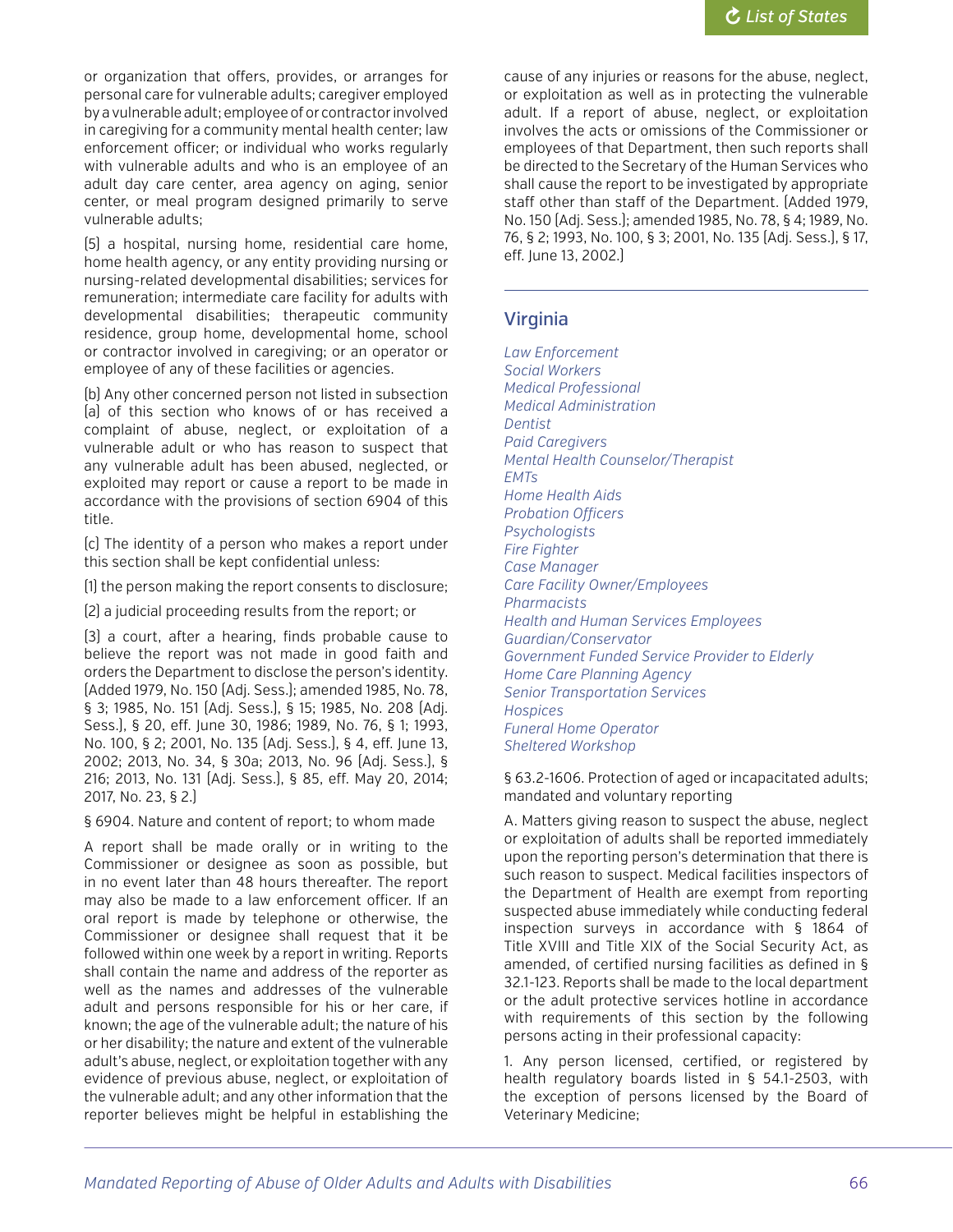or organization that offers, provides, or arranges for personal care for vulnerable adults; caregiver employed by a vulnerable adult; employee of or contractor involved in caregiving for a community mental health center; law enforcement officer; or individual who works regularly with vulnerable adults and who is an employee of an adult day care center, area agency on aging, senior center, or meal program designed primarily to serve vulnerable adults;

(5) a hospital, nursing home, residential care home, home health agency, or any entity providing nursing or nursing-related developmental disabilities; services for remuneration; intermediate care facility for adults with developmental disabilities; therapeutic community residence, group home, developmental home, school or contractor involved in caregiving; or an operator or employee of any of these facilities or agencies.

(b) Any other concerned person not listed in subsection (a) of this section who knows of or has received a complaint of abuse, neglect, or exploitation of a vulnerable adult or who has reason to suspect that any vulnerable adult has been abused, neglected, or exploited may report or cause a report to be made in accordance with the provisions of section 6904 of this title.

(c) The identity of a person who makes a report under this section shall be kept confidential unless:

(1) the person making the report consents to disclosure;

(2) a judicial proceeding results from the report; or

(3) a court, after a hearing, finds probable cause to believe the report was not made in good faith and orders the Department to disclose the person's identity. (Added 1979, No. 150 (Adj. Sess.); amended 1985, No. 78, § 3; 1985, No. 151 (Adj. Sess.), § 15; 1985, No. 208 (Adj. Sess.), § 20, eff. June 30, 1986; 1989, No. 76, § 1; 1993, No. 100, § 2; 2001, No. 135 (Adj. Sess.), § 4, eff. June 13, 2002; 2013, No. 34, § 30a; 2013, No. 96 (Adj. Sess.), § 216; 2013, No. 131 (Adj. Sess.), § 85, eff. May 20, 2014; 2017, No. 23, § 2.)

§ 6904. Nature and content of report; to whom made

A report shall be made orally or in writing to the Commissioner or designee as soon as possible, but in no event later than 48 hours thereafter. The report may also be made to a law enforcement officer. If an oral report is made by telephone or otherwise, the Commissioner or designee shall request that it be followed within one week by a report in writing. Reports shall contain the name and address of the reporter as well as the names and addresses of the vulnerable adult and persons responsible for his or her care, if known; the age of the vulnerable adult; the nature of his or her disability; the nature and extent of the vulnerable adult's abuse, neglect, or exploitation together with any evidence of previous abuse, neglect, or exploitation of the vulnerable adult; and any other information that the reporter believes might be helpful in establishing the cause of any injuries or reasons for the abuse, neglect, or exploitation as well as in protecting the vulnerable adult. If a report of abuse, neglect, or exploitation involves the acts or omissions of the Commissioner or employees of that Department, then such reports shall be directed to the Secretary of the Human Services who shall cause the report to be investigated by appropriate staff other than staff of the Department. (Added 1979, No. 150 (Adj. Sess.); amended 1985, No. 78, § 4; 1989, No. 76, § 2; 1993, No. 100, § 3; 2001, No. 135 (Adj. Sess.), § 17, eff. June 13, 2002.)

## Virginia

*Law Enforcement*
*Social Workers*
*Medical Professional*
*Medical Administration*
*Dentist*
*Paid Caregivers*
*Mental Health Counselor/Therapist*
*EMTs*
*Home Health Aids*
*Probation Officers*
*Psychologists*
*Fire Fighter*
*Case Manager*
*Care Facility Owner/Employees*
*Pharmacists*
*Health and Human Services Employees*
*Guardian/Conservator*
*Government Funded Service Provider to Elderly*
*Home Care Planning Agency*
*Senior Transportation Services*
*Hospices*
*Funeral Home Operator*
*Sheltered Workshop*

§ 63.2-1606. Protection of aged or incapacitated adults; mandated and voluntary reporting

A. Matters giving reason to suspect the abuse, neglect or exploitation of adults shall be reported immediately upon the reporting person's determination that there is such reason to suspect. Medical facilities inspectors of the Department of Health are exempt from reporting suspected abuse immediately while conducting federal inspection surveys in accordance with § 1864 of Title XVIII and Title XIX of the Social Security Act, as amended, of certified nursing facilities as defined in § 32.1-123. Reports shall be made to the local department or the adult protective services hotline in accordance with requirements of this section by the following persons acting in their professional capacity:

1. Any person licensed, certified, or registered by health regulatory boards listed in § 54.1-2503, with the exception of persons licensed by the Board of Veterinary Medicine;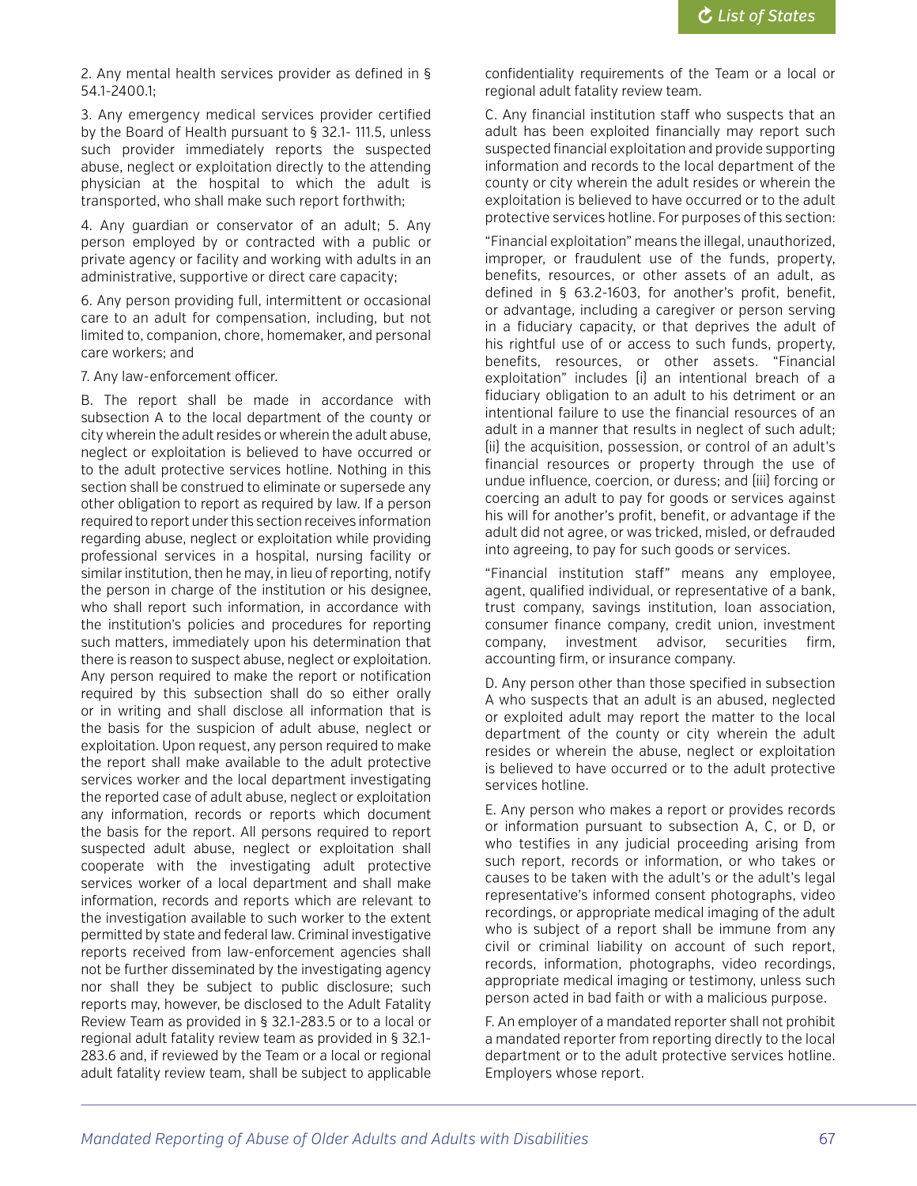2. Any mental health services provider as defined in § 54.1-2400.1;

3. Any emergency medical services provider certified by the Board of Health pursuant to § 32.1- 111.5, unless such provider immediately reports the suspected abuse, neglect or exploitation directly to the attending physician at the hospital to which the adult is transported, who shall make such report forthwith;

4. Any guardian or conservator of an adult; 5. Any person employed by or contracted with a public or private agency or facility and working with adults in an administrative, supportive or direct care capacity;

6. Any person providing full, intermittent or occasional care to an adult for compensation, including, but not limited to, companion, chore, homemaker, and personal care workers; and

7. Any law-enforcement officer.

B. The report shall be made in accordance with subsection A to the local department of the county or city wherein the adult resides or wherein the adult abuse, neglect or exploitation is believed to have occurred or to the adult protective services hotline. Nothing in this section shall be construed to eliminate or supersede any other obligation to report as required by law. If a person required to report under this section receives information regarding abuse, neglect or exploitation while providing professional services in a hospital, nursing facility or similar institution, then he may, in lieu of reporting, notify the person in charge of the institution or his designee, who shall report such information, in accordance with the institution's policies and procedures for reporting such matters, immediately upon his determination that there is reason to suspect abuse, neglect or exploitation. Any person required to make the report or notification required by this subsection shall do so either orally or in writing and shall disclose all information that is the basis for the suspicion of adult abuse, neglect or exploitation. Upon request, any person required to make the report shall make available to the adult protective services worker and the local department investigating the reported case of adult abuse, neglect or exploitation any information, records or reports which document the basis for the report. All persons required to report suspected adult abuse, neglect or exploitation shall cooperate with the investigating adult protective services worker of a local department and shall make information, records and reports which are relevant to the investigation available to such worker to the extent permitted by state and federal law. Criminal investigative reports received from law-enforcement agencies shall not be further disseminated by the investigating agency nor shall they be subject to public disclosure; such reports may, however, be disclosed to the Adult Fatality Review Team as provided in § 32.1-283.5 or to a local or regional adult fatality review team as provided in § 32.1-283.6 and, if reviewed by the Team or a local or regional adult fatality review team, shall be subject to applicable confidentiality requirements of the Team or a local or regional adult fatality review team.

C. Any financial institution staff who suspects that an adult has been exploited financially may report such suspected financial exploitation and provide supporting information and records to the local department of the county or city wherein the adult resides or wherein the exploitation is believed to have occurred or to the adult protective services hotline. For purposes of this section:

"Financial exploitation" means the illegal, unauthorized, improper, or fraudulent use of the funds, property, benefits, resources, or other assets of an adult, as defined in § 63.2-1603, for another's profit, benefit, or advantage, including a caregiver or person serving in a fiduciary capacity, or that deprives the adult of his rightful use of or access to such funds, property, benefits, resources, or other assets. "Financial exploitation" includes (i) an intentional breach of a fiduciary obligation to an adult to his detriment or an intentional failure to use the financial resources of an adult in a manner that results in neglect of such adult; (ii) the acquisition, possession, or control of an adult's financial resources or property through the use of undue influence, coercion, or duress; and (iii) forcing or coercing an adult to pay for goods or services against his will for another's profit, benefit, or advantage if the adult did not agree, or was tricked, misled, or defrauded into agreeing, to pay for such goods or services.

"Financial institution staff" means any employee, agent, qualified individual, or representative of a bank, trust company, savings institution, loan association, consumer finance company, credit union, investment company, investment advisor, securities firm, accounting firm, or insurance company.

D. Any person other than those specified in subsection A who suspects that an adult is an abused, neglected or exploited adult may report the matter to the local department of the county or city wherein the adult resides or wherein the abuse, neglect or exploitation is believed to have occurred or to the adult protective services hotline.

E. Any person who makes a report or provides records or information pursuant to subsection A, C, or D, or who testifies in any judicial proceeding arising from such report, records or information, or who takes or causes to be taken with the adult's or the adult's legal representative's informed consent photographs, video recordings, or appropriate medical imaging of the adult who is subject of a report shall be immune from any civil or criminal liability on account of such report, records, information, photographs, video recordings, appropriate medical imaging or testimony, unless such person acted in bad faith or with a malicious purpose.

F. An employer of a mandated reporter shall not prohibit a mandated reporter from reporting directly to the local department or to the adult protective services hotline. Employers whose report.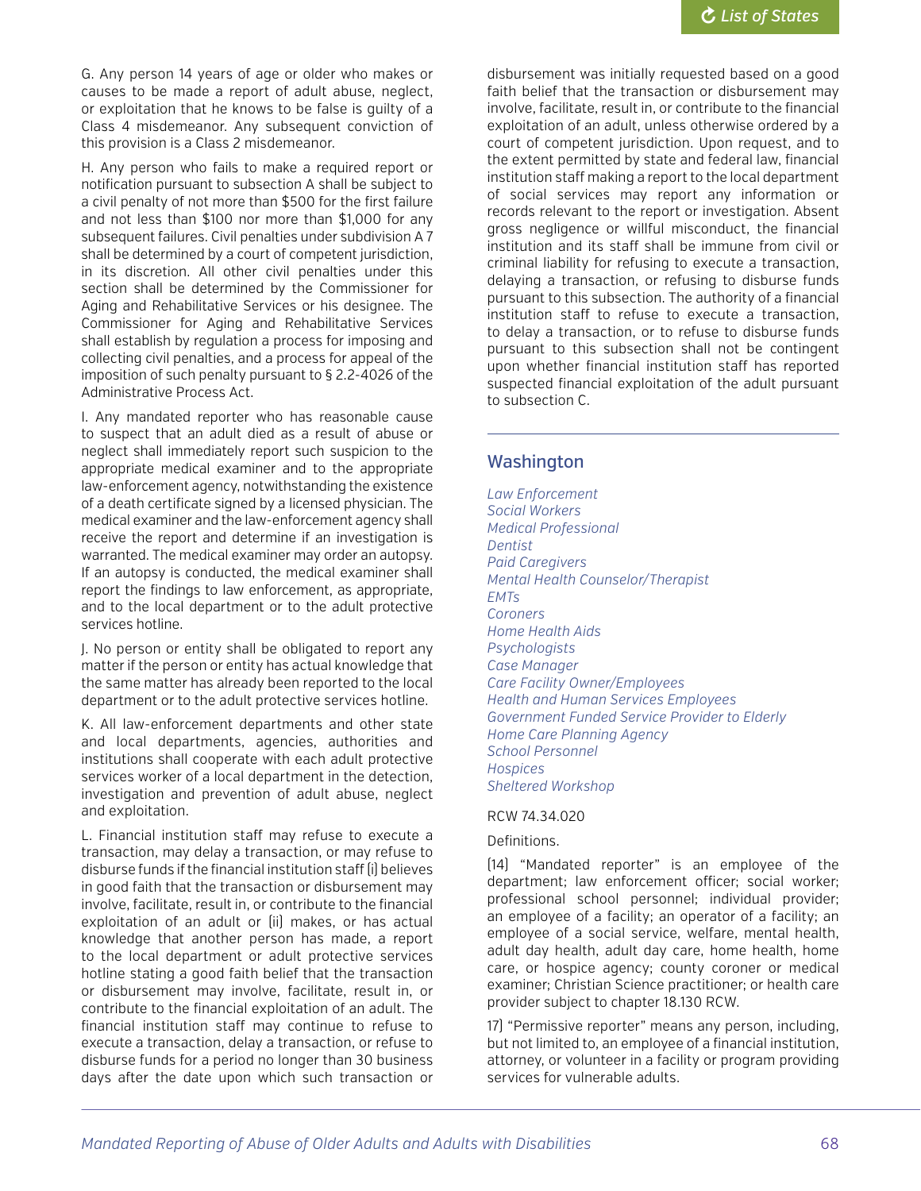G. Any person 14 years of age or older who makes or causes to be made a report of adult abuse, neglect, or exploitation that he knows to be false is guilty of a Class 4 misdemeanor. Any subsequent conviction of this provision is a Class 2 misdemeanor.

H. Any person who fails to make a required report or notification pursuant to subsection A shall be subject to a civil penalty of not more than $500 for the first failure and not less than $100 nor more than $1,000 for any subsequent failures. Civil penalties under subdivision A 7 shall be determined by a court of competent jurisdiction, in its discretion. All other civil penalties under this section shall be determined by the Commissioner for Aging and Rehabilitative Services or his designee. The Commissioner for Aging and Rehabilitative Services shall establish by regulation a process for imposing and collecting civil penalties, and a process for appeal of the imposition of such penalty pursuant to § 2.2-4026 of the Administrative Process Act.

I. Any mandated reporter who has reasonable cause to suspect that an adult died as a result of abuse or neglect shall immediately report such suspicion to the appropriate medical examiner and to the appropriate law-enforcement agency, notwithstanding the existence of a death certificate signed by a licensed physician. The medical examiner and the law-enforcement agency shall receive the report and determine if an investigation is warranted. The medical examiner may order an autopsy. If an autopsy is conducted, the medical examiner shall report the findings to law enforcement, as appropriate, and to the local department or to the adult protective services hotline.

J. No person or entity shall be obligated to report any matter if the person or entity has actual knowledge that the same matter has already been reported to the local department or to the adult protective services hotline.

K. All law-enforcement departments and other state and local departments, agencies, authorities and institutions shall cooperate with each adult protective services worker of a local department in the detection, investigation and prevention of adult abuse, neglect and exploitation.

L. Financial institution staff may refuse to execute a transaction, may delay a transaction, or may refuse to disburse funds if the financial institution staff (i) believes in good faith that the transaction or disbursement may involve, facilitate, result in, or contribute to the financial exploitation of an adult or (ii) makes, or has actual knowledge that another person has made, a report to the local department or adult protective services hotline stating a good faith belief that the transaction or disbursement may involve, facilitate, result in, or contribute to the financial exploitation of an adult. The financial institution staff may continue to refuse to execute a transaction, delay a transaction, or refuse to disburse funds for a period no longer than 30 business days after the date upon which such transaction or disbursement was initially requested based on a good faith belief that the transaction or disbursement may involve, facilitate, result in, or contribute to the financial exploitation of an adult, unless otherwise ordered by a court of competent jurisdiction. Upon request, and to the extent permitted by state and federal law, financial institution staff making a report to the local department of social services may report any information or records relevant to the report or investigation. Absent gross negligence or willful misconduct, the financial institution and its staff shall be immune from civil or criminal liability for refusing to execute a transaction, delaying a transaction, or refusing to disburse funds pursuant to this subsection. The authority of a financial institution staff to refuse to execute a transaction, to delay a transaction, or to refuse to disburse funds pursuant to this subsection shall not be contingent upon whether financial institution staff has reported suspected financial exploitation of the adult pursuant to subsection C.

## Washington

*Law Enforcement*
*Social Workers*
*Medical Professional*
*Dentist*
*Paid Caregivers*
*Mental Health Counselor/Therapist*
*EMTs*
*Coroners*
*Home Health Aids*
*Psychologists*
*Case Manager*
*Care Facility Owner/Employees*
*Health and Human Services Employees*
*Government Funded Service Provider to Elderly*
*Home Care Planning Agency*
*School Personnel*
*Hospices*
*Sheltered Workshop*

RCW 74.34.020

Definitions.

(14) "Mandated reporter" is an employee of the department; law enforcement officer; social worker; professional school personnel; individual provider; an employee of a facility; an operator of a facility; an employee of a social service, welfare, mental health, adult day health, adult day care, home health, home care, or hospice agency; county coroner or medical examiner; Christian Science practitioner; or health care provider subject to chapter 18.130 RCW.

17) "Permissive reporter" means any person, including, but not limited to, an employee of a financial institution, attorney, or volunteer in a facility or program providing services for vulnerable adults.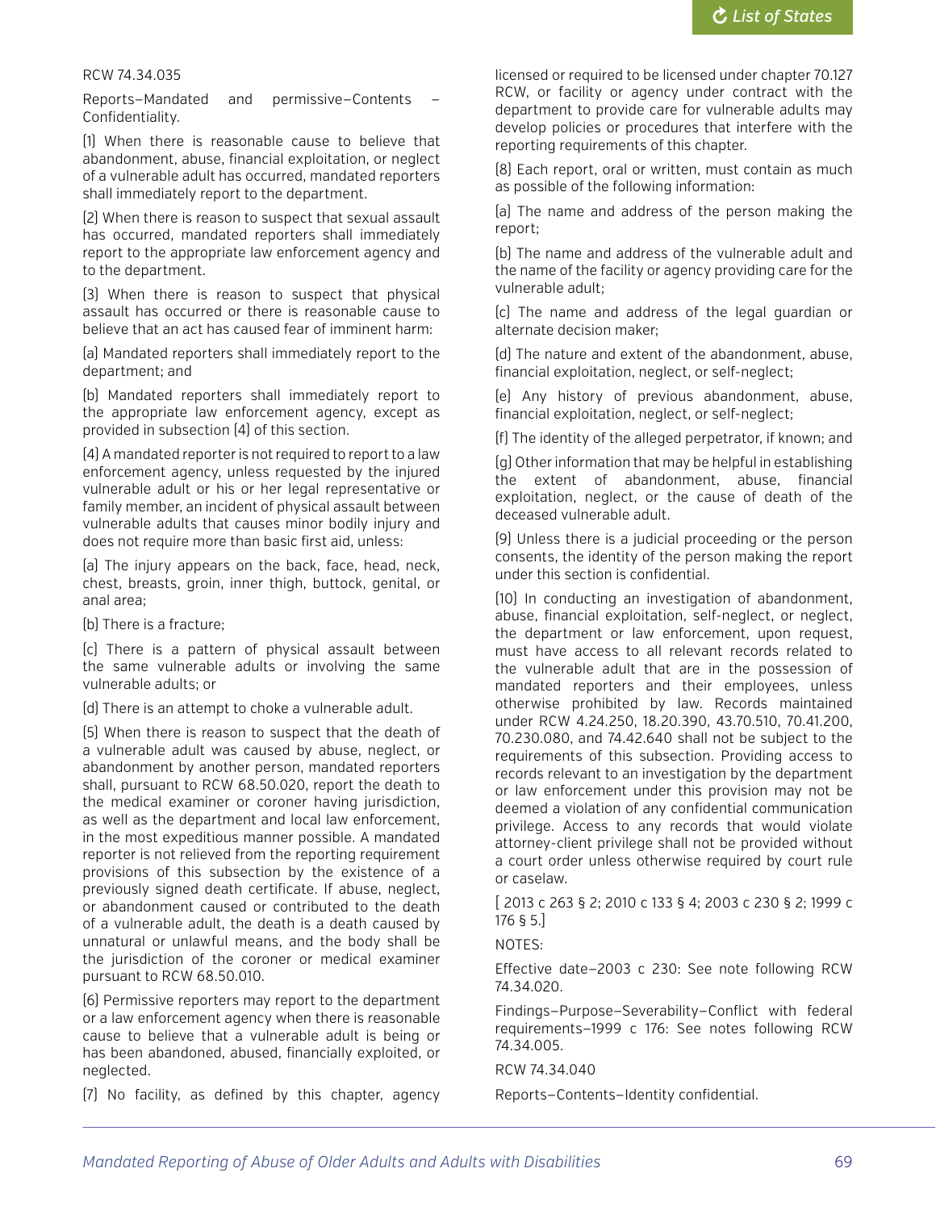RCW 74.34.035

Reports—Mandated and permissive—Contents — Confidentiality.

(1) When there is reasonable cause to believe that abandonment, abuse, financial exploitation, or neglect of a vulnerable adult has occurred, mandated reporters shall immediately report to the department.

(2) When there is reason to suspect that sexual assault has occurred, mandated reporters shall immediately report to the appropriate law enforcement agency and to the department.

(3) When there is reason to suspect that physical assault has occurred or there is reasonable cause to believe that an act has caused fear of imminent harm:

(a) Mandated reporters shall immediately report to the department; and

(b) Mandated reporters shall immediately report to the appropriate law enforcement agency, except as provided in subsection (4) of this section.

(4) A mandated reporter is not required to report to a law enforcement agency, unless requested by the injured vulnerable adult or his or her legal representative or family member, an incident of physical assault between vulnerable adults that causes minor bodily injury and does not require more than basic first aid, unless:

(a) The injury appears on the back, face, head, neck, chest, breasts, groin, inner thigh, buttock, genital, or anal area;

(b) There is a fracture;

(c) There is a pattern of physical assault between the same vulnerable adults or involving the same vulnerable adults; or

(d) There is an attempt to choke a vulnerable adult.

(5) When there is reason to suspect that the death of a vulnerable adult was caused by abuse, neglect, or abandonment by another person, mandated reporters shall, pursuant to RCW 68.50.020, report the death to the medical examiner or coroner having jurisdiction, as well as the department and local law enforcement, in the most expeditious manner possible. A mandated reporter is not relieved from the reporting requirement provisions of this subsection by the existence of a previously signed death certificate. If abuse, neglect, or abandonment caused or contributed to the death of a vulnerable adult, the death is a death caused by unnatural or unlawful means, and the body shall be the jurisdiction of the coroner or medical examiner pursuant to RCW 68.50.010.

(6) Permissive reporters may report to the department or a law enforcement agency when there is reasonable cause to believe that a vulnerable adult is being or has been abandoned, abused, financially exploited, or neglected.

(7) No facility, as defined by this chapter, agency licensed or required to be licensed under chapter 70.127 RCW, or facility or agency under contract with the department to provide care for vulnerable adults may develop policies or procedures that interfere with the reporting requirements of this chapter.

(8) Each report, oral or written, must contain as much as possible of the following information:

(a) The name and address of the person making the report;

(b) The name and address of the vulnerable adult and the name of the facility or agency providing care for the vulnerable adult;

(c) The name and address of the legal guardian or alternate decision maker;

(d) The nature and extent of the abandonment, abuse, financial exploitation, neglect, or self-neglect;

(e) Any history of previous abandonment, abuse, financial exploitation, neglect, or self-neglect;

(f) The identity of the alleged perpetrator, if known; and

(g) Other information that may be helpful in establishing the extent of abandonment, abuse, financial exploitation, neglect, or the cause of death of the deceased vulnerable adult.

(9) Unless there is a judicial proceeding or the person consents, the identity of the person making the report under this section is confidential.

(10) In conducting an investigation of abandonment, abuse, financial exploitation, self-neglect, or neglect, the department or law enforcement, upon request, must have access to all relevant records related to the vulnerable adult that are in the possession of mandated reporters and their employees, unless otherwise prohibited by law. Records maintained under RCW 4.24.250, 18.20.390, 43.70.510, 70.41.200, 70.230.080, and 74.42.640 shall not be subject to the requirements of this subsection. Providing access to records relevant to an investigation by the department or law enforcement under this provision may not be deemed a violation of any confidential communication privilege. Access to any records that would violate attorney-client privilege shall not be provided without a court order unless otherwise required by court rule or caselaw.

[ 2013 c 263 § 2; 2010 c 133 § 4; 2003 c 230 § 2; 1999 c 176 § 5.]

NOTES:

Effective date—2003 c 230: See note following RCW 74.34.020.

Findings—Purpose—Severability—Conflict with federal requirements—1999 c 176: See notes following RCW 74.34.005.

RCW 74.34.040

Reports—Contents—Identity confidential.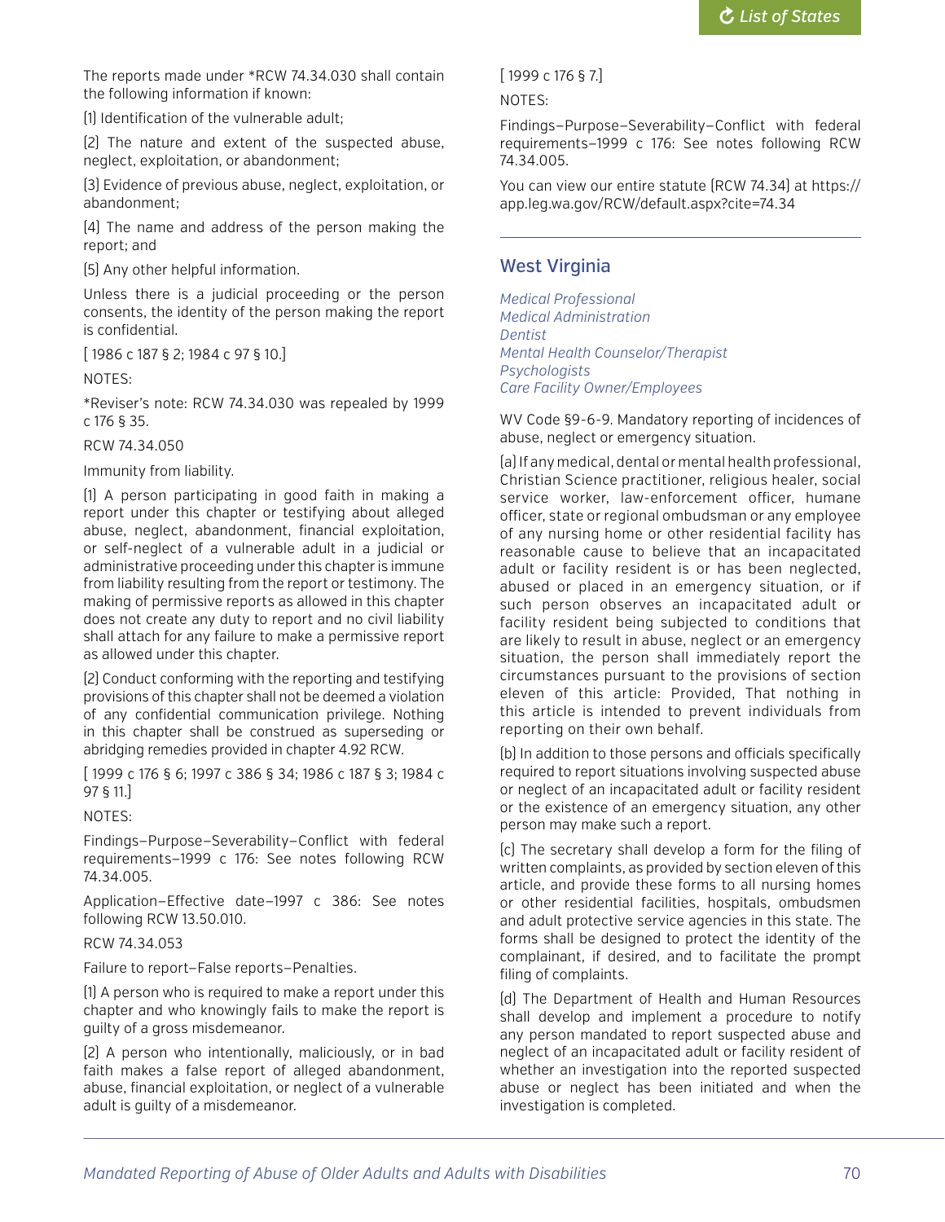The reports made under *RCW 74.34.030 shall contain the following information if known:

(1) Identification of the vulnerable adult;

(2) The nature and extent of the suspected abuse, neglect, exploitation, or abandonment;

(3) Evidence of previous abuse, neglect, exploitation, or abandonment;

(4) The name and address of the person making the report; and

(5) Any other helpful information.

Unless there is a judicial proceeding or the person consents, the identity of the person making the report is confidential.

[ 1986 c 187 § 2; 1984 c 97 § 10.]

NOTES:

*Reviser's note: RCW 74.34.030 was repealed by 1999 c 176 § 35.

RCW 74.34.050

Immunity from liability.

(1) A person participating in good faith in making a report under this chapter or testifying about alleged abuse, neglect, abandonment, financial exploitation, or self-neglect of a vulnerable adult in a judicial or administrative proceeding under this chapter is immune from liability resulting from the report or testimony. The making of permissive reports as allowed in this chapter does not create any duty to report and no civil liability shall attach for any failure to make a permissive report as allowed under this chapter.

(2) Conduct conforming with the reporting and testifying provisions of this chapter shall not be deemed a violation of any confidential communication privilege. Nothing in this chapter shall be construed as superseding or abridging remedies provided in chapter 4.92 RCW.

[ 1999 c 176 § 6; 1997 c 386 § 34; 1986 c 187 § 3; 1984 c 97 § 11.]

NOTES:

Findings—Purpose—Severability—Conflict with federal requirements—1999 c 176: See notes following RCW 74.34.005.

Application—Effective date—1997 c 386: See notes following RCW 13.50.010.

RCW 74.34.053

Failure to report—False reports—Penalties.

(1) A person who is required to make a report under this chapter and who knowingly fails to make the report is guilty of a gross misdemeanor.

(2) A person who intentionally, maliciously, or in bad faith makes a false report of alleged abandonment, abuse, financial exploitation, or neglect of a vulnerable adult is guilty of a misdemeanor.

[ 1999 c 176 § 7.]

NOTES:

Findings—Purpose—Severability—Conflict with federal requirements—1999 c 176: See notes following RCW 74.34.005.

You can view our entire statute (RCW 74.34) at https://app.leg.wa.gov/RCW/default.aspx?cite=74.34

---

## West Virginia

*Medical Professional*
*Medical Administration*
*Dentist*
*Mental Health Counselor/Therapist*
*Psychologists*
*Care Facility Owner/Employees*

WV Code §9-6-9. Mandatory reporting of incidences of abuse, neglect or emergency situation.

(a) If any medical, dental or mental health professional, Christian Science practitioner, religious healer, social service worker, law-enforcement officer, humane officer, state or regional ombudsman or any employee of any nursing home or other residential facility has reasonable cause to believe that an incapacitated adult or facility resident is or has been neglected, abused or placed in an emergency situation, or if such person observes an incapacitated adult or facility resident being subjected to conditions that are likely to result in abuse, neglect or an emergency situation, the person shall immediately report the circumstances pursuant to the provisions of section eleven of this article: Provided, That nothing in this article is intended to prevent individuals from reporting on their own behalf.

(b) In addition to those persons and officials specifically required to report situations involving suspected abuse or neglect of an incapacitated adult or facility resident or the existence of an emergency situation, any other person may make such a report.

(c) The secretary shall develop a form for the filing of written complaints, as provided by section eleven of this article, and provide these forms to all nursing homes or other residential facilities, hospitals, ombudsmen and adult protective service agencies in this state. The forms shall be designed to protect the identity of the complainant, if desired, and to facilitate the prompt filing of complaints.

(d) The Department of Health and Human Resources shall develop and implement a procedure to notify any person mandated to report suspected abuse and neglect of an incapacitated adult or facility resident of whether an investigation into the reported suspected abuse or neglect has been initiated and when the investigation is completed.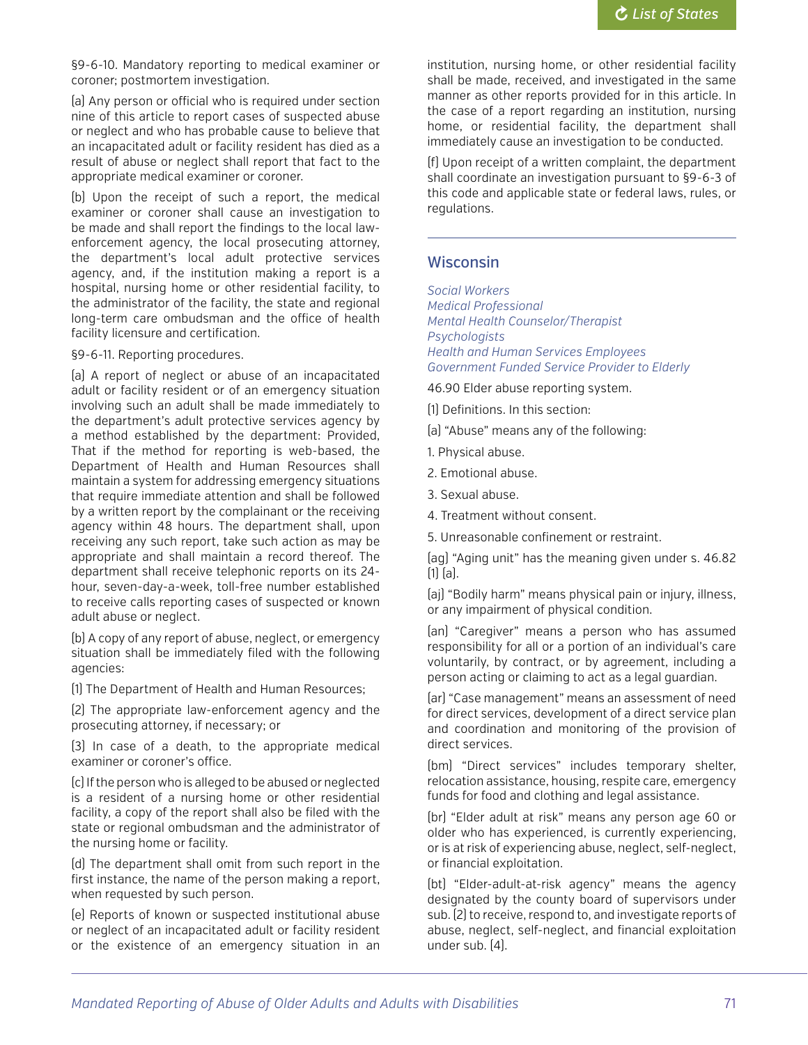§9-6-10. Mandatory reporting to medical examiner or coroner; postmortem investigation.

(a) Any person or official who is required under section nine of this article to report cases of suspected abuse or neglect and who has probable cause to believe that an incapacitated adult or facility resident has died as a result of abuse or neglect shall report that fact to the appropriate medical examiner or coroner.

(b) Upon the receipt of such a report, the medical examiner or coroner shall cause an investigation to be made and shall report the findings to the local law-enforcement agency, the local prosecuting attorney, the department's local adult protective services agency, and, if the institution making a report is a hospital, nursing home or other residential facility, to the administrator of the facility, the state and regional long-term care ombudsman and the office of health facility licensure and certification.

§9-6-11. Reporting procedures.

(a) A report of neglect or abuse of an incapacitated adult or facility resident or of an emergency situation involving such an adult shall be made immediately to the department's adult protective services agency by a method established by the department: Provided, That if the method for reporting is web-based, the Department of Health and Human Resources shall maintain a system for addressing emergency situations that require immediate attention and shall be followed by a written report by the complainant or the receiving agency within 48 hours. The department shall, upon receiving any such report, take such action as may be appropriate and shall maintain a record thereof. The department shall receive telephonic reports on its 24-hour, seven-day-a-week, toll-free number established to receive calls reporting cases of suspected or known adult abuse or neglect.

(b) A copy of any report of abuse, neglect, or emergency situation shall be immediately filed with the following agencies:

(1) The Department of Health and Human Resources;

(2) The appropriate law-enforcement agency and the prosecuting attorney, if necessary; or

(3) In case of a death, to the appropriate medical examiner or coroner's office.

(c) If the person who is alleged to be abused or neglected is a resident of a nursing home or other residential facility, a copy of the report shall also be filed with the state or regional ombudsman and the administrator of the nursing home or facility.

(d) The department shall omit from such report in the first instance, the name of the person making a report, when requested by such person.

(e) Reports of known or suspected institutional abuse or neglect of an incapacitated adult or facility resident or the existence of an emergency situation in an institution, nursing home, or other residential facility shall be made, received, and investigated in the same manner as other reports provided for in this article. In the case of a report regarding an institution, nursing home, or residential facility, the department shall immediately cause an investigation to be conducted.

(f) Upon receipt of a written complaint, the department shall coordinate an investigation pursuant to §9-6-3 of this code and applicable state or federal laws, rules, or regulations.

---

## Wisconsin

*Social Workers*
*Medical Professional*
*Mental Health Counselor/Therapist*
*Psychologists*
*Health and Human Services Employees*
*Government Funded Service Provider to Elderly*

46.90 Elder abuse reporting system.

(1) Definitions. In this section:

(a) "Abuse" means any of the following:

1. Physical abuse.

2. Emotional abuse.

3. Sexual abuse.

4. Treatment without consent.

5. Unreasonable confinement or restraint.

(ag) "Aging unit" has the meaning given under s. 46.82 (1) (a).

(aj) "Bodily harm" means physical pain or injury, illness, or any impairment of physical condition.

(an) "Caregiver" means a person who has assumed responsibility for all or a portion of an individual's care voluntarily, by contract, or by agreement, including a person acting or claiming to act as a legal guardian.

(ar) "Case management" means an assessment of need for direct services, development of a direct service plan and coordination and monitoring of the provision of direct services.

(bm) "Direct services" includes temporary shelter, relocation assistance, housing, respite care, emergency funds for food and clothing and legal assistance.

(br) "Elder adult at risk" means any person age 60 or older who has experienced, is currently experiencing, or is at risk of experiencing abuse, neglect, self-neglect, or financial exploitation.

(bt) "Elder-adult-at-risk agency" means the agency designated by the county board of supervisors under sub. (2) to receive, respond to, and investigate reports of abuse, neglect, self-neglect, and financial exploitation under sub. (4).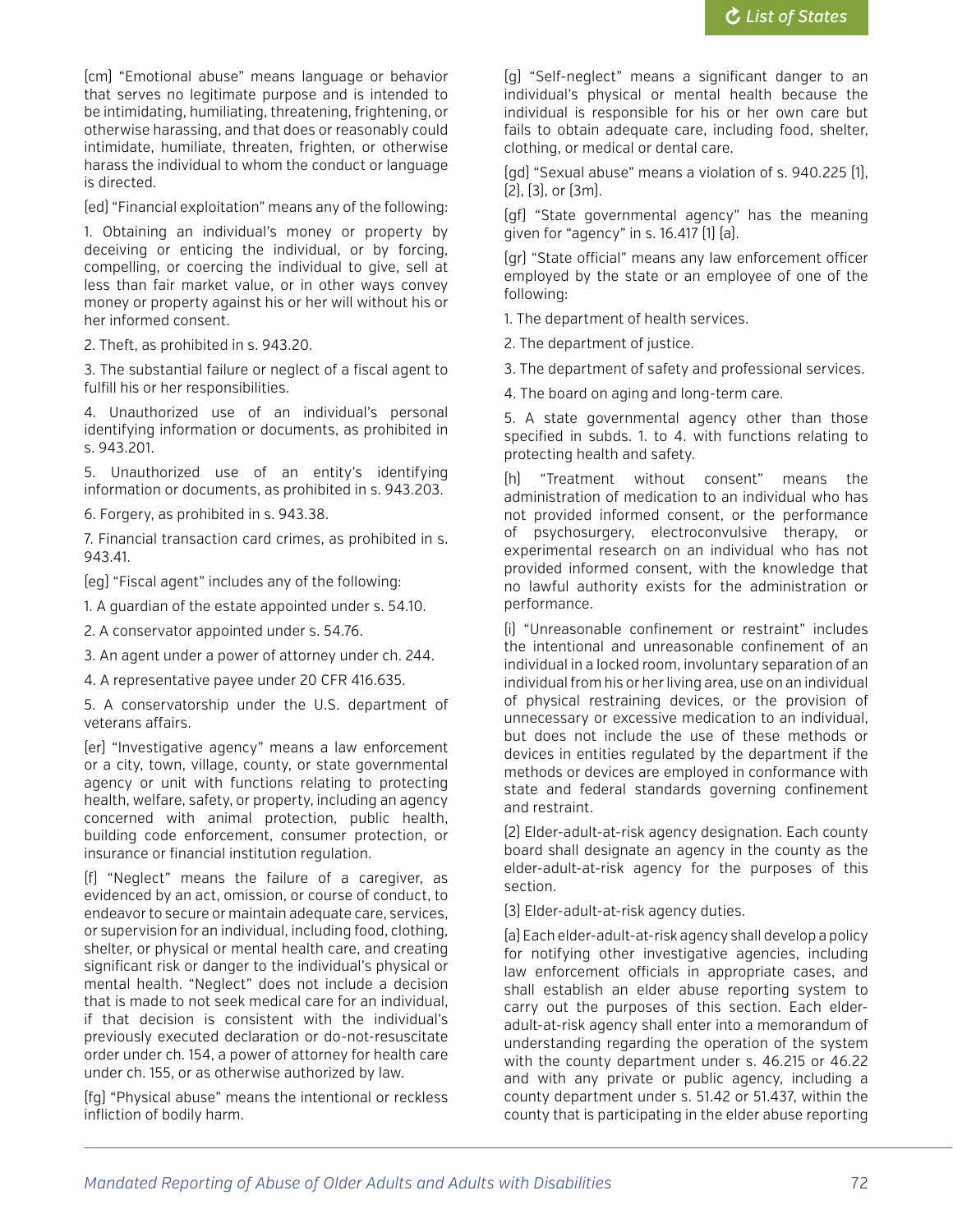(cm) "Emotional abuse" means language or behavior that serves no legitimate purpose and is intended to be intimidating, humiliating, threatening, frightening, or otherwise harassing, and that does or reasonably could intimidate, humiliate, threaten, frighten, or otherwise harass the individual to whom the conduct or language is directed.

(ed) "Financial exploitation" means any of the following:

1. Obtaining an individual's money or property by deceiving or enticing the individual, or by forcing, compelling, or coercing the individual to give, sell at less than fair market value, or in other ways convey money or property against his or her will without his or her informed consent.

2. Theft, as prohibited in s. 943.20.

3. The substantial failure or neglect of a fiscal agent to fulfill his or her responsibilities.

4. Unauthorized use of an individual's personal identifying information or documents, as prohibited in s. 943.201.

5. Unauthorized use of an entity's identifying information or documents, as prohibited in s. 943.203.

6. Forgery, as prohibited in s. 943.38.

7. Financial transaction card crimes, as prohibited in s. 943.41.

(eg) "Fiscal agent" includes any of the following:

1. A guardian of the estate appointed under s. 54.10.

2. A conservator appointed under s. 54.76.

3. An agent under a power of attorney under ch. 244.

4. A representative payee under 20 CFR 416.635.

5. A conservatorship under the U.S. department of veterans affairs.

(er) "Investigative agency" means a law enforcement or a city, town, village, county, or state governmental agency or unit with functions relating to protecting health, welfare, safety, or property, including an agency concerned with animal protection, public health, building code enforcement, consumer protection, or insurance or financial institution regulation.

(f) "Neglect" means the failure of a caregiver, as evidenced by an act, omission, or course of conduct, to endeavor to secure or maintain adequate care, services, or supervision for an individual, including food, clothing, shelter, or physical or mental health care, and creating significant risk or danger to the individual's physical or mental health. "Neglect" does not include a decision that is made to not seek medical care for an individual, if that decision is consistent with the individual's previously executed declaration or do-not-resuscitate order under ch. 154, a power of attorney for health care under ch. 155, or as otherwise authorized by law.

(fg) "Physical abuse" means the intentional or reckless infliction of bodily harm.

(g) "Self-neglect" means a significant danger to an individual's physical or mental health because the individual is responsible for his or her own care but fails to obtain adequate care, including food, shelter, clothing, or medical or dental care.

(gd) "Sexual abuse" means a violation of s. 940.225 (1), (2), (3), or (3m).

(gf) "State governmental agency" has the meaning given for "agency" in s. 16.417 (1) (a).

(gr) "State official" means any law enforcement officer employed by the state or an employee of one of the following:

1. The department of health services.

2. The department of justice.

3. The department of safety and professional services.

4. The board on aging and long-term care.

5. A state governmental agency other than those specified in subds. 1. to 4. with functions relating to protecting health and safety.

(h) "Treatment without consent" means the administration of medication to an individual who has not provided informed consent, or the performance of psychosurgery, electroconvulsive therapy, or experimental research on an individual who has not provided informed consent, with the knowledge that no lawful authority exists for the administration or performance.

(i) "Unreasonable confinement or restraint" includes the intentional and unreasonable confinement of an individual in a locked room, involuntary separation of an individual from his or her living area, use on an individual of physical restraining devices, or the provision of unnecessary or excessive medication to an individual, but does not include the use of these methods or devices in entities regulated by the department if the methods or devices are employed in conformance with state and federal standards governing confinement and restraint.

(2) Elder-adult-at-risk agency designation. Each county board shall designate an agency in the county as the elder-adult-at-risk agency for the purposes of this section.

(3) Elder-adult-at-risk agency duties.

(a) Each elder-adult-at-risk agency shall develop a policy for notifying other investigative agencies, including law enforcement officials in appropriate cases, and shall establish an elder abuse reporting system to carry out the purposes of this section. Each elder-adult-at-risk agency shall enter into a memorandum of understanding regarding the operation of the system with the county department under s. 46.215 or 46.22 and with any private or public agency, including a county department under s. 51.42 or 51.437, within the county that is participating in the elder abuse reporting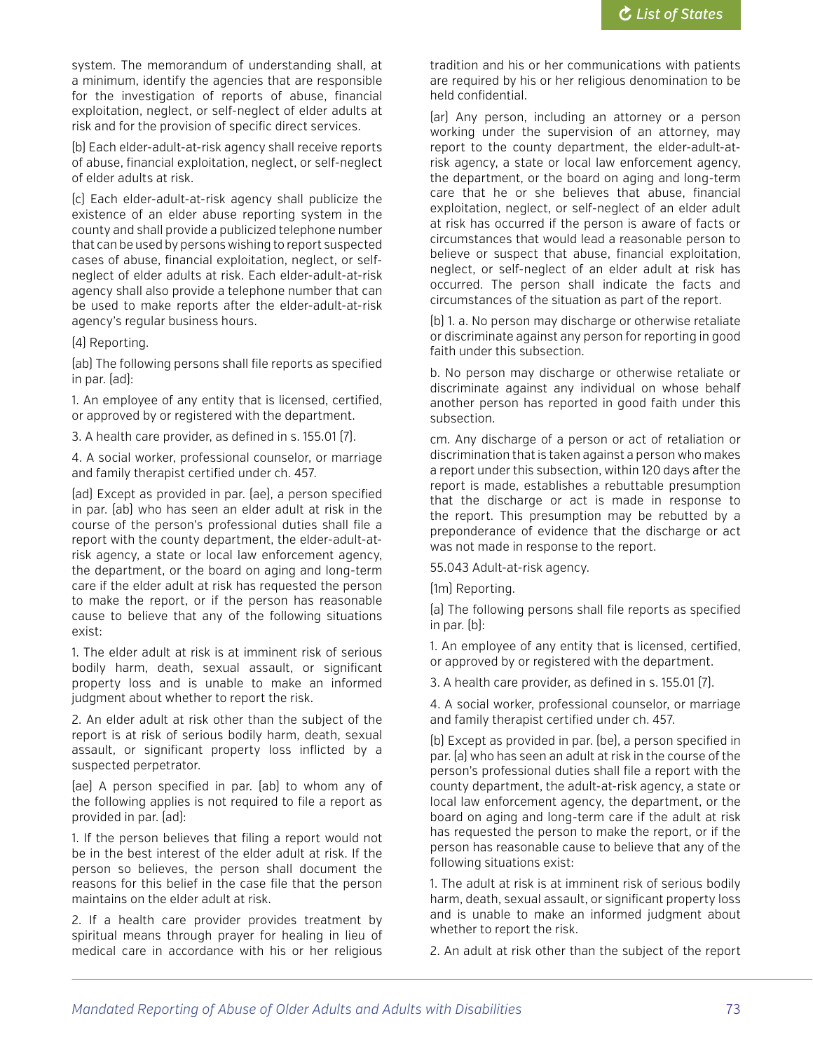system. The memorandum of understanding shall, at a minimum, identify the agencies that are responsible for the investigation of reports of abuse, financial exploitation, neglect, or self-neglect of elder adults at risk and for the provision of specific direct services.

(b) Each elder-adult-at-risk agency shall receive reports of abuse, financial exploitation, neglect, or self-neglect of elder adults at risk.

(c) Each elder-adult-at-risk agency shall publicize the existence of an elder abuse reporting system in the county and shall provide a publicized telephone number that can be used by persons wishing to report suspected cases of abuse, financial exploitation, neglect, or self-neglect of elder adults at risk. Each elder-adult-at-risk agency shall also provide a telephone number that can be used to make reports after the elder-adult-at-risk agency's regular business hours.

(4) Reporting.

(ab) The following persons shall file reports as specified in par. (ad):

1. An employee of any entity that is licensed, certified, or approved by or registered with the department.

3. A health care provider, as defined in s. 155.01 (7).

4. A social worker, professional counselor, or marriage and family therapist certified under ch. 457.

(ad) Except as provided in par. (ae), a person specified in par. (ab) who has seen an elder adult at risk in the course of the person's professional duties shall file a report with the county department, the elder-adult-at-risk agency, a state or local law enforcement agency, the department, or the board on aging and long-term care if the elder adult at risk has requested the person to make the report, or if the person has reasonable cause to believe that any of the following situations exist:

1. The elder adult at risk is at imminent risk of serious bodily harm, death, sexual assault, or significant property loss and is unable to make an informed judgment about whether to report the risk.

2. An elder adult at risk other than the subject of the report is at risk of serious bodily harm, death, sexual assault, or significant property loss inflicted by a suspected perpetrator.

(ae) A person specified in par. (ab) to whom any of the following applies is not required to file a report as provided in par. (ad):

1. If the person believes that filing a report would not be in the best interest of the elder adult at risk. If the person so believes, the person shall document the reasons for this belief in the case file that the person maintains on the elder adult at risk.

2. If a health care provider provides treatment by spiritual means through prayer for healing in lieu of medical care in accordance with his or her religious tradition and his or her communications with patients are required by his or her religious denomination to be held confidential.

(ar) Any person, including an attorney or a person working under the supervision of an attorney, may report to the county department, the elder-adult-at-risk agency, a state or local law enforcement agency, the department, or the board on aging and long-term care that he or she believes that abuse, financial exploitation, neglect, or self-neglect of an elder adult at risk has occurred if the person is aware of facts or circumstances that would lead a reasonable person to believe or suspect that abuse, financial exploitation, neglect, or self-neglect of an elder adult at risk has occurred. The person shall indicate the facts and circumstances of the situation as part of the report.

(b) 1. a. No person may discharge or otherwise retaliate or discriminate against any person for reporting in good faith under this subsection.

b. No person may discharge or otherwise retaliate or discriminate against any individual on whose behalf another person has reported in good faith under this subsection.

cm. Any discharge of a person or act of retaliation or discrimination that is taken against a person who makes a report under this subsection, within 120 days after the report is made, establishes a rebuttable presumption that the discharge or act is made in response to the report. This presumption may be rebutted by a preponderance of evidence that the discharge or act was not made in response to the report.

55.043 Adult-at-risk agency.

(1m) Reporting.

(a) The following persons shall file reports as specified in par. (b):

1. An employee of any entity that is licensed, certified, or approved by or registered with the department.

3. A health care provider, as defined in s. 155.01 (7).

4. A social worker, professional counselor, or marriage and family therapist certified under ch. 457.

(b) Except as provided in par. (be), a person specified in par. (a) who has seen an adult at risk in the course of the person's professional duties shall file a report with the county department, the adult-at-risk agency, a state or local law enforcement agency, the department, or the board on aging and long-term care if the adult at risk has requested the person to make the report, or if the person has reasonable cause to believe that any of the following situations exist:

1. The adult at risk is at imminent risk of serious bodily harm, death, sexual assault, or significant property loss and is unable to make an informed judgment about whether to report the risk.

2. An adult at risk other than the subject of the report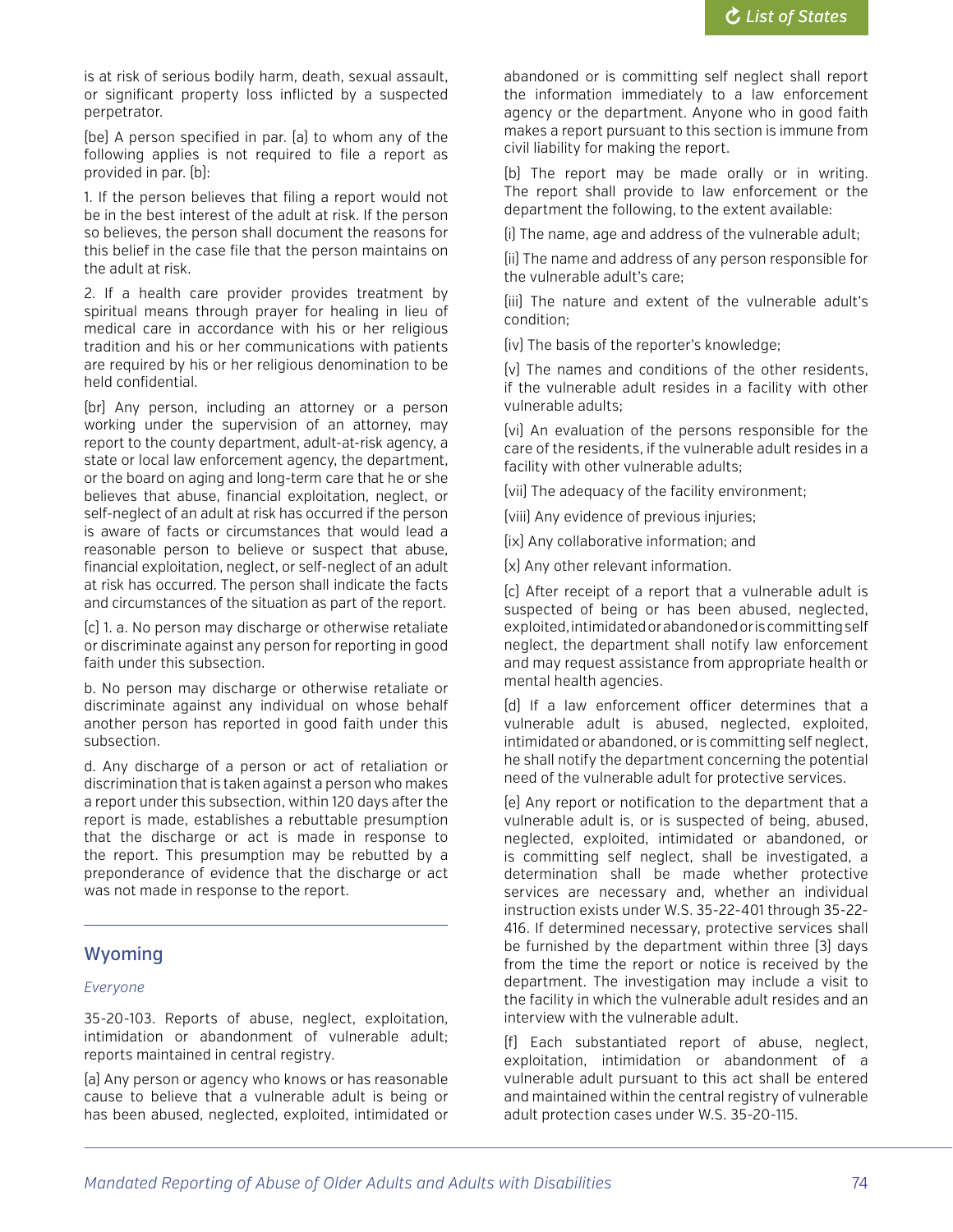is at risk of serious bodily harm, death, sexual assault, or significant property loss inflicted by a suspected perpetrator.

(be) A person specified in par. (a) to whom any of the following applies is not required to file a report as provided in par. (b):

1. If the person believes that filing a report would not be in the best interest of the adult at risk. If the person so believes, the person shall document the reasons for this belief in the case file that the person maintains on the adult at risk.

2. If a health care provider provides treatment by spiritual means through prayer for healing in lieu of medical care in accordance with his or her religious tradition and his or her communications with patients are required by his or her religious denomination to be held confidential.

(br) Any person, including an attorney or a person working under the supervision of an attorney, may report to the county department, adult-at-risk agency, a state or local law enforcement agency, the department, or the board on aging and long-term care that he or she believes that abuse, financial exploitation, neglect, or self-neglect of an adult at risk has occurred if the person is aware of facts or circumstances that would lead a reasonable person to believe or suspect that abuse, financial exploitation, neglect, or self-neglect of an adult at risk has occurred. The person shall indicate the facts and circumstances of the situation as part of the report.

(c) 1. a. No person may discharge or otherwise retaliate or discriminate against any person for reporting in good faith under this subsection.

b. No person may discharge or otherwise retaliate or discriminate against any individual on whose behalf another person has reported in good faith under this subsection.

d. Any discharge of a person or act of retaliation or discrimination that is taken against a person who makes a report under this subsection, within 120 days after the report is made, establishes a rebuttable presumption that the discharge or act is made in response to the report. This presumption may be rebutted by a preponderance of evidence that the discharge or act was not made in response to the report.

## Wyoming

*Everyone*

35-20-103. Reports of abuse, neglect, exploitation, intimidation or abandonment of vulnerable adult; reports maintained in central registry.

(a) Any person or agency who knows or has reasonable cause to believe that a vulnerable adult is being or has been abused, neglected, exploited, intimidated or abandoned or is committing self neglect shall report the information immediately to a law enforcement agency or the department. Anyone who in good faith makes a report pursuant to this section is immune from civil liability for making the report.

(b) The report may be made orally or in writing. The report shall provide to law enforcement or the department the following, to the extent available:

(i) The name, age and address of the vulnerable adult;

(ii) The name and address of any person responsible for the vulnerable adult's care;

(iii) The nature and extent of the vulnerable adult's condition;

(iv) The basis of the reporter's knowledge;

(v) The names and conditions of the other residents, if the vulnerable adult resides in a facility with other vulnerable adults;

(vi) An evaluation of the persons responsible for the care of the residents, if the vulnerable adult resides in a facility with other vulnerable adults;

(vii) The adequacy of the facility environment;

(viii) Any evidence of previous injuries;

(ix) Any collaborative information; and

(x) Any other relevant information.

(c) After receipt of a report that a vulnerable adult is suspected of being or has been abused, neglected, exploited, intimidated or abandoned or is committing self neglect, the department shall notify law enforcement and may request assistance from appropriate health or mental health agencies.

(d) If a law enforcement officer determines that a vulnerable adult is abused, neglected, exploited, intimidated or abandoned, or is committing self neglect, he shall notify the department concerning the potential need of the vulnerable adult for protective services.

(e) Any report or notification to the department that a vulnerable adult is, or is suspected of being, abused, neglected, exploited, intimidated or abandoned, or is committing self neglect, shall be investigated, a determination shall be made whether protective services are necessary and, whether an individual instruction exists under W.S. 35-22-401 through 35-22-416. If determined necessary, protective services shall be furnished by the department within three (3) days from the time the report or notice is received by the department. The investigation may include a visit to the facility in which the vulnerable adult resides and an interview with the vulnerable adult.

(f) Each substantiated report of abuse, neglect, exploitation, intimidation or abandonment of a vulnerable adult pursuant to this act shall be entered and maintained within the central registry of vulnerable adult protection cases under W.S. 35-20-115.